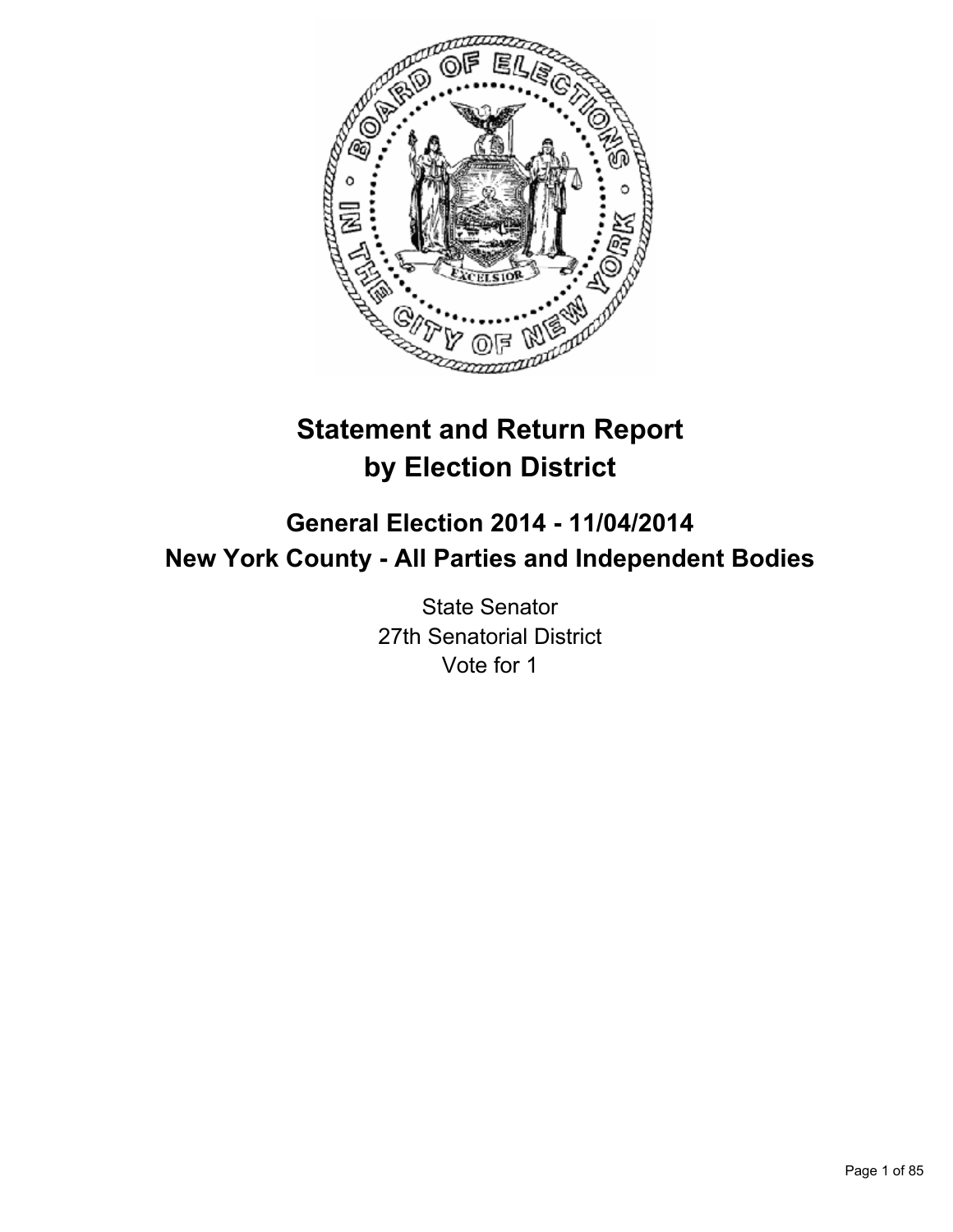# Statement and Return Report by Election District

## General Election 2014 - 11/04/2014
## New York County - All Parties and Independent Bodies

State Senator
27th Senatorial District
Vote for 1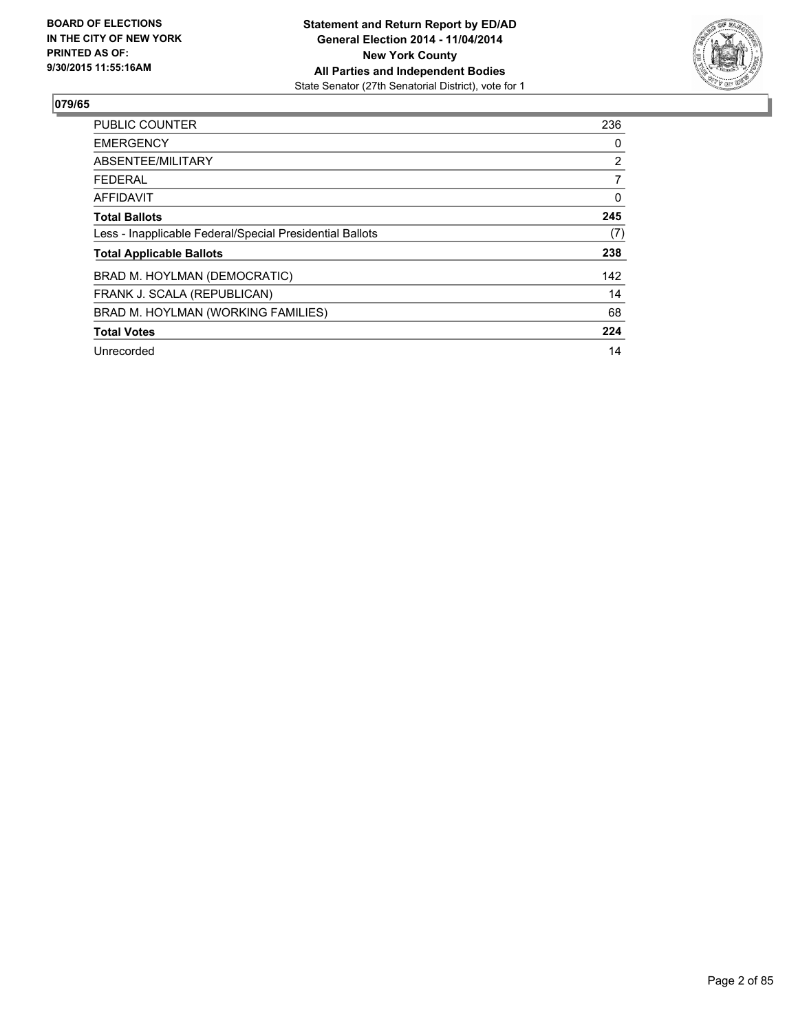**BOARD OF ELECTIONS IN THE CITY OF NEW YORK PRINTED AS OF: 9/30/2015 11:55:16AM**

**Statement and Return Report by ED/AD**
**General Election 2014 - 11/04/2014**
**New York County**
**All Parties and Independent Bodies**
State Senator (27th Senatorial District), vote for 1

## 079/65

| | |
|---|---|
| PUBLIC COUNTER | 236 |
| EMERGENCY | 0 |
| ABSENTEE/MILITARY | 2 |
| FEDERAL | 7 |
| AFFIDAVIT | 0 |
| **Total Ballots** | **245** |
| Less - Inapplicable Federal/Special Presidential Ballots | (7) |
| **Total Applicable Ballots** | **238** |
| BRAD M. HOYLMAN (DEMOCRATIC) | 142 |
| FRANK J. SCALA (REPUBLICAN) | 14 |
| BRAD M. HOYLMAN (WORKING FAMILIES) | 68 |
| **Total Votes** | **224** |
| Unrecorded | 14 |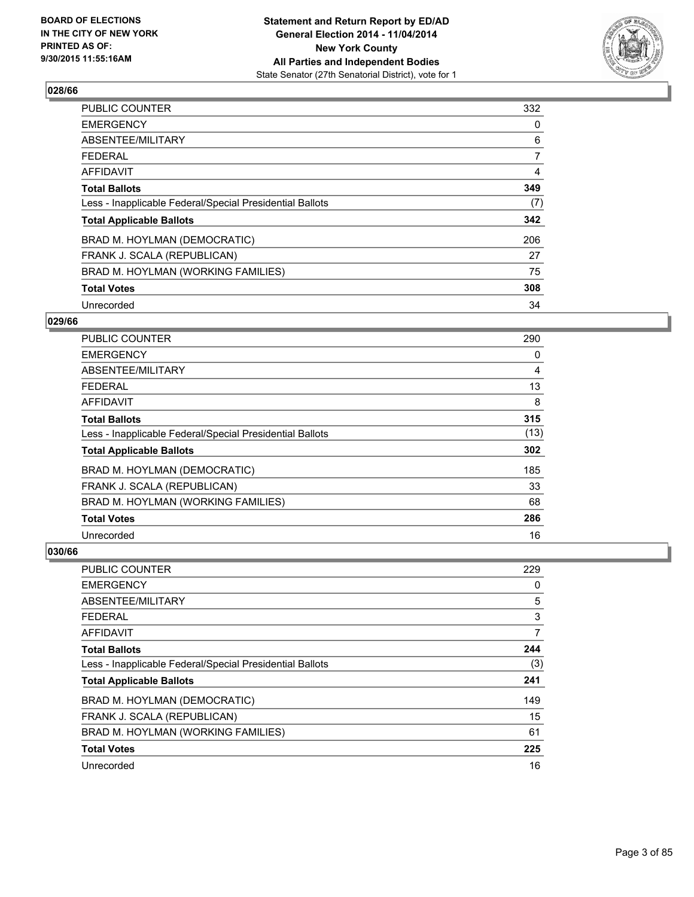## 028/66

| | |
|---|---|
| PUBLIC COUNTER | 332 |
| EMERGENCY | 0 |
| ABSENTEE/MILITARY | 6 |
| FEDERAL | 7 |
| AFFIDAVIT | 4 |
| **Total Ballots** | **349** |
| Less - Inapplicable Federal/Special Presidential Ballots | (7) |
| **Total Applicable Ballots** | **342** |
| BRAD M. HOYLMAN (DEMOCRATIC) | 206 |
| FRANK J. SCALA (REPUBLICAN) | 27 |
| BRAD M. HOYLMAN (WORKING FAMILIES) | 75 |
| **Total Votes** | **308** |
| Unrecorded | 34 |

## 029/66

| | |
|---|---|
| PUBLIC COUNTER | 290 |
| EMERGENCY | 0 |
| ABSENTEE/MILITARY | 4 |
| FEDERAL | 13 |
| AFFIDAVIT | 8 |
| **Total Ballots** | **315** |
| Less - Inapplicable Federal/Special Presidential Ballots | (13) |
| **Total Applicable Ballots** | **302** |
| BRAD M. HOYLMAN (DEMOCRATIC) | 185 |
| FRANK J. SCALA (REPUBLICAN) | 33 |
| BRAD M. HOYLMAN (WORKING FAMILIES) | 68 |
| **Total Votes** | **286** |
| Unrecorded | 16 |

## 030/66

| | |
|---|---|
| PUBLIC COUNTER | 229 |
| EMERGENCY | 0 |
| ABSENTEE/MILITARY | 5 |
| FEDERAL | 3 |
| AFFIDAVIT | 7 |
| **Total Ballots** | **244** |
| Less - Inapplicable Federal/Special Presidential Ballots | (3) |
| **Total Applicable Ballots** | **241** |
| BRAD M. HOYLMAN (DEMOCRATIC) | 149 |
| FRANK J. SCALA (REPUBLICAN) | 15 |
| BRAD M. HOYLMAN (WORKING FAMILIES) | 61 |
| **Total Votes** | **225** |
| Unrecorded | 16 |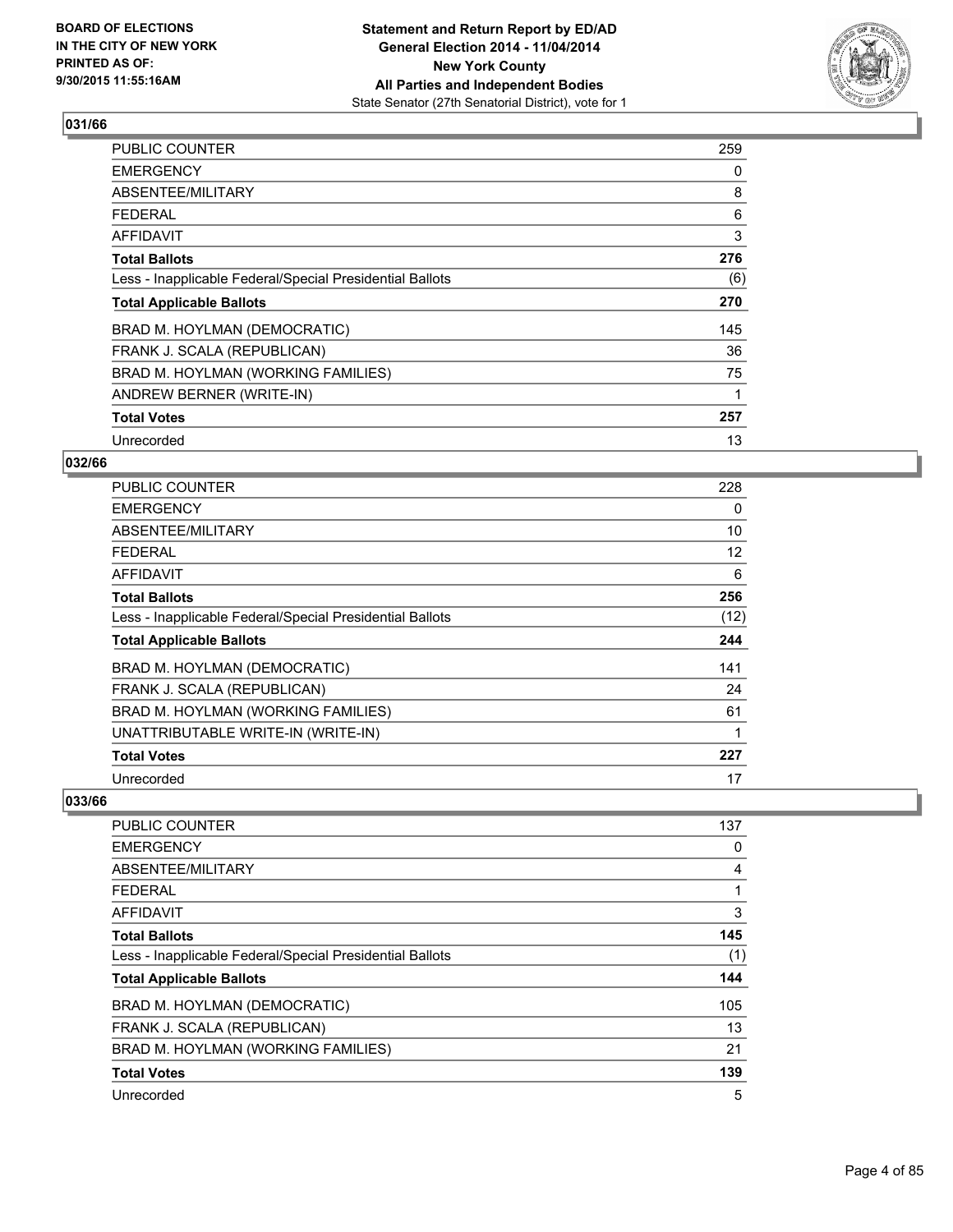**Statement and Return Report by ED/AD**
**General Election 2014 - 11/04/2014**
**New York County**
**All Parties and Independent Bodies**
State Senator (27th Senatorial District), vote for 1

BOARD OF ELECTIONS
IN THE CITY OF NEW YORK
PRINTED AS OF:
9/30/2015 11:55:16AM

## 031/66

| | |
|---|---|
| PUBLIC COUNTER | 259 |
| EMERGENCY | 0 |
| ABSENTEE/MILITARY | 8 |
| FEDERAL | 6 |
| AFFIDAVIT | 3 |
| **Total Ballots** | **276** |
| Less - Inapplicable Federal/Special Presidential Ballots | (6) |
| **Total Applicable Ballots** | **270** |
| BRAD M. HOYLMAN (DEMOCRATIC) | 145 |
| FRANK J. SCALA (REPUBLICAN) | 36 |
| BRAD M. HOYLMAN (WORKING FAMILIES) | 75 |
| ANDREW BERNER (WRITE-IN) | 1 |
| **Total Votes** | **257** |
| Unrecorded | 13 |

## 032/66

| | |
|---|---|
| PUBLIC COUNTER | 228 |
| EMERGENCY | 0 |
| ABSENTEE/MILITARY | 10 |
| FEDERAL | 12 |
| AFFIDAVIT | 6 |
| **Total Ballots** | **256** |
| Less - Inapplicable Federal/Special Presidential Ballots | (12) |
| **Total Applicable Ballots** | **244** |
| BRAD M. HOYLMAN (DEMOCRATIC) | 141 |
| FRANK J. SCALA (REPUBLICAN) | 24 |
| BRAD M. HOYLMAN (WORKING FAMILIES) | 61 |
| UNATTRIBUTABLE WRITE-IN (WRITE-IN) | 1 |
| **Total Votes** | **227** |
| Unrecorded | 17 |

## 033/66

| | |
|---|---|
| PUBLIC COUNTER | 137 |
| EMERGENCY | 0 |
| ABSENTEE/MILITARY | 4 |
| FEDERAL | 1 |
| AFFIDAVIT | 3 |
| **Total Ballots** | **145** |
| Less - Inapplicable Federal/Special Presidential Ballots | (1) |
| **Total Applicable Ballots** | **144** |
| BRAD M. HOYLMAN (DEMOCRATIC) | 105 |
| FRANK J. SCALA (REPUBLICAN) | 13 |
| BRAD M. HOYLMAN (WORKING FAMILIES) | 21 |
| **Total Votes** | **139** |
| Unrecorded | 5 |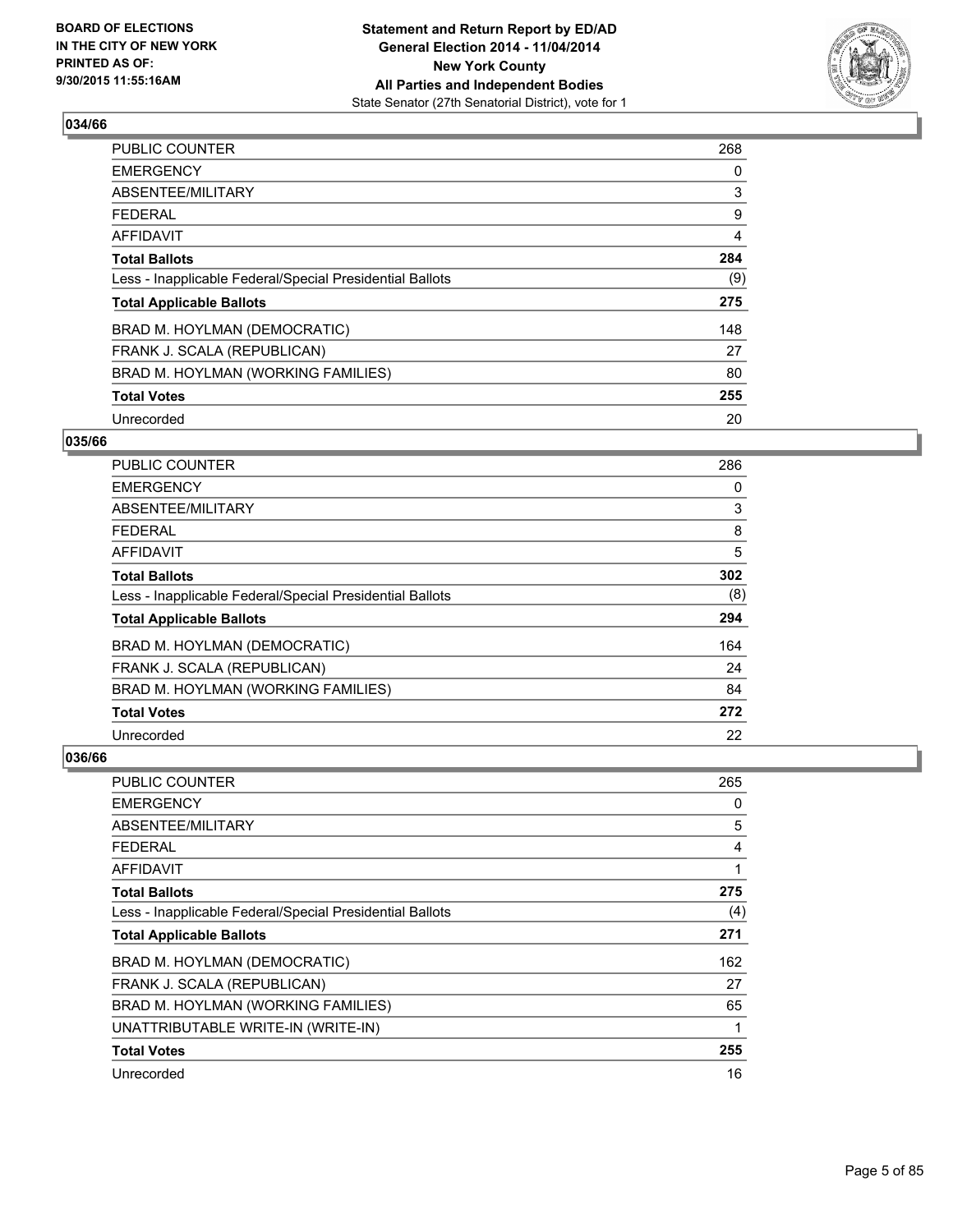**BOARD OF ELECTIONS IN THE CITY OF NEW YORK PRINTED AS OF: 9/30/2015 11:55:16AM**

**Statement and Return Report by ED/AD General Election 2014 - 11/04/2014 New York County All Parties and Independent Bodies**
State Senator (27th Senatorial District), vote for 1

## 034/66

| | |
|---|---|
| PUBLIC COUNTER | 268 |
| EMERGENCY | 0 |
| ABSENTEE/MILITARY | 3 |
| FEDERAL | 9 |
| AFFIDAVIT | 4 |
| **Total Ballots** | **284** |
| Less - Inapplicable Federal/Special Presidential Ballots | (9) |
| **Total Applicable Ballots** | **275** |
| BRAD M. HOYLMAN (DEMOCRATIC) | 148 |
| FRANK J. SCALA (REPUBLICAN) | 27 |
| BRAD M. HOYLMAN (WORKING FAMILIES) | 80 |
| **Total Votes** | **255** |
| Unrecorded | 20 |

## 035/66

| | |
|---|---|
| PUBLIC COUNTER | 286 |
| EMERGENCY | 0 |
| ABSENTEE/MILITARY | 3 |
| FEDERAL | 8 |
| AFFIDAVIT | 5 |
| **Total Ballots** | **302** |
| Less - Inapplicable Federal/Special Presidential Ballots | (8) |
| **Total Applicable Ballots** | **294** |
| BRAD M. HOYLMAN (DEMOCRATIC) | 164 |
| FRANK J. SCALA (REPUBLICAN) | 24 |
| BRAD M. HOYLMAN (WORKING FAMILIES) | 84 |
| **Total Votes** | **272** |
| Unrecorded | 22 |

## 036/66

| | |
|---|---|
| PUBLIC COUNTER | 265 |
| EMERGENCY | 0 |
| ABSENTEE/MILITARY | 5 |
| FEDERAL | 4 |
| AFFIDAVIT | 1 |
| **Total Ballots** | **275** |
| Less - Inapplicable Federal/Special Presidential Ballots | (4) |
| **Total Applicable Ballots** | **271** |
| BRAD M. HOYLMAN (DEMOCRATIC) | 162 |
| FRANK J. SCALA (REPUBLICAN) | 27 |
| BRAD M. HOYLMAN (WORKING FAMILIES) | 65 |
| UNATTRIBUTABLE WRITE-IN (WRITE-IN) | 1 |
| **Total Votes** | **255** |
| Unrecorded | 16 |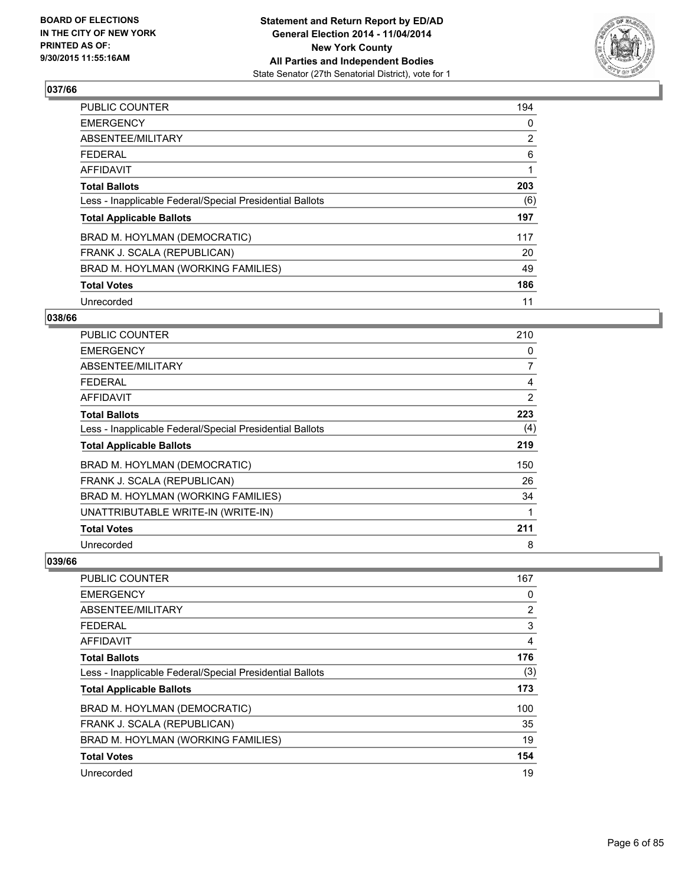**Statement and Return Report by ED/AD**
**General Election 2014 - 11/04/2014**
**New York County**
**All Parties and Independent Bodies**
State Senator (27th Senatorial District), vote for 1

BOARD OF ELECTIONS
IN THE CITY OF NEW YORK
PRINTED AS OF:
9/30/2015 11:55:16AM

### 037/66

| | |
|---|---|
| PUBLIC COUNTER | 194 |
| EMERGENCY | 0 |
| ABSENTEE/MILITARY | 2 |
| FEDERAL | 6 |
| AFFIDAVIT | 1 |
| **Total Ballots** | **203** |
| Less - Inapplicable Federal/Special Presidential Ballots | (6) |
| **Total Applicable Ballots** | **197** |
| BRAD M. HOYLMAN (DEMOCRATIC) | 117 |
| FRANK J. SCALA (REPUBLICAN) | 20 |
| BRAD M. HOYLMAN (WORKING FAMILIES) | 49 |
| **Total Votes** | **186** |
| Unrecorded | 11 |

### 038/66

| | |
|---|---|
| PUBLIC COUNTER | 210 |
| EMERGENCY | 0 |
| ABSENTEE/MILITARY | 7 |
| FEDERAL | 4 |
| AFFIDAVIT | 2 |
| **Total Ballots** | **223** |
| Less - Inapplicable Federal/Special Presidential Ballots | (4) |
| **Total Applicable Ballots** | **219** |
| BRAD M. HOYLMAN (DEMOCRATIC) | 150 |
| FRANK J. SCALA (REPUBLICAN) | 26 |
| BRAD M. HOYLMAN (WORKING FAMILIES) | 34 |
| UNATTRIBUTABLE WRITE-IN (WRITE-IN) | 1 |
| **Total Votes** | **211** |
| Unrecorded | 8 |

### 039/66

| | |
|---|---|
| PUBLIC COUNTER | 167 |
| EMERGENCY | 0 |
| ABSENTEE/MILITARY | 2 |
| FEDERAL | 3 |
| AFFIDAVIT | 4 |
| **Total Ballots** | **176** |
| Less - Inapplicable Federal/Special Presidential Ballots | (3) |
| **Total Applicable Ballots** | **173** |
| BRAD M. HOYLMAN (DEMOCRATIC) | 100 |
| FRANK J. SCALA (REPUBLICAN) | 35 |
| BRAD M. HOYLMAN (WORKING FAMILIES) | 19 |
| **Total Votes** | **154** |
| Unrecorded | 19 |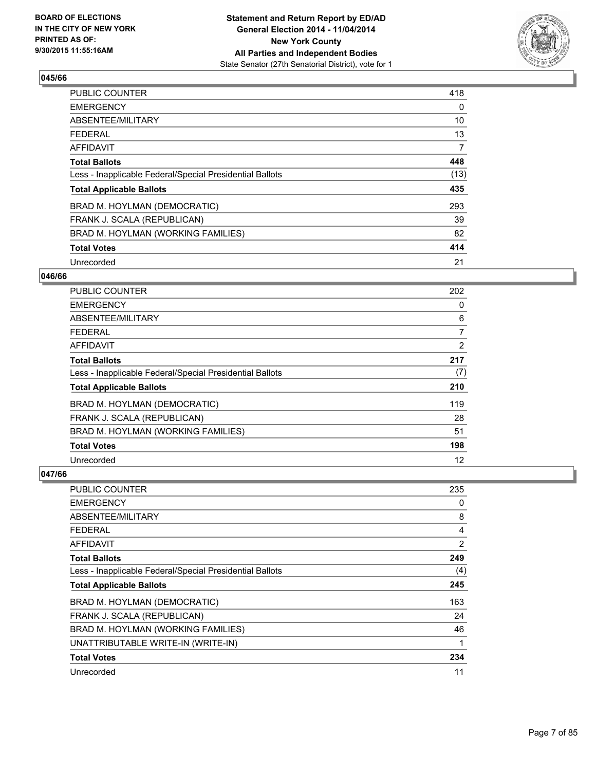**BOARD OF ELECTIONS IN THE CITY OF NEW YORK PRINTED AS OF: 9/30/2015 11:55:16AM**

**Statement and Return Report by ED/AD General Election 2014 - 11/04/2014 New York County All Parties and Independent Bodies**
State Senator (27th Senatorial District), vote for 1

### 045/66

| | |
|---|---|
| PUBLIC COUNTER | 418 |
| EMERGENCY | 0 |
| ABSENTEE/MILITARY | 10 |
| FEDERAL | 13 |
| AFFIDAVIT | 7 |
| **Total Ballots** | **448** |
| Less - Inapplicable Federal/Special Presidential Ballots | (13) |
| **Total Applicable Ballots** | **435** |
| BRAD M. HOYLMAN (DEMOCRATIC) | 293 |
| FRANK J. SCALA (REPUBLICAN) | 39 |
| BRAD M. HOYLMAN (WORKING FAMILIES) | 82 |
| **Total Votes** | **414** |
| Unrecorded | 21 |

### 046/66

| | |
|---|---|
| PUBLIC COUNTER | 202 |
| EMERGENCY | 0 |
| ABSENTEE/MILITARY | 6 |
| FEDERAL | 7 |
| AFFIDAVIT | 2 |
| **Total Ballots** | **217** |
| Less - Inapplicable Federal/Special Presidential Ballots | (7) |
| **Total Applicable Ballots** | **210** |
| BRAD M. HOYLMAN (DEMOCRATIC) | 119 |
| FRANK J. SCALA (REPUBLICAN) | 28 |
| BRAD M. HOYLMAN (WORKING FAMILIES) | 51 |
| **Total Votes** | **198** |
| Unrecorded | 12 |

### 047/66

| | |
|---|---|
| PUBLIC COUNTER | 235 |
| EMERGENCY | 0 |
| ABSENTEE/MILITARY | 8 |
| FEDERAL | 4 |
| AFFIDAVIT | 2 |
| **Total Ballots** | **249** |
| Less - Inapplicable Federal/Special Presidential Ballots | (4) |
| **Total Applicable Ballots** | **245** |
| BRAD M. HOYLMAN (DEMOCRATIC) | 163 |
| FRANK J. SCALA (REPUBLICAN) | 24 |
| BRAD M. HOYLMAN (WORKING FAMILIES) | 46 |
| UNATTRIBUTABLE WRITE-IN (WRITE-IN) | 1 |
| **Total Votes** | **234** |
| Unrecorded | 11 |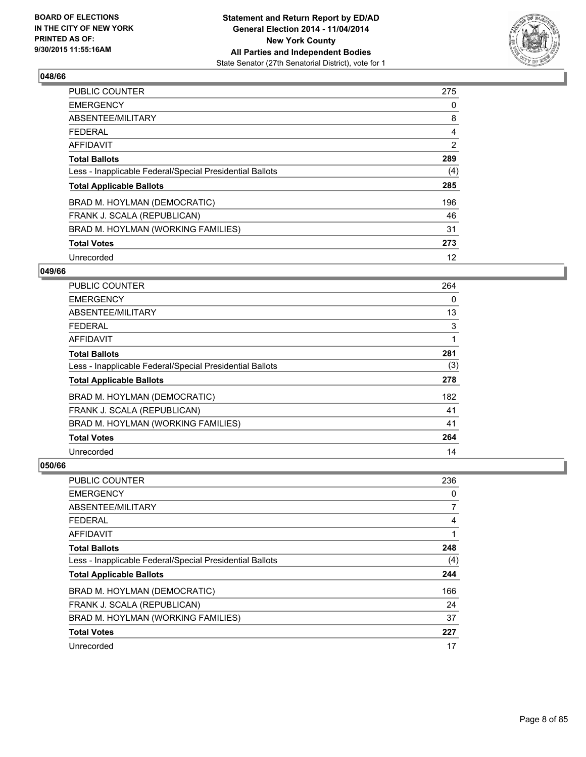**BOARD OF ELECTIONS IN THE CITY OF NEW YORK PRINTED AS OF: 9/30/2015 11:55:16AM**

**Statement and Return Report by ED/AD General Election 2014 - 11/04/2014 New York County All Parties and Independent Bodies**
State Senator (27th Senatorial District), vote for 1

## 048/66

| | |
|---|---|
| PUBLIC COUNTER | 275 |
| EMERGENCY | 0 |
| ABSENTEE/MILITARY | 8 |
| FEDERAL | 4 |
| AFFIDAVIT | 2 |
| **Total Ballots** | **289** |
| Less - Inapplicable Federal/Special Presidential Ballots | (4) |
| **Total Applicable Ballots** | **285** |
| BRAD M. HOYLMAN (DEMOCRATIC) | 196 |
| FRANK J. SCALA (REPUBLICAN) | 46 |
| BRAD M. HOYLMAN (WORKING FAMILIES) | 31 |
| **Total Votes** | **273** |
| Unrecorded | 12 |

## 049/66

| | |
|---|---|
| PUBLIC COUNTER | 264 |
| EMERGENCY | 0 |
| ABSENTEE/MILITARY | 13 |
| FEDERAL | 3 |
| AFFIDAVIT | 1 |
| **Total Ballots** | **281** |
| Less - Inapplicable Federal/Special Presidential Ballots | (3) |
| **Total Applicable Ballots** | **278** |
| BRAD M. HOYLMAN (DEMOCRATIC) | 182 |
| FRANK J. SCALA (REPUBLICAN) | 41 |
| BRAD M. HOYLMAN (WORKING FAMILIES) | 41 |
| **Total Votes** | **264** |
| Unrecorded | 14 |

## 050/66

| | |
|---|---|
| PUBLIC COUNTER | 236 |
| EMERGENCY | 0 |
| ABSENTEE/MILITARY | 7 |
| FEDERAL | 4 |
| AFFIDAVIT | 1 |
| **Total Ballots** | **248** |
| Less - Inapplicable Federal/Special Presidential Ballots | (4) |
| **Total Applicable Ballots** | **244** |
| BRAD M. HOYLMAN (DEMOCRATIC) | 166 |
| FRANK J. SCALA (REPUBLICAN) | 24 |
| BRAD M. HOYLMAN (WORKING FAMILIES) | 37 |
| **Total Votes** | **227** |
| Unrecorded | 17 |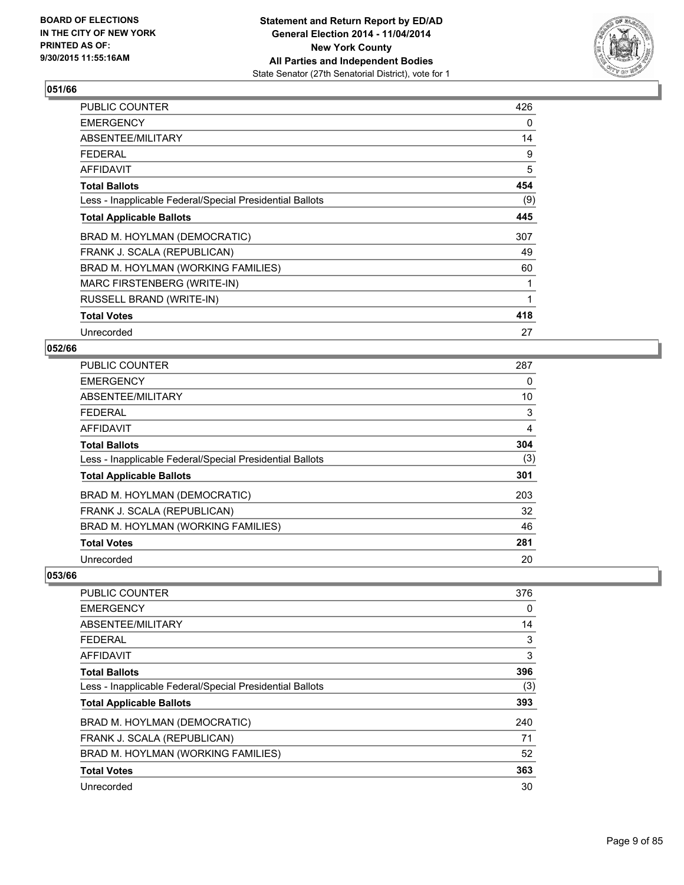**BOARD OF ELECTIONS IN THE CITY OF NEW YORK PRINTED AS OF: 9/30/2015 11:55:16AM**

**Statement and Return Report by ED/AD General Election 2014 - 11/04/2014 New York County All Parties and Independent Bodies**
State Senator (27th Senatorial District), vote for 1

## 051/66

| | |
|---|---|
| PUBLIC COUNTER | 426 |
| EMERGENCY | 0 |
| ABSENTEE/MILITARY | 14 |
| FEDERAL | 9 |
| AFFIDAVIT | 5 |
| **Total Ballots** | **454** |
| Less - Inapplicable Federal/Special Presidential Ballots | (9) |
| **Total Applicable Ballots** | **445** |
| BRAD M. HOYLMAN (DEMOCRATIC) | 307 |
| FRANK J. SCALA (REPUBLICAN) | 49 |
| BRAD M. HOYLMAN (WORKING FAMILIES) | 60 |
| MARC FIRSTENBERG (WRITE-IN) | 1 |
| RUSSELL BRAND (WRITE-IN) | 1 |
| **Total Votes** | **418** |
| Unrecorded | 27 |

## 052/66

| | |
|---|---|
| PUBLIC COUNTER | 287 |
| EMERGENCY | 0 |
| ABSENTEE/MILITARY | 10 |
| FEDERAL | 3 |
| AFFIDAVIT | 4 |
| **Total Ballots** | **304** |
| Less - Inapplicable Federal/Special Presidential Ballots | (3) |
| **Total Applicable Ballots** | **301** |
| BRAD M. HOYLMAN (DEMOCRATIC) | 203 |
| FRANK J. SCALA (REPUBLICAN) | 32 |
| BRAD M. HOYLMAN (WORKING FAMILIES) | 46 |
| **Total Votes** | **281** |
| Unrecorded | 20 |

## 053/66

| | |
|---|---|
| PUBLIC COUNTER | 376 |
| EMERGENCY | 0 |
| ABSENTEE/MILITARY | 14 |
| FEDERAL | 3 |
| AFFIDAVIT | 3 |
| **Total Ballots** | **396** |
| Less - Inapplicable Federal/Special Presidential Ballots | (3) |
| **Total Applicable Ballots** | **393** |
| BRAD M. HOYLMAN (DEMOCRATIC) | 240 |
| FRANK J. SCALA (REPUBLICAN) | 71 |
| BRAD M. HOYLMAN (WORKING FAMILIES) | 52 |
| **Total Votes** | **363** |
| Unrecorded | 30 |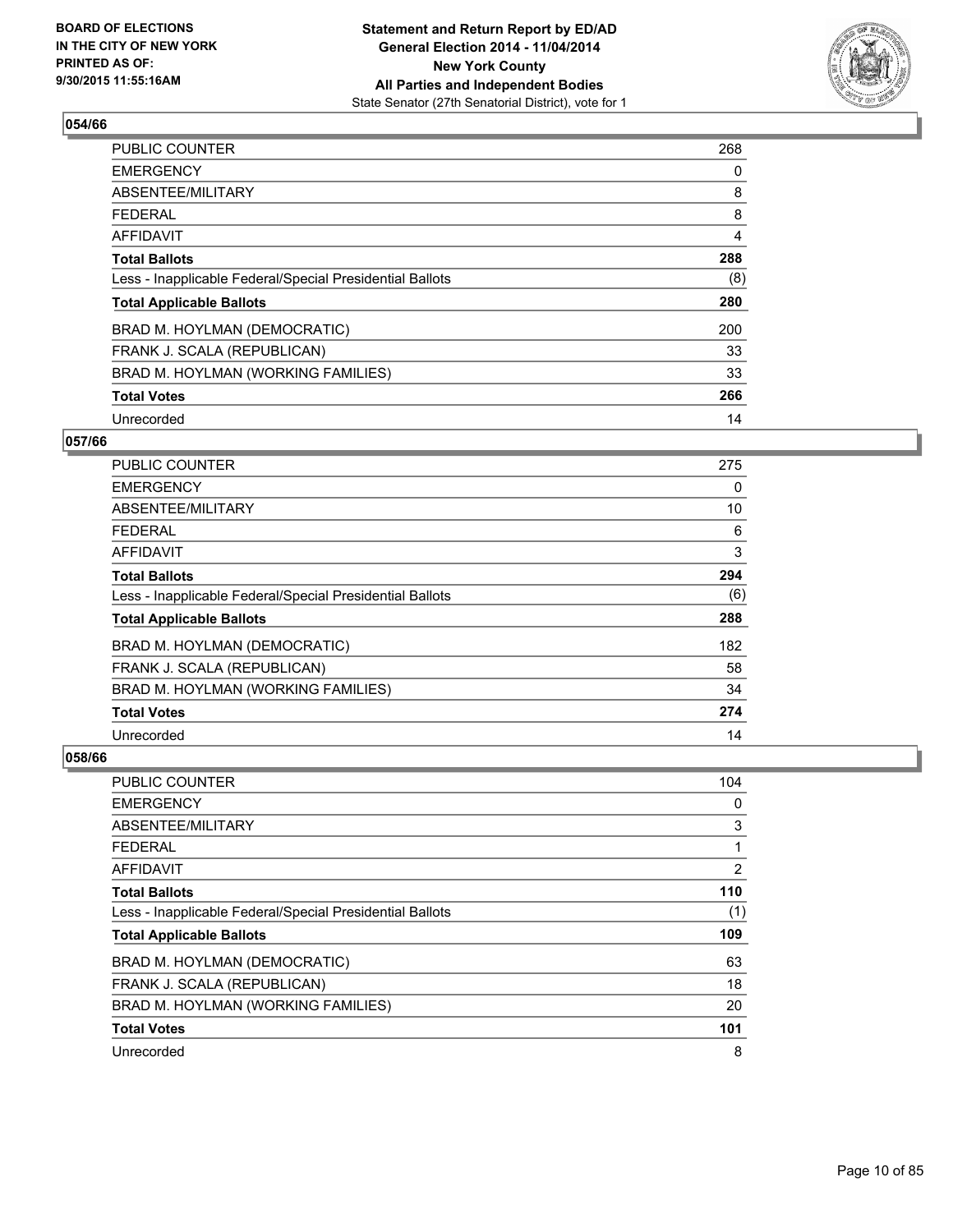## 054/66

| | |
|---|---|
| PUBLIC COUNTER | 268 |
| EMERGENCY | 0 |
| ABSENTEE/MILITARY | 8 |
| FEDERAL | 8 |
| AFFIDAVIT | 4 |
| **Total Ballots** | **288** |
| Less - Inapplicable Federal/Special Presidential Ballots | (8) |
| **Total Applicable Ballots** | **280** |
| BRAD M. HOYLMAN (DEMOCRATIC) | 200 |
| FRANK J. SCALA (REPUBLICAN) | 33 |
| BRAD M. HOYLMAN (WORKING FAMILIES) | 33 |
| **Total Votes** | **266** |
| Unrecorded | 14 |

## 057/66

| | |
|---|---|
| PUBLIC COUNTER | 275 |
| EMERGENCY | 0 |
| ABSENTEE/MILITARY | 10 |
| FEDERAL | 6 |
| AFFIDAVIT | 3 |
| **Total Ballots** | **294** |
| Less - Inapplicable Federal/Special Presidential Ballots | (6) |
| **Total Applicable Ballots** | **288** |
| BRAD M. HOYLMAN (DEMOCRATIC) | 182 |
| FRANK J. SCALA (REPUBLICAN) | 58 |
| BRAD M. HOYLMAN (WORKING FAMILIES) | 34 |
| **Total Votes** | **274** |
| Unrecorded | 14 |

## 058/66

| | |
|---|---|
| PUBLIC COUNTER | 104 |
| EMERGENCY | 0 |
| ABSENTEE/MILITARY | 3 |
| FEDERAL | 1 |
| AFFIDAVIT | 2 |
| **Total Ballots** | **110** |
| Less - Inapplicable Federal/Special Presidential Ballots | (1) |
| **Total Applicable Ballots** | **109** |
| BRAD M. HOYLMAN (DEMOCRATIC) | 63 |
| FRANK J. SCALA (REPUBLICAN) | 18 |
| BRAD M. HOYLMAN (WORKING FAMILIES) | 20 |
| **Total Votes** | **101** |
| Unrecorded | 8 |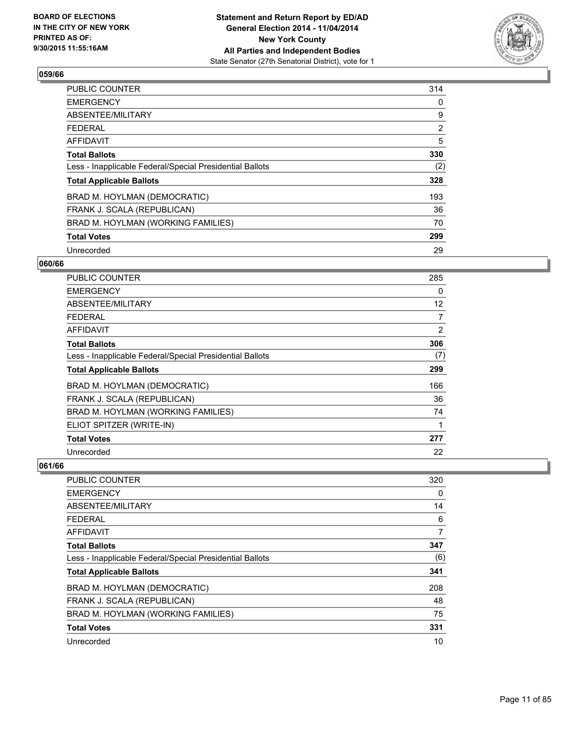BOARD OF ELECTIONS
IN THE CITY OF NEW YORK
PRINTED AS OF:
9/30/2015 11:55:16AM

**Statement and Return Report by ED/AD**
**General Election 2014 - 11/04/2014**
**New York County**
**All Parties and Independent Bodies**
State Senator (27th Senatorial District), vote for 1

### 059/66

| | |
|---|---|
| PUBLIC COUNTER | 314 |
| EMERGENCY | 0 |
| ABSENTEE/MILITARY | 9 |
| FEDERAL | 2 |
| AFFIDAVIT | 5 |
| **Total Ballots** | **330** |
| Less - Inapplicable Federal/Special Presidential Ballots | (2) |
| **Total Applicable Ballots** | **328** |
| BRAD M. HOYLMAN (DEMOCRATIC) | 193 |
| FRANK J. SCALA (REPUBLICAN) | 36 |
| BRAD M. HOYLMAN (WORKING FAMILIES) | 70 |
| **Total Votes** | **299** |
| Unrecorded | 29 |

### 060/66

| | |
|---|---|
| PUBLIC COUNTER | 285 |
| EMERGENCY | 0 |
| ABSENTEE/MILITARY | 12 |
| FEDERAL | 7 |
| AFFIDAVIT | 2 |
| **Total Ballots** | **306** |
| Less - Inapplicable Federal/Special Presidential Ballots | (7) |
| **Total Applicable Ballots** | **299** |
| BRAD M. HOYLMAN (DEMOCRATIC) | 166 |
| FRANK J. SCALA (REPUBLICAN) | 36 |
| BRAD M. HOYLMAN (WORKING FAMILIES) | 74 |
| ELIOT SPITZER (WRITE-IN) | 1 |
| **Total Votes** | **277** |
| Unrecorded | 22 |

### 061/66

| | |
|---|---|
| PUBLIC COUNTER | 320 |
| EMERGENCY | 0 |
| ABSENTEE/MILITARY | 14 |
| FEDERAL | 6 |
| AFFIDAVIT | 7 |
| **Total Ballots** | **347** |
| Less - Inapplicable Federal/Special Presidential Ballots | (6) |
| **Total Applicable Ballots** | **341** |
| BRAD M. HOYLMAN (DEMOCRATIC) | 208 |
| FRANK J. SCALA (REPUBLICAN) | 48 |
| BRAD M. HOYLMAN (WORKING FAMILIES) | 75 |
| **Total Votes** | **331** |
| Unrecorded | 10 |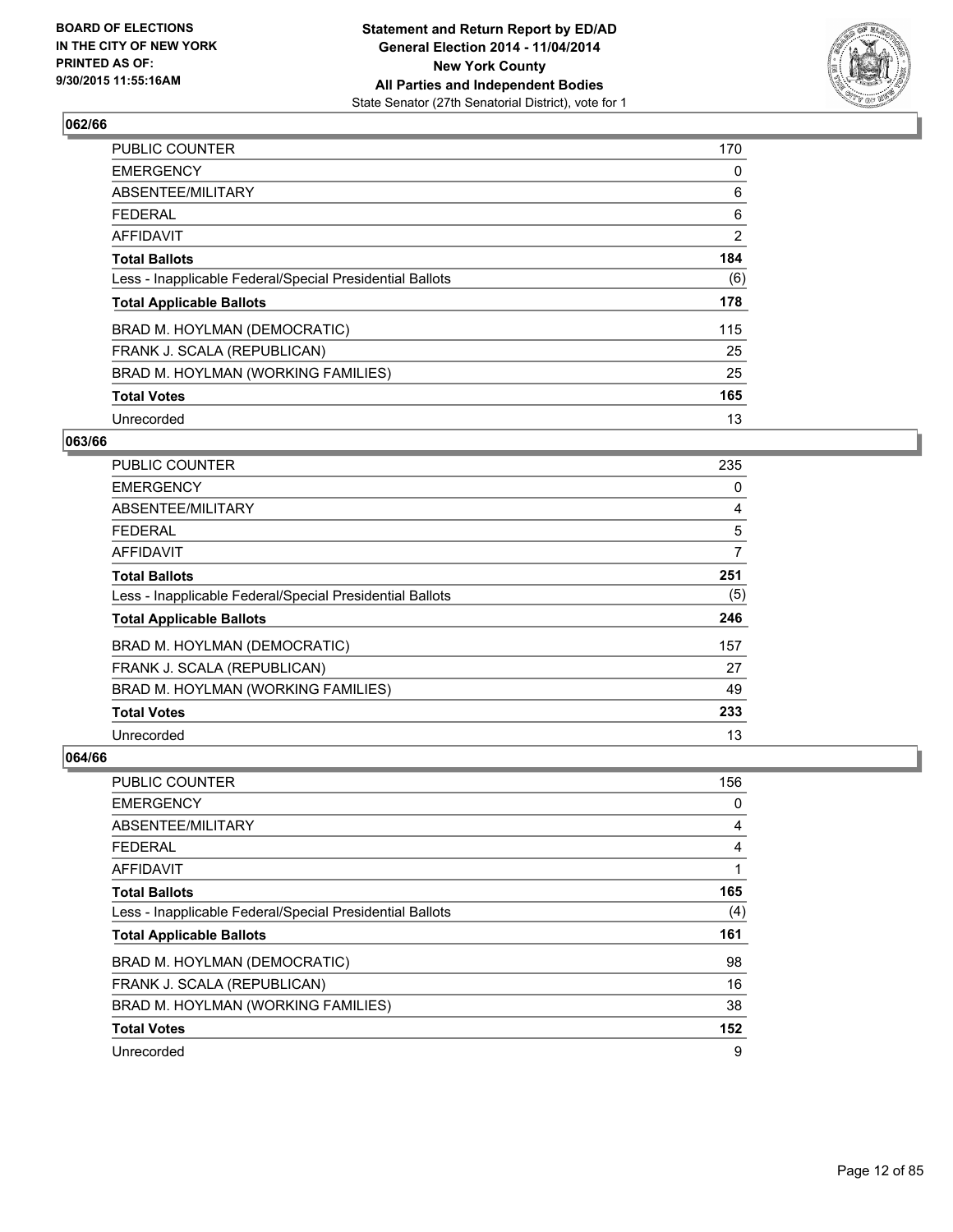**BOARD OF ELECTIONS IN THE CITY OF NEW YORK PRINTED AS OF: 9/30/2015 11:55:16AM**

**Statement and Return Report by ED/AD General Election 2014 - 11/04/2014 New York County All Parties and Independent Bodies**
State Senator (27th Senatorial District), vote for 1

## 062/66

| | |
|---|---|
| PUBLIC COUNTER | 170 |
| EMERGENCY | 0 |
| ABSENTEE/MILITARY | 6 |
| FEDERAL | 6 |
| AFFIDAVIT | 2 |
| **Total Ballots** | **184** |
| Less - Inapplicable Federal/Special Presidential Ballots | (6) |
| **Total Applicable Ballots** | **178** |
| BRAD M. HOYLMAN (DEMOCRATIC) | 115 |
| FRANK J. SCALA (REPUBLICAN) | 25 |
| BRAD M. HOYLMAN (WORKING FAMILIES) | 25 |
| **Total Votes** | **165** |
| Unrecorded | 13 |

## 063/66

| | |
|---|---|
| PUBLIC COUNTER | 235 |
| EMERGENCY | 0 |
| ABSENTEE/MILITARY | 4 |
| FEDERAL | 5 |
| AFFIDAVIT | 7 |
| **Total Ballots** | **251** |
| Less - Inapplicable Federal/Special Presidential Ballots | (5) |
| **Total Applicable Ballots** | **246** |
| BRAD M. HOYLMAN (DEMOCRATIC) | 157 |
| FRANK J. SCALA (REPUBLICAN) | 27 |
| BRAD M. HOYLMAN (WORKING FAMILIES) | 49 |
| **Total Votes** | **233** |
| Unrecorded | 13 |

## 064/66

| | |
|---|---|
| PUBLIC COUNTER | 156 |
| EMERGENCY | 0 |
| ABSENTEE/MILITARY | 4 |
| FEDERAL | 4 |
| AFFIDAVIT | 1 |
| **Total Ballots** | **165** |
| Less - Inapplicable Federal/Special Presidential Ballots | (4) |
| **Total Applicable Ballots** | **161** |
| BRAD M. HOYLMAN (DEMOCRATIC) | 98 |
| FRANK J. SCALA (REPUBLICAN) | 16 |
| BRAD M. HOYLMAN (WORKING FAMILIES) | 38 |
| **Total Votes** | **152** |
| Unrecorded | 9 |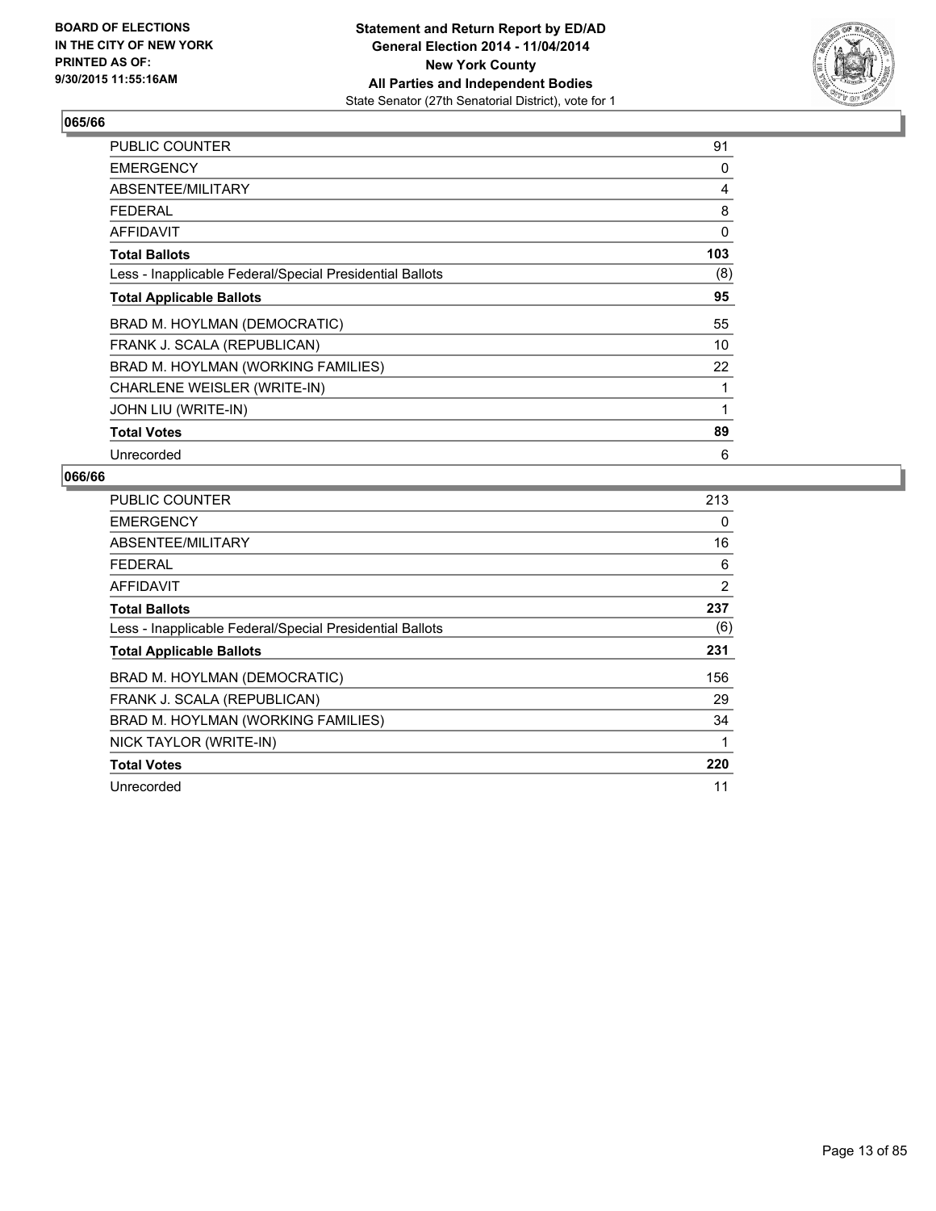**BOARD OF ELECTIONS IN THE CITY OF NEW YORK PRINTED AS OF: 9/30/2015 11:55:16AM**

**Statement and Return Report by ED/AD General Election 2014 - 11/04/2014 New York County All Parties and Independent Bodies**
State Senator (27th Senatorial District), vote for 1

### 065/66

| | |
|---|---|
| PUBLIC COUNTER | 91 |
| EMERGENCY | 0 |
| ABSENTEE/MILITARY | 4 |
| FEDERAL | 8 |
| AFFIDAVIT | 0 |
| **Total Ballots** | **103** |
| Less - Inapplicable Federal/Special Presidential Ballots | (8) |
| **Total Applicable Ballots** | **95** |
| BRAD M. HOYLMAN (DEMOCRATIC) | 55 |
| FRANK J. SCALA (REPUBLICAN) | 10 |
| BRAD M. HOYLMAN (WORKING FAMILIES) | 22 |
| CHARLENE WEISLER (WRITE-IN) | 1 |
| JOHN LIU (WRITE-IN) | 1 |
| **Total Votes** | **89** |
| Unrecorded | 6 |

### 066/66

| | |
|---|---|
| PUBLIC COUNTER | 213 |
| EMERGENCY | 0 |
| ABSENTEE/MILITARY | 16 |
| FEDERAL | 6 |
| AFFIDAVIT | 2 |
| **Total Ballots** | **237** |
| Less - Inapplicable Federal/Special Presidential Ballots | (6) |
| **Total Applicable Ballots** | **231** |
| BRAD M. HOYLMAN (DEMOCRATIC) | 156 |
| FRANK J. SCALA (REPUBLICAN) | 29 |
| BRAD M. HOYLMAN (WORKING FAMILIES) | 34 |
| NICK TAYLOR (WRITE-IN) | 1 |
| **Total Votes** | **220** |
| Unrecorded | 11 |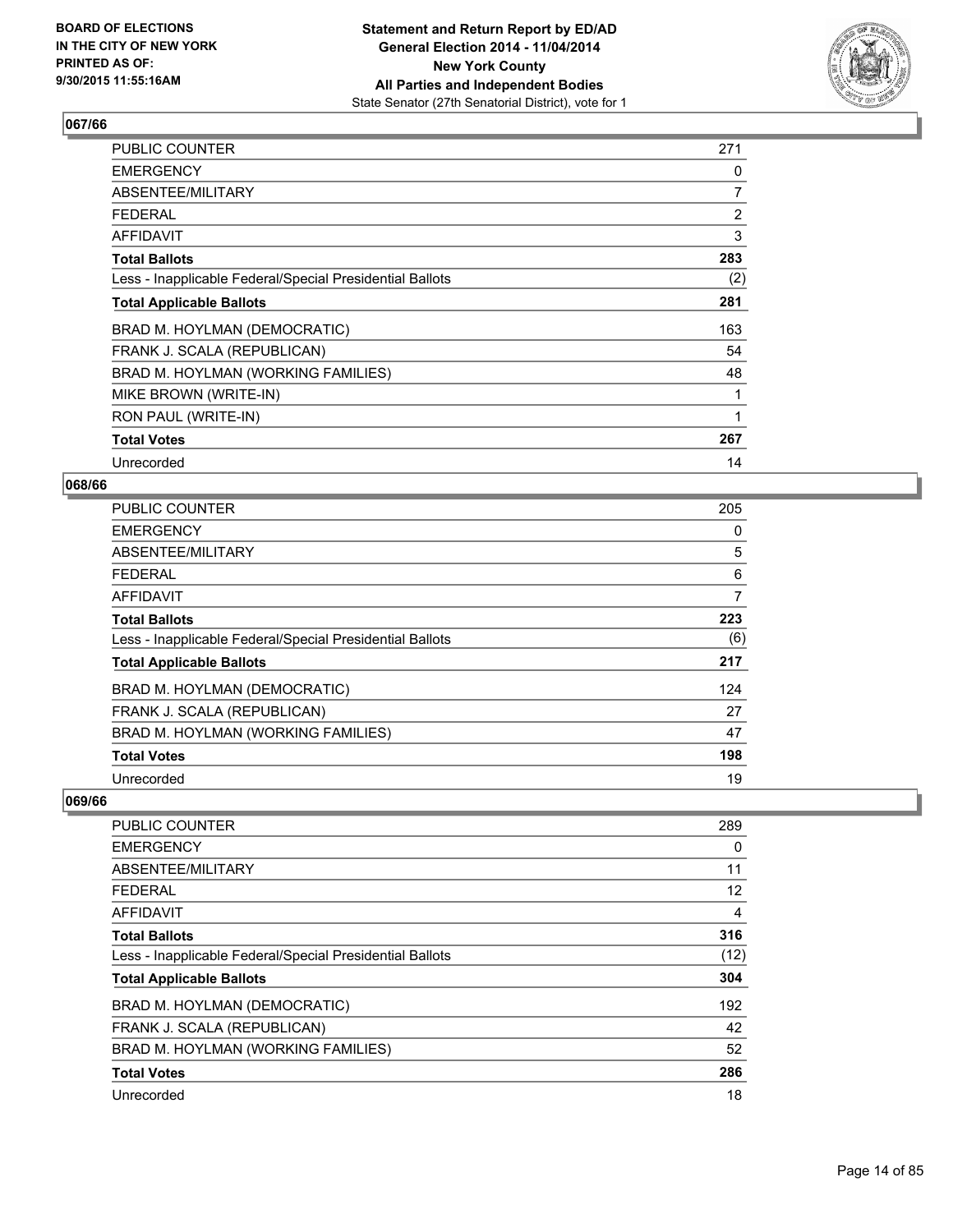**BOARD OF ELECTIONS IN THE CITY OF NEW YORK PRINTED AS OF: 9/30/2015 11:55:16AM**

**Statement and Return Report by ED/AD General Election 2014 - 11/04/2014 New York County All Parties and Independent Bodies**
State Senator (27th Senatorial District), vote for 1

### 067/66

| | |
|---|---|
| PUBLIC COUNTER | 271 |
| EMERGENCY | 0 |
| ABSENTEE/MILITARY | 7 |
| FEDERAL | 2 |
| AFFIDAVIT | 3 |
| **Total Ballots** | **283** |
| Less - Inapplicable Federal/Special Presidential Ballots | (2) |
| **Total Applicable Ballots** | **281** |
| BRAD M. HOYLMAN (DEMOCRATIC) | 163 |
| FRANK J. SCALA (REPUBLICAN) | 54 |
| BRAD M. HOYLMAN (WORKING FAMILIES) | 48 |
| MIKE BROWN (WRITE-IN) | 1 |
| RON PAUL (WRITE-IN) | 1 |
| **Total Votes** | **267** |
| Unrecorded | 14 |

### 068/66

| | |
|---|---|
| PUBLIC COUNTER | 205 |
| EMERGENCY | 0 |
| ABSENTEE/MILITARY | 5 |
| FEDERAL | 6 |
| AFFIDAVIT | 7 |
| **Total Ballots** | **223** |
| Less - Inapplicable Federal/Special Presidential Ballots | (6) |
| **Total Applicable Ballots** | **217** |
| BRAD M. HOYLMAN (DEMOCRATIC) | 124 |
| FRANK J. SCALA (REPUBLICAN) | 27 |
| BRAD M. HOYLMAN (WORKING FAMILIES) | 47 |
| **Total Votes** | **198** |
| Unrecorded | 19 |

### 069/66

| | |
|---|---|
| PUBLIC COUNTER | 289 |
| EMERGENCY | 0 |
| ABSENTEE/MILITARY | 11 |
| FEDERAL | 12 |
| AFFIDAVIT | 4 |
| **Total Ballots** | **316** |
| Less - Inapplicable Federal/Special Presidential Ballots | (12) |
| **Total Applicable Ballots** | **304** |
| BRAD M. HOYLMAN (DEMOCRATIC) | 192 |
| FRANK J. SCALA (REPUBLICAN) | 42 |
| BRAD M. HOYLMAN (WORKING FAMILIES) | 52 |
| **Total Votes** | **286** |
| Unrecorded | 18 |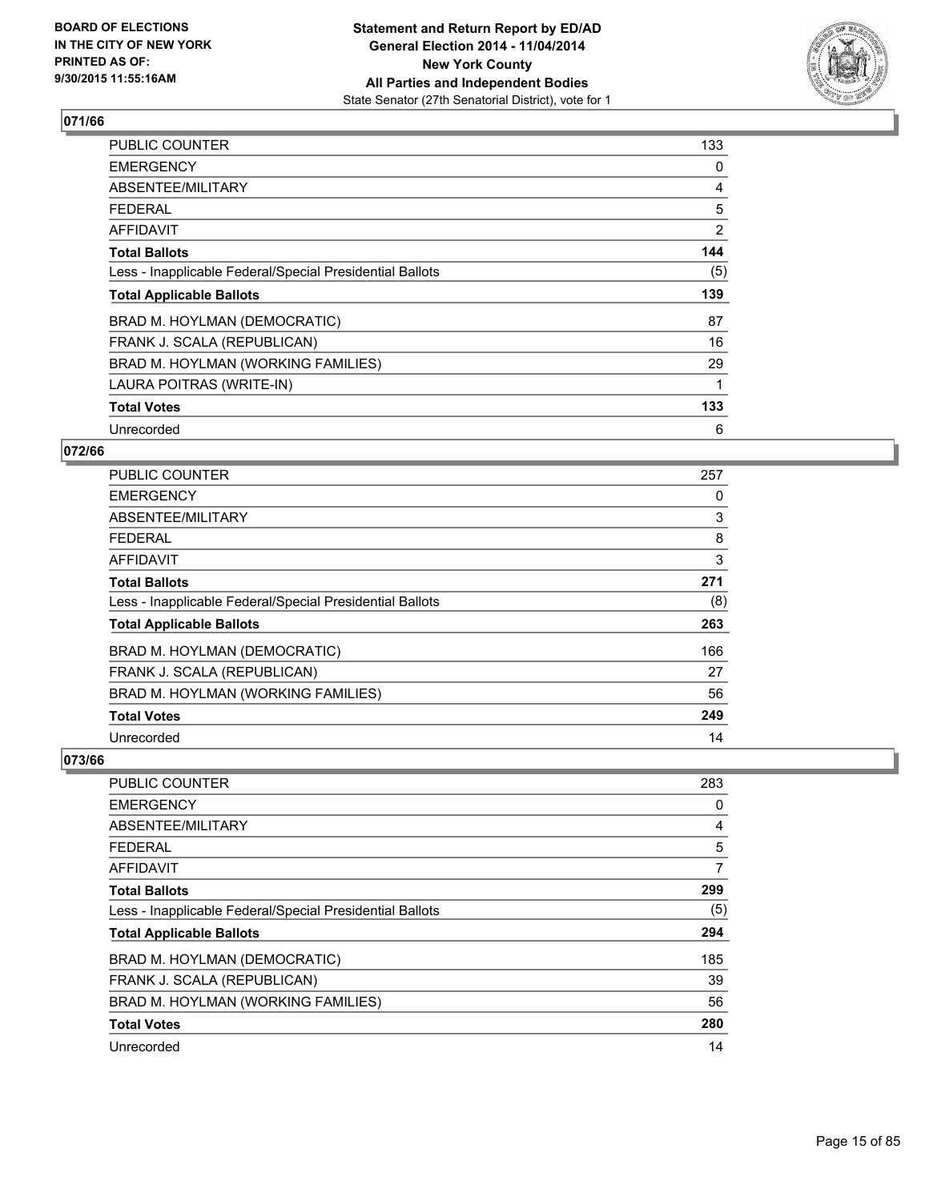**BOARD OF ELECTIONS IN THE CITY OF NEW YORK PRINTED AS OF: 9/30/2015 11:55:16AM**

**Statement and Return Report by ED/AD General Election 2014 - 11/04/2014 New York County All Parties and Independent Bodies**
State Senator (27th Senatorial District), vote for 1

## 071/66

| | |
|---|---|
| PUBLIC COUNTER | 133 |
| EMERGENCY | 0 |
| ABSENTEE/MILITARY | 4 |
| FEDERAL | 5 |
| AFFIDAVIT | 2 |
| **Total Ballots** | **144** |
| Less - Inapplicable Federal/Special Presidential Ballots | (5) |
| **Total Applicable Ballots** | **139** |
| BRAD M. HOYLMAN (DEMOCRATIC) | 87 |
| FRANK J. SCALA (REPUBLICAN) | 16 |
| BRAD M. HOYLMAN (WORKING FAMILIES) | 29 |
| LAURA POITRAS (WRITE-IN) | 1 |
| **Total Votes** | **133** |
| Unrecorded | 6 |

## 072/66

| | |
|---|---|
| PUBLIC COUNTER | 257 |
| EMERGENCY | 0 |
| ABSENTEE/MILITARY | 3 |
| FEDERAL | 8 |
| AFFIDAVIT | 3 |
| **Total Ballots** | **271** |
| Less - Inapplicable Federal/Special Presidential Ballots | (8) |
| **Total Applicable Ballots** | **263** |
| BRAD M. HOYLMAN (DEMOCRATIC) | 166 |
| FRANK J. SCALA (REPUBLICAN) | 27 |
| BRAD M. HOYLMAN (WORKING FAMILIES) | 56 |
| **Total Votes** | **249** |
| Unrecorded | 14 |

## 073/66

| | |
|---|---|
| PUBLIC COUNTER | 283 |
| EMERGENCY | 0 |
| ABSENTEE/MILITARY | 4 |
| FEDERAL | 5 |
| AFFIDAVIT | 7 |
| **Total Ballots** | **299** |
| Less - Inapplicable Federal/Special Presidential Ballots | (5) |
| **Total Applicable Ballots** | **294** |
| BRAD M. HOYLMAN (DEMOCRATIC) | 185 |
| FRANK J. SCALA (REPUBLICAN) | 39 |
| BRAD M. HOYLMAN (WORKING FAMILIES) | 56 |
| **Total Votes** | **280** |
| Unrecorded | 14 |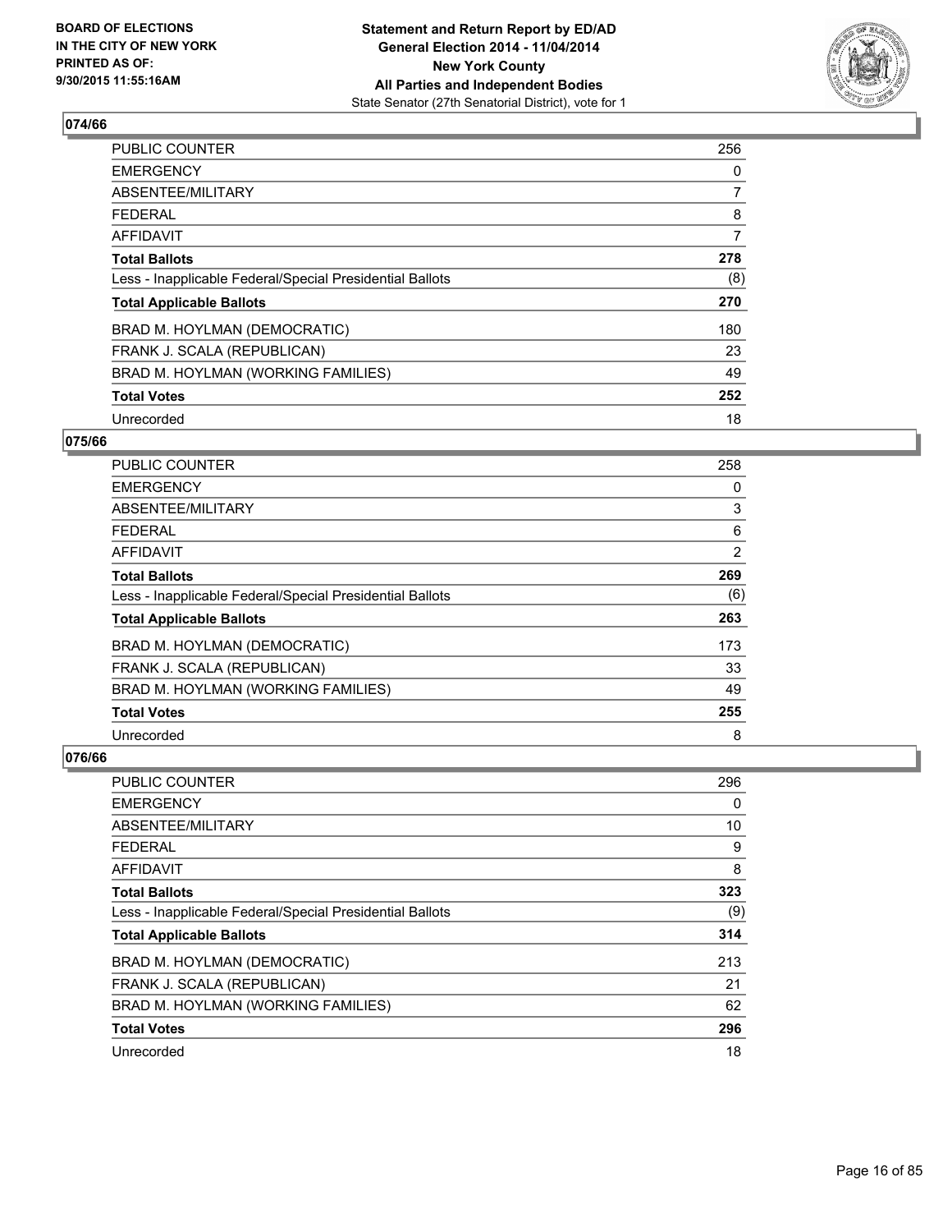## 074/66

| | |
|---|---|
| PUBLIC COUNTER | 256 |
| EMERGENCY | 0 |
| ABSENTEE/MILITARY | 7 |
| FEDERAL | 8 |
| AFFIDAVIT | 7 |
| **Total Ballots** | **278** |
| Less - Inapplicable Federal/Special Presidential Ballots | (8) |
| **Total Applicable Ballots** | **270** |
| BRAD M. HOYLMAN (DEMOCRATIC) | 180 |
| FRANK J. SCALA (REPUBLICAN) | 23 |
| BRAD M. HOYLMAN (WORKING FAMILIES) | 49 |
| **Total Votes** | **252** |
| Unrecorded | 18 |

## 075/66

| | |
|---|---|
| PUBLIC COUNTER | 258 |
| EMERGENCY | 0 |
| ABSENTEE/MILITARY | 3 |
| FEDERAL | 6 |
| AFFIDAVIT | 2 |
| **Total Ballots** | **269** |
| Less - Inapplicable Federal/Special Presidential Ballots | (6) |
| **Total Applicable Ballots** | **263** |
| BRAD M. HOYLMAN (DEMOCRATIC) | 173 |
| FRANK J. SCALA (REPUBLICAN) | 33 |
| BRAD M. HOYLMAN (WORKING FAMILIES) | 49 |
| **Total Votes** | **255** |
| Unrecorded | 8 |

## 076/66

| | |
|---|---|
| PUBLIC COUNTER | 296 |
| EMERGENCY | 0 |
| ABSENTEE/MILITARY | 10 |
| FEDERAL | 9 |
| AFFIDAVIT | 8 |
| **Total Ballots** | **323** |
| Less - Inapplicable Federal/Special Presidential Ballots | (9) |
| **Total Applicable Ballots** | **314** |
| BRAD M. HOYLMAN (DEMOCRATIC) | 213 |
| FRANK J. SCALA (REPUBLICAN) | 21 |
| BRAD M. HOYLMAN (WORKING FAMILIES) | 62 |
| **Total Votes** | **296** |
| Unrecorded | 18 |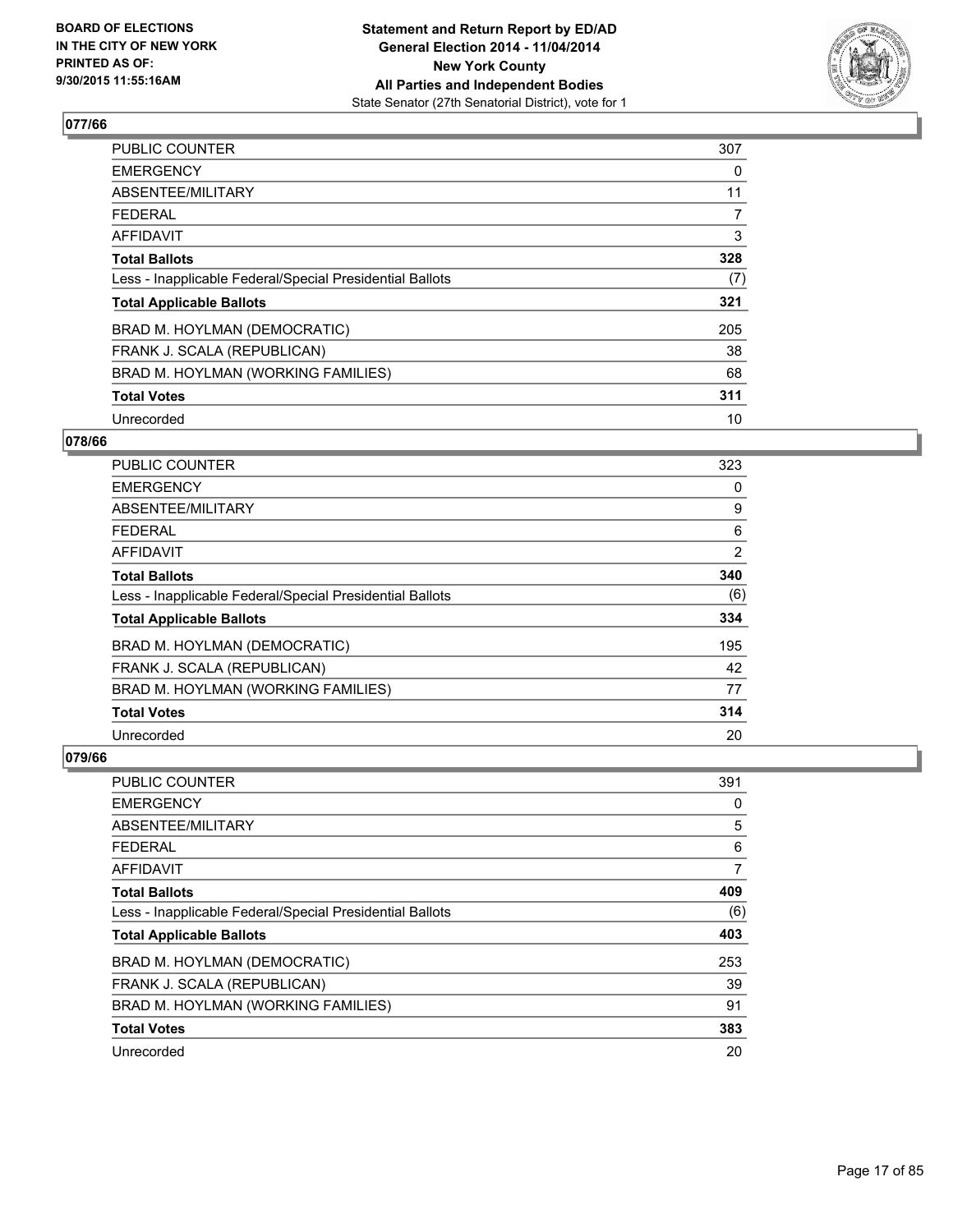BOARD OF ELECTIONS
IN THE CITY OF NEW YORK
PRINTED AS OF:
9/30/2015 11:55:16AM

**Statement and Return Report by ED/AD**
**General Election 2014 - 11/04/2014**
**New York County**
**All Parties and Independent Bodies**
State Senator (27th Senatorial District), vote for 1

### 077/66

| | |
|---|---|
| PUBLIC COUNTER | 307 |
| EMERGENCY | 0 |
| ABSENTEE/MILITARY | 11 |
| FEDERAL | 7 |
| AFFIDAVIT | 3 |
| **Total Ballots** | **328** |
| Less - Inapplicable Federal/Special Presidential Ballots | (7) |
| **Total Applicable Ballots** | **321** |
| BRAD M. HOYLMAN (DEMOCRATIC) | 205 |
| FRANK J. SCALA (REPUBLICAN) | 38 |
| BRAD M. HOYLMAN (WORKING FAMILIES) | 68 |
| **Total Votes** | **311** |
| Unrecorded | 10 |

### 078/66

| | |
|---|---|
| PUBLIC COUNTER | 323 |
| EMERGENCY | 0 |
| ABSENTEE/MILITARY | 9 |
| FEDERAL | 6 |
| AFFIDAVIT | 2 |
| **Total Ballots** | **340** |
| Less - Inapplicable Federal/Special Presidential Ballots | (6) |
| **Total Applicable Ballots** | **334** |
| BRAD M. HOYLMAN (DEMOCRATIC) | 195 |
| FRANK J. SCALA (REPUBLICAN) | 42 |
| BRAD M. HOYLMAN (WORKING FAMILIES) | 77 |
| **Total Votes** | **314** |
| Unrecorded | 20 |

### 079/66

| | |
|---|---|
| PUBLIC COUNTER | 391 |
| EMERGENCY | 0 |
| ABSENTEE/MILITARY | 5 |
| FEDERAL | 6 |
| AFFIDAVIT | 7 |
| **Total Ballots** | **409** |
| Less - Inapplicable Federal/Special Presidential Ballots | (6) |
| **Total Applicable Ballots** | **403** |
| BRAD M. HOYLMAN (DEMOCRATIC) | 253 |
| FRANK J. SCALA (REPUBLICAN) | 39 |
| BRAD M. HOYLMAN (WORKING FAMILIES) | 91 |
| **Total Votes** | **383** |
| Unrecorded | 20 |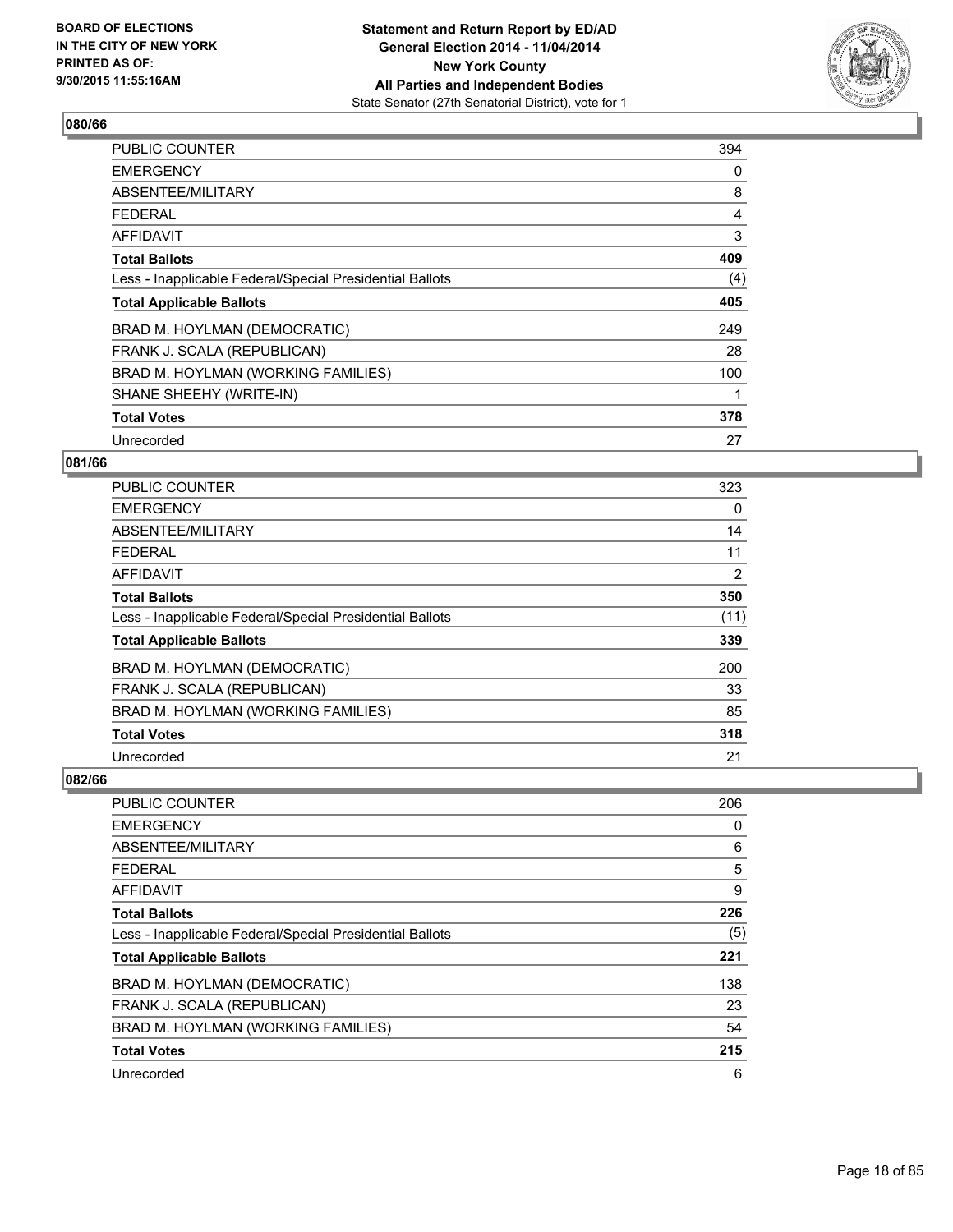BOARD OF ELECTIONS
IN THE CITY OF NEW YORK
PRINTED AS OF:
9/30/2015 11:55:16AM

**Statement and Return Report by ED/AD**
**General Election 2014 - 11/04/2014**
**New York County**
**All Parties and Independent Bodies**
State Senator (27th Senatorial District), vote for 1

## 080/66

| | |
|---|---|
| PUBLIC COUNTER | 394 |
| EMERGENCY | 0 |
| ABSENTEE/MILITARY | 8 |
| FEDERAL | 4 |
| AFFIDAVIT | 3 |
| **Total Ballots** | **409** |
| Less - Inapplicable Federal/Special Presidential Ballots | (4) |
| **Total Applicable Ballots** | **405** |
| BRAD M. HOYLMAN (DEMOCRATIC) | 249 |
| FRANK J. SCALA (REPUBLICAN) | 28 |
| BRAD M. HOYLMAN (WORKING FAMILIES) | 100 |
| SHANE SHEEHY (WRITE-IN) | 1 |
| **Total Votes** | **378** |
| Unrecorded | 27 |

## 081/66

| | |
|---|---|
| PUBLIC COUNTER | 323 |
| EMERGENCY | 0 |
| ABSENTEE/MILITARY | 14 |
| FEDERAL | 11 |
| AFFIDAVIT | 2 |
| **Total Ballots** | **350** |
| Less - Inapplicable Federal/Special Presidential Ballots | (11) |
| **Total Applicable Ballots** | **339** |
| BRAD M. HOYLMAN (DEMOCRATIC) | 200 |
| FRANK J. SCALA (REPUBLICAN) | 33 |
| BRAD M. HOYLMAN (WORKING FAMILIES) | 85 |
| **Total Votes** | **318** |
| Unrecorded | 21 |

## 082/66

| | |
|---|---|
| PUBLIC COUNTER | 206 |
| EMERGENCY | 0 |
| ABSENTEE/MILITARY | 6 |
| FEDERAL | 5 |
| AFFIDAVIT | 9 |
| **Total Ballots** | **226** |
| Less - Inapplicable Federal/Special Presidential Ballots | (5) |
| **Total Applicable Ballots** | **221** |
| BRAD M. HOYLMAN (DEMOCRATIC) | 138 |
| FRANK J. SCALA (REPUBLICAN) | 23 |
| BRAD M. HOYLMAN (WORKING FAMILIES) | 54 |
| **Total Votes** | **215** |
| Unrecorded | 6 |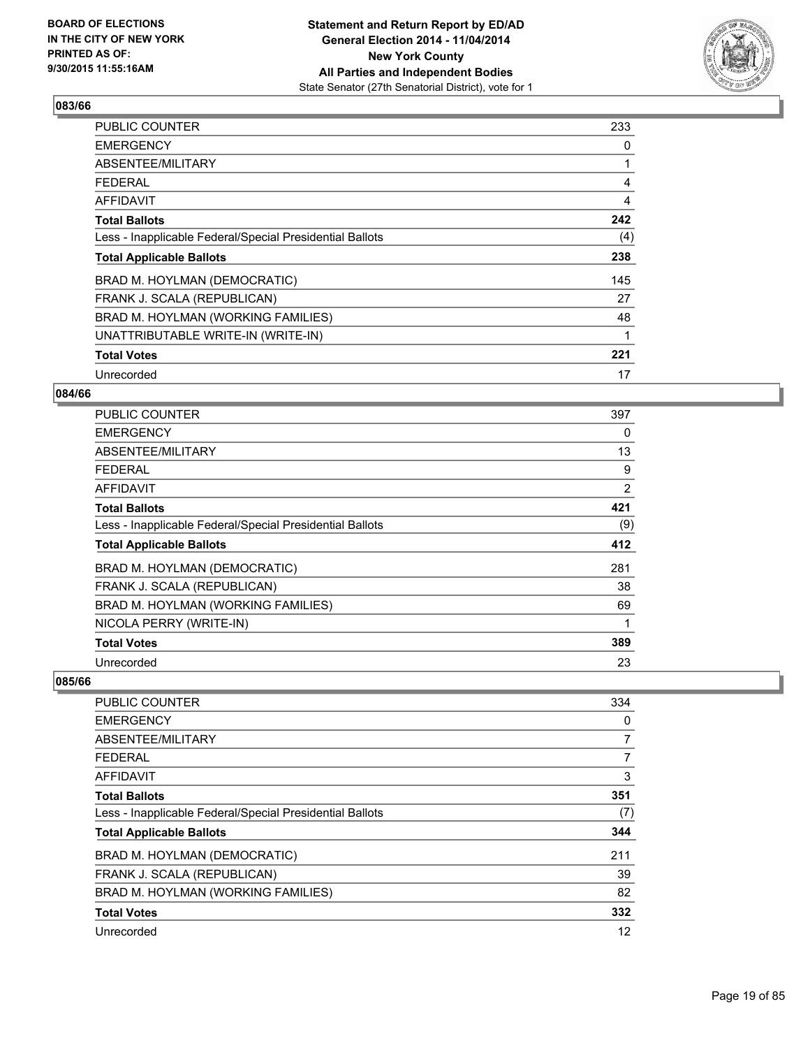**Statement and Return Report by ED/AD**
**General Election 2014 - 11/04/2014**
**New York County**
**All Parties and Independent Bodies**
State Senator (27th Senatorial District), vote for 1

BOARD OF ELECTIONS
IN THE CITY OF NEW YORK
PRINTED AS OF:
9/30/2015 11:55:16AM

### 083/66

| | |
|---|---|
| PUBLIC COUNTER | 233 |
| EMERGENCY | 0 |
| ABSENTEE/MILITARY | 1 |
| FEDERAL | 4 |
| AFFIDAVIT | 4 |
| **Total Ballots** | **242** |
| Less - Inapplicable Federal/Special Presidential Ballots | (4) |
| **Total Applicable Ballots** | **238** |
| BRAD M. HOYLMAN (DEMOCRATIC) | 145 |
| FRANK J. SCALA (REPUBLICAN) | 27 |
| BRAD M. HOYLMAN (WORKING FAMILIES) | 48 |
| UNATTRIBUTABLE WRITE-IN (WRITE-IN) | 1 |
| **Total Votes** | **221** |
| Unrecorded | 17 |

### 084/66

| | |
|---|---|
| PUBLIC COUNTER | 397 |
| EMERGENCY | 0 |
| ABSENTEE/MILITARY | 13 |
| FEDERAL | 9 |
| AFFIDAVIT | 2 |
| **Total Ballots** | **421** |
| Less - Inapplicable Federal/Special Presidential Ballots | (9) |
| **Total Applicable Ballots** | **412** |
| BRAD M. HOYLMAN (DEMOCRATIC) | 281 |
| FRANK J. SCALA (REPUBLICAN) | 38 |
| BRAD M. HOYLMAN (WORKING FAMILIES) | 69 |
| NICOLA PERRY (WRITE-IN) | 1 |
| **Total Votes** | **389** |
| Unrecorded | 23 |

### 085/66

| | |
|---|---|
| PUBLIC COUNTER | 334 |
| EMERGENCY | 0 |
| ABSENTEE/MILITARY | 7 |
| FEDERAL | 7 |
| AFFIDAVIT | 3 |
| **Total Ballots** | **351** |
| Less - Inapplicable Federal/Special Presidential Ballots | (7) |
| **Total Applicable Ballots** | **344** |
| BRAD M. HOYLMAN (DEMOCRATIC) | 211 |
| FRANK J. SCALA (REPUBLICAN) | 39 |
| BRAD M. HOYLMAN (WORKING FAMILIES) | 82 |
| **Total Votes** | **332** |
| Unrecorded | 12 |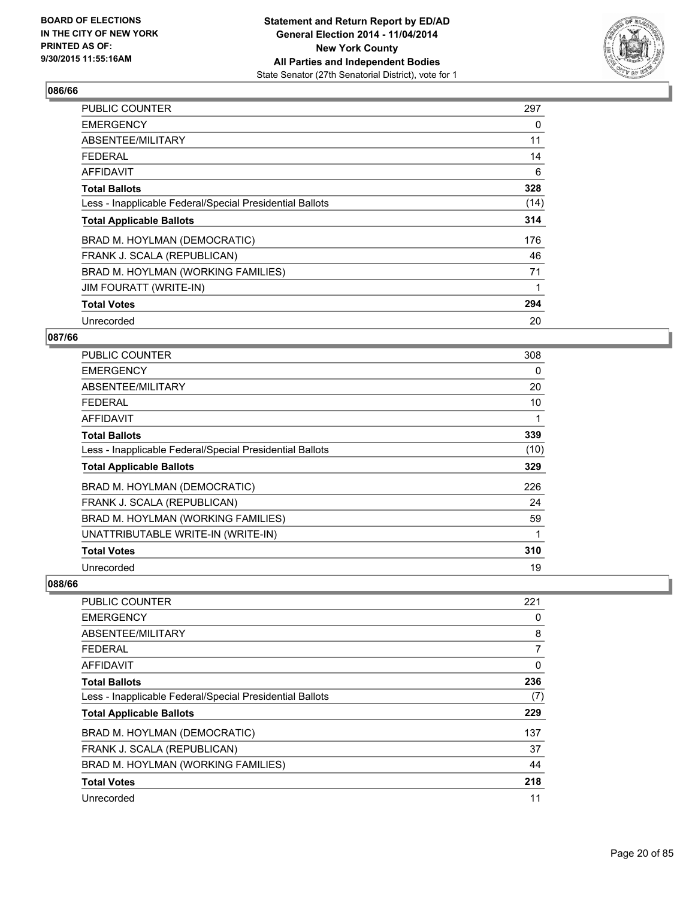**BOARD OF ELECTIONS IN THE CITY OF NEW YORK PRINTED AS OF: 9/30/2015 11:55:16AM**

**Statement and Return Report by ED/AD General Election 2014 - 11/04/2014 New York County All Parties and Independent Bodies**
State Senator (27th Senatorial District), vote for 1

## 086/66

| | |
|---|---|
| PUBLIC COUNTER | 297 |
| EMERGENCY | 0 |
| ABSENTEE/MILITARY | 11 |
| FEDERAL | 14 |
| AFFIDAVIT | 6 |
| **Total Ballots** | **328** |
| Less - Inapplicable Federal/Special Presidential Ballots | (14) |
| **Total Applicable Ballots** | **314** |
| BRAD M. HOYLMAN (DEMOCRATIC) | 176 |
| FRANK J. SCALA (REPUBLICAN) | 46 |
| BRAD M. HOYLMAN (WORKING FAMILIES) | 71 |
| JIM FOURATT (WRITE-IN) | 1 |
| **Total Votes** | **294** |
| Unrecorded | 20 |

## 087/66

| | |
|---|---|
| PUBLIC COUNTER | 308 |
| EMERGENCY | 0 |
| ABSENTEE/MILITARY | 20 |
| FEDERAL | 10 |
| AFFIDAVIT | 1 |
| **Total Ballots** | **339** |
| Less - Inapplicable Federal/Special Presidential Ballots | (10) |
| **Total Applicable Ballots** | **329** |
| BRAD M. HOYLMAN (DEMOCRATIC) | 226 |
| FRANK J. SCALA (REPUBLICAN) | 24 |
| BRAD M. HOYLMAN (WORKING FAMILIES) | 59 |
| UNATTRIBUTABLE WRITE-IN (WRITE-IN) | 1 |
| **Total Votes** | **310** |
| Unrecorded | 19 |

## 088/66

| | |
|---|---|
| PUBLIC COUNTER | 221 |
| EMERGENCY | 0 |
| ABSENTEE/MILITARY | 8 |
| FEDERAL | 7 |
| AFFIDAVIT | 0 |
| **Total Ballots** | **236** |
| Less - Inapplicable Federal/Special Presidential Ballots | (7) |
| **Total Applicable Ballots** | **229** |
| BRAD M. HOYLMAN (DEMOCRATIC) | 137 |
| FRANK J. SCALA (REPUBLICAN) | 37 |
| BRAD M. HOYLMAN (WORKING FAMILIES) | 44 |
| **Total Votes** | **218** |
| Unrecorded | 11 |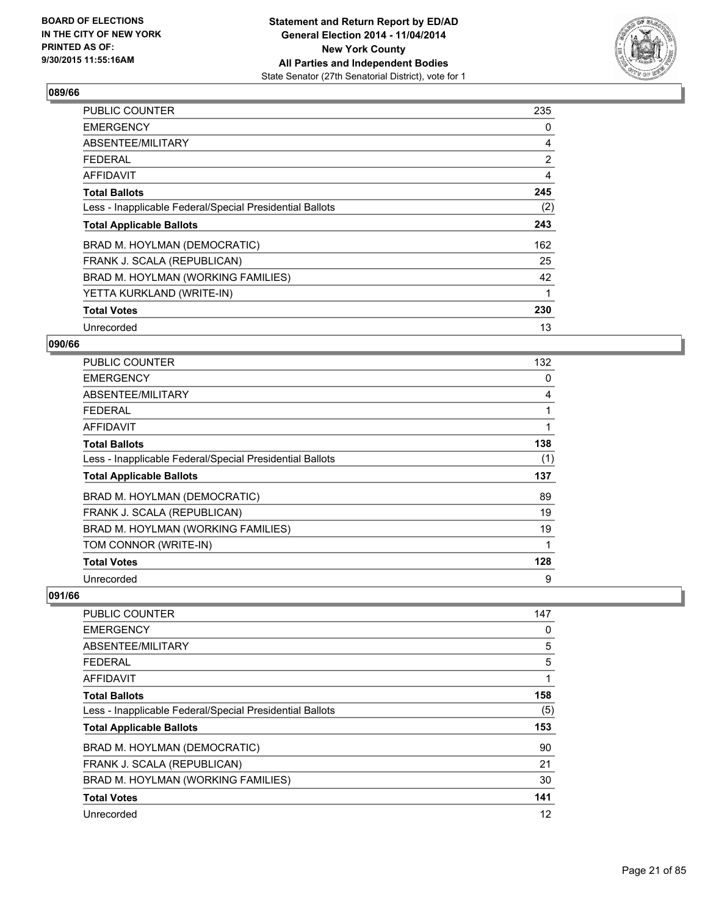**BOARD OF ELECTIONS IN THE CITY OF NEW YORK PRINTED AS OF: 9/30/2015 11:55:16AM**

**Statement and Return Report by ED/AD General Election 2014 - 11/04/2014 New York County All Parties and Independent Bodies**
State Senator (27th Senatorial District), vote for 1

### 089/66

| | |
|---|---|
| PUBLIC COUNTER | 235 |
| EMERGENCY | 0 |
| ABSENTEE/MILITARY | 4 |
| FEDERAL | 2 |
| AFFIDAVIT | 4 |
| **Total Ballots** | **245** |
| Less - Inapplicable Federal/Special Presidential Ballots | (2) |
| **Total Applicable Ballots** | **243** |
| BRAD M. HOYLMAN (DEMOCRATIC) | 162 |
| FRANK J. SCALA (REPUBLICAN) | 25 |
| BRAD M. HOYLMAN (WORKING FAMILIES) | 42 |
| YETTA KURKLAND (WRITE-IN) | 1 |
| **Total Votes** | **230** |
| Unrecorded | 13 |

### 090/66

| | |
|---|---|
| PUBLIC COUNTER | 132 |
| EMERGENCY | 0 |
| ABSENTEE/MILITARY | 4 |
| FEDERAL | 1 |
| AFFIDAVIT | 1 |
| **Total Ballots** | **138** |
| Less - Inapplicable Federal/Special Presidential Ballots | (1) |
| **Total Applicable Ballots** | **137** |
| BRAD M. HOYLMAN (DEMOCRATIC) | 89 |
| FRANK J. SCALA (REPUBLICAN) | 19 |
| BRAD M. HOYLMAN (WORKING FAMILIES) | 19 |
| TOM CONNOR (WRITE-IN) | 1 |
| **Total Votes** | **128** |
| Unrecorded | 9 |

### 091/66

| | |
|---|---|
| PUBLIC COUNTER | 147 |
| EMERGENCY | 0 |
| ABSENTEE/MILITARY | 5 |
| FEDERAL | 5 |
| AFFIDAVIT | 1 |
| **Total Ballots** | **158** |
| Less - Inapplicable Federal/Special Presidential Ballots | (5) |
| **Total Applicable Ballots** | **153** |
| BRAD M. HOYLMAN (DEMOCRATIC) | 90 |
| FRANK J. SCALA (REPUBLICAN) | 21 |
| BRAD M. HOYLMAN (WORKING FAMILIES) | 30 |
| **Total Votes** | **141** |
| Unrecorded | 12 |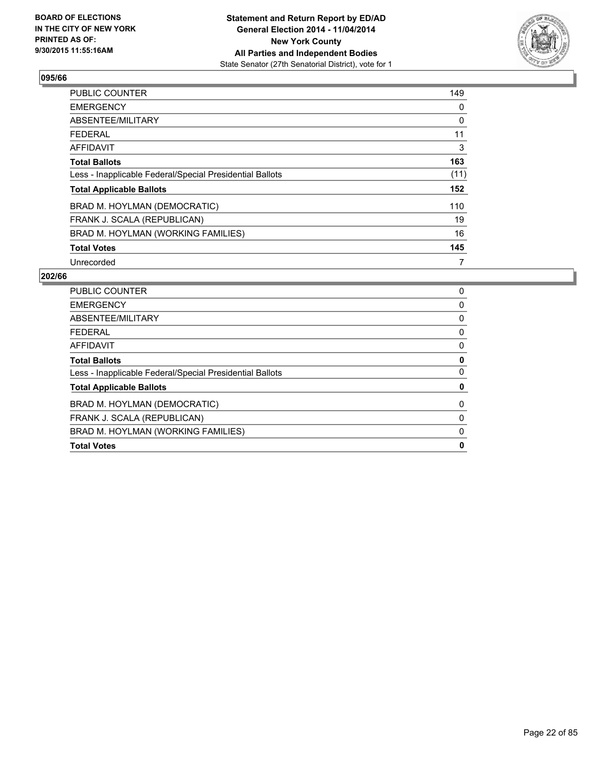**Statement and Return Report by ED/AD**
**General Election 2014 - 11/04/2014**
**New York County**
**All Parties and Independent Bodies**
State Senator (27th Senatorial District), vote for 1

BOARD OF ELECTIONS
IN THE CITY OF NEW YORK
PRINTED AS OF:
9/30/2015 11:55:16AM

### 095/66

| | |
|---|---|
| PUBLIC COUNTER | 149 |
| EMERGENCY | 0 |
| ABSENTEE/MILITARY | 0 |
| FEDERAL | 11 |
| AFFIDAVIT | 3 |
| **Total Ballots** | **163** |
| Less - Inapplicable Federal/Special Presidential Ballots | (11) |
| **Total Applicable Ballots** | **152** |
| BRAD M. HOYLMAN (DEMOCRATIC) | 110 |
| FRANK J. SCALA (REPUBLICAN) | 19 |
| BRAD M. HOYLMAN (WORKING FAMILIES) | 16 |
| **Total Votes** | **145** |
| Unrecorded | 7 |

### 202/66

| | |
|---|---|
| PUBLIC COUNTER | 0 |
| EMERGENCY | 0 |
| ABSENTEE/MILITARY | 0 |
| FEDERAL | 0 |
| AFFIDAVIT | 0 |
| **Total Ballots** | **0** |
| Less - Inapplicable Federal/Special Presidential Ballots | 0 |
| **Total Applicable Ballots** | **0** |
| BRAD M. HOYLMAN (DEMOCRATIC) | 0 |
| FRANK J. SCALA (REPUBLICAN) | 0 |
| BRAD M. HOYLMAN (WORKING FAMILIES) | 0 |
| **Total Votes** | **0** |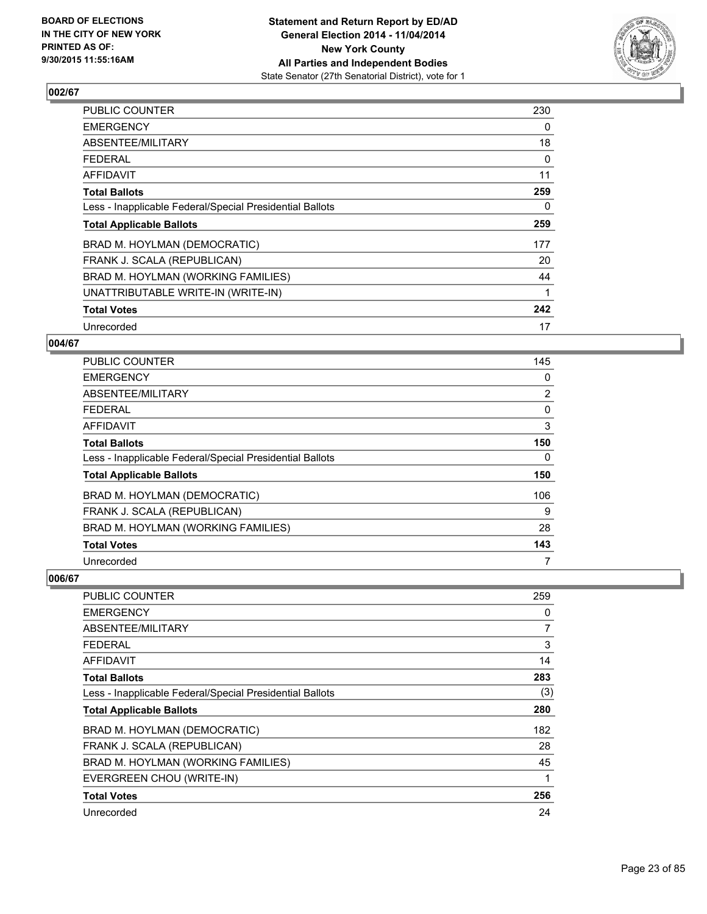**Statement and Return Report by ED/AD**
**General Election 2014 - 11/04/2014**
**New York County**
**All Parties and Independent Bodies**
State Senator (27th Senatorial District), vote for 1

BOARD OF ELECTIONS
IN THE CITY OF NEW YORK
PRINTED AS OF:
9/30/2015 11:55:16AM

### 002/67

| | |
|---|---|
| PUBLIC COUNTER | 230 |
| EMERGENCY | 0 |
| ABSENTEE/MILITARY | 18 |
| FEDERAL | 0 |
| AFFIDAVIT | 11 |
| **Total Ballots** | **259** |
| Less - Inapplicable Federal/Special Presidential Ballots | 0 |
| **Total Applicable Ballots** | **259** |
| BRAD M. HOYLMAN (DEMOCRATIC) | 177 |
| FRANK J. SCALA (REPUBLICAN) | 20 |
| BRAD M. HOYLMAN (WORKING FAMILIES) | 44 |
| UNATTRIBUTABLE WRITE-IN (WRITE-IN) | 1 |
| **Total Votes** | **242** |
| Unrecorded | 17 |

### 004/67

| | |
|---|---|
| PUBLIC COUNTER | 145 |
| EMERGENCY | 0 |
| ABSENTEE/MILITARY | 2 |
| FEDERAL | 0 |
| AFFIDAVIT | 3 |
| **Total Ballots** | **150** |
| Less - Inapplicable Federal/Special Presidential Ballots | 0 |
| **Total Applicable Ballots** | **150** |
| BRAD M. HOYLMAN (DEMOCRATIC) | 106 |
| FRANK J. SCALA (REPUBLICAN) | 9 |
| BRAD M. HOYLMAN (WORKING FAMILIES) | 28 |
| **Total Votes** | **143** |
| Unrecorded | 7 |

### 006/67

| | |
|---|---|
| PUBLIC COUNTER | 259 |
| EMERGENCY | 0 |
| ABSENTEE/MILITARY | 7 |
| FEDERAL | 3 |
| AFFIDAVIT | 14 |
| **Total Ballots** | **283** |
| Less - Inapplicable Federal/Special Presidential Ballots | (3) |
| **Total Applicable Ballots** | **280** |
| BRAD M. HOYLMAN (DEMOCRATIC) | 182 |
| FRANK J. SCALA (REPUBLICAN) | 28 |
| BRAD M. HOYLMAN (WORKING FAMILIES) | 45 |
| EVERGREEN CHOU (WRITE-IN) | 1 |
| **Total Votes** | **256** |
| Unrecorded | 24 |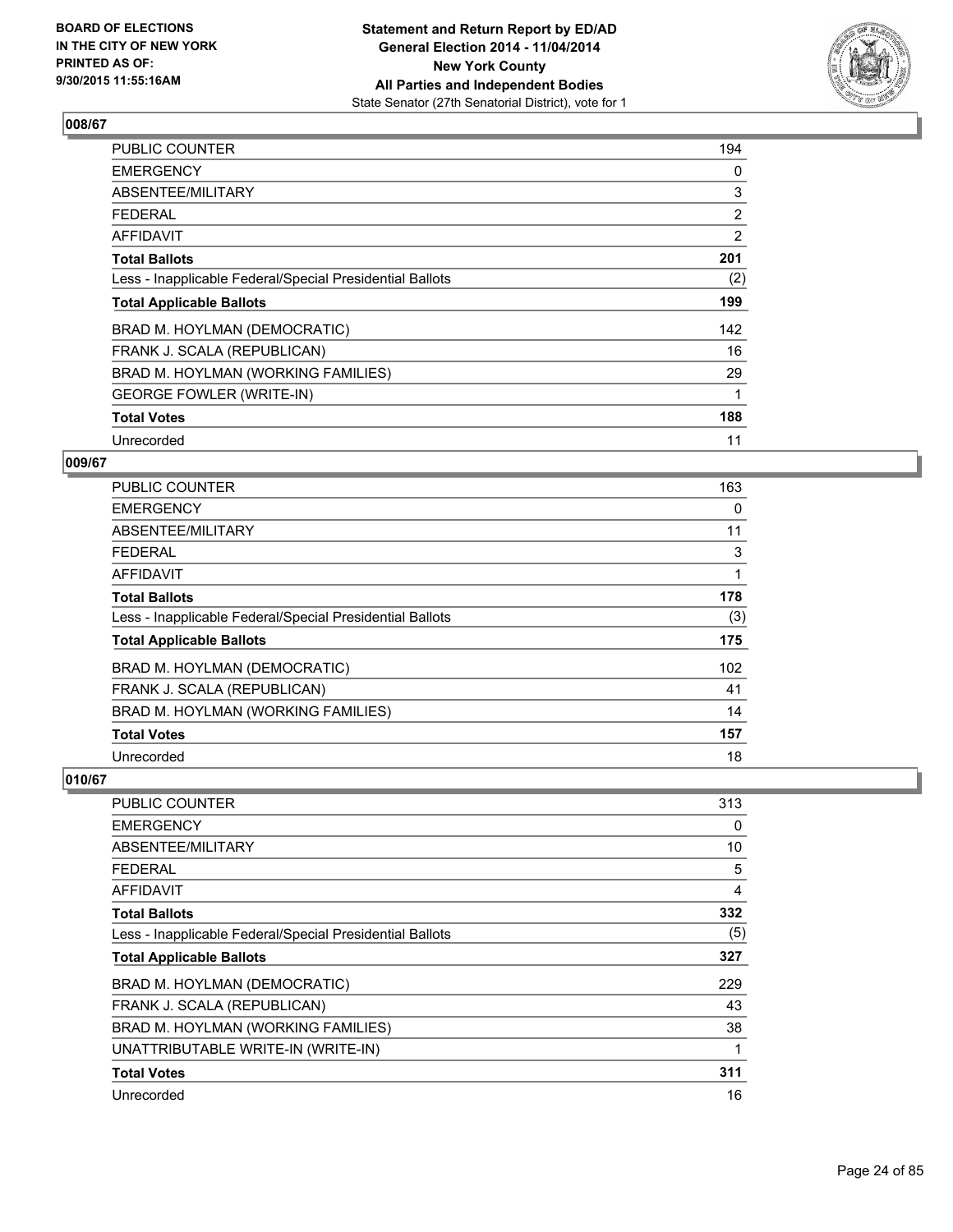BOARD OF ELECTIONS
IN THE CITY OF NEW YORK
PRINTED AS OF:
9/30/2015 11:55:16AM

**Statement and Return Report by ED/AD**
**General Election 2014 - 11/04/2014**
**New York County**
**All Parties and Independent Bodies**
State Senator (27th Senatorial District), vote for 1

### 008/67

| | |
|---|---|
| PUBLIC COUNTER | 194 |
| EMERGENCY | 0 |
| ABSENTEE/MILITARY | 3 |
| FEDERAL | 2 |
| AFFIDAVIT | 2 |
| **Total Ballots** | **201** |
| Less - Inapplicable Federal/Special Presidential Ballots | (2) |
| **Total Applicable Ballots** | **199** |
| BRAD M. HOYLMAN (DEMOCRATIC) | 142 |
| FRANK J. SCALA (REPUBLICAN) | 16 |
| BRAD M. HOYLMAN (WORKING FAMILIES) | 29 |
| GEORGE FOWLER (WRITE-IN) | 1 |
| **Total Votes** | **188** |
| Unrecorded | 11 |

### 009/67

| | |
|---|---|
| PUBLIC COUNTER | 163 |
| EMERGENCY | 0 |
| ABSENTEE/MILITARY | 11 |
| FEDERAL | 3 |
| AFFIDAVIT | 1 |
| **Total Ballots** | **178** |
| Less - Inapplicable Federal/Special Presidential Ballots | (3) |
| **Total Applicable Ballots** | **175** |
| BRAD M. HOYLMAN (DEMOCRATIC) | 102 |
| FRANK J. SCALA (REPUBLICAN) | 41 |
| BRAD M. HOYLMAN (WORKING FAMILIES) | 14 |
| **Total Votes** | **157** |
| Unrecorded | 18 |

### 010/67

| | |
|---|---|
| PUBLIC COUNTER | 313 |
| EMERGENCY | 0 |
| ABSENTEE/MILITARY | 10 |
| FEDERAL | 5 |
| AFFIDAVIT | 4 |
| **Total Ballots** | **332** |
| Less - Inapplicable Federal/Special Presidential Ballots | (5) |
| **Total Applicable Ballots** | **327** |
| BRAD M. HOYLMAN (DEMOCRATIC) | 229 |
| FRANK J. SCALA (REPUBLICAN) | 43 |
| BRAD M. HOYLMAN (WORKING FAMILIES) | 38 |
| UNATTRIBUTABLE WRITE-IN (WRITE-IN) | 1 |
| **Total Votes** | **311** |
| Unrecorded | 16 |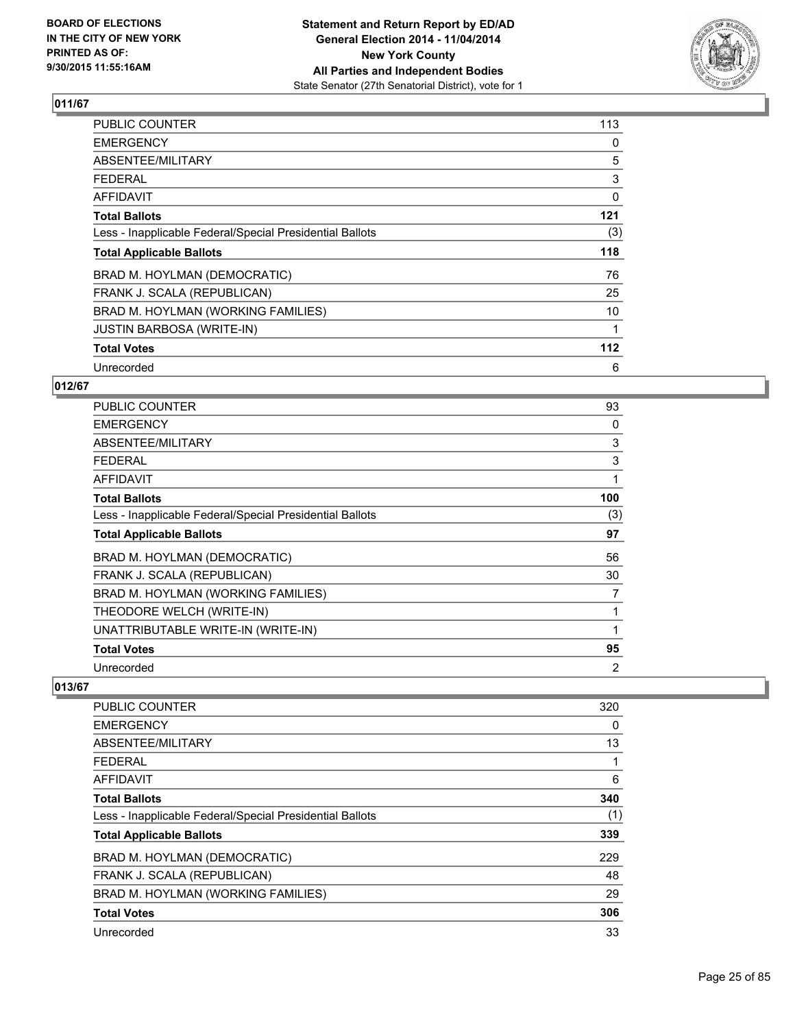**BOARD OF ELECTIONS IN THE CITY OF NEW YORK PRINTED AS OF: 9/30/2015 11:55:16AM**

**Statement and Return Report by ED/AD General Election 2014 - 11/04/2014 New York County All Parties and Independent Bodies**
State Senator (27th Senatorial District), vote for 1

### 011/67

| | |
|---|---|
| PUBLIC COUNTER | 113 |
| EMERGENCY | 0 |
| ABSENTEE/MILITARY | 5 |
| FEDERAL | 3 |
| AFFIDAVIT | 0 |
| **Total Ballots** | **121** |
| Less - Inapplicable Federal/Special Presidential Ballots | (3) |
| **Total Applicable Ballots** | **118** |
| BRAD M. HOYLMAN (DEMOCRATIC) | 76 |
| FRANK J. SCALA (REPUBLICAN) | 25 |
| BRAD M. HOYLMAN (WORKING FAMILIES) | 10 |
| JUSTIN BARBOSA (WRITE-IN) | 1 |
| **Total Votes** | **112** |
| Unrecorded | 6 |

### 012/67

| | |
|---|---|
| PUBLIC COUNTER | 93 |
| EMERGENCY | 0 |
| ABSENTEE/MILITARY | 3 |
| FEDERAL | 3 |
| AFFIDAVIT | 1 |
| **Total Ballots** | **100** |
| Less - Inapplicable Federal/Special Presidential Ballots | (3) |
| **Total Applicable Ballots** | **97** |
| BRAD M. HOYLMAN (DEMOCRATIC) | 56 |
| FRANK J. SCALA (REPUBLICAN) | 30 |
| BRAD M. HOYLMAN (WORKING FAMILIES) | 7 |
| THEODORE WELCH (WRITE-IN) | 1 |
| UNATTRIBUTABLE WRITE-IN (WRITE-IN) | 1 |
| **Total Votes** | **95** |
| Unrecorded | 2 |

### 013/67

| | |
|---|---|
| PUBLIC COUNTER | 320 |
| EMERGENCY | 0 |
| ABSENTEE/MILITARY | 13 |
| FEDERAL | 1 |
| AFFIDAVIT | 6 |
| **Total Ballots** | **340** |
| Less - Inapplicable Federal/Special Presidential Ballots | (1) |
| **Total Applicable Ballots** | **339** |
| BRAD M. HOYLMAN (DEMOCRATIC) | 229 |
| FRANK J. SCALA (REPUBLICAN) | 48 |
| BRAD M. HOYLMAN (WORKING FAMILIES) | 29 |
| **Total Votes** | **306** |
| Unrecorded | 33 |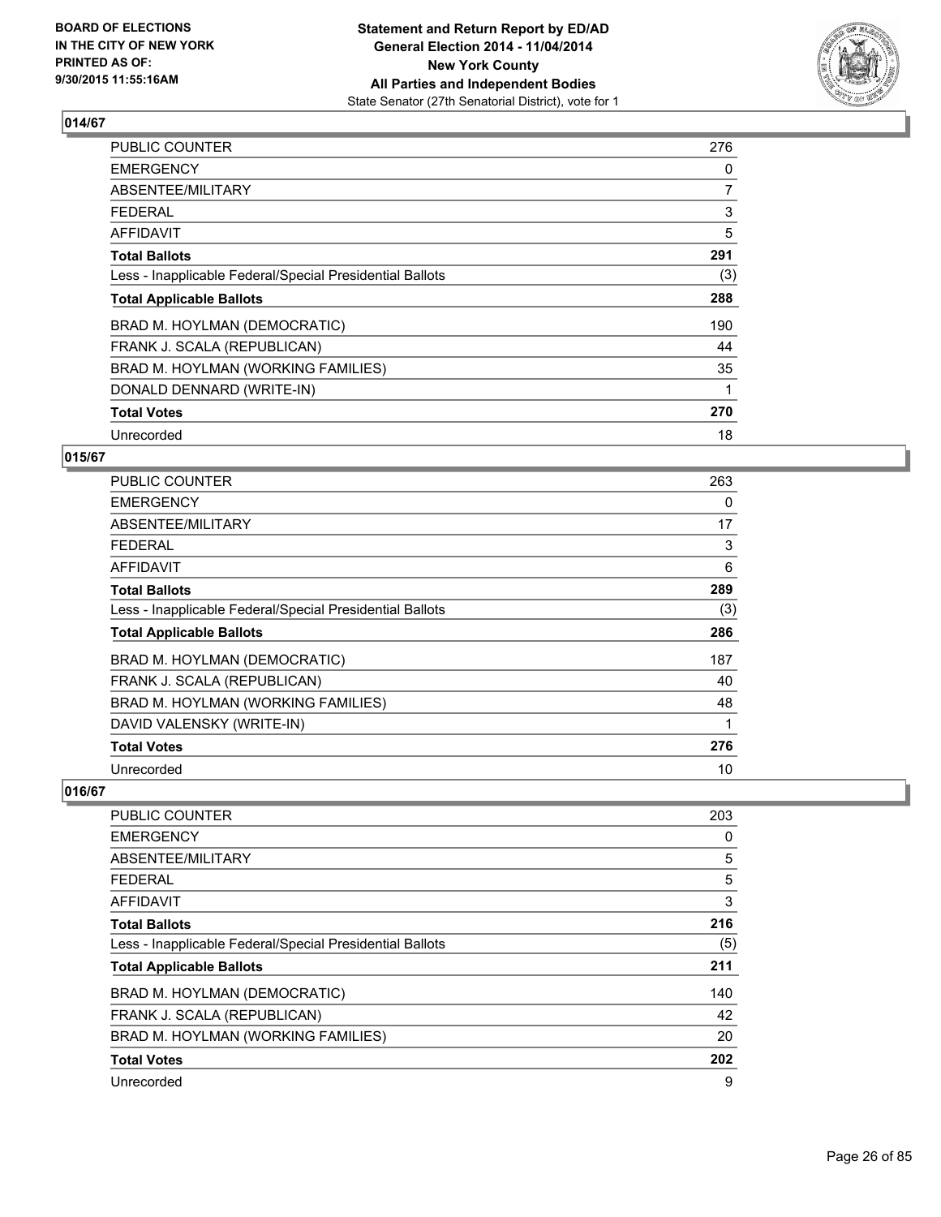**BOARD OF ELECTIONS IN THE CITY OF NEW YORK PRINTED AS OF: 9/30/2015 11:55:16AM**

**Statement and Return Report by ED/AD General Election 2014 - 11/04/2014 New York County All Parties and Independent Bodies**
State Senator (27th Senatorial District), vote for 1

## 014/67

| | |
|---|---|
| PUBLIC COUNTER | 276 |
| EMERGENCY | 0 |
| ABSENTEE/MILITARY | 7 |
| FEDERAL | 3 |
| AFFIDAVIT | 5 |
| **Total Ballots** | **291** |
| Less - Inapplicable Federal/Special Presidential Ballots | (3) |
| **Total Applicable Ballots** | **288** |
| BRAD M. HOYLMAN (DEMOCRATIC) | 190 |
| FRANK J. SCALA (REPUBLICAN) | 44 |
| BRAD M. HOYLMAN (WORKING FAMILIES) | 35 |
| DONALD DENNARD (WRITE-IN) | 1 |
| **Total Votes** | **270** |
| Unrecorded | 18 |

## 015/67

| | |
|---|---|
| PUBLIC COUNTER | 263 |
| EMERGENCY | 0 |
| ABSENTEE/MILITARY | 17 |
| FEDERAL | 3 |
| AFFIDAVIT | 6 |
| **Total Ballots** | **289** |
| Less - Inapplicable Federal/Special Presidential Ballots | (3) |
| **Total Applicable Ballots** | **286** |
| BRAD M. HOYLMAN (DEMOCRATIC) | 187 |
| FRANK J. SCALA (REPUBLICAN) | 40 |
| BRAD M. HOYLMAN (WORKING FAMILIES) | 48 |
| DAVID VALENSKY (WRITE-IN) | 1 |
| **Total Votes** | **276** |
| Unrecorded | 10 |

## 016/67

| | |
|---|---|
| PUBLIC COUNTER | 203 |
| EMERGENCY | 0 |
| ABSENTEE/MILITARY | 5 |
| FEDERAL | 5 |
| AFFIDAVIT | 3 |
| **Total Ballots** | **216** |
| Less - Inapplicable Federal/Special Presidential Ballots | (5) |
| **Total Applicable Ballots** | **211** |
| BRAD M. HOYLMAN (DEMOCRATIC) | 140 |
| FRANK J. SCALA (REPUBLICAN) | 42 |
| BRAD M. HOYLMAN (WORKING FAMILIES) | 20 |
| **Total Votes** | **202** |
| Unrecorded | 9 |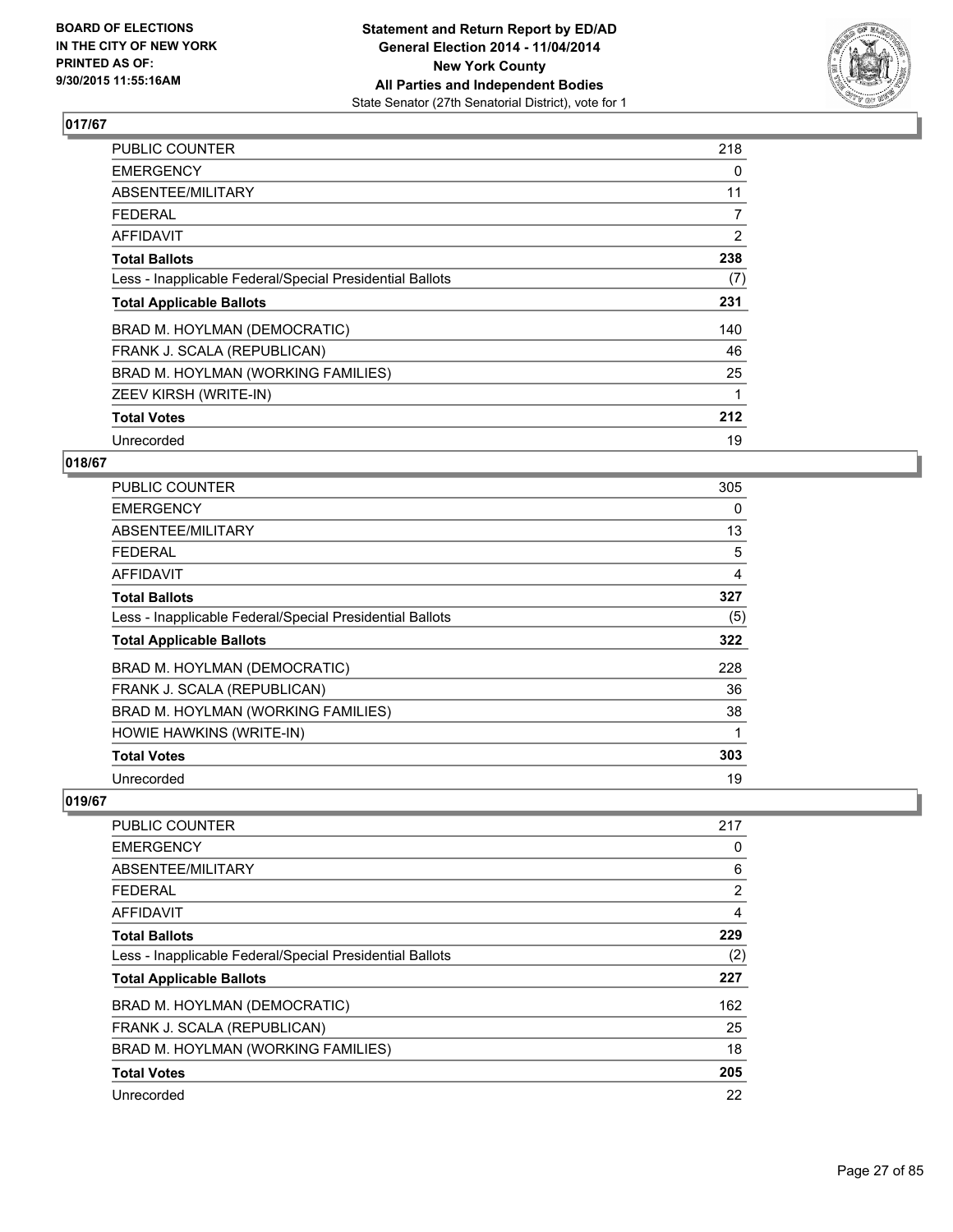BOARD OF ELECTIONS
IN THE CITY OF NEW YORK
PRINTED AS OF:
9/30/2015 11:55:16AM

**Statement and Return Report by ED/AD**
**General Election 2014 - 11/04/2014**
**New York County**
**All Parties and Independent Bodies**
State Senator (27th Senatorial District), vote for 1

## 017/67

| | |
|---|---|
| PUBLIC COUNTER | 218 |
| EMERGENCY | 0 |
| ABSENTEE/MILITARY | 11 |
| FEDERAL | 7 |
| AFFIDAVIT | 2 |
| **Total Ballots** | **238** |
| Less - Inapplicable Federal/Special Presidential Ballots | (7) |
| **Total Applicable Ballots** | **231** |
| BRAD M. HOYLMAN (DEMOCRATIC) | 140 |
| FRANK J. SCALA (REPUBLICAN) | 46 |
| BRAD M. HOYLMAN (WORKING FAMILIES) | 25 |
| ZEEV KIRSH (WRITE-IN) | 1 |
| **Total Votes** | **212** |
| Unrecorded | 19 |

## 018/67

| | |
|---|---|
| PUBLIC COUNTER | 305 |
| EMERGENCY | 0 |
| ABSENTEE/MILITARY | 13 |
| FEDERAL | 5 |
| AFFIDAVIT | 4 |
| **Total Ballots** | **327** |
| Less - Inapplicable Federal/Special Presidential Ballots | (5) |
| **Total Applicable Ballots** | **322** |
| BRAD M. HOYLMAN (DEMOCRATIC) | 228 |
| FRANK J. SCALA (REPUBLICAN) | 36 |
| BRAD M. HOYLMAN (WORKING FAMILIES) | 38 |
| HOWIE HAWKINS (WRITE-IN) | 1 |
| **Total Votes** | **303** |
| Unrecorded | 19 |

## 019/67

| | |
|---|---|
| PUBLIC COUNTER | 217 |
| EMERGENCY | 0 |
| ABSENTEE/MILITARY | 6 |
| FEDERAL | 2 |
| AFFIDAVIT | 4 |
| **Total Ballots** | **229** |
| Less - Inapplicable Federal/Special Presidential Ballots | (2) |
| **Total Applicable Ballots** | **227** |
| BRAD M. HOYLMAN (DEMOCRATIC) | 162 |
| FRANK J. SCALA (REPUBLICAN) | 25 |
| BRAD M. HOYLMAN (WORKING FAMILIES) | 18 |
| **Total Votes** | **205** |
| Unrecorded | 22 |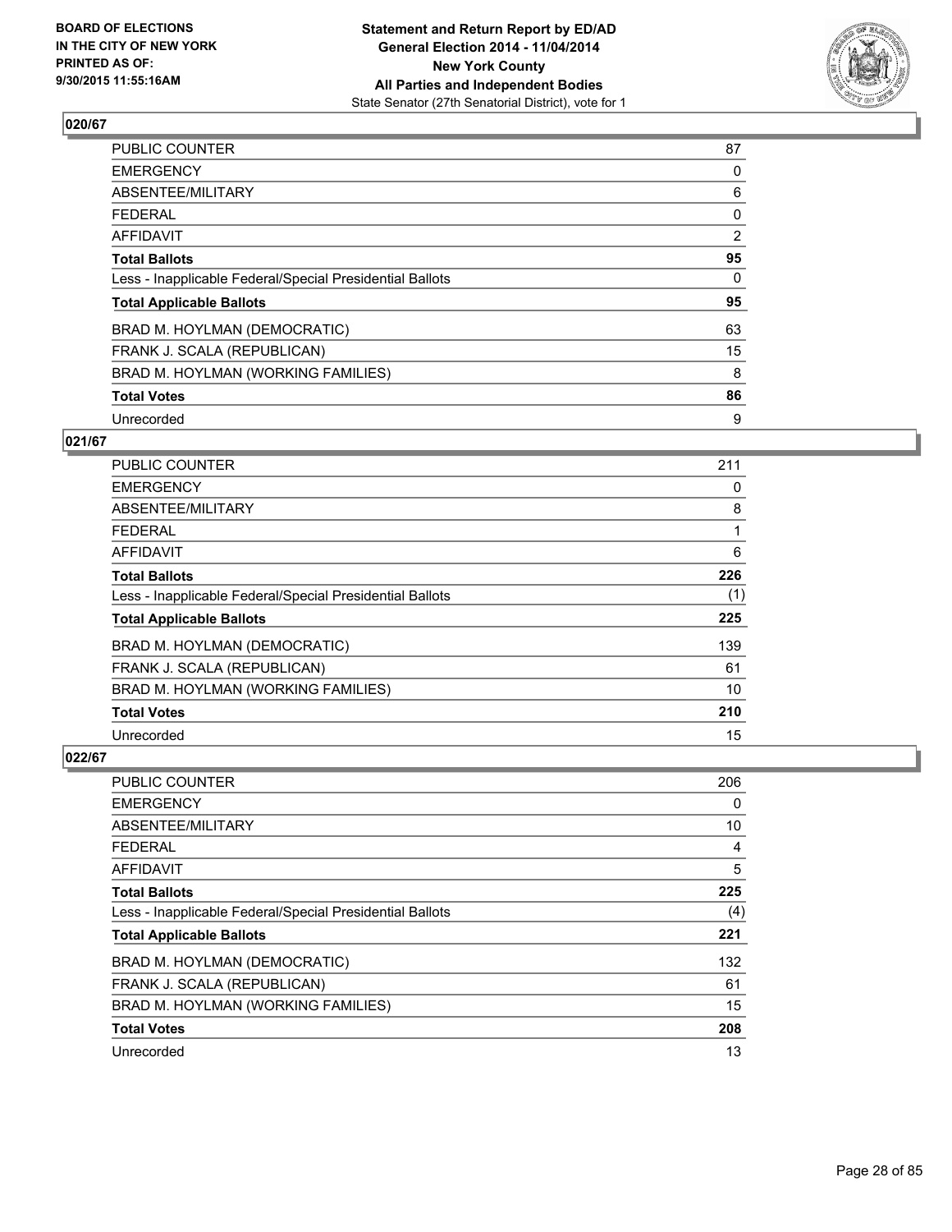**BOARD OF ELECTIONS IN THE CITY OF NEW YORK PRINTED AS OF: 9/30/2015 11:55:16AM**

**Statement and Return Report by ED/AD**
**General Election 2014 - 11/04/2014**
**New York County**
**All Parties and Independent Bodies**
State Senator (27th Senatorial District), vote for 1

### 020/67

| | |
|---|---|
| PUBLIC COUNTER | 87 |
| EMERGENCY | 0 |
| ABSENTEE/MILITARY | 6 |
| FEDERAL | 0 |
| AFFIDAVIT | 2 |
| **Total Ballots** | **95** |
| Less - Inapplicable Federal/Special Presidential Ballots | 0 |
| **Total Applicable Ballots** | **95** |
| BRAD M. HOYLMAN (DEMOCRATIC) | 63 |
| FRANK J. SCALA (REPUBLICAN) | 15 |
| BRAD M. HOYLMAN (WORKING FAMILIES) | 8 |
| **Total Votes** | **86** |
| Unrecorded | 9 |

### 021/67

| | |
|---|---|
| PUBLIC COUNTER | 211 |
| EMERGENCY | 0 |
| ABSENTEE/MILITARY | 8 |
| FEDERAL | 1 |
| AFFIDAVIT | 6 |
| **Total Ballots** | **226** |
| Less - Inapplicable Federal/Special Presidential Ballots | (1) |
| **Total Applicable Ballots** | **225** |
| BRAD M. HOYLMAN (DEMOCRATIC) | 139 |
| FRANK J. SCALA (REPUBLICAN) | 61 |
| BRAD M. HOYLMAN (WORKING FAMILIES) | 10 |
| **Total Votes** | **210** |
| Unrecorded | 15 |

### 022/67

| | |
|---|---|
| PUBLIC COUNTER | 206 |
| EMERGENCY | 0 |
| ABSENTEE/MILITARY | 10 |
| FEDERAL | 4 |
| AFFIDAVIT | 5 |
| **Total Ballots** | **225** |
| Less - Inapplicable Federal/Special Presidential Ballots | (4) |
| **Total Applicable Ballots** | **221** |
| BRAD M. HOYLMAN (DEMOCRATIC) | 132 |
| FRANK J. SCALA (REPUBLICAN) | 61 |
| BRAD M. HOYLMAN (WORKING FAMILIES) | 15 |
| **Total Votes** | **208** |
| Unrecorded | 13 |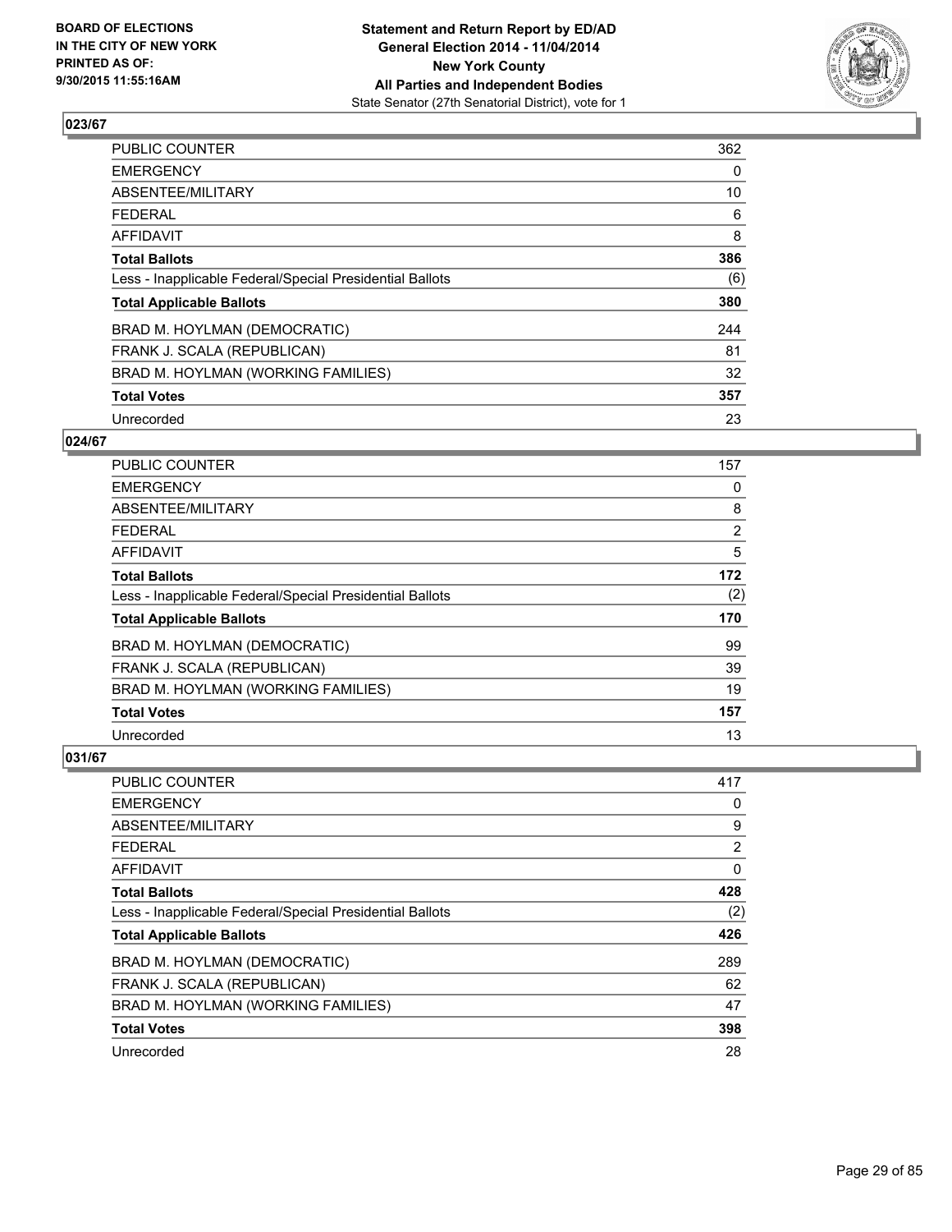BOARD OF ELECTIONS
IN THE CITY OF NEW YORK
PRINTED AS OF:
9/30/2015 11:55:16AM

**Statement and Return Report by ED/AD**
**General Election 2014 - 11/04/2014**
**New York County**
**All Parties and Independent Bodies**
State Senator (27th Senatorial District), vote for 1

### 023/67

| | |
|---|---|
| PUBLIC COUNTER | 362 |
| EMERGENCY | 0 |
| ABSENTEE/MILITARY | 10 |
| FEDERAL | 6 |
| AFFIDAVIT | 8 |
| **Total Ballots** | **386** |
| Less - Inapplicable Federal/Special Presidential Ballots | (6) |
| **Total Applicable Ballots** | **380** |
| BRAD M. HOYLMAN (DEMOCRATIC) | 244 |
| FRANK J. SCALA (REPUBLICAN) | 81 |
| BRAD M. HOYLMAN (WORKING FAMILIES) | 32 |
| **Total Votes** | **357** |
| Unrecorded | 23 |

### 024/67

| | |
|---|---|
| PUBLIC COUNTER | 157 |
| EMERGENCY | 0 |
| ABSENTEE/MILITARY | 8 |
| FEDERAL | 2 |
| AFFIDAVIT | 5 |
| **Total Ballots** | **172** |
| Less - Inapplicable Federal/Special Presidential Ballots | (2) |
| **Total Applicable Ballots** | **170** |
| BRAD M. HOYLMAN (DEMOCRATIC) | 99 |
| FRANK J. SCALA (REPUBLICAN) | 39 |
| BRAD M. HOYLMAN (WORKING FAMILIES) | 19 |
| **Total Votes** | **157** |
| Unrecorded | 13 |

### 031/67

| | |
|---|---|
| PUBLIC COUNTER | 417 |
| EMERGENCY | 0 |
| ABSENTEE/MILITARY | 9 |
| FEDERAL | 2 |
| AFFIDAVIT | 0 |
| **Total Ballots** | **428** |
| Less - Inapplicable Federal/Special Presidential Ballots | (2) |
| **Total Applicable Ballots** | **426** |
| BRAD M. HOYLMAN (DEMOCRATIC) | 289 |
| FRANK J. SCALA (REPUBLICAN) | 62 |
| BRAD M. HOYLMAN (WORKING FAMILIES) | 47 |
| **Total Votes** | **398** |
| Unrecorded | 28 |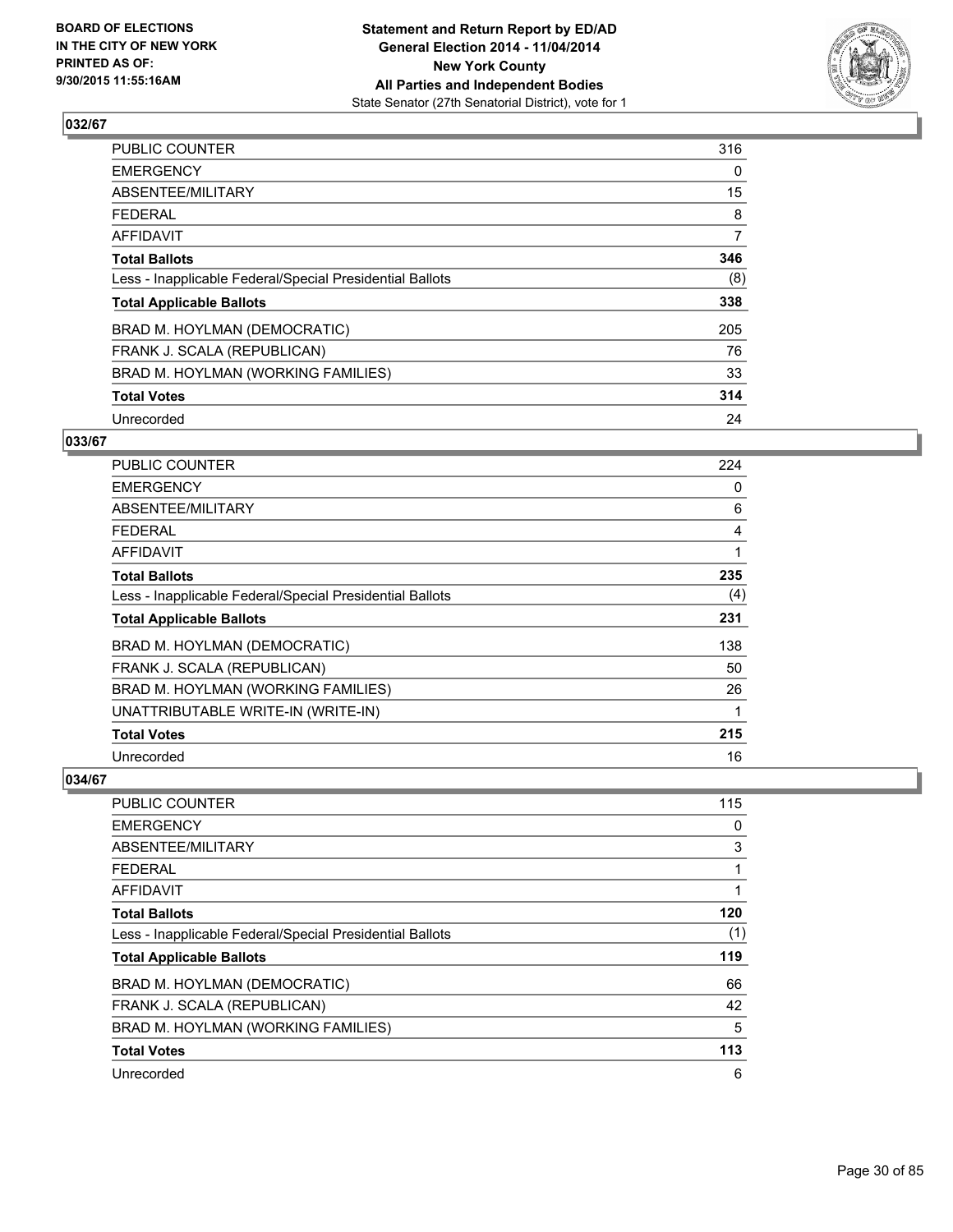**BOARD OF ELECTIONS IN THE CITY OF NEW YORK PRINTED AS OF: 9/30/2015 11:55:16AM**

**Statement and Return Report by ED/AD General Election 2014 - 11/04/2014 New York County All Parties and Independent Bodies**
State Senator (27th Senatorial District), vote for 1

## 032/67

| | |
|---|---|
| PUBLIC COUNTER | 316 |
| EMERGENCY | 0 |
| ABSENTEE/MILITARY | 15 |
| FEDERAL | 8 |
| AFFIDAVIT | 7 |
| **Total Ballots** | **346** |
| Less - Inapplicable Federal/Special Presidential Ballots | (8) |
| **Total Applicable Ballots** | **338** |
| BRAD M. HOYLMAN (DEMOCRATIC) | 205 |
| FRANK J. SCALA (REPUBLICAN) | 76 |
| BRAD M. HOYLMAN (WORKING FAMILIES) | 33 |
| **Total Votes** | **314** |
| Unrecorded | 24 |

## 033/67

| | |
|---|---|
| PUBLIC COUNTER | 224 |
| EMERGENCY | 0 |
| ABSENTEE/MILITARY | 6 |
| FEDERAL | 4 |
| AFFIDAVIT | 1 |
| **Total Ballots** | **235** |
| Less - Inapplicable Federal/Special Presidential Ballots | (4) |
| **Total Applicable Ballots** | **231** |
| BRAD M. HOYLMAN (DEMOCRATIC) | 138 |
| FRANK J. SCALA (REPUBLICAN) | 50 |
| BRAD M. HOYLMAN (WORKING FAMILIES) | 26 |
| UNATTRIBUTABLE WRITE-IN (WRITE-IN) | 1 |
| **Total Votes** | **215** |
| Unrecorded | 16 |

## 034/67

| | |
|---|---|
| PUBLIC COUNTER | 115 |
| EMERGENCY | 0 |
| ABSENTEE/MILITARY | 3 |
| FEDERAL | 1 |
| AFFIDAVIT | 1 |
| **Total Ballots** | **120** |
| Less - Inapplicable Federal/Special Presidential Ballots | (1) |
| **Total Applicable Ballots** | **119** |
| BRAD M. HOYLMAN (DEMOCRATIC) | 66 |
| FRANK J. SCALA (REPUBLICAN) | 42 |
| BRAD M. HOYLMAN (WORKING FAMILIES) | 5 |
| **Total Votes** | **113** |
| Unrecorded | 6 |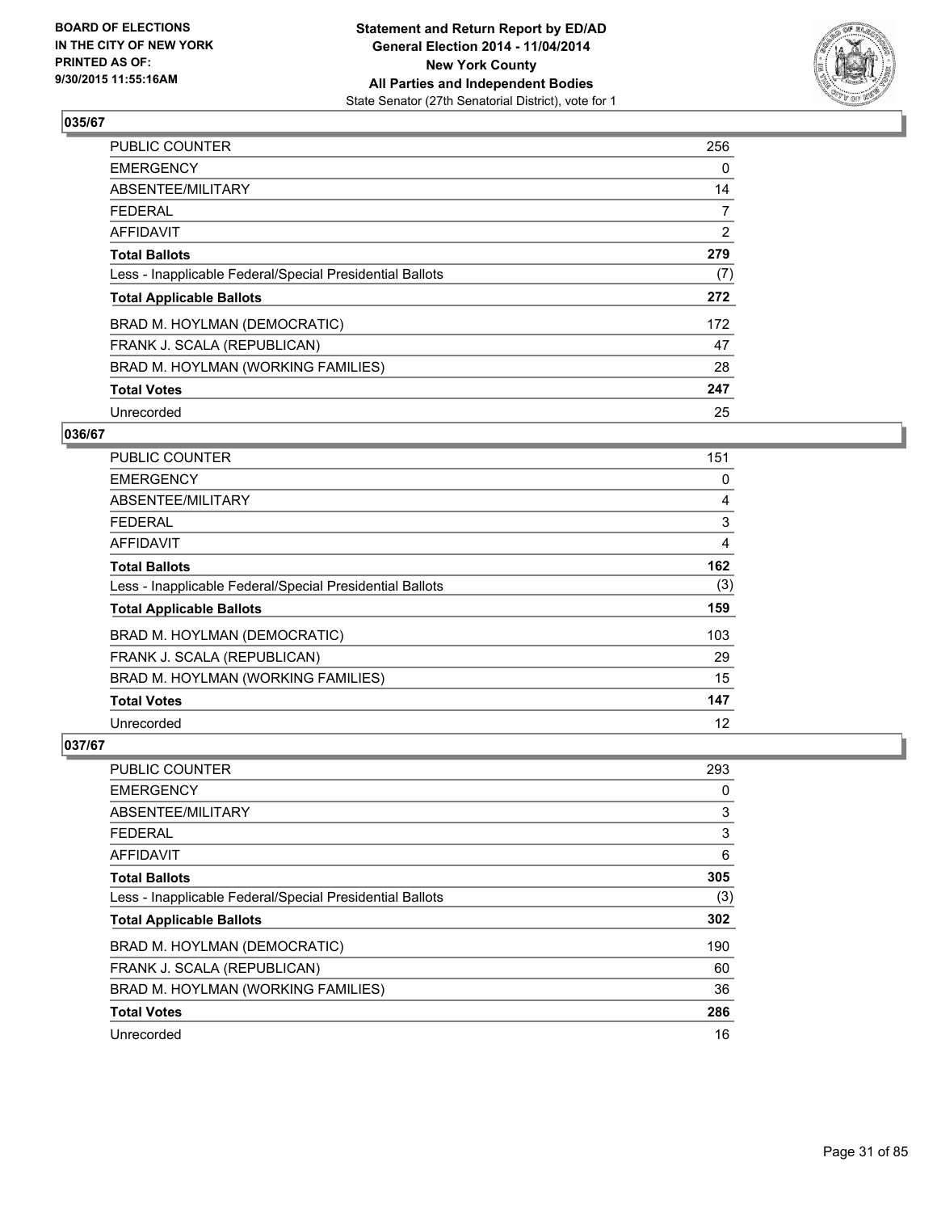**Statement and Return Report by ED/AD**
**General Election 2014 - 11/04/2014**
**New York County**
**All Parties and Independent Bodies**
State Senator (27th Senatorial District), vote for 1

BOARD OF ELECTIONS
IN THE CITY OF NEW YORK
PRINTED AS OF:
9/30/2015 11:55:16AM

### 035/67

| | |
|---|---|
| PUBLIC COUNTER | 256 |
| EMERGENCY | 0 |
| ABSENTEE/MILITARY | 14 |
| FEDERAL | 7 |
| AFFIDAVIT | 2 |
| **Total Ballots** | **279** |
| Less - Inapplicable Federal/Special Presidential Ballots | (7) |
| **Total Applicable Ballots** | **272** |
| BRAD M. HOYLMAN (DEMOCRATIC) | 172 |
| FRANK J. SCALA (REPUBLICAN) | 47 |
| BRAD M. HOYLMAN (WORKING FAMILIES) | 28 |
| **Total Votes** | **247** |
| Unrecorded | 25 |

### 036/67

| | |
|---|---|
| PUBLIC COUNTER | 151 |
| EMERGENCY | 0 |
| ABSENTEE/MILITARY | 4 |
| FEDERAL | 3 |
| AFFIDAVIT | 4 |
| **Total Ballots** | **162** |
| Less - Inapplicable Federal/Special Presidential Ballots | (3) |
| **Total Applicable Ballots** | **159** |
| BRAD M. HOYLMAN (DEMOCRATIC) | 103 |
| FRANK J. SCALA (REPUBLICAN) | 29 |
| BRAD M. HOYLMAN (WORKING FAMILIES) | 15 |
| **Total Votes** | **147** |
| Unrecorded | 12 |

### 037/67

| | |
|---|---|
| PUBLIC COUNTER | 293 |
| EMERGENCY | 0 |
| ABSENTEE/MILITARY | 3 |
| FEDERAL | 3 |
| AFFIDAVIT | 6 |
| **Total Ballots** | **305** |
| Less - Inapplicable Federal/Special Presidential Ballots | (3) |
| **Total Applicable Ballots** | **302** |
| BRAD M. HOYLMAN (DEMOCRATIC) | 190 |
| FRANK J. SCALA (REPUBLICAN) | 60 |
| BRAD M. HOYLMAN (WORKING FAMILIES) | 36 |
| **Total Votes** | **286** |
| Unrecorded | 16 |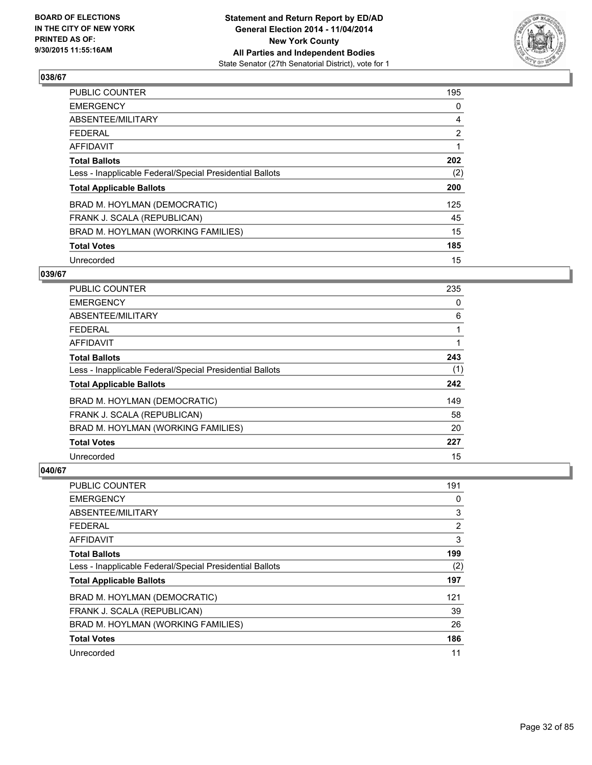**Statement and Return Report by ED/AD**
**General Election 2014 - 11/04/2014**
**New York County**
**All Parties and Independent Bodies**
State Senator (27th Senatorial District), vote for 1

BOARD OF ELECTIONS
IN THE CITY OF NEW YORK
PRINTED AS OF:
9/30/2015 11:55:16AM

## 038/67

| | |
|---|---|
| PUBLIC COUNTER | 195 |
| EMERGENCY | 0 |
| ABSENTEE/MILITARY | 4 |
| FEDERAL | 2 |
| AFFIDAVIT | 1 |
| **Total Ballots** | **202** |
| Less - Inapplicable Federal/Special Presidential Ballots | (2) |
| **Total Applicable Ballots** | **200** |
| BRAD M. HOYLMAN (DEMOCRATIC) | 125 |
| FRANK J. SCALA (REPUBLICAN) | 45 |
| BRAD M. HOYLMAN (WORKING FAMILIES) | 15 |
| **Total Votes** | **185** |
| Unrecorded | 15 |

## 039/67

| | |
|---|---|
| PUBLIC COUNTER | 235 |
| EMERGENCY | 0 |
| ABSENTEE/MILITARY | 6 |
| FEDERAL | 1 |
| AFFIDAVIT | 1 |
| **Total Ballots** | **243** |
| Less - Inapplicable Federal/Special Presidential Ballots | (1) |
| **Total Applicable Ballots** | **242** |
| BRAD M. HOYLMAN (DEMOCRATIC) | 149 |
| FRANK J. SCALA (REPUBLICAN) | 58 |
| BRAD M. HOYLMAN (WORKING FAMILIES) | 20 |
| **Total Votes** | **227** |
| Unrecorded | 15 |

## 040/67

| | |
|---|---|
| PUBLIC COUNTER | 191 |
| EMERGENCY | 0 |
| ABSENTEE/MILITARY | 3 |
| FEDERAL | 2 |
| AFFIDAVIT | 3 |
| **Total Ballots** | **199** |
| Less - Inapplicable Federal/Special Presidential Ballots | (2) |
| **Total Applicable Ballots** | **197** |
| BRAD M. HOYLMAN (DEMOCRATIC) | 121 |
| FRANK J. SCALA (REPUBLICAN) | 39 |
| BRAD M. HOYLMAN (WORKING FAMILIES) | 26 |
| **Total Votes** | **186** |
| Unrecorded | 11 |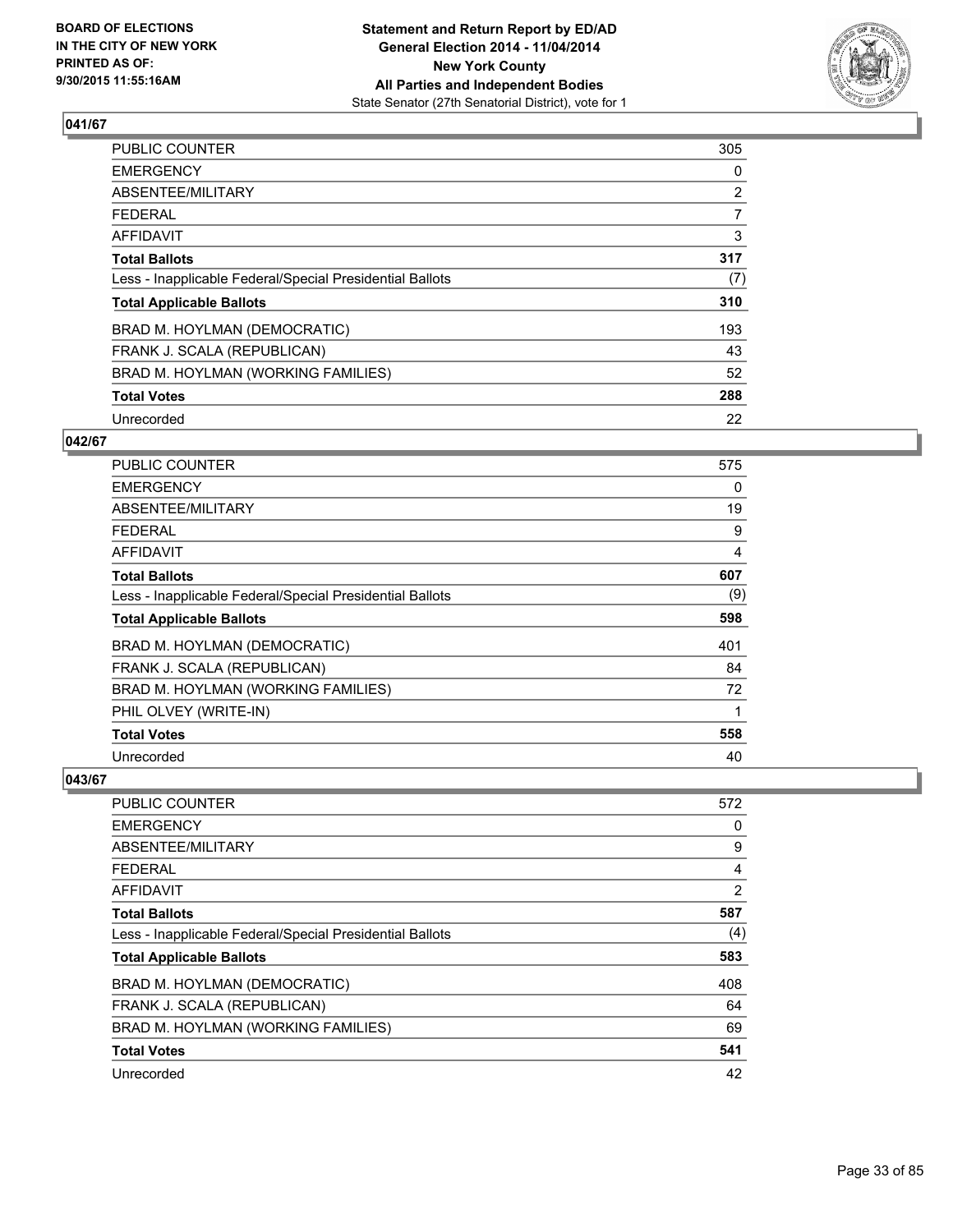BOARD OF ELECTIONS
IN THE CITY OF NEW YORK
PRINTED AS OF:
9/30/2015 11:55:16AM

**Statement and Return Report by ED/AD**
**General Election 2014 - 11/04/2014**
**New York County**
**All Parties and Independent Bodies**
State Senator (27th Senatorial District), vote for 1

### 041/67

| | |
|---|---|
| PUBLIC COUNTER | 305 |
| EMERGENCY | 0 |
| ABSENTEE/MILITARY | 2 |
| FEDERAL | 7 |
| AFFIDAVIT | 3 |
| **Total Ballots** | **317** |
| Less - Inapplicable Federal/Special Presidential Ballots | (7) |
| **Total Applicable Ballots** | **310** |
| BRAD M. HOYLMAN (DEMOCRATIC) | 193 |
| FRANK J. SCALA (REPUBLICAN) | 43 |
| BRAD M. HOYLMAN (WORKING FAMILIES) | 52 |
| **Total Votes** | **288** |
| Unrecorded | 22 |

### 042/67

| | |
|---|---|
| PUBLIC COUNTER | 575 |
| EMERGENCY | 0 |
| ABSENTEE/MILITARY | 19 |
| FEDERAL | 9 |
| AFFIDAVIT | 4 |
| **Total Ballots** | **607** |
| Less - Inapplicable Federal/Special Presidential Ballots | (9) |
| **Total Applicable Ballots** | **598** |
| BRAD M. HOYLMAN (DEMOCRATIC) | 401 |
| FRANK J. SCALA (REPUBLICAN) | 84 |
| BRAD M. HOYLMAN (WORKING FAMILIES) | 72 |
| PHIL OLVEY (WRITE-IN) | 1 |
| **Total Votes** | **558** |
| Unrecorded | 40 |

### 043/67

| | |
|---|---|
| PUBLIC COUNTER | 572 |
| EMERGENCY | 0 |
| ABSENTEE/MILITARY | 9 |
| FEDERAL | 4 |
| AFFIDAVIT | 2 |
| **Total Ballots** | **587** |
| Less - Inapplicable Federal/Special Presidential Ballots | (4) |
| **Total Applicable Ballots** | **583** |
| BRAD M. HOYLMAN (DEMOCRATIC) | 408 |
| FRANK J. SCALA (REPUBLICAN) | 64 |
| BRAD M. HOYLMAN (WORKING FAMILIES) | 69 |
| **Total Votes** | **541** |
| Unrecorded | 42 |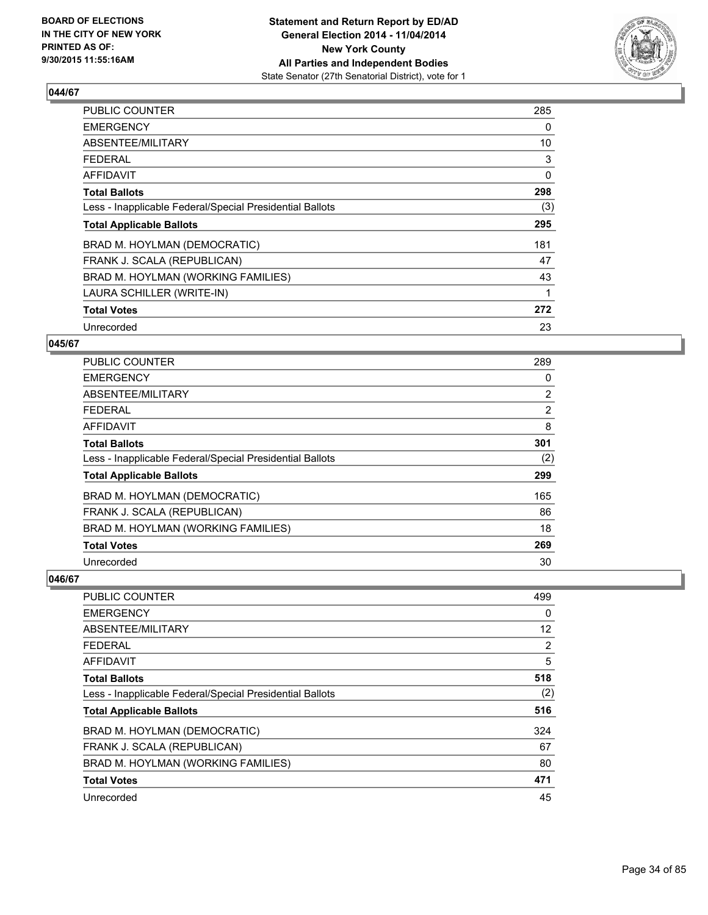**BOARD OF ELECTIONS IN THE CITY OF NEW YORK PRINTED AS OF: 9/30/2015 11:55:16AM**

**Statement and Return Report by ED/AD General Election 2014 - 11/04/2014 New York County All Parties and Independent Bodies**
State Senator (27th Senatorial District), vote for 1

### 044/67

| | |
|---|---|
| PUBLIC COUNTER | 285 |
| EMERGENCY | 0 |
| ABSENTEE/MILITARY | 10 |
| FEDERAL | 3 |
| AFFIDAVIT | 0 |
| **Total Ballots** | **298** |
| Less - Inapplicable Federal/Special Presidential Ballots | (3) |
| **Total Applicable Ballots** | **295** |
| BRAD M. HOYLMAN (DEMOCRATIC) | 181 |
| FRANK J. SCALA (REPUBLICAN) | 47 |
| BRAD M. HOYLMAN (WORKING FAMILIES) | 43 |
| LAURA SCHILLER (WRITE-IN) | 1 |
| **Total Votes** | **272** |
| Unrecorded | 23 |

### 045/67

| | |
|---|---|
| PUBLIC COUNTER | 289 |
| EMERGENCY | 0 |
| ABSENTEE/MILITARY | 2 |
| FEDERAL | 2 |
| AFFIDAVIT | 8 |
| **Total Ballots** | **301** |
| Less - Inapplicable Federal/Special Presidential Ballots | (2) |
| **Total Applicable Ballots** | **299** |
| BRAD M. HOYLMAN (DEMOCRATIC) | 165 |
| FRANK J. SCALA (REPUBLICAN) | 86 |
| BRAD M. HOYLMAN (WORKING FAMILIES) | 18 |
| **Total Votes** | **269** |
| Unrecorded | 30 |

### 046/67

| | |
|---|---|
| PUBLIC COUNTER | 499 |
| EMERGENCY | 0 |
| ABSENTEE/MILITARY | 12 |
| FEDERAL | 2 |
| AFFIDAVIT | 5 |
| **Total Ballots** | **518** |
| Less - Inapplicable Federal/Special Presidential Ballots | (2) |
| **Total Applicable Ballots** | **516** |
| BRAD M. HOYLMAN (DEMOCRATIC) | 324 |
| FRANK J. SCALA (REPUBLICAN) | 67 |
| BRAD M. HOYLMAN (WORKING FAMILIES) | 80 |
| **Total Votes** | **471** |
| Unrecorded | 45 |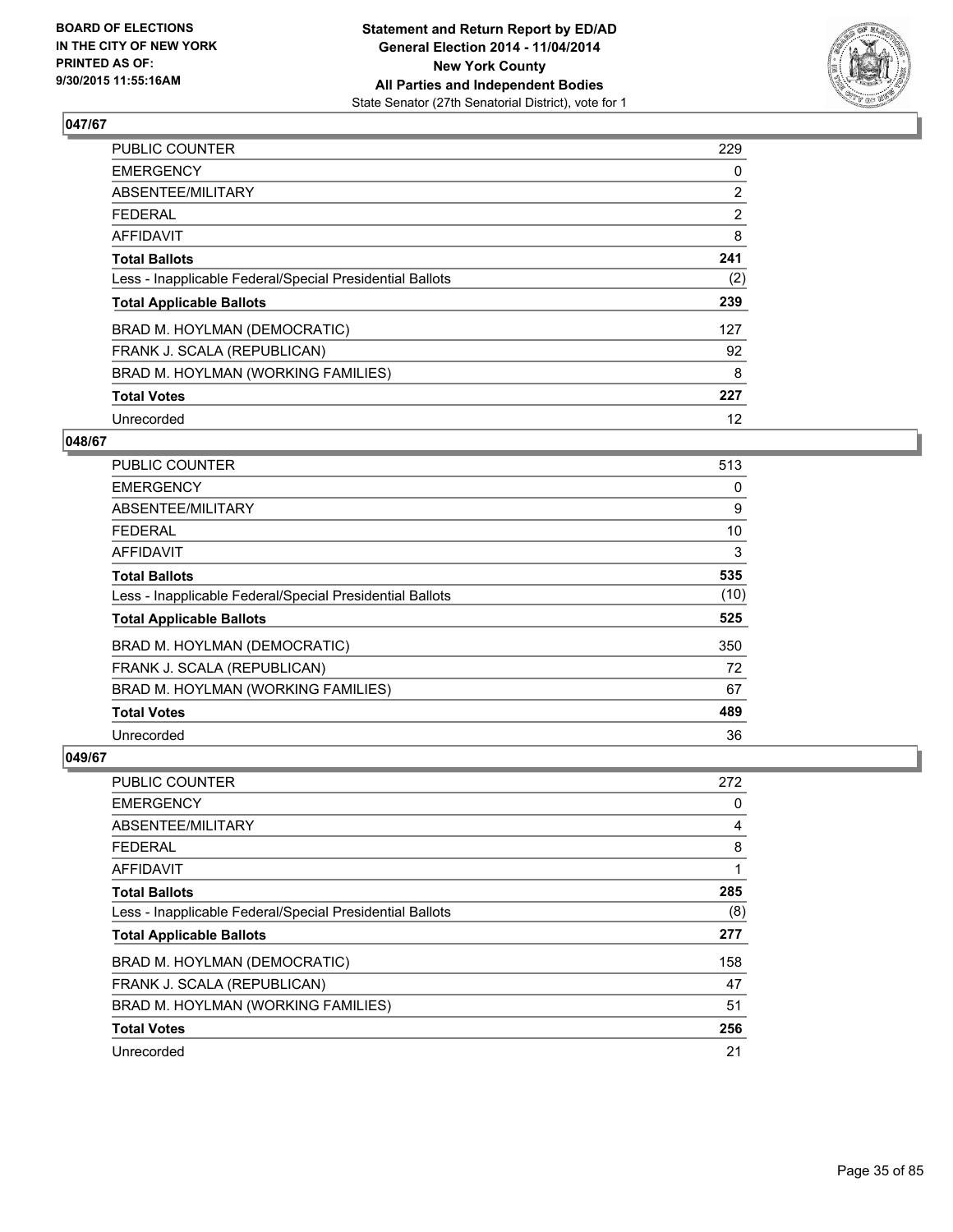**BOARD OF ELECTIONS IN THE CITY OF NEW YORK PRINTED AS OF: 9/30/2015 11:55:16AM**

**Statement and Return Report by ED/AD General Election 2014 - 11/04/2014 New York County All Parties and Independent Bodies**
State Senator (27th Senatorial District), vote for 1

### 047/67

| | |
|---|---|
| PUBLIC COUNTER | 229 |
| EMERGENCY | 0 |
| ABSENTEE/MILITARY | 2 |
| FEDERAL | 2 |
| AFFIDAVIT | 8 |
| **Total Ballots** | **241** |
| Less - Inapplicable Federal/Special Presidential Ballots | (2) |
| **Total Applicable Ballots** | **239** |
| BRAD M. HOYLMAN (DEMOCRATIC) | 127 |
| FRANK J. SCALA (REPUBLICAN) | 92 |
| BRAD M. HOYLMAN (WORKING FAMILIES) | 8 |
| **Total Votes** | **227** |
| Unrecorded | 12 |

### 048/67

| | |
|---|---|
| PUBLIC COUNTER | 513 |
| EMERGENCY | 0 |
| ABSENTEE/MILITARY | 9 |
| FEDERAL | 10 |
| AFFIDAVIT | 3 |
| **Total Ballots** | **535** |
| Less - Inapplicable Federal/Special Presidential Ballots | (10) |
| **Total Applicable Ballots** | **525** |
| BRAD M. HOYLMAN (DEMOCRATIC) | 350 |
| FRANK J. SCALA (REPUBLICAN) | 72 |
| BRAD M. HOYLMAN (WORKING FAMILIES) | 67 |
| **Total Votes** | **489** |
| Unrecorded | 36 |

### 049/67

| | |
|---|---|
| PUBLIC COUNTER | 272 |
| EMERGENCY | 0 |
| ABSENTEE/MILITARY | 4 |
| FEDERAL | 8 |
| AFFIDAVIT | 1 |
| **Total Ballots** | **285** |
| Less - Inapplicable Federal/Special Presidential Ballots | (8) |
| **Total Applicable Ballots** | **277** |
| BRAD M. HOYLMAN (DEMOCRATIC) | 158 |
| FRANK J. SCALA (REPUBLICAN) | 47 |
| BRAD M. HOYLMAN (WORKING FAMILIES) | 51 |
| **Total Votes** | **256** |
| Unrecorded | 21 |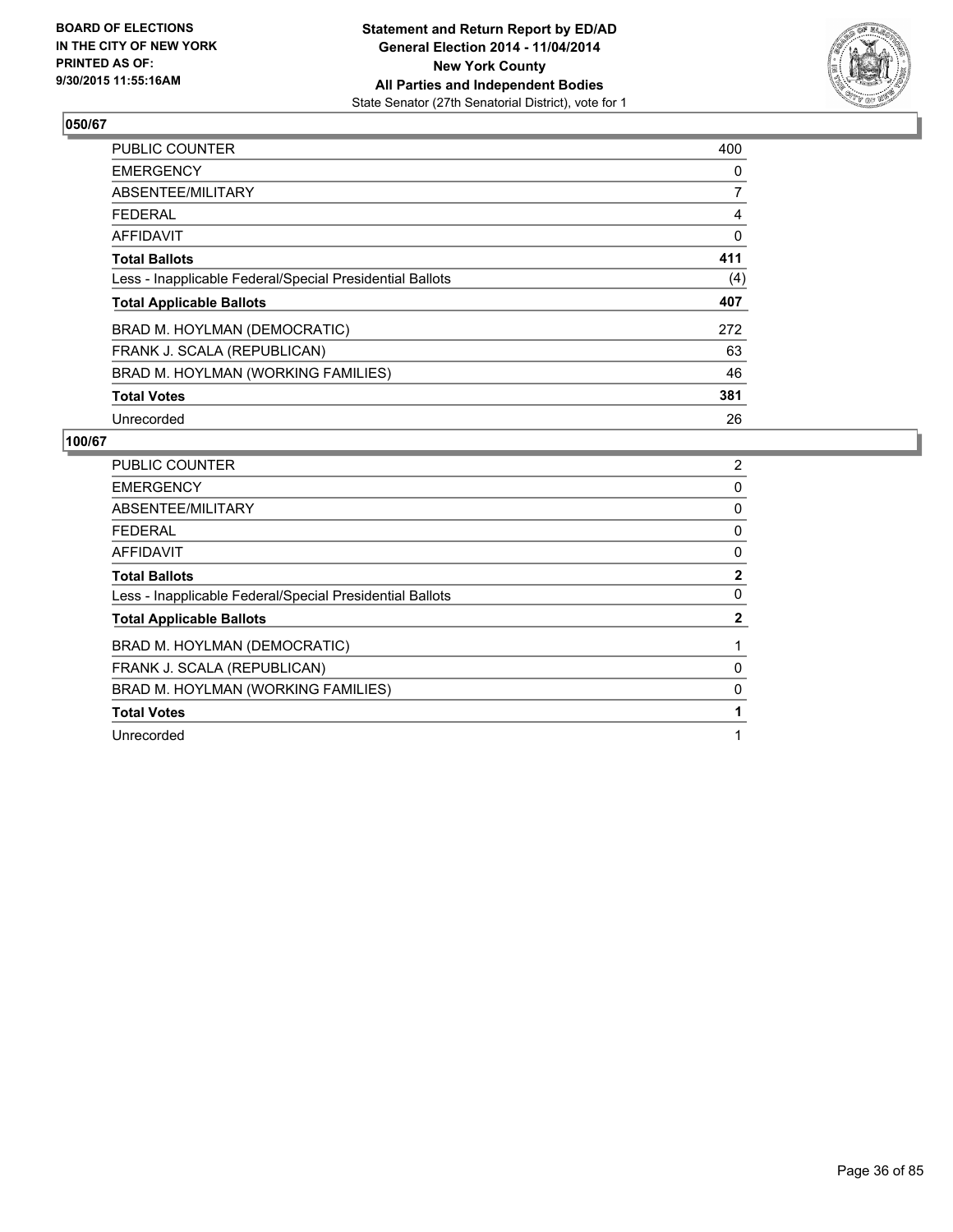**BOARD OF ELECTIONS IN THE CITY OF NEW YORK PRINTED AS OF: 9/30/2015 11:55:16AM**

**Statement and Return Report by ED/AD General Election 2014 - 11/04/2014 New York County All Parties and Independent Bodies**
State Senator (27th Senatorial District), vote for 1

## 050/67

| | |
|---|---|
| PUBLIC COUNTER | 400 |
| EMERGENCY | 0 |
| ABSENTEE/MILITARY | 7 |
| FEDERAL | 4 |
| AFFIDAVIT | 0 |
| **Total Ballots** | **411** |
| Less - Inapplicable Federal/Special Presidential Ballots | (4) |
| **Total Applicable Ballots** | **407** |
| BRAD M. HOYLMAN (DEMOCRATIC) | 272 |
| FRANK J. SCALA (REPUBLICAN) | 63 |
| BRAD M. HOYLMAN (WORKING FAMILIES) | 46 |
| **Total Votes** | **381** |
| Unrecorded | 26 |

## 100/67

| | |
|---|---|
| PUBLIC COUNTER | 2 |
| EMERGENCY | 0 |
| ABSENTEE/MILITARY | 0 |
| FEDERAL | 0 |
| AFFIDAVIT | 0 |
| **Total Ballots** | **2** |
| Less - Inapplicable Federal/Special Presidential Ballots | 0 |
| **Total Applicable Ballots** | **2** |
| BRAD M. HOYLMAN (DEMOCRATIC) | 1 |
| FRANK J. SCALA (REPUBLICAN) | 0 |
| BRAD M. HOYLMAN (WORKING FAMILIES) | 0 |
| **Total Votes** | **1** |
| Unrecorded | 1 |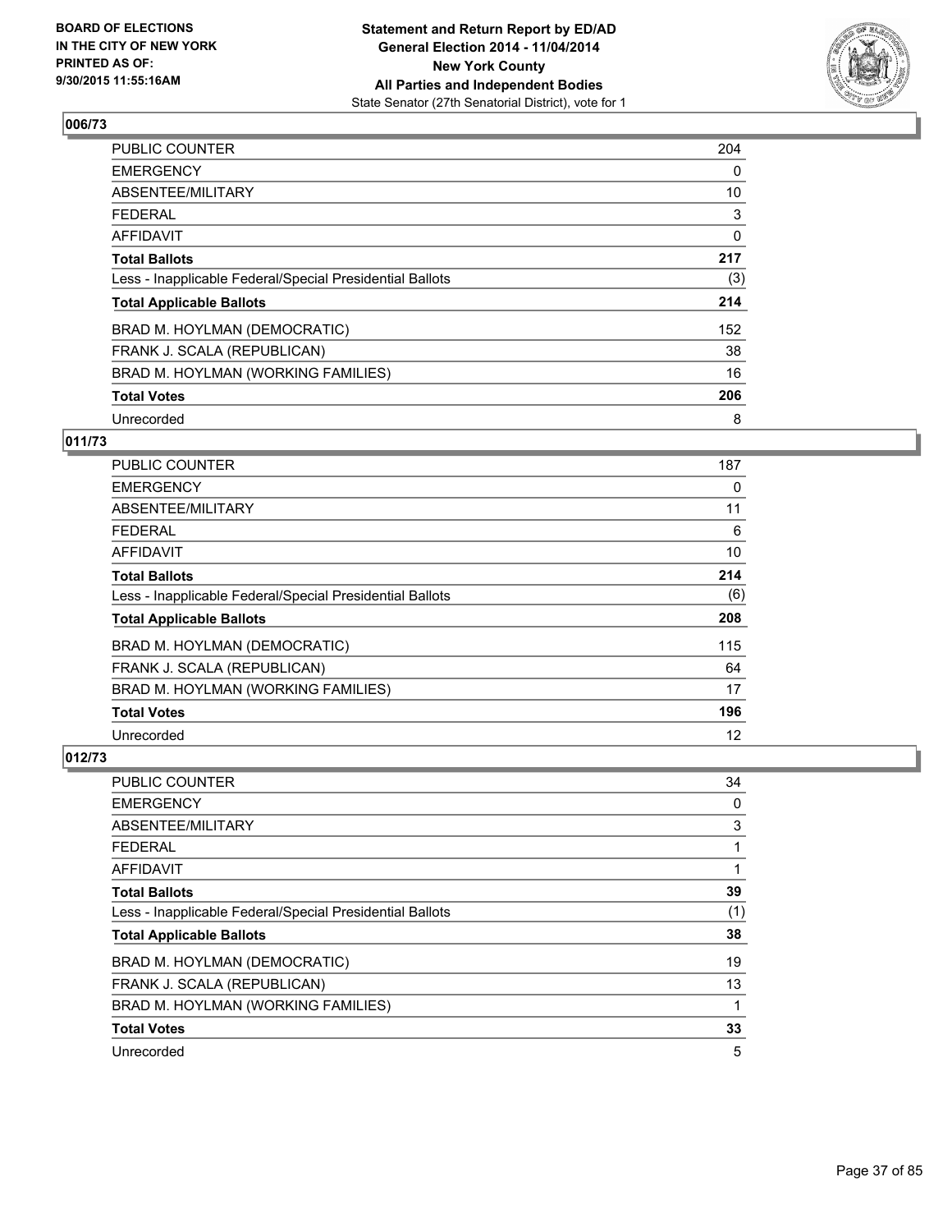**Statement and Return Report by ED/AD**
**General Election 2014 - 11/04/2014**
**New York County**
**All Parties and Independent Bodies**
State Senator (27th Senatorial District), vote for 1

BOARD OF ELECTIONS IN THE CITY OF NEW YORK PRINTED AS OF: 9/30/2015 11:55:16AM

## 006/73

| | |
|---|---|
| PUBLIC COUNTER | 204 |
| EMERGENCY | 0 |
| ABSENTEE/MILITARY | 10 |
| FEDERAL | 3 |
| AFFIDAVIT | 0 |
| **Total Ballots** | **217** |
| Less - Inapplicable Federal/Special Presidential Ballots | (3) |
| **Total Applicable Ballots** | **214** |
| BRAD M. HOYLMAN (DEMOCRATIC) | 152 |
| FRANK J. SCALA (REPUBLICAN) | 38 |
| BRAD M. HOYLMAN (WORKING FAMILIES) | 16 |
| **Total Votes** | **206** |
| Unrecorded | 8 |

## 011/73

| | |
|---|---|
| PUBLIC COUNTER | 187 |
| EMERGENCY | 0 |
| ABSENTEE/MILITARY | 11 |
| FEDERAL | 6 |
| AFFIDAVIT | 10 |
| **Total Ballots** | **214** |
| Less - Inapplicable Federal/Special Presidential Ballots | (6) |
| **Total Applicable Ballots** | **208** |
| BRAD M. HOYLMAN (DEMOCRATIC) | 115 |
| FRANK J. SCALA (REPUBLICAN) | 64 |
| BRAD M. HOYLMAN (WORKING FAMILIES) | 17 |
| **Total Votes** | **196** |
| Unrecorded | 12 |

## 012/73

| | |
|---|---|
| PUBLIC COUNTER | 34 |
| EMERGENCY | 0 |
| ABSENTEE/MILITARY | 3 |
| FEDERAL | 1 |
| AFFIDAVIT | 1 |
| **Total Ballots** | **39** |
| Less - Inapplicable Federal/Special Presidential Ballots | (1) |
| **Total Applicable Ballots** | **38** |
| BRAD M. HOYLMAN (DEMOCRATIC) | 19 |
| FRANK J. SCALA (REPUBLICAN) | 13 |
| BRAD M. HOYLMAN (WORKING FAMILIES) | 1 |
| **Total Votes** | **33** |
| Unrecorded | 5 |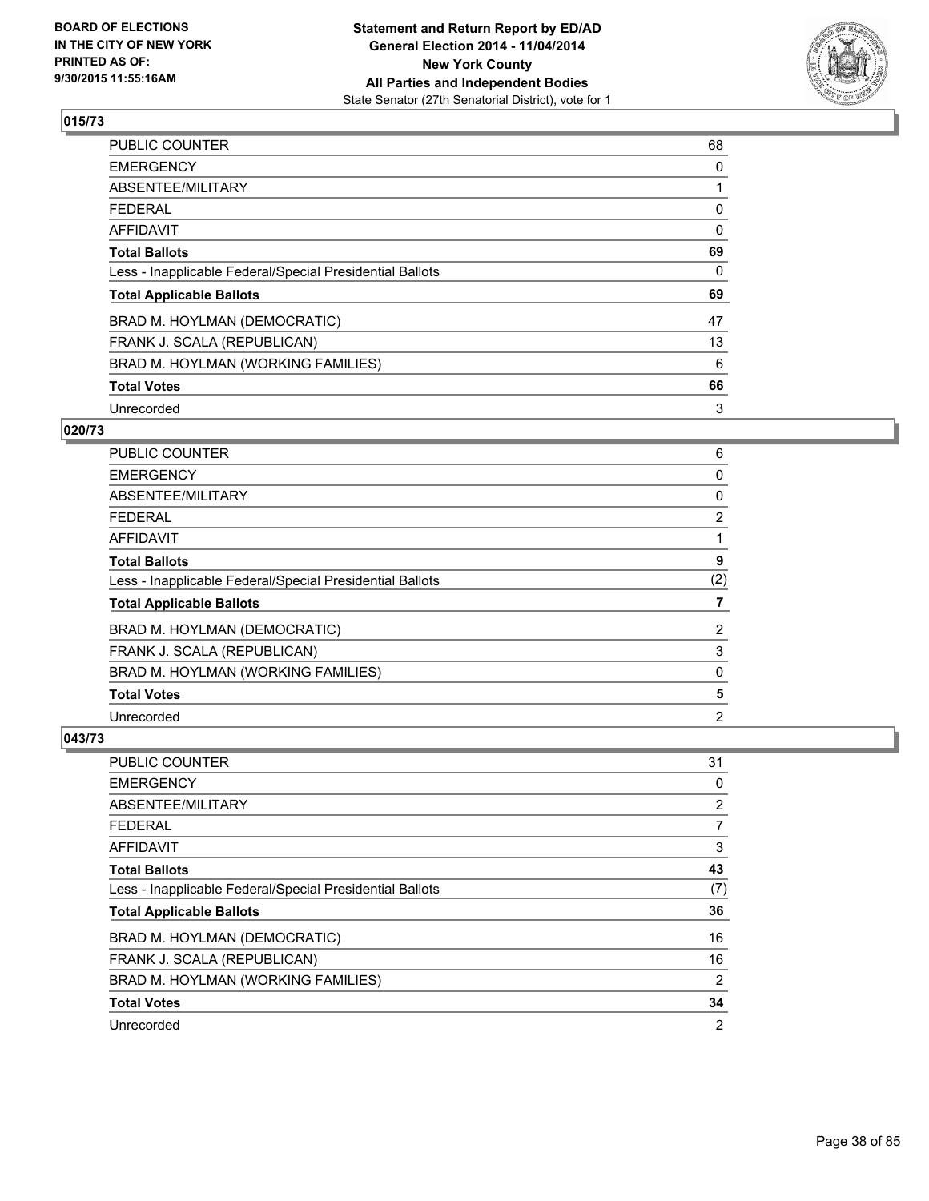BOARD OF ELECTIONS
IN THE CITY OF NEW YORK
PRINTED AS OF:
9/30/2015 11:55:16AM

**Statement and Return Report by ED/AD**
**General Election 2014 - 11/04/2014**
**New York County**
**All Parties and Independent Bodies**
State Senator (27th Senatorial District), vote for 1

### 015/73

| | |
|---|---|
| PUBLIC COUNTER | 68 |
| EMERGENCY | 0 |
| ABSENTEE/MILITARY | 1 |
| FEDERAL | 0 |
| AFFIDAVIT | 0 |
| **Total Ballots** | **69** |
| Less - Inapplicable Federal/Special Presidential Ballots | 0 |
| **Total Applicable Ballots** | **69** |
| BRAD M. HOYLMAN (DEMOCRATIC) | 47 |
| FRANK J. SCALA (REPUBLICAN) | 13 |
| BRAD M. HOYLMAN (WORKING FAMILIES) | 6 |
| **Total Votes** | **66** |
| Unrecorded | 3 |

### 020/73

| | |
|---|---|
| PUBLIC COUNTER | 6 |
| EMERGENCY | 0 |
| ABSENTEE/MILITARY | 0 |
| FEDERAL | 2 |
| AFFIDAVIT | 1 |
| **Total Ballots** | **9** |
| Less - Inapplicable Federal/Special Presidential Ballots | (2) |
| **Total Applicable Ballots** | **7** |
| BRAD M. HOYLMAN (DEMOCRATIC) | 2 |
| FRANK J. SCALA (REPUBLICAN) | 3 |
| BRAD M. HOYLMAN (WORKING FAMILIES) | 0 |
| **Total Votes** | **5** |
| Unrecorded | 2 |

### 043/73

| | |
|---|---|
| PUBLIC COUNTER | 31 |
| EMERGENCY | 0 |
| ABSENTEE/MILITARY | 2 |
| FEDERAL | 7 |
| AFFIDAVIT | 3 |
| **Total Ballots** | **43** |
| Less - Inapplicable Federal/Special Presidential Ballots | (7) |
| **Total Applicable Ballots** | **36** |
| BRAD M. HOYLMAN (DEMOCRATIC) | 16 |
| FRANK J. SCALA (REPUBLICAN) | 16 |
| BRAD M. HOYLMAN (WORKING FAMILIES) | 2 |
| **Total Votes** | **34** |
| Unrecorded | 2 |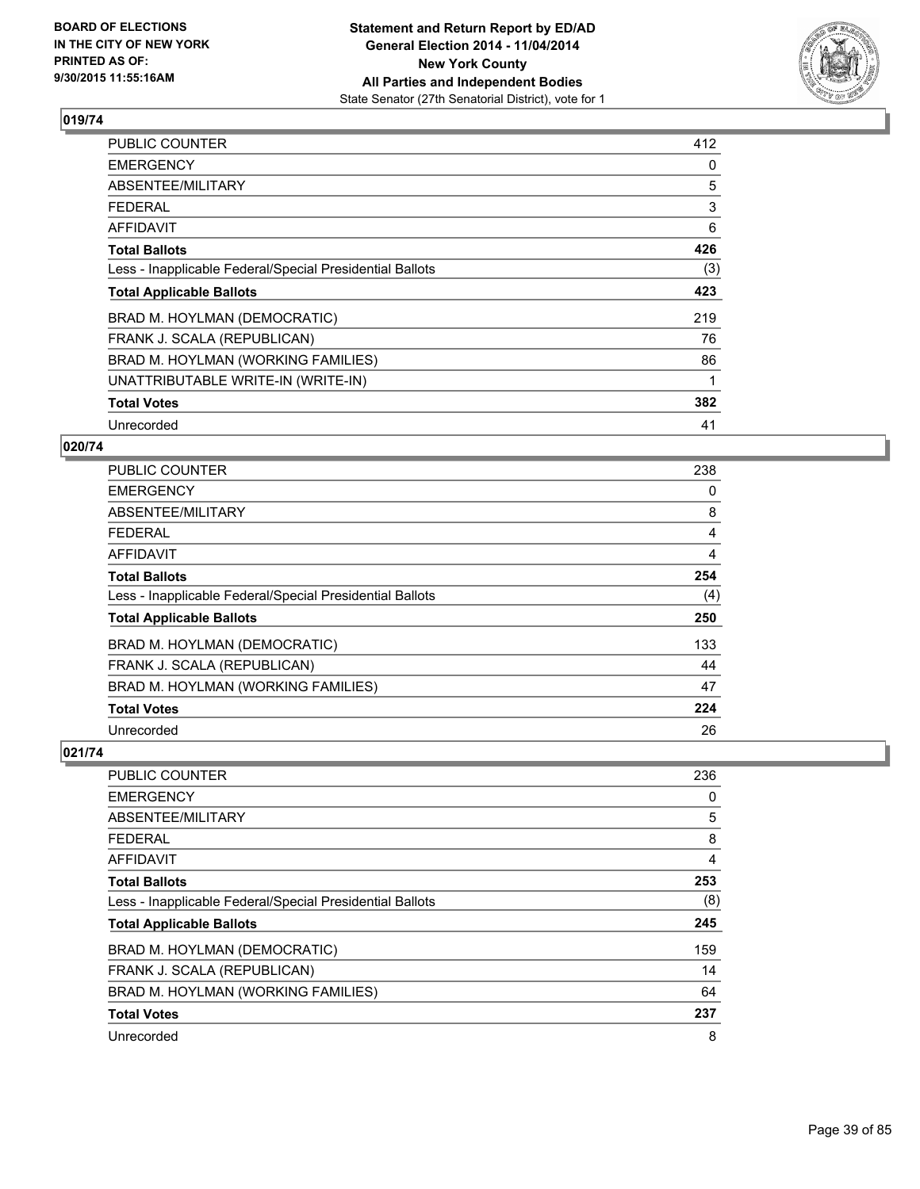BOARD OF ELECTIONS
IN THE CITY OF NEW YORK
PRINTED AS OF:
9/30/2015 11:55:16AM

**Statement and Return Report by ED/AD**
**General Election 2014 - 11/04/2014**
**New York County**
**All Parties and Independent Bodies**
State Senator (27th Senatorial District), vote for 1

### 019/74

| | |
|---|---|
| PUBLIC COUNTER | 412 |
| EMERGENCY | 0 |
| ABSENTEE/MILITARY | 5 |
| FEDERAL | 3 |
| AFFIDAVIT | 6 |
| **Total Ballots** | **426** |
| Less - Inapplicable Federal/Special Presidential Ballots | (3) |
| **Total Applicable Ballots** | **423** |
| BRAD M. HOYLMAN (DEMOCRATIC) | 219 |
| FRANK J. SCALA (REPUBLICAN) | 76 |
| BRAD M. HOYLMAN (WORKING FAMILIES) | 86 |
| UNATTRIBUTABLE WRITE-IN (WRITE-IN) | 1 |
| **Total Votes** | **382** |
| Unrecorded | 41 |

### 020/74

| | |
|---|---|
| PUBLIC COUNTER | 238 |
| EMERGENCY | 0 |
| ABSENTEE/MILITARY | 8 |
| FEDERAL | 4 |
| AFFIDAVIT | 4 |
| **Total Ballots** | **254** |
| Less - Inapplicable Federal/Special Presidential Ballots | (4) |
| **Total Applicable Ballots** | **250** |
| BRAD M. HOYLMAN (DEMOCRATIC) | 133 |
| FRANK J. SCALA (REPUBLICAN) | 44 |
| BRAD M. HOYLMAN (WORKING FAMILIES) | 47 |
| **Total Votes** | **224** |
| Unrecorded | 26 |

### 021/74

| | |
|---|---|
| PUBLIC COUNTER | 236 |
| EMERGENCY | 0 |
| ABSENTEE/MILITARY | 5 |
| FEDERAL | 8 |
| AFFIDAVIT | 4 |
| **Total Ballots** | **253** |
| Less - Inapplicable Federal/Special Presidential Ballots | (8) |
| **Total Applicable Ballots** | **245** |
| BRAD M. HOYLMAN (DEMOCRATIC) | 159 |
| FRANK J. SCALA (REPUBLICAN) | 14 |
| BRAD M. HOYLMAN (WORKING FAMILIES) | 64 |
| **Total Votes** | **237** |
| Unrecorded | 8 |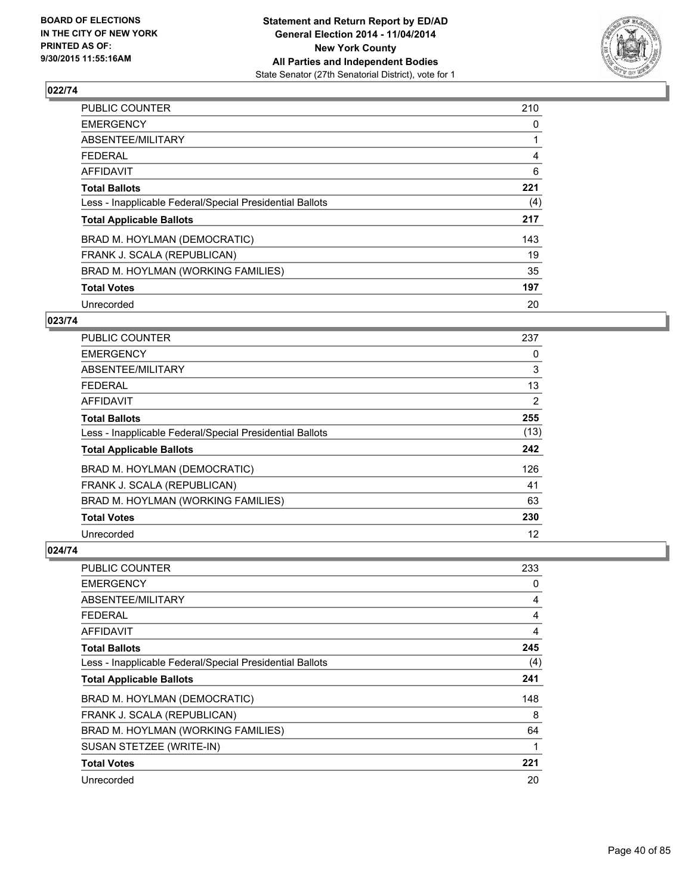**BOARD OF ELECTIONS IN THE CITY OF NEW YORK PRINTED AS OF: 9/30/2015 11:55:16AM**

**Statement and Return Report by ED/AD General Election 2014 - 11/04/2014 New York County All Parties and Independent Bodies**
State Senator (27th Senatorial District), vote for 1

## 022/74

| | |
|---|---|
| PUBLIC COUNTER | 210 |
| EMERGENCY | 0 |
| ABSENTEE/MILITARY | 1 |
| FEDERAL | 4 |
| AFFIDAVIT | 6 |
| **Total Ballots** | **221** |
| Less - Inapplicable Federal/Special Presidential Ballots | (4) |
| **Total Applicable Ballots** | **217** |
| BRAD M. HOYLMAN (DEMOCRATIC) | 143 |
| FRANK J. SCALA (REPUBLICAN) | 19 |
| BRAD M. HOYLMAN (WORKING FAMILIES) | 35 |
| **Total Votes** | **197** |
| Unrecorded | 20 |

## 023/74

| | |
|---|---|
| PUBLIC COUNTER | 237 |
| EMERGENCY | 0 |
| ABSENTEE/MILITARY | 3 |
| FEDERAL | 13 |
| AFFIDAVIT | 2 |
| **Total Ballots** | **255** |
| Less - Inapplicable Federal/Special Presidential Ballots | (13) |
| **Total Applicable Ballots** | **242** |
| BRAD M. HOYLMAN (DEMOCRATIC) | 126 |
| FRANK J. SCALA (REPUBLICAN) | 41 |
| BRAD M. HOYLMAN (WORKING FAMILIES) | 63 |
| **Total Votes** | **230** |
| Unrecorded | 12 |

## 024/74

| | |
|---|---|
| PUBLIC COUNTER | 233 |
| EMERGENCY | 0 |
| ABSENTEE/MILITARY | 4 |
| FEDERAL | 4 |
| AFFIDAVIT | 4 |
| **Total Ballots** | **245** |
| Less - Inapplicable Federal/Special Presidential Ballots | (4) |
| **Total Applicable Ballots** | **241** |
| BRAD M. HOYLMAN (DEMOCRATIC) | 148 |
| FRANK J. SCALA (REPUBLICAN) | 8 |
| BRAD M. HOYLMAN (WORKING FAMILIES) | 64 |
| SUSAN STETZEE (WRITE-IN) | 1 |
| **Total Votes** | **221** |
| Unrecorded | 20 |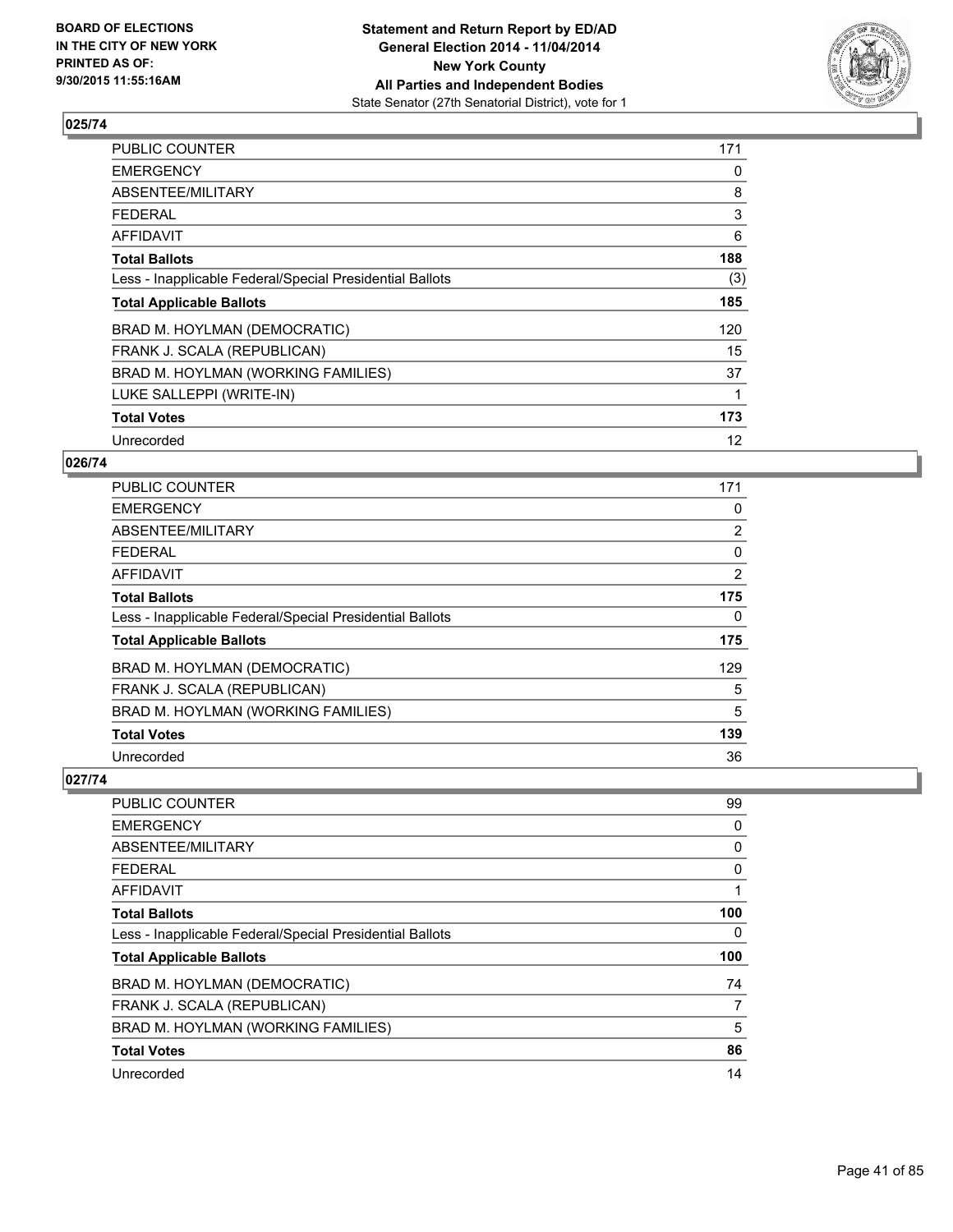**Statement and Return Report by ED/AD**
**General Election 2014 - 11/04/2014**
**New York County**
**All Parties and Independent Bodies**
State Senator (27th Senatorial District), vote for 1

BOARD OF ELECTIONS
IN THE CITY OF NEW YORK
PRINTED AS OF:
9/30/2015 11:55:16AM

## 025/74

| | |
|---|---|
| PUBLIC COUNTER | 171 |
| EMERGENCY | 0 |
| ABSENTEE/MILITARY | 8 |
| FEDERAL | 3 |
| AFFIDAVIT | 6 |
| **Total Ballots** | **188** |
| Less - Inapplicable Federal/Special Presidential Ballots | (3) |
| **Total Applicable Ballots** | **185** |
| BRAD M. HOYLMAN (DEMOCRATIC) | 120 |
| FRANK J. SCALA (REPUBLICAN) | 15 |
| BRAD M. HOYLMAN (WORKING FAMILIES) | 37 |
| LUKE SALLEPPI (WRITE-IN) | 1 |
| **Total Votes** | **173** |
| Unrecorded | 12 |

## 026/74

| | |
|---|---|
| PUBLIC COUNTER | 171 |
| EMERGENCY | 0 |
| ABSENTEE/MILITARY | 2 |
| FEDERAL | 0 |
| AFFIDAVIT | 2 |
| **Total Ballots** | **175** |
| Less - Inapplicable Federal/Special Presidential Ballots | 0 |
| **Total Applicable Ballots** | **175** |
| BRAD M. HOYLMAN (DEMOCRATIC) | 129 |
| FRANK J. SCALA (REPUBLICAN) | 5 |
| BRAD M. HOYLMAN (WORKING FAMILIES) | 5 |
| **Total Votes** | **139** |
| Unrecorded | 36 |

## 027/74

| | |
|---|---|
| PUBLIC COUNTER | 99 |
| EMERGENCY | 0 |
| ABSENTEE/MILITARY | 0 |
| FEDERAL | 0 |
| AFFIDAVIT | 1 |
| **Total Ballots** | **100** |
| Less - Inapplicable Federal/Special Presidential Ballots | 0 |
| **Total Applicable Ballots** | **100** |
| BRAD M. HOYLMAN (DEMOCRATIC) | 74 |
| FRANK J. SCALA (REPUBLICAN) | 7 |
| BRAD M. HOYLMAN (WORKING FAMILIES) | 5 |
| **Total Votes** | **86** |
| Unrecorded | 14 |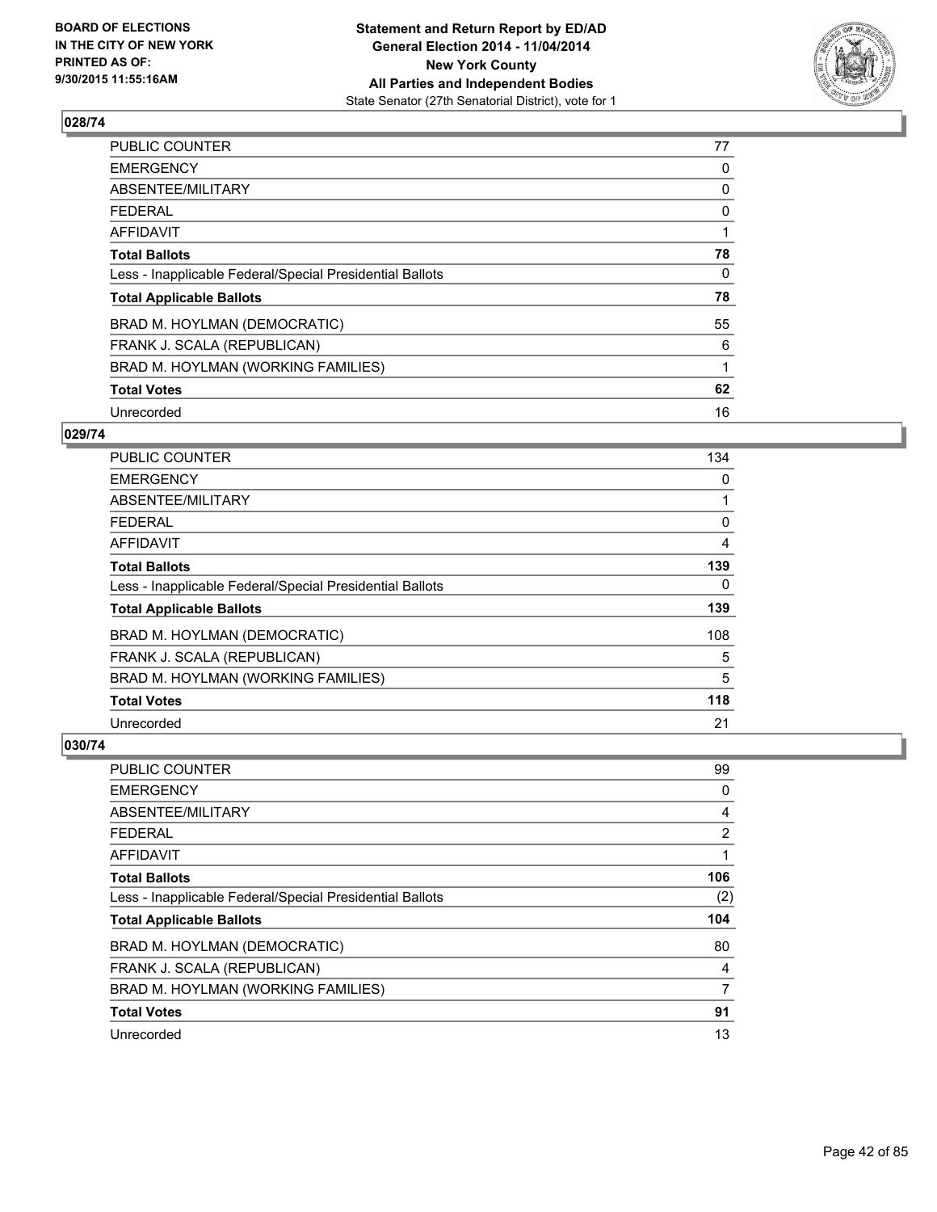**BOARD OF ELECTIONS IN THE CITY OF NEW YORK PRINTED AS OF: 9/30/2015 11:55:16AM**

**Statement and Return Report by ED/AD General Election 2014 - 11/04/2014 New York County All Parties and Independent Bodies**
State Senator (27th Senatorial District), vote for 1

## 028/74

| | |
|---|---|
| PUBLIC COUNTER | 77 |
| EMERGENCY | 0 |
| ABSENTEE/MILITARY | 0 |
| FEDERAL | 0 |
| AFFIDAVIT | 1 |
| **Total Ballots** | **78** |
| Less - Inapplicable Federal/Special Presidential Ballots | 0 |
| **Total Applicable Ballots** | **78** |
| BRAD M. HOYLMAN (DEMOCRATIC) | 55 |
| FRANK J. SCALA (REPUBLICAN) | 6 |
| BRAD M. HOYLMAN (WORKING FAMILIES) | 1 |
| **Total Votes** | **62** |
| Unrecorded | 16 |

## 029/74

| | |
|---|---|
| PUBLIC COUNTER | 134 |
| EMERGENCY | 0 |
| ABSENTEE/MILITARY | 1 |
| FEDERAL | 0 |
| AFFIDAVIT | 4 |
| **Total Ballots** | **139** |
| Less - Inapplicable Federal/Special Presidential Ballots | 0 |
| **Total Applicable Ballots** | **139** |
| BRAD M. HOYLMAN (DEMOCRATIC) | 108 |
| FRANK J. SCALA (REPUBLICAN) | 5 |
| BRAD M. HOYLMAN (WORKING FAMILIES) | 5 |
| **Total Votes** | **118** |
| Unrecorded | 21 |

## 030/74

| | |
|---|---|
| PUBLIC COUNTER | 99 |
| EMERGENCY | 0 |
| ABSENTEE/MILITARY | 4 |
| FEDERAL | 2 |
| AFFIDAVIT | 1 |
| **Total Ballots** | **106** |
| Less - Inapplicable Federal/Special Presidential Ballots | (2) |
| **Total Applicable Ballots** | **104** |
| BRAD M. HOYLMAN (DEMOCRATIC) | 80 |
| FRANK J. SCALA (REPUBLICAN) | 4 |
| BRAD M. HOYLMAN (WORKING FAMILIES) | 7 |
| **Total Votes** | **91** |
| Unrecorded | 13 |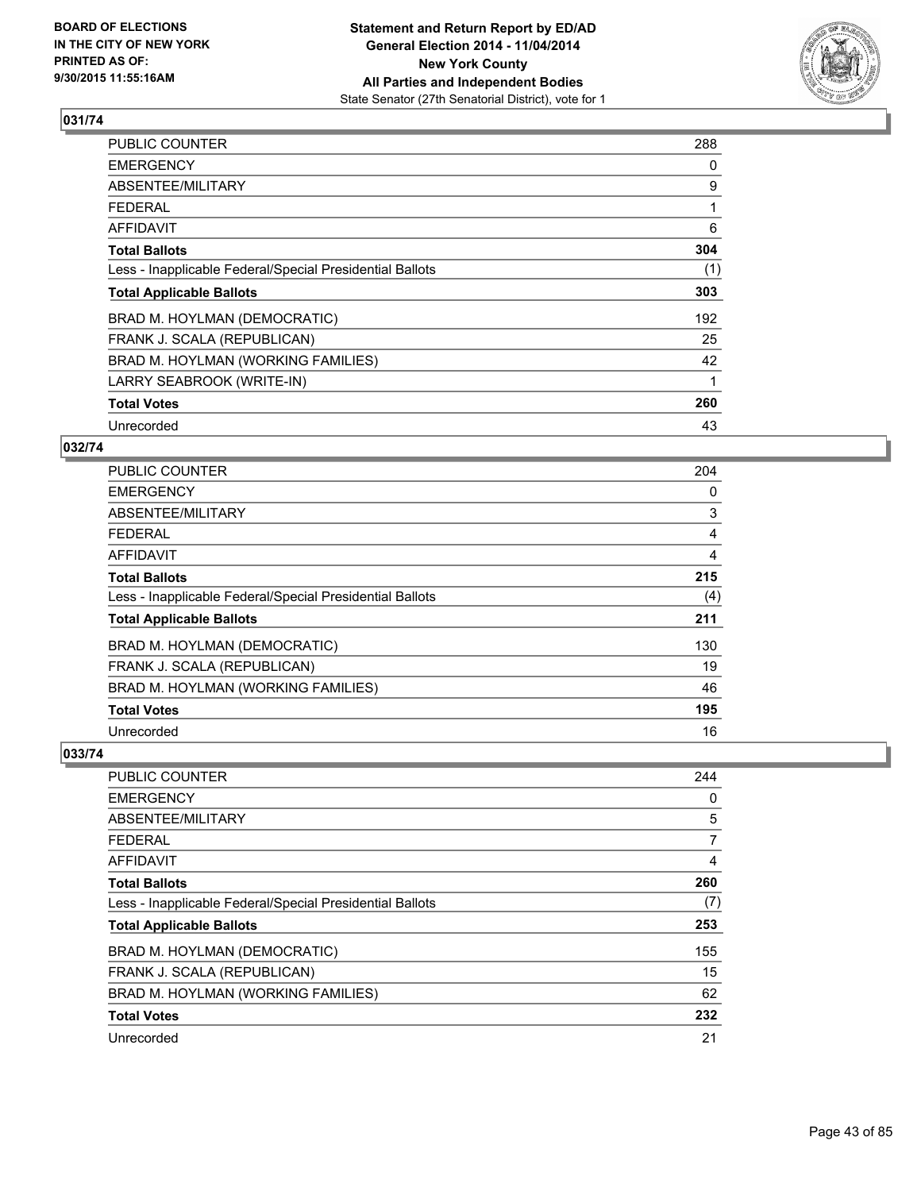BOARD OF ELECTIONS
IN THE CITY OF NEW YORK
PRINTED AS OF:
9/30/2015 11:55:16AM

**Statement and Return Report by ED/AD**
**General Election 2014 - 11/04/2014**
**New York County**
**All Parties and Independent Bodies**
State Senator (27th Senatorial District), vote for 1

### 031/74

| | |
|---|---|
| PUBLIC COUNTER | 288 |
| EMERGENCY | 0 |
| ABSENTEE/MILITARY | 9 |
| FEDERAL | 1 |
| AFFIDAVIT | 6 |
| **Total Ballots** | **304** |
| Less - Inapplicable Federal/Special Presidential Ballots | (1) |
| **Total Applicable Ballots** | **303** |
| BRAD M. HOYLMAN (DEMOCRATIC) | 192 |
| FRANK J. SCALA (REPUBLICAN) | 25 |
| BRAD M. HOYLMAN (WORKING FAMILIES) | 42 |
| LARRY SEABROOK (WRITE-IN) | 1 |
| **Total Votes** | **260** |
| Unrecorded | 43 |

### 032/74

| | |
|---|---|
| PUBLIC COUNTER | 204 |
| EMERGENCY | 0 |
| ABSENTEE/MILITARY | 3 |
| FEDERAL | 4 |
| AFFIDAVIT | 4 |
| **Total Ballots** | **215** |
| Less - Inapplicable Federal/Special Presidential Ballots | (4) |
| **Total Applicable Ballots** | **211** |
| BRAD M. HOYLMAN (DEMOCRATIC) | 130 |
| FRANK J. SCALA (REPUBLICAN) | 19 |
| BRAD M. HOYLMAN (WORKING FAMILIES) | 46 |
| **Total Votes** | **195** |
| Unrecorded | 16 |

### 033/74

| | |
|---|---|
| PUBLIC COUNTER | 244 |
| EMERGENCY | 0 |
| ABSENTEE/MILITARY | 5 |
| FEDERAL | 7 |
| AFFIDAVIT | 4 |
| **Total Ballots** | **260** |
| Less - Inapplicable Federal/Special Presidential Ballots | (7) |
| **Total Applicable Ballots** | **253** |
| BRAD M. HOYLMAN (DEMOCRATIC) | 155 |
| FRANK J. SCALA (REPUBLICAN) | 15 |
| BRAD M. HOYLMAN (WORKING FAMILIES) | 62 |
| **Total Votes** | **232** |
| Unrecorded | 21 |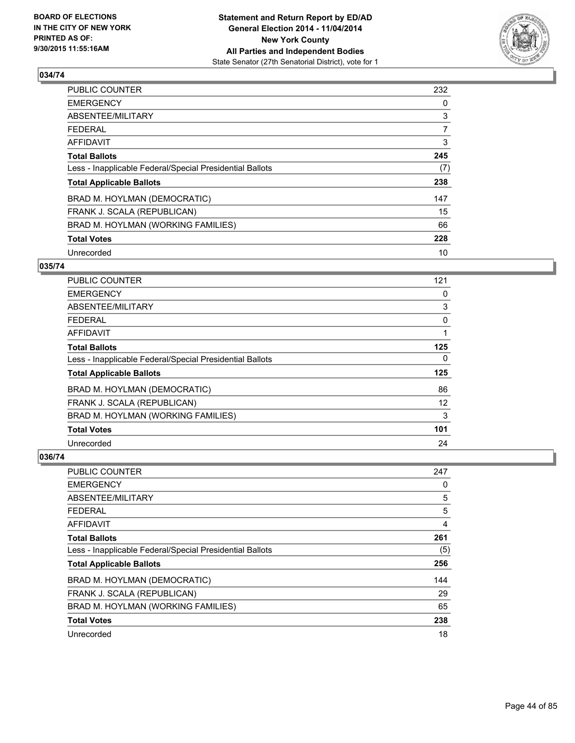**BOARD OF ELECTIONS IN THE CITY OF NEW YORK PRINTED AS OF: 9/30/2015 11:55:16AM**

**Statement and Return Report by ED/AD General Election 2014 - 11/04/2014 New York County All Parties and Independent Bodies**
State Senator (27th Senatorial District), vote for 1

### 034/74

| | |
|---|---|
| PUBLIC COUNTER | 232 |
| EMERGENCY | 0 |
| ABSENTEE/MILITARY | 3 |
| FEDERAL | 7 |
| AFFIDAVIT | 3 |
| **Total Ballots** | **245** |
| Less - Inapplicable Federal/Special Presidential Ballots | (7) |
| **Total Applicable Ballots** | **238** |
| BRAD M. HOYLMAN (DEMOCRATIC) | 147 |
| FRANK J. SCALA (REPUBLICAN) | 15 |
| BRAD M. HOYLMAN (WORKING FAMILIES) | 66 |
| **Total Votes** | **228** |
| Unrecorded | 10 |

### 035/74

| | |
|---|---|
| PUBLIC COUNTER | 121 |
| EMERGENCY | 0 |
| ABSENTEE/MILITARY | 3 |
| FEDERAL | 0 |
| AFFIDAVIT | 1 |
| **Total Ballots** | **125** |
| Less - Inapplicable Federal/Special Presidential Ballots | 0 |
| **Total Applicable Ballots** | **125** |
| BRAD M. HOYLMAN (DEMOCRATIC) | 86 |
| FRANK J. SCALA (REPUBLICAN) | 12 |
| BRAD M. HOYLMAN (WORKING FAMILIES) | 3 |
| **Total Votes** | **101** |
| Unrecorded | 24 |

### 036/74

| | |
|---|---|
| PUBLIC COUNTER | 247 |
| EMERGENCY | 0 |
| ABSENTEE/MILITARY | 5 |
| FEDERAL | 5 |
| AFFIDAVIT | 4 |
| **Total Ballots** | **261** |
| Less - Inapplicable Federal/Special Presidential Ballots | (5) |
| **Total Applicable Ballots** | **256** |
| BRAD M. HOYLMAN (DEMOCRATIC) | 144 |
| FRANK J. SCALA (REPUBLICAN) | 29 |
| BRAD M. HOYLMAN (WORKING FAMILIES) | 65 |
| **Total Votes** | **238** |
| Unrecorded | 18 |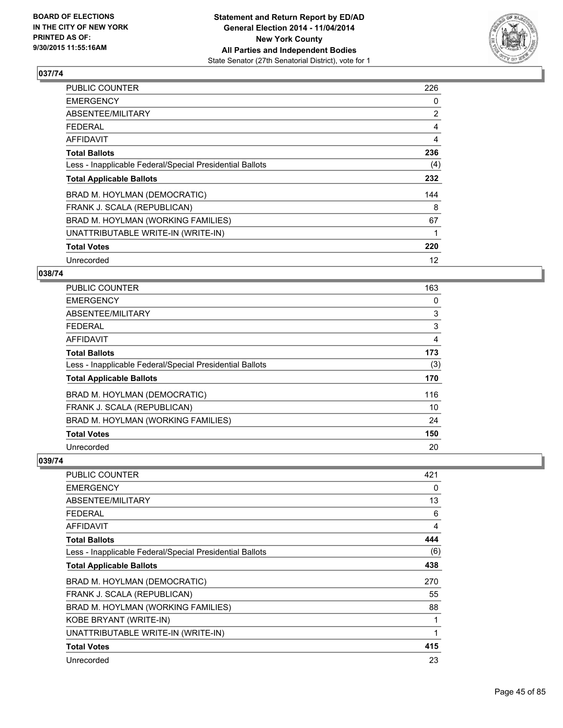BOARD OF ELECTIONS
IN THE CITY OF NEW YORK
PRINTED AS OF:
9/30/2015 11:55:16AM

**Statement and Return Report by ED/AD**
**General Election 2014 - 11/04/2014**
**New York County**
**All Parties and Independent Bodies**
State Senator (27th Senatorial District), vote for 1

### 037/74

| | |
|---|---|
| PUBLIC COUNTER | 226 |
| EMERGENCY | 0 |
| ABSENTEE/MILITARY | 2 |
| FEDERAL | 4 |
| AFFIDAVIT | 4 |
| **Total Ballots** | **236** |
| Less - Inapplicable Federal/Special Presidential Ballots | (4) |
| **Total Applicable Ballots** | **232** |
| BRAD M. HOYLMAN (DEMOCRATIC) | 144 |
| FRANK J. SCALA (REPUBLICAN) | 8 |
| BRAD M. HOYLMAN (WORKING FAMILIES) | 67 |
| UNATTRIBUTABLE WRITE-IN (WRITE-IN) | 1 |
| **Total Votes** | **220** |
| Unrecorded | 12 |

### 038/74

| | |
|---|---|
| PUBLIC COUNTER | 163 |
| EMERGENCY | 0 |
| ABSENTEE/MILITARY | 3 |
| FEDERAL | 3 |
| AFFIDAVIT | 4 |
| **Total Ballots** | **173** |
| Less - Inapplicable Federal/Special Presidential Ballots | (3) |
| **Total Applicable Ballots** | **170** |
| BRAD M. HOYLMAN (DEMOCRATIC) | 116 |
| FRANK J. SCALA (REPUBLICAN) | 10 |
| BRAD M. HOYLMAN (WORKING FAMILIES) | 24 |
| **Total Votes** | **150** |
| Unrecorded | 20 |

### 039/74

| | |
|---|---|
| PUBLIC COUNTER | 421 |
| EMERGENCY | 0 |
| ABSENTEE/MILITARY | 13 |
| FEDERAL | 6 |
| AFFIDAVIT | 4 |
| **Total Ballots** | **444** |
| Less - Inapplicable Federal/Special Presidential Ballots | (6) |
| **Total Applicable Ballots** | **438** |
| BRAD M. HOYLMAN (DEMOCRATIC) | 270 |
| FRANK J. SCALA (REPUBLICAN) | 55 |
| BRAD M. HOYLMAN (WORKING FAMILIES) | 88 |
| KOBE BRYANT (WRITE-IN) | 1 |
| UNATTRIBUTABLE WRITE-IN (WRITE-IN) | 1 |
| **Total Votes** | **415** |
| Unrecorded | 23 |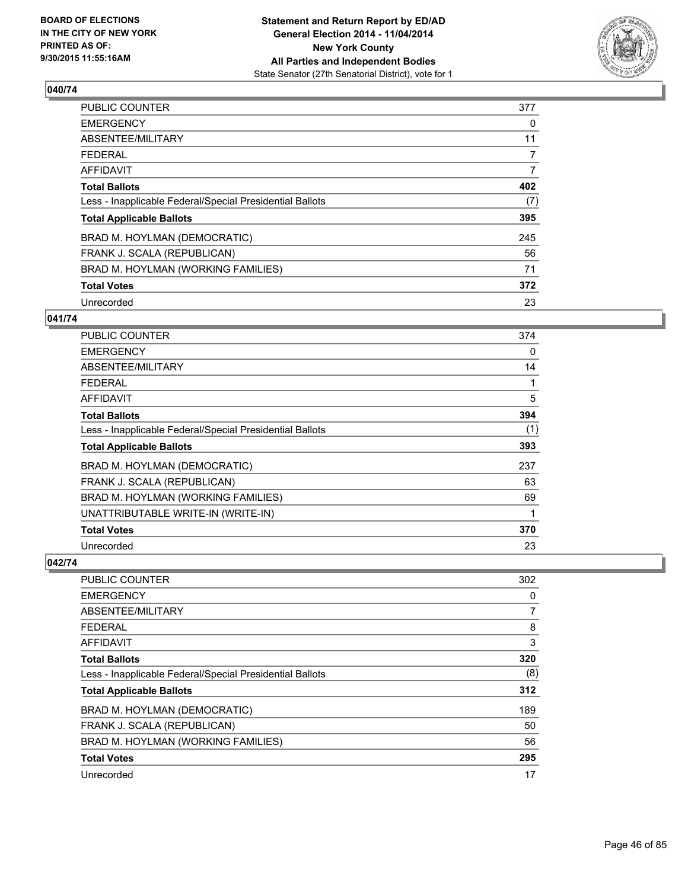**BOARD OF ELECTIONS IN THE CITY OF NEW YORK PRINTED AS OF: 9/30/2015 11:55:16AM**

**Statement and Return Report by ED/AD General Election 2014 - 11/04/2014 New York County All Parties and Independent Bodies**
State Senator (27th Senatorial District), vote for 1

## 040/74

| | |
|---|---|
| PUBLIC COUNTER | 377 |
| EMERGENCY | 0 |
| ABSENTEE/MILITARY | 11 |
| FEDERAL | 7 |
| AFFIDAVIT | 7 |
| **Total Ballots** | **402** |
| Less - Inapplicable Federal/Special Presidential Ballots | (7) |
| **Total Applicable Ballots** | **395** |
| BRAD M. HOYLMAN (DEMOCRATIC) | 245 |
| FRANK J. SCALA (REPUBLICAN) | 56 |
| BRAD M. HOYLMAN (WORKING FAMILIES) | 71 |
| **Total Votes** | **372** |
| Unrecorded | 23 |

## 041/74

| | |
|---|---|
| PUBLIC COUNTER | 374 |
| EMERGENCY | 0 |
| ABSENTEE/MILITARY | 14 |
| FEDERAL | 1 |
| AFFIDAVIT | 5 |
| **Total Ballots** | **394** |
| Less - Inapplicable Federal/Special Presidential Ballots | (1) |
| **Total Applicable Ballots** | **393** |
| BRAD M. HOYLMAN (DEMOCRATIC) | 237 |
| FRANK J. SCALA (REPUBLICAN) | 63 |
| BRAD M. HOYLMAN (WORKING FAMILIES) | 69 |
| UNATTRIBUTABLE WRITE-IN (WRITE-IN) | 1 |
| **Total Votes** | **370** |
| Unrecorded | 23 |

## 042/74

| | |
|---|---|
| PUBLIC COUNTER | 302 |
| EMERGENCY | 0 |
| ABSENTEE/MILITARY | 7 |
| FEDERAL | 8 |
| AFFIDAVIT | 3 |
| **Total Ballots** | **320** |
| Less - Inapplicable Federal/Special Presidential Ballots | (8) |
| **Total Applicable Ballots** | **312** |
| BRAD M. HOYLMAN (DEMOCRATIC) | 189 |
| FRANK J. SCALA (REPUBLICAN) | 50 |
| BRAD M. HOYLMAN (WORKING FAMILIES) | 56 |
| **Total Votes** | **295** |
| Unrecorded | 17 |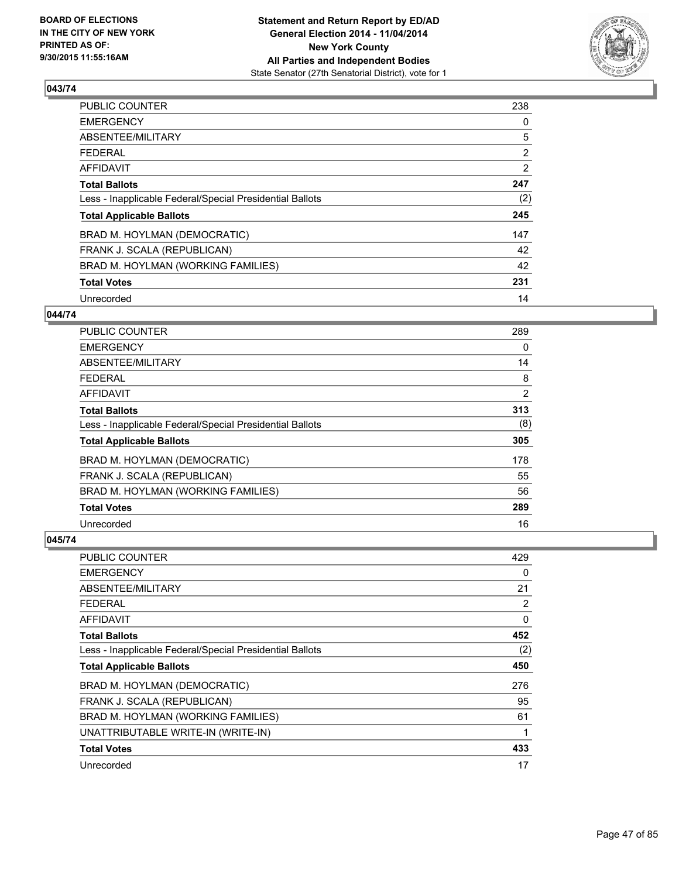BOARD OF ELECTIONS
IN THE CITY OF NEW YORK
PRINTED AS OF:
9/30/2015 11:55:16AM

**Statement and Return Report by ED/AD**
**General Election 2014 - 11/04/2014**
**New York County**
**All Parties and Independent Bodies**
State Senator (27th Senatorial District), vote for 1

### 043/74

| | |
|---|---|
| PUBLIC COUNTER | 238 |
| EMERGENCY | 0 |
| ABSENTEE/MILITARY | 5 |
| FEDERAL | 2 |
| AFFIDAVIT | 2 |
| **Total Ballots** | **247** |
| Less - Inapplicable Federal/Special Presidential Ballots | (2) |
| **Total Applicable Ballots** | **245** |
| BRAD M. HOYLMAN (DEMOCRATIC) | 147 |
| FRANK J. SCALA (REPUBLICAN) | 42 |
| BRAD M. HOYLMAN (WORKING FAMILIES) | 42 |
| **Total Votes** | **231** |
| Unrecorded | 14 |

### 044/74

| | |
|---|---|
| PUBLIC COUNTER | 289 |
| EMERGENCY | 0 |
| ABSENTEE/MILITARY | 14 |
| FEDERAL | 8 |
| AFFIDAVIT | 2 |
| **Total Ballots** | **313** |
| Less - Inapplicable Federal/Special Presidential Ballots | (8) |
| **Total Applicable Ballots** | **305** |
| BRAD M. HOYLMAN (DEMOCRATIC) | 178 |
| FRANK J. SCALA (REPUBLICAN) | 55 |
| BRAD M. HOYLMAN (WORKING FAMILIES) | 56 |
| **Total Votes** | **289** |
| Unrecorded | 16 |

### 045/74

| | |
|---|---|
| PUBLIC COUNTER | 429 |
| EMERGENCY | 0 |
| ABSENTEE/MILITARY | 21 |
| FEDERAL | 2 |
| AFFIDAVIT | 0 |
| **Total Ballots** | **452** |
| Less - Inapplicable Federal/Special Presidential Ballots | (2) |
| **Total Applicable Ballots** | **450** |
| BRAD M. HOYLMAN (DEMOCRATIC) | 276 |
| FRANK J. SCALA (REPUBLICAN) | 95 |
| BRAD M. HOYLMAN (WORKING FAMILIES) | 61 |
| UNATTRIBUTABLE WRITE-IN (WRITE-IN) | 1 |
| **Total Votes** | **433** |
| Unrecorded | 17 |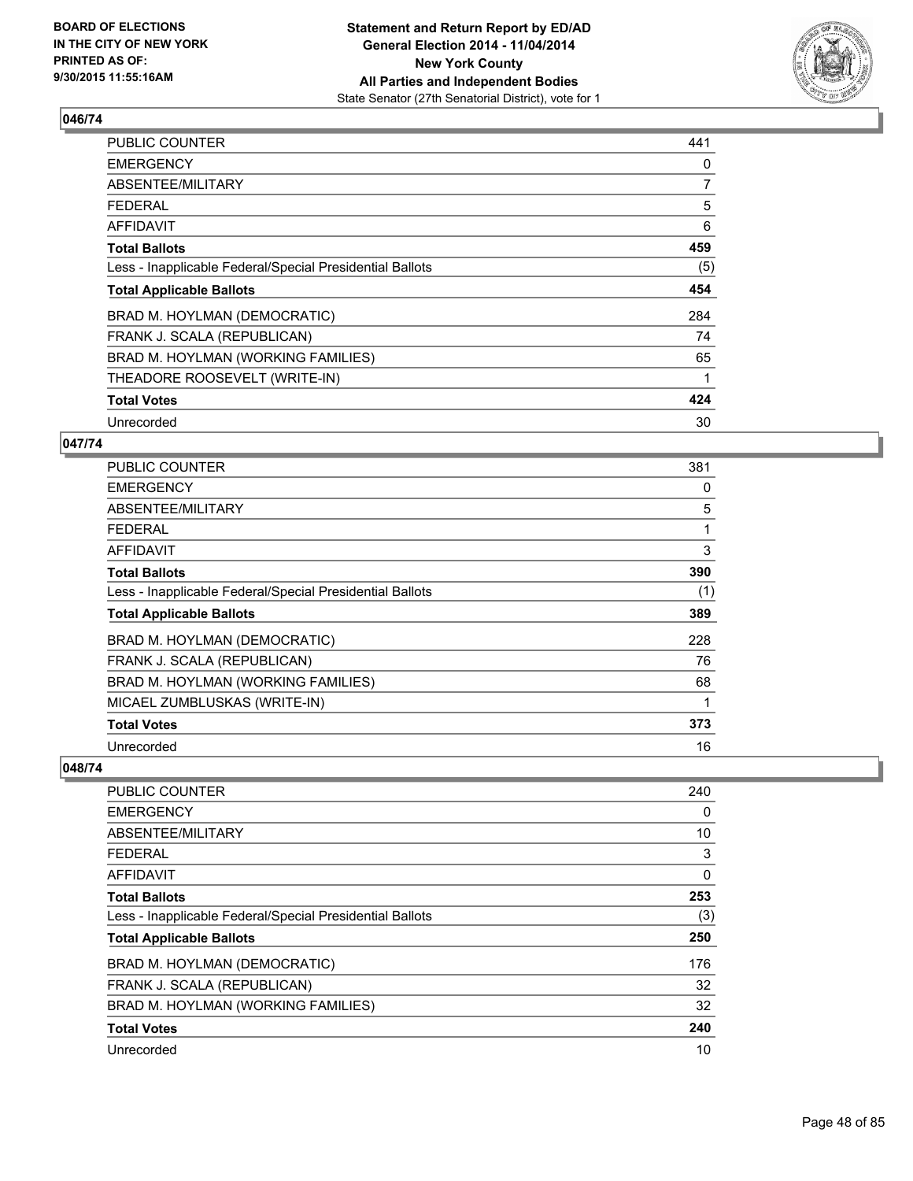## 046/74

| | |
|---|---|
| PUBLIC COUNTER | 441 |
| EMERGENCY | 0 |
| ABSENTEE/MILITARY | 7 |
| FEDERAL | 5 |
| AFFIDAVIT | 6 |
| **Total Ballots** | **459** |
| Less - Inapplicable Federal/Special Presidential Ballots | (5) |
| **Total Applicable Ballots** | **454** |
| BRAD M. HOYLMAN (DEMOCRATIC) | 284 |
| FRANK J. SCALA (REPUBLICAN) | 74 |
| BRAD M. HOYLMAN (WORKING FAMILIES) | 65 |
| THEADORE ROOSEVELT (WRITE-IN) | 1 |
| **Total Votes** | **424** |
| Unrecorded | 30 |

## 047/74

| | |
|---|---|
| PUBLIC COUNTER | 381 |
| EMERGENCY | 0 |
| ABSENTEE/MILITARY | 5 |
| FEDERAL | 1 |
| AFFIDAVIT | 3 |
| **Total Ballots** | **390** |
| Less - Inapplicable Federal/Special Presidential Ballots | (1) |
| **Total Applicable Ballots** | **389** |
| BRAD M. HOYLMAN (DEMOCRATIC) | 228 |
| FRANK J. SCALA (REPUBLICAN) | 76 |
| BRAD M. HOYLMAN (WORKING FAMILIES) | 68 |
| MICAEL ZUMBLUSKAS (WRITE-IN) | 1 |
| **Total Votes** | **373** |
| Unrecorded | 16 |

## 048/74

| | |
|---|---|
| PUBLIC COUNTER | 240 |
| EMERGENCY | 0 |
| ABSENTEE/MILITARY | 10 |
| FEDERAL | 3 |
| AFFIDAVIT | 0 |
| **Total Ballots** | **253** |
| Less - Inapplicable Federal/Special Presidential Ballots | (3) |
| **Total Applicable Ballots** | **250** |
| BRAD M. HOYLMAN (DEMOCRATIC) | 176 |
| FRANK J. SCALA (REPUBLICAN) | 32 |
| BRAD M. HOYLMAN (WORKING FAMILIES) | 32 |
| **Total Votes** | **240** |
| Unrecorded | 10 |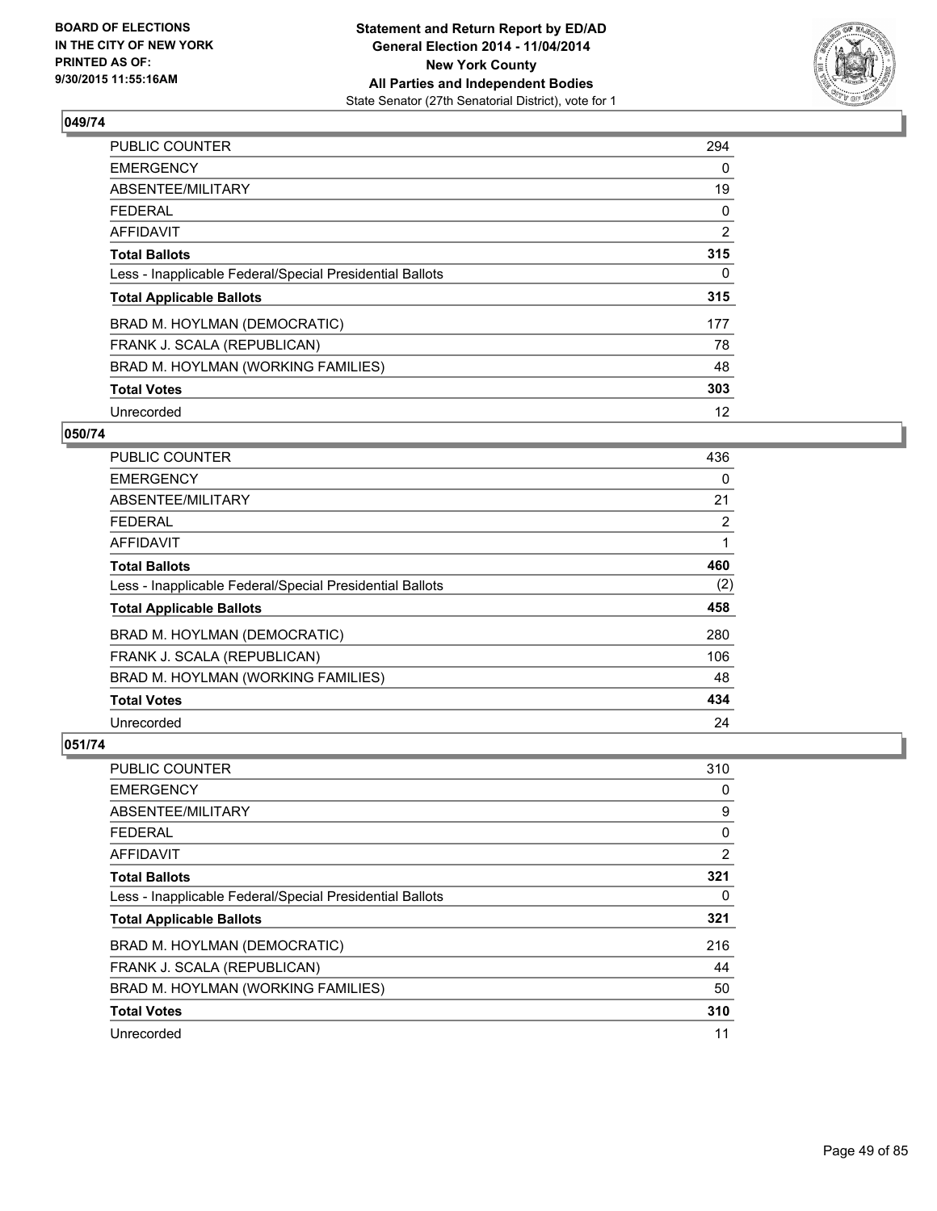BOARD OF ELECTIONS IN THE CITY OF NEW YORK PRINTED AS OF: 9/30/2015 11:55:16AM

**Statement and Return Report by ED/AD General Election 2014 - 11/04/2014 New York County All Parties and Independent Bodies**
State Senator (27th Senatorial District), vote for 1

## 049/74

| | |
|---|---|
| PUBLIC COUNTER | 294 |
| EMERGENCY | 0 |
| ABSENTEE/MILITARY | 19 |
| FEDERAL | 0 |
| AFFIDAVIT | 2 |
| **Total Ballots** | **315** |
| Less - Inapplicable Federal/Special Presidential Ballots | 0 |
| **Total Applicable Ballots** | **315** |
| BRAD M. HOYLMAN (DEMOCRATIC) | 177 |
| FRANK J. SCALA (REPUBLICAN) | 78 |
| BRAD M. HOYLMAN (WORKING FAMILIES) | 48 |
| **Total Votes** | **303** |
| Unrecorded | 12 |

## 050/74

| | |
|---|---|
| PUBLIC COUNTER | 436 |
| EMERGENCY | 0 |
| ABSENTEE/MILITARY | 21 |
| FEDERAL | 2 |
| AFFIDAVIT | 1 |
| **Total Ballots** | **460** |
| Less - Inapplicable Federal/Special Presidential Ballots | (2) |
| **Total Applicable Ballots** | **458** |
| BRAD M. HOYLMAN (DEMOCRATIC) | 280 |
| FRANK J. SCALA (REPUBLICAN) | 106 |
| BRAD M. HOYLMAN (WORKING FAMILIES) | 48 |
| **Total Votes** | **434** |
| Unrecorded | 24 |

## 051/74

| | |
|---|---|
| PUBLIC COUNTER | 310 |
| EMERGENCY | 0 |
| ABSENTEE/MILITARY | 9 |
| FEDERAL | 0 |
| AFFIDAVIT | 2 |
| **Total Ballots** | **321** |
| Less - Inapplicable Federal/Special Presidential Ballots | 0 |
| **Total Applicable Ballots** | **321** |
| BRAD M. HOYLMAN (DEMOCRATIC) | 216 |
| FRANK J. SCALA (REPUBLICAN) | 44 |
| BRAD M. HOYLMAN (WORKING FAMILIES) | 50 |
| **Total Votes** | **310** |
| Unrecorded | 11 |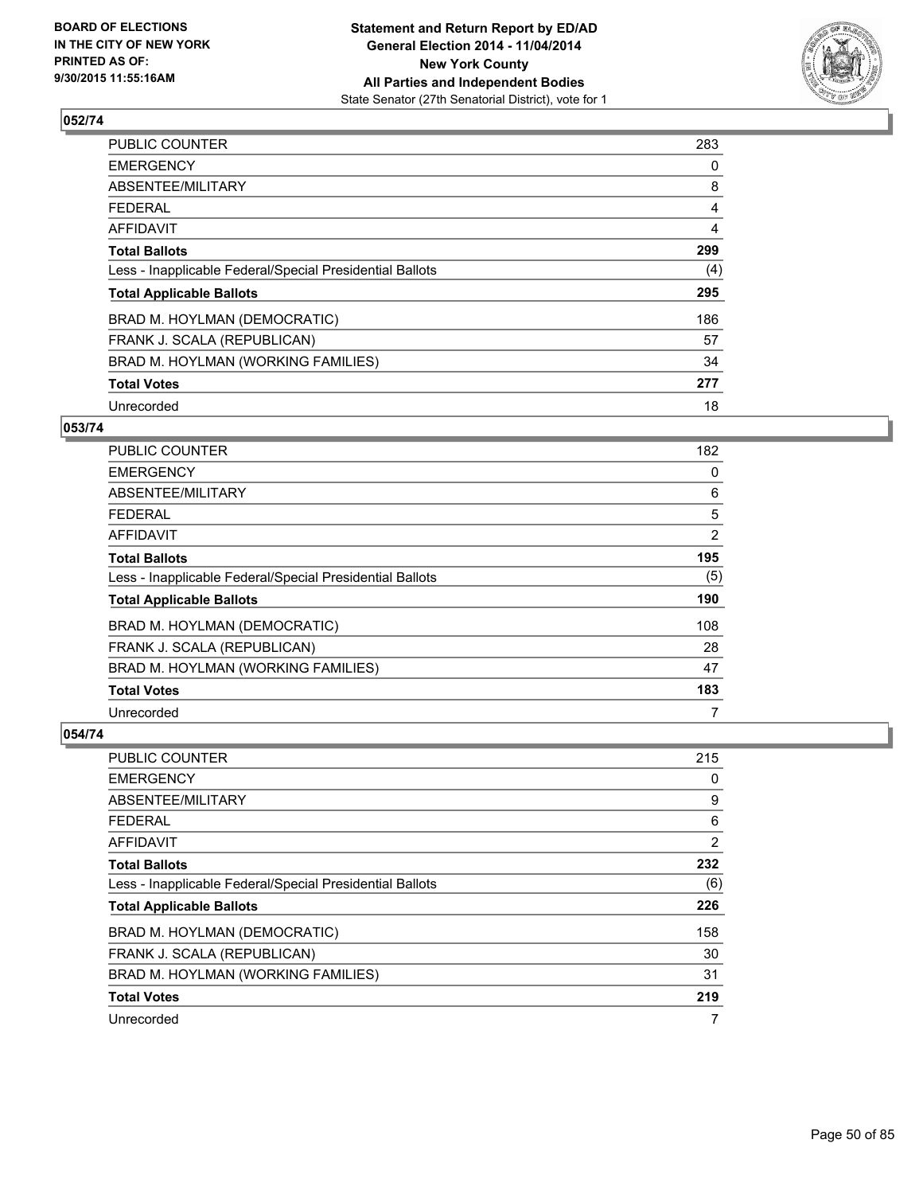**BOARD OF ELECTIONS IN THE CITY OF NEW YORK PRINTED AS OF: 9/30/2015 11:55:16AM**

**Statement and Return Report by ED/AD General Election 2014 - 11/04/2014 New York County All Parties and Independent Bodies**
State Senator (27th Senatorial District), vote for 1

## 052/74

| | |
|---|---|
| PUBLIC COUNTER | 283 |
| EMERGENCY | 0 |
| ABSENTEE/MILITARY | 8 |
| FEDERAL | 4 |
| AFFIDAVIT | 4 |
| **Total Ballots** | **299** |
| Less - Inapplicable Federal/Special Presidential Ballots | (4) |
| **Total Applicable Ballots** | **295** |
| BRAD M. HOYLMAN (DEMOCRATIC) | 186 |
| FRANK J. SCALA (REPUBLICAN) | 57 |
| BRAD M. HOYLMAN (WORKING FAMILIES) | 34 |
| **Total Votes** | **277** |
| Unrecorded | 18 |

## 053/74

| | |
|---|---|
| PUBLIC COUNTER | 182 |
| EMERGENCY | 0 |
| ABSENTEE/MILITARY | 6 |
| FEDERAL | 5 |
| AFFIDAVIT | 2 |
| **Total Ballots** | **195** |
| Less - Inapplicable Federal/Special Presidential Ballots | (5) |
| **Total Applicable Ballots** | **190** |
| BRAD M. HOYLMAN (DEMOCRATIC) | 108 |
| FRANK J. SCALA (REPUBLICAN) | 28 |
| BRAD M. HOYLMAN (WORKING FAMILIES) | 47 |
| **Total Votes** | **183** |
| Unrecorded | 7 |

## 054/74

| | |
|---|---|
| PUBLIC COUNTER | 215 |
| EMERGENCY | 0 |
| ABSENTEE/MILITARY | 9 |
| FEDERAL | 6 |
| AFFIDAVIT | 2 |
| **Total Ballots** | **232** |
| Less - Inapplicable Federal/Special Presidential Ballots | (6) |
| **Total Applicable Ballots** | **226** |
| BRAD M. HOYLMAN (DEMOCRATIC) | 158 |
| FRANK J. SCALA (REPUBLICAN) | 30 |
| BRAD M. HOYLMAN (WORKING FAMILIES) | 31 |
| **Total Votes** | **219** |
| Unrecorded | 7 |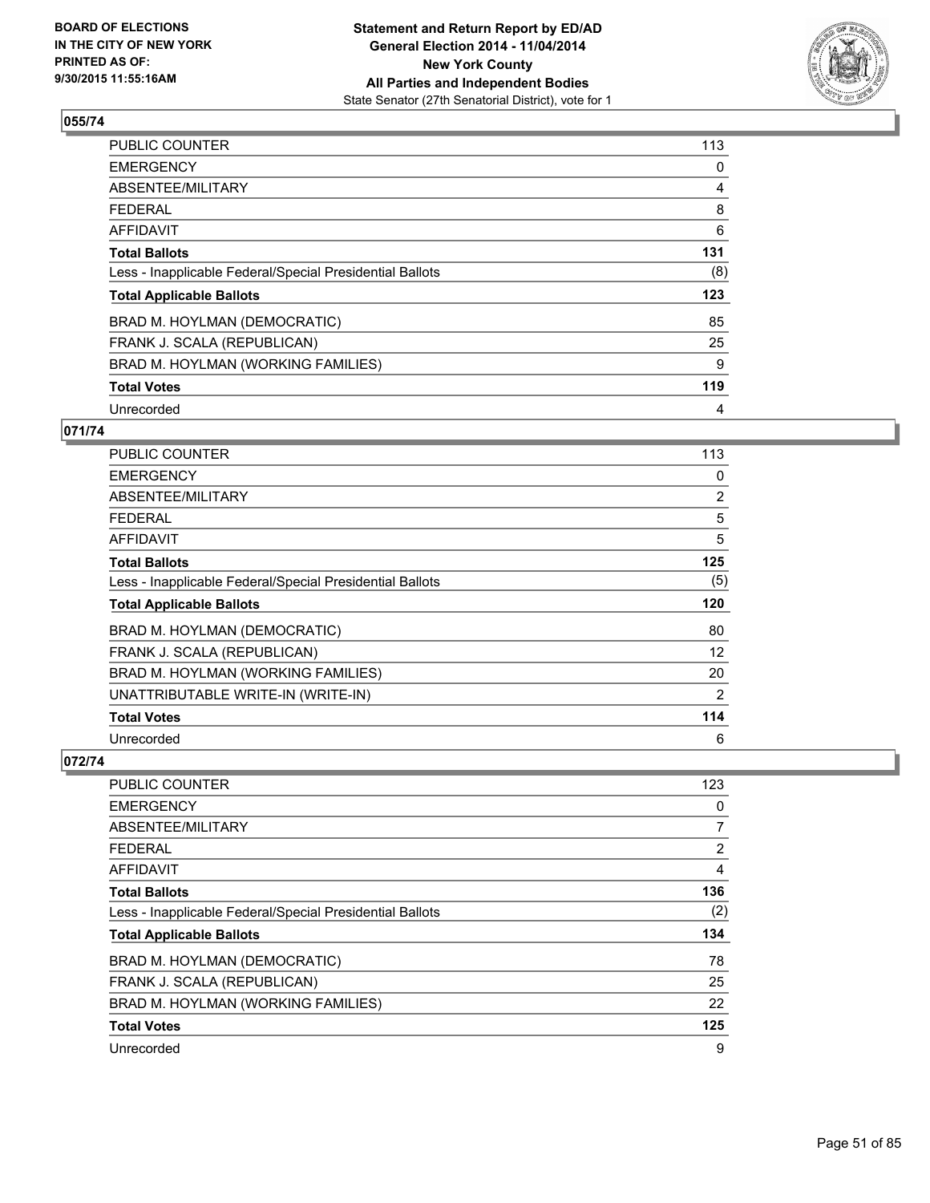**Statement and Return Report by ED/AD**
**General Election 2014 - 11/04/2014**
**New York County**
**All Parties and Independent Bodies**
State Senator (27th Senatorial District), vote for 1

BOARD OF ELECTIONS
IN THE CITY OF NEW YORK
PRINTED AS OF:
9/30/2015 11:55:16AM

### 055/74

| | |
|---|---|
| PUBLIC COUNTER | 113 |
| EMERGENCY | 0 |
| ABSENTEE/MILITARY | 4 |
| FEDERAL | 8 |
| AFFIDAVIT | 6 |
| **Total Ballots** | **131** |
| Less - Inapplicable Federal/Special Presidential Ballots | (8) |
| **Total Applicable Ballots** | **123** |
| BRAD M. HOYLMAN (DEMOCRATIC) | 85 |
| FRANK J. SCALA (REPUBLICAN) | 25 |
| BRAD M. HOYLMAN (WORKING FAMILIES) | 9 |
| **Total Votes** | **119** |
| Unrecorded | 4 |

### 071/74

| | |
|---|---|
| PUBLIC COUNTER | 113 |
| EMERGENCY | 0 |
| ABSENTEE/MILITARY | 2 |
| FEDERAL | 5 |
| AFFIDAVIT | 5 |
| **Total Ballots** | **125** |
| Less - Inapplicable Federal/Special Presidential Ballots | (5) |
| **Total Applicable Ballots** | **120** |
| BRAD M. HOYLMAN (DEMOCRATIC) | 80 |
| FRANK J. SCALA (REPUBLICAN) | 12 |
| BRAD M. HOYLMAN (WORKING FAMILIES) | 20 |
| UNATTRIBUTABLE WRITE-IN (WRITE-IN) | 2 |
| **Total Votes** | **114** |
| Unrecorded | 6 |

### 072/74

| | |
|---|---|
| PUBLIC COUNTER | 123 |
| EMERGENCY | 0 |
| ABSENTEE/MILITARY | 7 |
| FEDERAL | 2 |
| AFFIDAVIT | 4 |
| **Total Ballots** | **136** |
| Less - Inapplicable Federal/Special Presidential Ballots | (2) |
| **Total Applicable Ballots** | **134** |
| BRAD M. HOYLMAN (DEMOCRATIC) | 78 |
| FRANK J. SCALA (REPUBLICAN) | 25 |
| BRAD M. HOYLMAN (WORKING FAMILIES) | 22 |
| **Total Votes** | **125** |
| Unrecorded | 9 |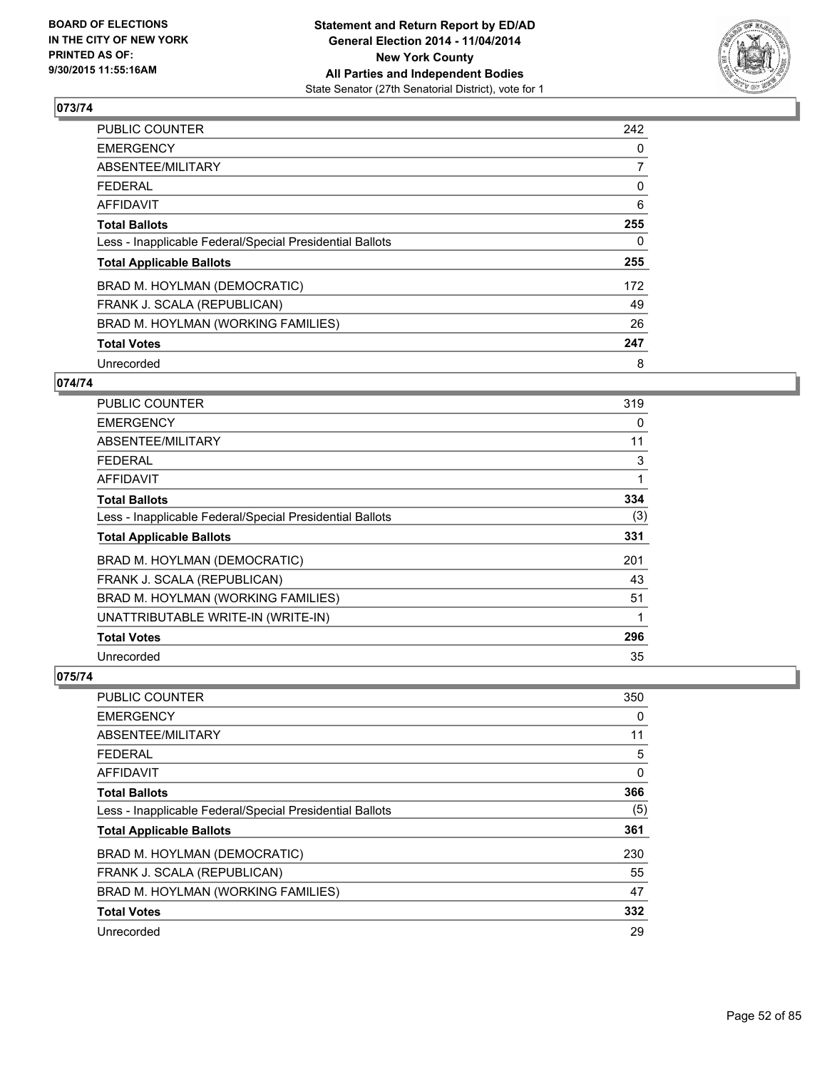BOARD OF ELECTIONS
IN THE CITY OF NEW YORK
PRINTED AS OF:
9/30/2015 11:55:16AM

**Statement and Return Report by ED/AD**
**General Election 2014 - 11/04/2014**
**New York County**
**All Parties and Independent Bodies**
State Senator (27th Senatorial District), vote for 1

## 073/74

| | |
|---|---|
| PUBLIC COUNTER | 242 |
| EMERGENCY | 0 |
| ABSENTEE/MILITARY | 7 |
| FEDERAL | 0 |
| AFFIDAVIT | 6 |
| **Total Ballots** | **255** |
| Less - Inapplicable Federal/Special Presidential Ballots | 0 |
| **Total Applicable Ballots** | **255** |
| BRAD M. HOYLMAN (DEMOCRATIC) | 172 |
| FRANK J. SCALA (REPUBLICAN) | 49 |
| BRAD M. HOYLMAN (WORKING FAMILIES) | 26 |
| **Total Votes** | **247** |
| Unrecorded | 8 |

## 074/74

| | |
|---|---|
| PUBLIC COUNTER | 319 |
| EMERGENCY | 0 |
| ABSENTEE/MILITARY | 11 |
| FEDERAL | 3 |
| AFFIDAVIT | 1 |
| **Total Ballots** | **334** |
| Less - Inapplicable Federal/Special Presidential Ballots | (3) |
| **Total Applicable Ballots** | **331** |
| BRAD M. HOYLMAN (DEMOCRATIC) | 201 |
| FRANK J. SCALA (REPUBLICAN) | 43 |
| BRAD M. HOYLMAN (WORKING FAMILIES) | 51 |
| UNATTRIBUTABLE WRITE-IN (WRITE-IN) | 1 |
| **Total Votes** | **296** |
| Unrecorded | 35 |

## 075/74

| | |
|---|---|
| PUBLIC COUNTER | 350 |
| EMERGENCY | 0 |
| ABSENTEE/MILITARY | 11 |
| FEDERAL | 5 |
| AFFIDAVIT | 0 |
| **Total Ballots** | **366** |
| Less - Inapplicable Federal/Special Presidential Ballots | (5) |
| **Total Applicable Ballots** | **361** |
| BRAD M. HOYLMAN (DEMOCRATIC) | 230 |
| FRANK J. SCALA (REPUBLICAN) | 55 |
| BRAD M. HOYLMAN (WORKING FAMILIES) | 47 |
| **Total Votes** | **332** |
| Unrecorded | 29 |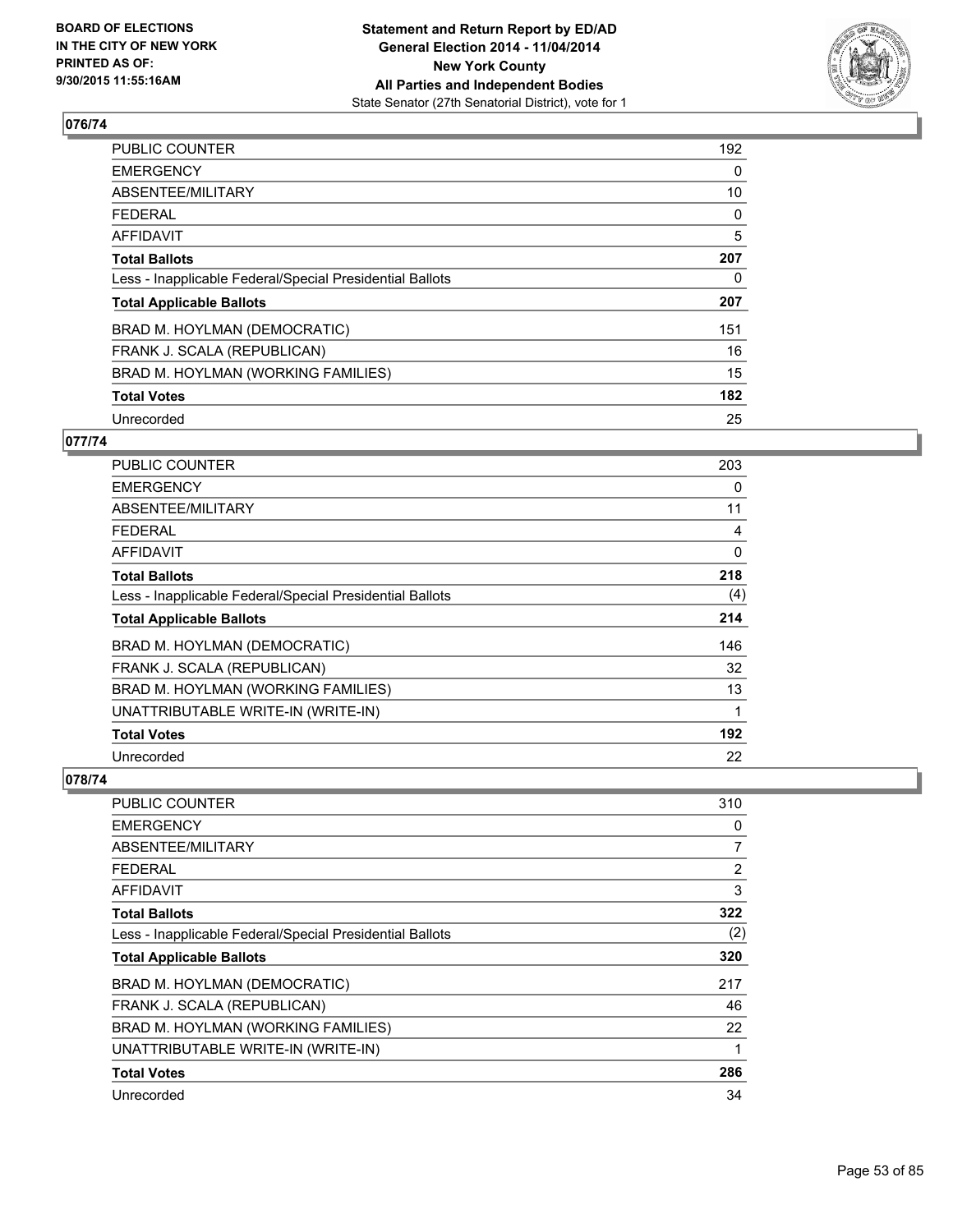**BOARD OF ELECTIONS IN THE CITY OF NEW YORK PRINTED AS OF: 9/30/2015 11:55:16AM**

**Statement and Return Report by ED/AD General Election 2014 - 11/04/2014 New York County All Parties and Independent Bodies**
State Senator (27th Senatorial District), vote for 1

## 076/74

| | |
|---|---|
| PUBLIC COUNTER | 192 |
| EMERGENCY | 0 |
| ABSENTEE/MILITARY | 10 |
| FEDERAL | 0 |
| AFFIDAVIT | 5 |
| **Total Ballots** | **207** |
| Less - Inapplicable Federal/Special Presidential Ballots | 0 |
| **Total Applicable Ballots** | **207** |
| BRAD M. HOYLMAN (DEMOCRATIC) | 151 |
| FRANK J. SCALA (REPUBLICAN) | 16 |
| BRAD M. HOYLMAN (WORKING FAMILIES) | 15 |
| **Total Votes** | **182** |
| Unrecorded | 25 |

## 077/74

| | |
|---|---|
| PUBLIC COUNTER | 203 |
| EMERGENCY | 0 |
| ABSENTEE/MILITARY | 11 |
| FEDERAL | 4 |
| AFFIDAVIT | 0 |
| **Total Ballots** | **218** |
| Less - Inapplicable Federal/Special Presidential Ballots | (4) |
| **Total Applicable Ballots** | **214** |
| BRAD M. HOYLMAN (DEMOCRATIC) | 146 |
| FRANK J. SCALA (REPUBLICAN) | 32 |
| BRAD M. HOYLMAN (WORKING FAMILIES) | 13 |
| UNATTRIBUTABLE WRITE-IN (WRITE-IN) | 1 |
| **Total Votes** | **192** |
| Unrecorded | 22 |

## 078/74

| | |
|---|---|
| PUBLIC COUNTER | 310 |
| EMERGENCY | 0 |
| ABSENTEE/MILITARY | 7 |
| FEDERAL | 2 |
| AFFIDAVIT | 3 |
| **Total Ballots** | **322** |
| Less - Inapplicable Federal/Special Presidential Ballots | (2) |
| **Total Applicable Ballots** | **320** |
| BRAD M. HOYLMAN (DEMOCRATIC) | 217 |
| FRANK J. SCALA (REPUBLICAN) | 46 |
| BRAD M. HOYLMAN (WORKING FAMILIES) | 22 |
| UNATTRIBUTABLE WRITE-IN (WRITE-IN) | 1 |
| **Total Votes** | **286** |
| Unrecorded | 34 |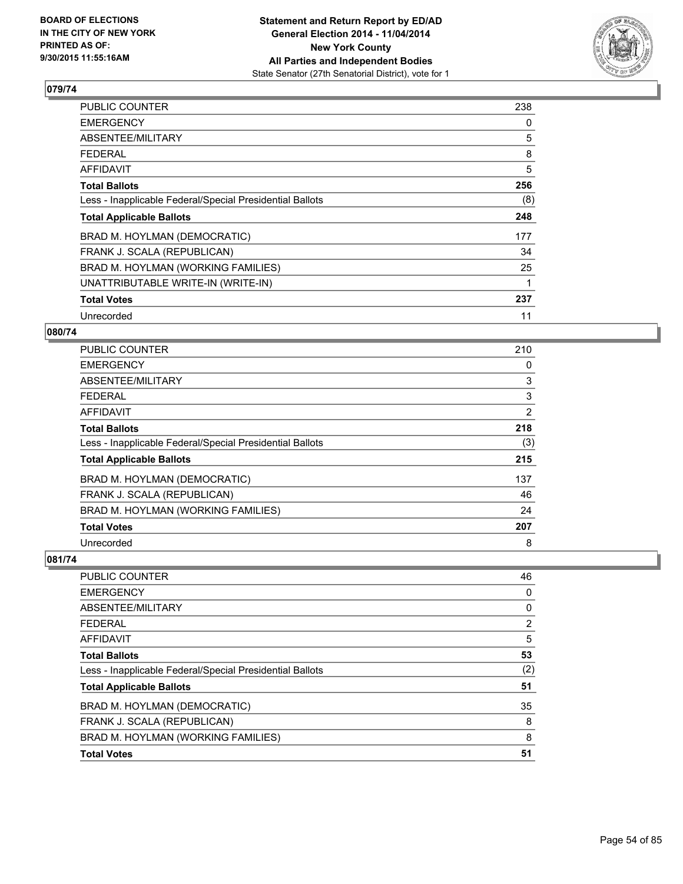**BOARD OF ELECTIONS IN THE CITY OF NEW YORK PRINTED AS OF: 9/30/2015 11:55:16AM**

**Statement and Return Report by ED/AD**
**General Election 2014 - 11/04/2014**
**New York County**
**All Parties and Independent Bodies**
State Senator (27th Senatorial District), vote for 1

## 079/74

| | |
|---|---|
| PUBLIC COUNTER | 238 |
| EMERGENCY | 0 |
| ABSENTEE/MILITARY | 5 |
| FEDERAL | 8 |
| AFFIDAVIT | 5 |
| **Total Ballots** | **256** |
| Less - Inapplicable Federal/Special Presidential Ballots | (8) |
| **Total Applicable Ballots** | **248** |
| BRAD M. HOYLMAN (DEMOCRATIC) | 177 |
| FRANK J. SCALA (REPUBLICAN) | 34 |
| BRAD M. HOYLMAN (WORKING FAMILIES) | 25 |
| UNATTRIBUTABLE WRITE-IN (WRITE-IN) | 1 |
| **Total Votes** | **237** |
| Unrecorded | 11 |

## 080/74

| | |
|---|---|
| PUBLIC COUNTER | 210 |
| EMERGENCY | 0 |
| ABSENTEE/MILITARY | 3 |
| FEDERAL | 3 |
| AFFIDAVIT | 2 |
| **Total Ballots** | **218** |
| Less - Inapplicable Federal/Special Presidential Ballots | (3) |
| **Total Applicable Ballots** | **215** |
| BRAD M. HOYLMAN (DEMOCRATIC) | 137 |
| FRANK J. SCALA (REPUBLICAN) | 46 |
| BRAD M. HOYLMAN (WORKING FAMILIES) | 24 |
| **Total Votes** | **207** |
| Unrecorded | 8 |

## 081/74

| | |
|---|---|
| PUBLIC COUNTER | 46 |
| EMERGENCY | 0 |
| ABSENTEE/MILITARY | 0 |
| FEDERAL | 2 |
| AFFIDAVIT | 5 |
| **Total Ballots** | **53** |
| Less - Inapplicable Federal/Special Presidential Ballots | (2) |
| **Total Applicable Ballots** | **51** |
| BRAD M. HOYLMAN (DEMOCRATIC) | 35 |
| FRANK J. SCALA (REPUBLICAN) | 8 |
| BRAD M. HOYLMAN (WORKING FAMILIES) | 8 |
| **Total Votes** | **51** |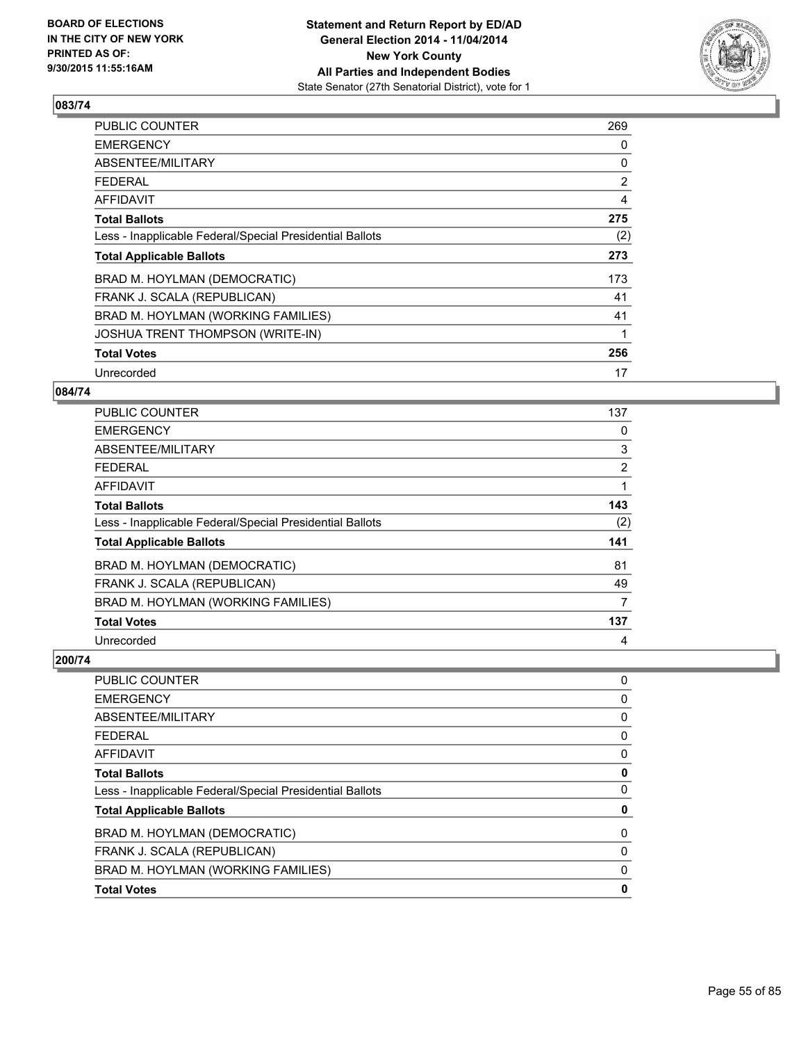**BOARD OF ELECTIONS IN THE CITY OF NEW YORK PRINTED AS OF: 9/30/2015 11:55:16AM**

**Statement and Return Report by ED/AD General Election 2014 - 11/04/2014 New York County All Parties and Independent Bodies**
State Senator (27th Senatorial District), vote for 1

### 083/74

| | |
|---|---|
| PUBLIC COUNTER | 269 |
| EMERGENCY | 0 |
| ABSENTEE/MILITARY | 0 |
| FEDERAL | 2 |
| AFFIDAVIT | 4 |
| **Total Ballots** | **275** |
| Less - Inapplicable Federal/Special Presidential Ballots | (2) |
| **Total Applicable Ballots** | **273** |
| BRAD M. HOYLMAN (DEMOCRATIC) | 173 |
| FRANK J. SCALA (REPUBLICAN) | 41 |
| BRAD M. HOYLMAN (WORKING FAMILIES) | 41 |
| JOSHUA TRENT THOMPSON (WRITE-IN) | 1 |
| **Total Votes** | **256** |
| Unrecorded | 17 |

### 084/74

| | |
|---|---|
| PUBLIC COUNTER | 137 |
| EMERGENCY | 0 |
| ABSENTEE/MILITARY | 3 |
| FEDERAL | 2 |
| AFFIDAVIT | 1 |
| **Total Ballots** | **143** |
| Less - Inapplicable Federal/Special Presidential Ballots | (2) |
| **Total Applicable Ballots** | **141** |
| BRAD M. HOYLMAN (DEMOCRATIC) | 81 |
| FRANK J. SCALA (REPUBLICAN) | 49 |
| BRAD M. HOYLMAN (WORKING FAMILIES) | 7 |
| **Total Votes** | **137** |
| Unrecorded | 4 |

### 200/74

| | |
|---|---|
| PUBLIC COUNTER | 0 |
| EMERGENCY | 0 |
| ABSENTEE/MILITARY | 0 |
| FEDERAL | 0 |
| AFFIDAVIT | 0 |
| **Total Ballots** | **0** |
| Less - Inapplicable Federal/Special Presidential Ballots | 0 |
| **Total Applicable Ballots** | **0** |
| BRAD M. HOYLMAN (DEMOCRATIC) | 0 |
| FRANK J. SCALA (REPUBLICAN) | 0 |
| BRAD M. HOYLMAN (WORKING FAMILIES) | 0 |
| **Total Votes** | **0** |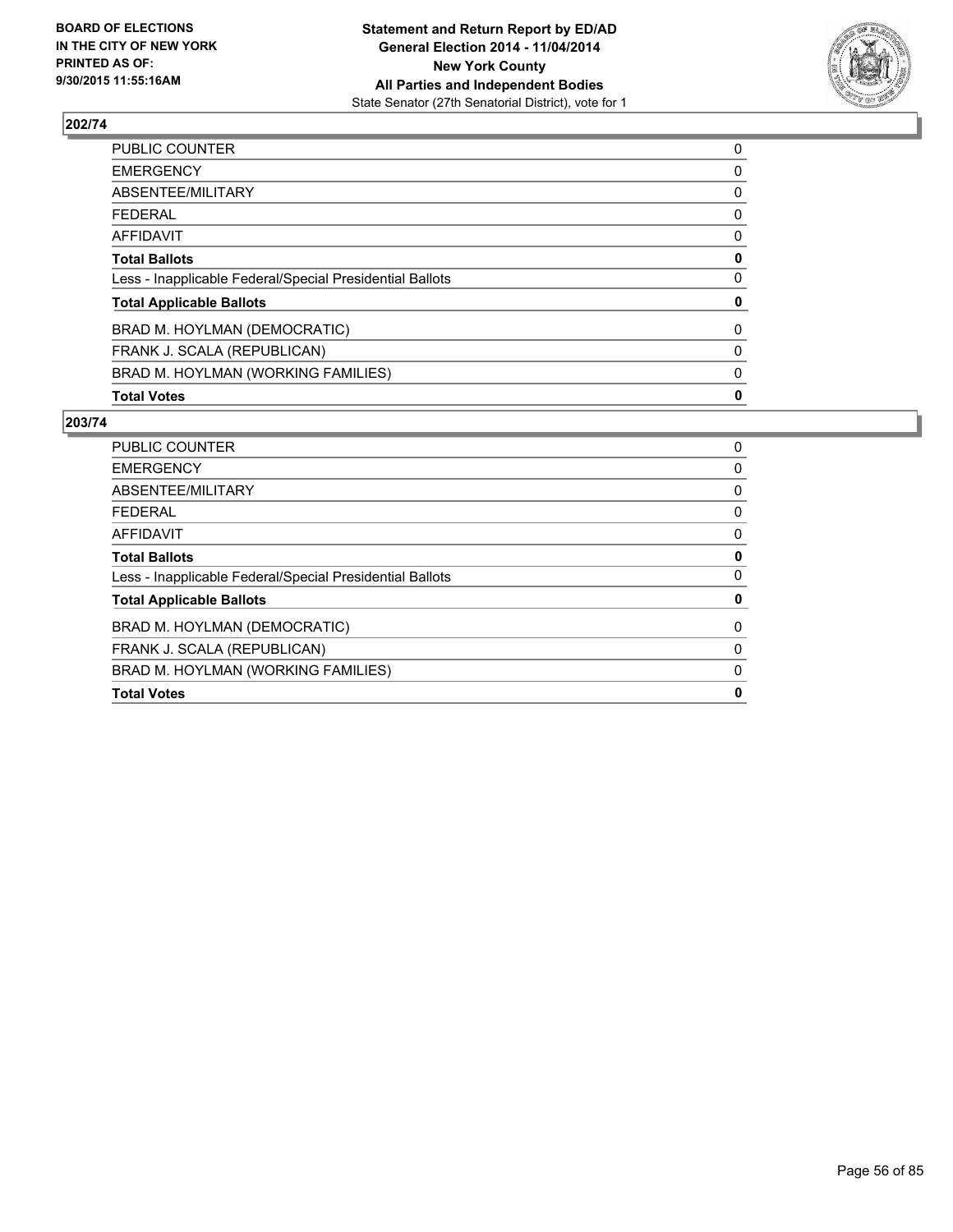**BOARD OF ELECTIONS IN THE CITY OF NEW YORK PRINTED AS OF: 9/30/2015 11:55:16AM**

**Statement and Return Report by ED/AD General Election 2014 - 11/04/2014 New York County All Parties and Independent Bodies**
State Senator (27th Senatorial District), vote for 1

## 202/74

| | |
|---|---|
| PUBLIC COUNTER | 0 |
| EMERGENCY | 0 |
| ABSENTEE/MILITARY | 0 |
| FEDERAL | 0 |
| AFFIDAVIT | 0 |
| **Total Ballots** | **0** |
| Less - Inapplicable Federal/Special Presidential Ballots | 0 |
| **Total Applicable Ballots** | **0** |
| BRAD M. HOYLMAN (DEMOCRATIC) | 0 |
| FRANK J. SCALA (REPUBLICAN) | 0 |
| BRAD M. HOYLMAN (WORKING FAMILIES) | 0 |
| **Total Votes** | **0** |

## 203/74

| | |
|---|---|
| PUBLIC COUNTER | 0 |
| EMERGENCY | 0 |
| ABSENTEE/MILITARY | 0 |
| FEDERAL | 0 |
| AFFIDAVIT | 0 |
| **Total Ballots** | **0** |
| Less - Inapplicable Federal/Special Presidential Ballots | 0 |
| **Total Applicable Ballots** | **0** |
| BRAD M. HOYLMAN (DEMOCRATIC) | 0 |
| FRANK J. SCALA (REPUBLICAN) | 0 |
| BRAD M. HOYLMAN (WORKING FAMILIES) | 0 |
| **Total Votes** | **0** |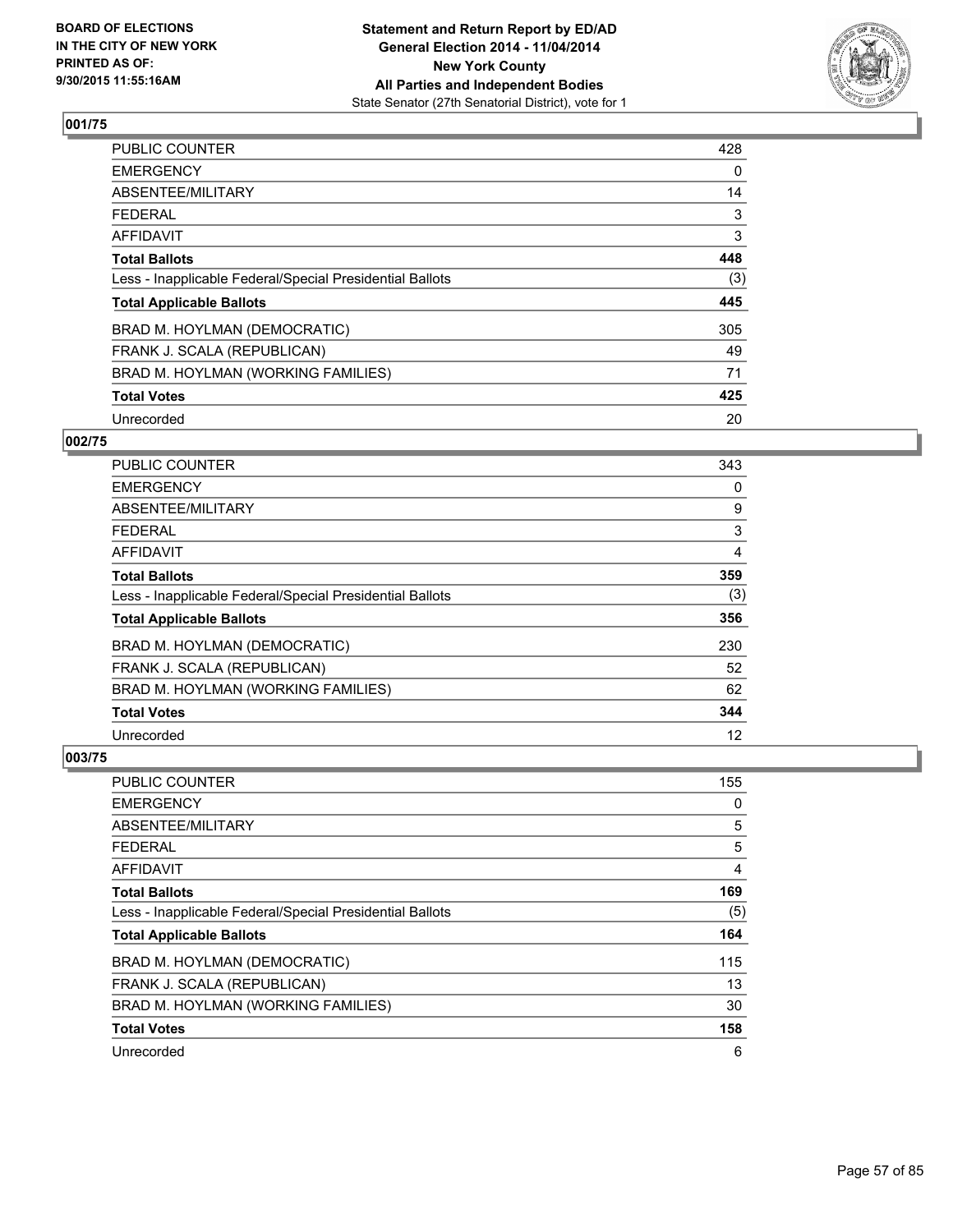BOARD OF ELECTIONS
IN THE CITY OF NEW YORK
PRINTED AS OF:
9/30/2015 11:55:16AM

**Statement and Return Report by ED/AD**
**General Election 2014 - 11/04/2014**
**New York County**
**All Parties and Independent Bodies**
State Senator (27th Senatorial District), vote for 1

## 001/75

| | |
|---|---|
| PUBLIC COUNTER | 428 |
| EMERGENCY | 0 |
| ABSENTEE/MILITARY | 14 |
| FEDERAL | 3 |
| AFFIDAVIT | 3 |
| **Total Ballots** | **448** |
| Less - Inapplicable Federal/Special Presidential Ballots | (3) |
| **Total Applicable Ballots** | **445** |
| BRAD M. HOYLMAN (DEMOCRATIC) | 305 |
| FRANK J. SCALA (REPUBLICAN) | 49 |
| BRAD M. HOYLMAN (WORKING FAMILIES) | 71 |
| **Total Votes** | **425** |
| Unrecorded | 20 |

## 002/75

| | |
|---|---|
| PUBLIC COUNTER | 343 |
| EMERGENCY | 0 |
| ABSENTEE/MILITARY | 9 |
| FEDERAL | 3 |
| AFFIDAVIT | 4 |
| **Total Ballots** | **359** |
| Less - Inapplicable Federal/Special Presidential Ballots | (3) |
| **Total Applicable Ballots** | **356** |
| BRAD M. HOYLMAN (DEMOCRATIC) | 230 |
| FRANK J. SCALA (REPUBLICAN) | 52 |
| BRAD M. HOYLMAN (WORKING FAMILIES) | 62 |
| **Total Votes** | **344** |
| Unrecorded | 12 |

## 003/75

| | |
|---|---|
| PUBLIC COUNTER | 155 |
| EMERGENCY | 0 |
| ABSENTEE/MILITARY | 5 |
| FEDERAL | 5 |
| AFFIDAVIT | 4 |
| **Total Ballots** | **169** |
| Less - Inapplicable Federal/Special Presidential Ballots | (5) |
| **Total Applicable Ballots** | **164** |
| BRAD M. HOYLMAN (DEMOCRATIC) | 115 |
| FRANK J. SCALA (REPUBLICAN) | 13 |
| BRAD M. HOYLMAN (WORKING FAMILIES) | 30 |
| **Total Votes** | **158** |
| Unrecorded | 6 |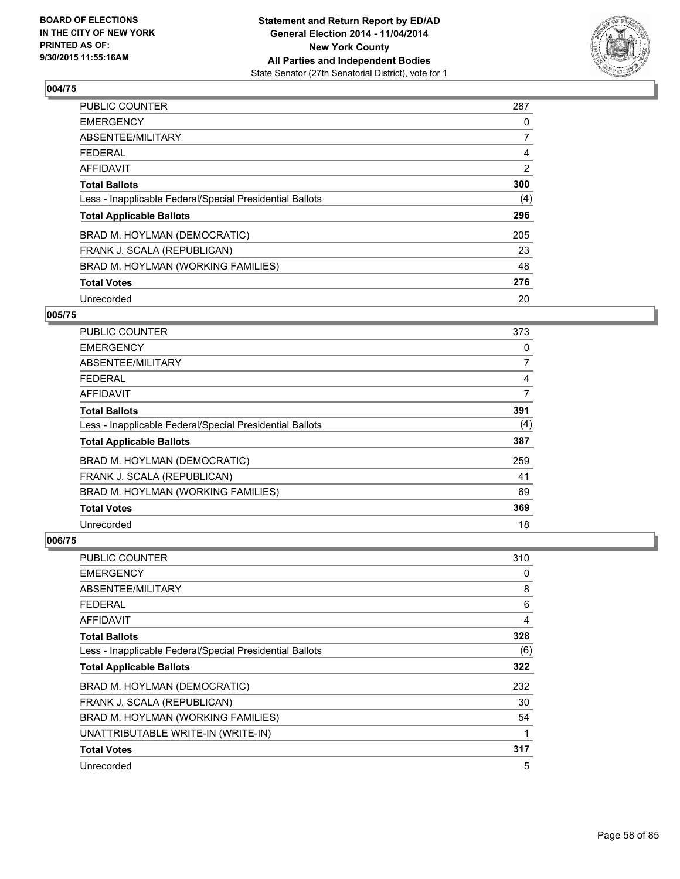BOARD OF ELECTIONS
IN THE CITY OF NEW YORK
PRINTED AS OF:
9/30/2015 11:55:16AM

**Statement and Return Report by ED/AD**
**General Election 2014 - 11/04/2014**
**New York County**
**All Parties and Independent Bodies**
State Senator (27th Senatorial District), vote for 1

### 004/75

| | |
|---|---|
| PUBLIC COUNTER | 287 |
| EMERGENCY | 0 |
| ABSENTEE/MILITARY | 7 |
| FEDERAL | 4 |
| AFFIDAVIT | 2 |
| **Total Ballots** | **300** |
| Less - Inapplicable Federal/Special Presidential Ballots | (4) |
| **Total Applicable Ballots** | **296** |
| BRAD M. HOYLMAN (DEMOCRATIC) | 205 |
| FRANK J. SCALA (REPUBLICAN) | 23 |
| BRAD M. HOYLMAN (WORKING FAMILIES) | 48 |
| **Total Votes** | **276** |
| Unrecorded | 20 |

### 005/75

| | |
|---|---|
| PUBLIC COUNTER | 373 |
| EMERGENCY | 0 |
| ABSENTEE/MILITARY | 7 |
| FEDERAL | 4 |
| AFFIDAVIT | 7 |
| **Total Ballots** | **391** |
| Less - Inapplicable Federal/Special Presidential Ballots | (4) |
| **Total Applicable Ballots** | **387** |
| BRAD M. HOYLMAN (DEMOCRATIC) | 259 |
| FRANK J. SCALA (REPUBLICAN) | 41 |
| BRAD M. HOYLMAN (WORKING FAMILIES) | 69 |
| **Total Votes** | **369** |
| Unrecorded | 18 |

### 006/75

| | |
|---|---|
| PUBLIC COUNTER | 310 |
| EMERGENCY | 0 |
| ABSENTEE/MILITARY | 8 |
| FEDERAL | 6 |
| AFFIDAVIT | 4 |
| **Total Ballots** | **328** |
| Less - Inapplicable Federal/Special Presidential Ballots | (6) |
| **Total Applicable Ballots** | **322** |
| BRAD M. HOYLMAN (DEMOCRATIC) | 232 |
| FRANK J. SCALA (REPUBLICAN) | 30 |
| BRAD M. HOYLMAN (WORKING FAMILIES) | 54 |
| UNATTRIBUTABLE WRITE-IN (WRITE-IN) | 1 |
| **Total Votes** | **317** |
| Unrecorded | 5 |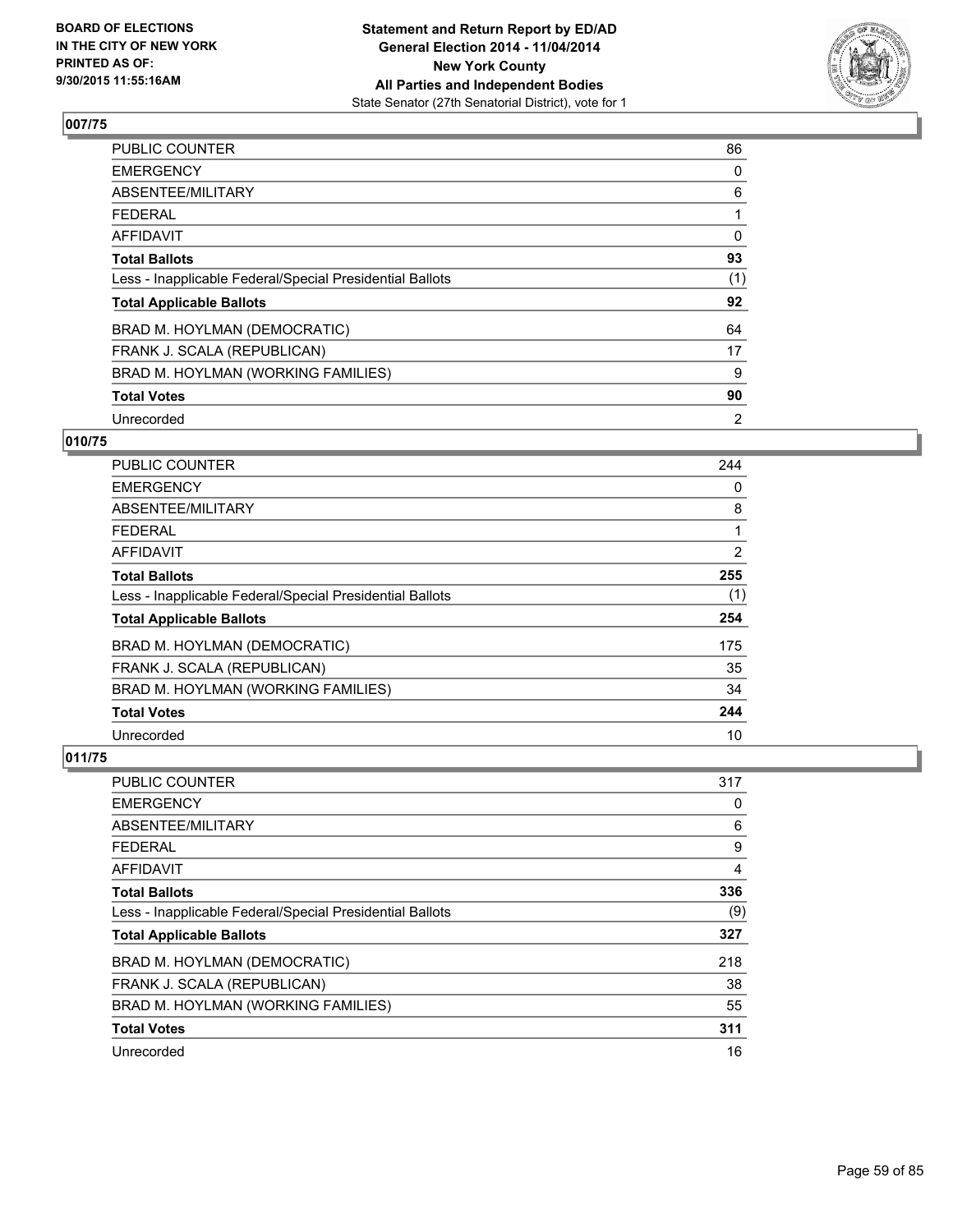**BOARD OF ELECTIONS IN THE CITY OF NEW YORK PRINTED AS OF: 9/30/2015 11:55:16AM**

**Statement and Return Report by ED/AD General Election 2014 - 11/04/2014 New York County All Parties and Independent Bodies**
State Senator (27th Senatorial District), vote for 1

## 007/75

| | |
|---|---|
| PUBLIC COUNTER | 86 |
| EMERGENCY | 0 |
| ABSENTEE/MILITARY | 6 |
| FEDERAL | 1 |
| AFFIDAVIT | 0 |
| **Total Ballots** | **93** |
| Less - Inapplicable Federal/Special Presidential Ballots | (1) |
| **Total Applicable Ballots** | **92** |
| BRAD M. HOYLMAN (DEMOCRATIC) | 64 |
| FRANK J. SCALA (REPUBLICAN) | 17 |
| BRAD M. HOYLMAN (WORKING FAMILIES) | 9 |
| **Total Votes** | **90** |
| Unrecorded | 2 |

## 010/75

| | |
|---|---|
| PUBLIC COUNTER | 244 |
| EMERGENCY | 0 |
| ABSENTEE/MILITARY | 8 |
| FEDERAL | 1 |
| AFFIDAVIT | 2 |
| **Total Ballots** | **255** |
| Less - Inapplicable Federal/Special Presidential Ballots | (1) |
| **Total Applicable Ballots** | **254** |
| BRAD M. HOYLMAN (DEMOCRATIC) | 175 |
| FRANK J. SCALA (REPUBLICAN) | 35 |
| BRAD M. HOYLMAN (WORKING FAMILIES) | 34 |
| **Total Votes** | **244** |
| Unrecorded | 10 |

## 011/75

| | |
|---|---|
| PUBLIC COUNTER | 317 |
| EMERGENCY | 0 |
| ABSENTEE/MILITARY | 6 |
| FEDERAL | 9 |
| AFFIDAVIT | 4 |
| **Total Ballots** | **336** |
| Less - Inapplicable Federal/Special Presidential Ballots | (9) |
| **Total Applicable Ballots** | **327** |
| BRAD M. HOYLMAN (DEMOCRATIC) | 218 |
| FRANK J. SCALA (REPUBLICAN) | 38 |
| BRAD M. HOYLMAN (WORKING FAMILIES) | 55 |
| **Total Votes** | **311** |
| Unrecorded | 16 |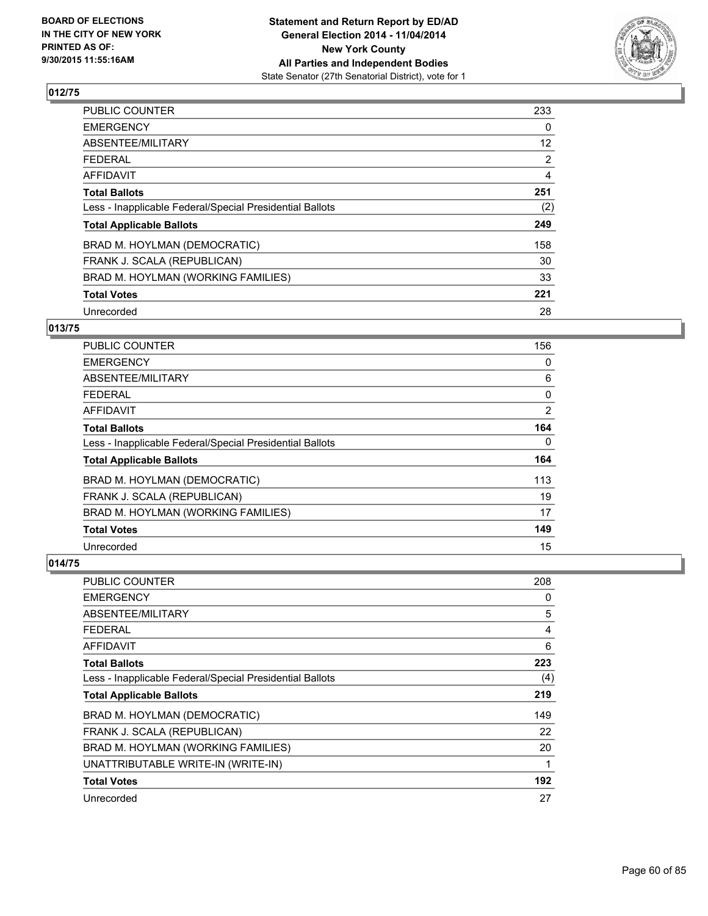**BOARD OF ELECTIONS IN THE CITY OF NEW YORK PRINTED AS OF: 9/30/2015 11:55:16AM**

**Statement and Return Report by ED/AD General Election 2014 - 11/04/2014 New York County All Parties and Independent Bodies**
State Senator (27th Senatorial District), vote for 1

### 012/75

| | |
|---|---|
| PUBLIC COUNTER | 233 |
| EMERGENCY | 0 |
| ABSENTEE/MILITARY | 12 |
| FEDERAL | 2 |
| AFFIDAVIT | 4 |
| **Total Ballots** | **251** |
| Less - Inapplicable Federal/Special Presidential Ballots | (2) |
| **Total Applicable Ballots** | **249** |
| BRAD M. HOYLMAN (DEMOCRATIC) | 158 |
| FRANK J. SCALA (REPUBLICAN) | 30 |
| BRAD M. HOYLMAN (WORKING FAMILIES) | 33 |
| **Total Votes** | **221** |
| Unrecorded | 28 |

### 013/75

| | |
|---|---|
| PUBLIC COUNTER | 156 |
| EMERGENCY | 0 |
| ABSENTEE/MILITARY | 6 |
| FEDERAL | 0 |
| AFFIDAVIT | 2 |
| **Total Ballots** | **164** |
| Less - Inapplicable Federal/Special Presidential Ballots | 0 |
| **Total Applicable Ballots** | **164** |
| BRAD M. HOYLMAN (DEMOCRATIC) | 113 |
| FRANK J. SCALA (REPUBLICAN) | 19 |
| BRAD M. HOYLMAN (WORKING FAMILIES) | 17 |
| **Total Votes** | **149** |
| Unrecorded | 15 |

### 014/75

| | |
|---|---|
| PUBLIC COUNTER | 208 |
| EMERGENCY | 0 |
| ABSENTEE/MILITARY | 5 |
| FEDERAL | 4 |
| AFFIDAVIT | 6 |
| **Total Ballots** | **223** |
| Less - Inapplicable Federal/Special Presidential Ballots | (4) |
| **Total Applicable Ballots** | **219** |
| BRAD M. HOYLMAN (DEMOCRATIC) | 149 |
| FRANK J. SCALA (REPUBLICAN) | 22 |
| BRAD M. HOYLMAN (WORKING FAMILIES) | 20 |
| UNATTRIBUTABLE WRITE-IN (WRITE-IN) | 1 |
| **Total Votes** | **192** |
| Unrecorded | 27 |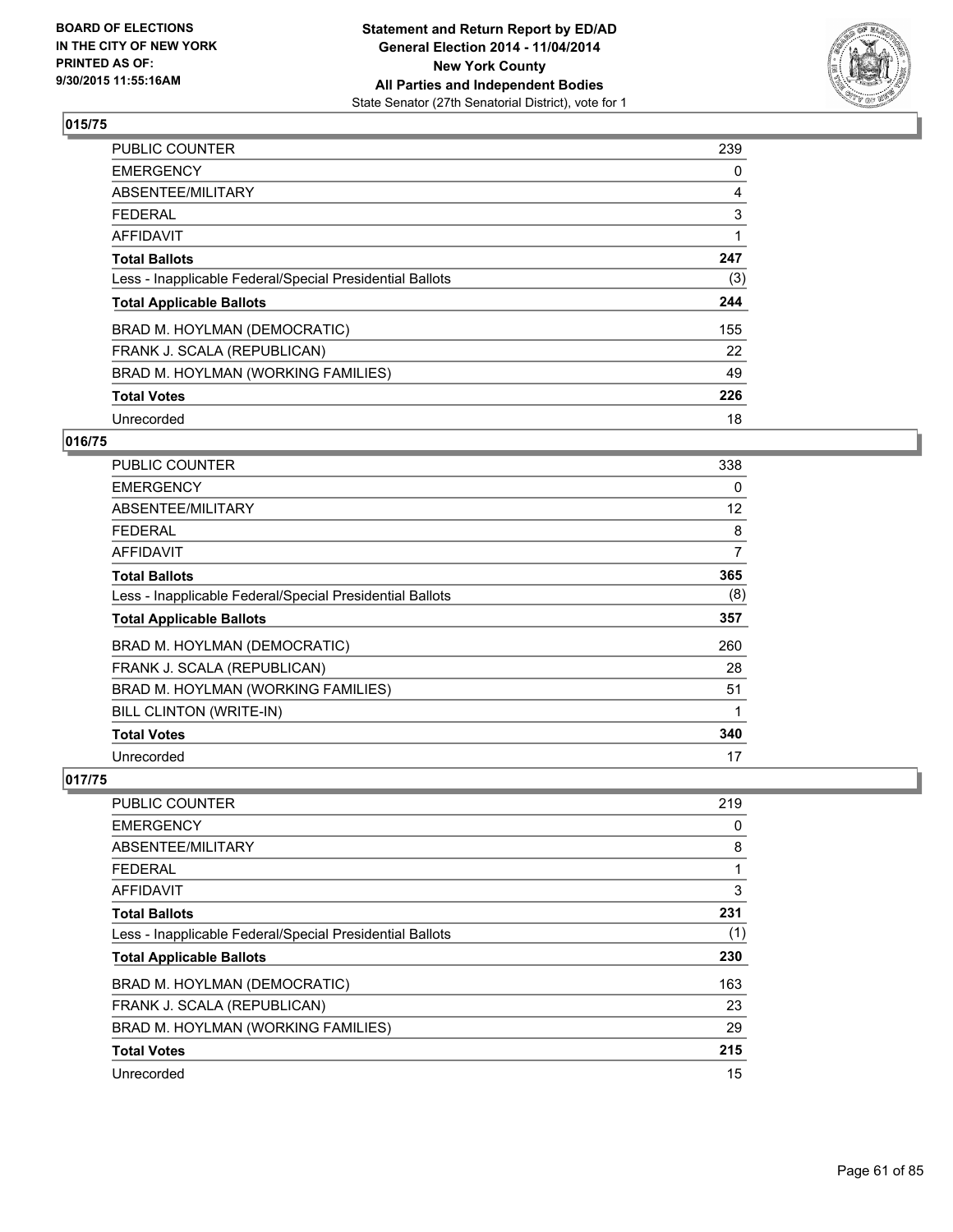**BOARD OF ELECTIONS IN THE CITY OF NEW YORK PRINTED AS OF: 9/30/2015 11:55:16AM**

**Statement and Return Report by ED/AD General Election 2014 - 11/04/2014 New York County All Parties and Independent Bodies**
State Senator (27th Senatorial District), vote for 1

## 015/75

| | |
|---|---|
| PUBLIC COUNTER | 239 |
| EMERGENCY | 0 |
| ABSENTEE/MILITARY | 4 |
| FEDERAL | 3 |
| AFFIDAVIT | 1 |
| **Total Ballots** | **247** |
| Less - Inapplicable Federal/Special Presidential Ballots | (3) |
| **Total Applicable Ballots** | **244** |
| BRAD M. HOYLMAN (DEMOCRATIC) | 155 |
| FRANK J. SCALA (REPUBLICAN) | 22 |
| BRAD M. HOYLMAN (WORKING FAMILIES) | 49 |
| **Total Votes** | **226** |
| Unrecorded | 18 |

## 016/75

| | |
|---|---|
| PUBLIC COUNTER | 338 |
| EMERGENCY | 0 |
| ABSENTEE/MILITARY | 12 |
| FEDERAL | 8 |
| AFFIDAVIT | 7 |
| **Total Ballots** | **365** |
| Less - Inapplicable Federal/Special Presidential Ballots | (8) |
| **Total Applicable Ballots** | **357** |
| BRAD M. HOYLMAN (DEMOCRATIC) | 260 |
| FRANK J. SCALA (REPUBLICAN) | 28 |
| BRAD M. HOYLMAN (WORKING FAMILIES) | 51 |
| BILL CLINTON (WRITE-IN) | 1 |
| **Total Votes** | **340** |
| Unrecorded | 17 |

## 017/75

| | |
|---|---|
| PUBLIC COUNTER | 219 |
| EMERGENCY | 0 |
| ABSENTEE/MILITARY | 8 |
| FEDERAL | 1 |
| AFFIDAVIT | 3 |
| **Total Ballots** | **231** |
| Less - Inapplicable Federal/Special Presidential Ballots | (1) |
| **Total Applicable Ballots** | **230** |
| BRAD M. HOYLMAN (DEMOCRATIC) | 163 |
| FRANK J. SCALA (REPUBLICAN) | 23 |
| BRAD M. HOYLMAN (WORKING FAMILIES) | 29 |
| **Total Votes** | **215** |
| Unrecorded | 15 |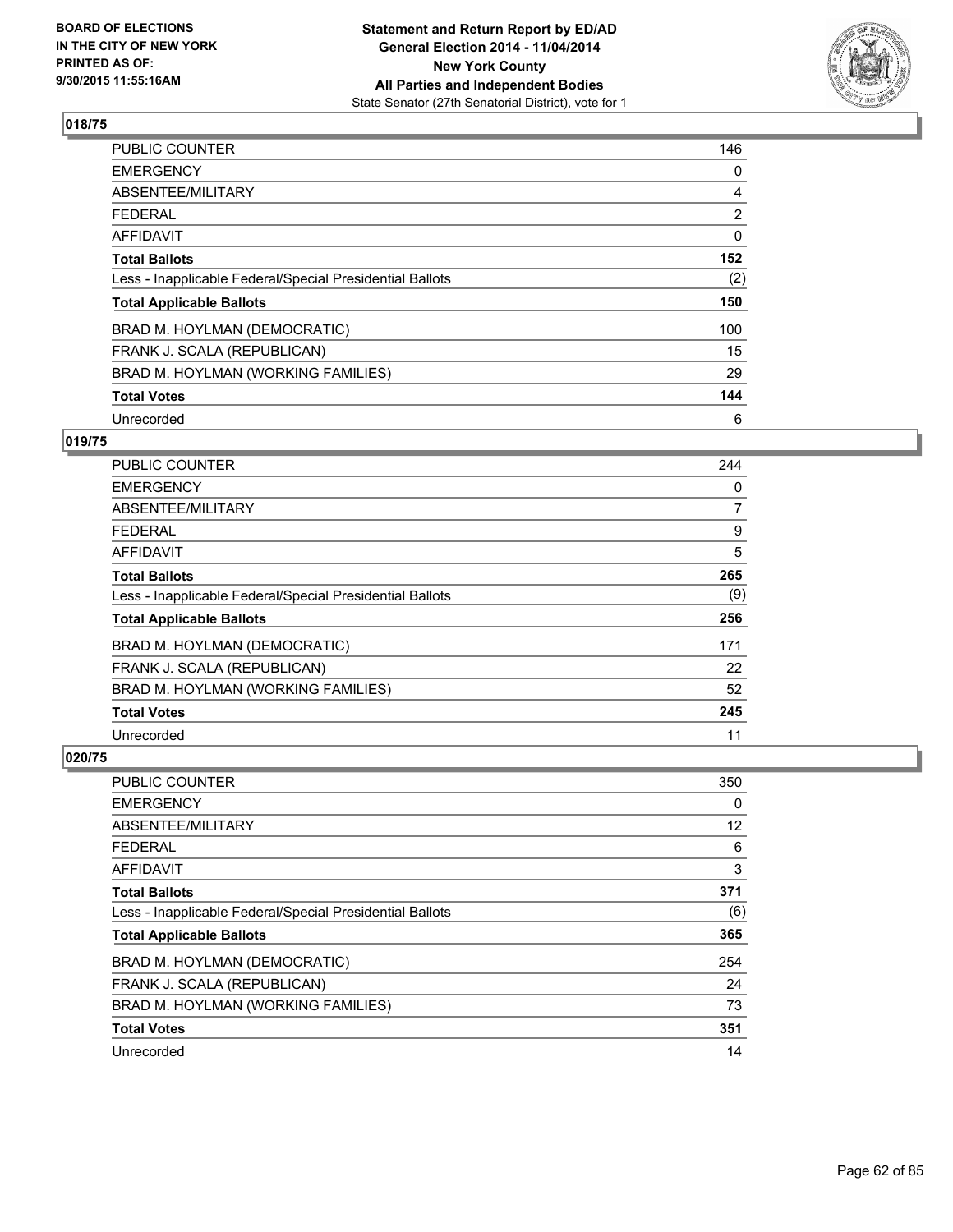BOARD OF ELECTIONS
IN THE CITY OF NEW YORK
PRINTED AS OF:
9/30/2015 11:55:16AM

**Statement and Return Report by ED/AD**
**General Election 2014 - 11/04/2014**
**New York County**
**All Parties and Independent Bodies**
State Senator (27th Senatorial District), vote for 1

## 018/75

| | |
|---|---|
| PUBLIC COUNTER | 146 |
| EMERGENCY | 0 |
| ABSENTEE/MILITARY | 4 |
| FEDERAL | 2 |
| AFFIDAVIT | 0 |
| **Total Ballots** | **152** |
| Less - Inapplicable Federal/Special Presidential Ballots | (2) |
| **Total Applicable Ballots** | **150** |
| BRAD M. HOYLMAN (DEMOCRATIC) | 100 |
| FRANK J. SCALA (REPUBLICAN) | 15 |
| BRAD M. HOYLMAN (WORKING FAMILIES) | 29 |
| **Total Votes** | **144** |
| Unrecorded | 6 |

## 019/75

| | |
|---|---|
| PUBLIC COUNTER | 244 |
| EMERGENCY | 0 |
| ABSENTEE/MILITARY | 7 |
| FEDERAL | 9 |
| AFFIDAVIT | 5 |
| **Total Ballots** | **265** |
| Less - Inapplicable Federal/Special Presidential Ballots | (9) |
| **Total Applicable Ballots** | **256** |
| BRAD M. HOYLMAN (DEMOCRATIC) | 171 |
| FRANK J. SCALA (REPUBLICAN) | 22 |
| BRAD M. HOYLMAN (WORKING FAMILIES) | 52 |
| **Total Votes** | **245** |
| Unrecorded | 11 |

## 020/75

| | |
|---|---|
| PUBLIC COUNTER | 350 |
| EMERGENCY | 0 |
| ABSENTEE/MILITARY | 12 |
| FEDERAL | 6 |
| AFFIDAVIT | 3 |
| **Total Ballots** | **371** |
| Less - Inapplicable Federal/Special Presidential Ballots | (6) |
| **Total Applicable Ballots** | **365** |
| BRAD M. HOYLMAN (DEMOCRATIC) | 254 |
| FRANK J. SCALA (REPUBLICAN) | 24 |
| BRAD M. HOYLMAN (WORKING FAMILIES) | 73 |
| **Total Votes** | **351** |
| Unrecorded | 14 |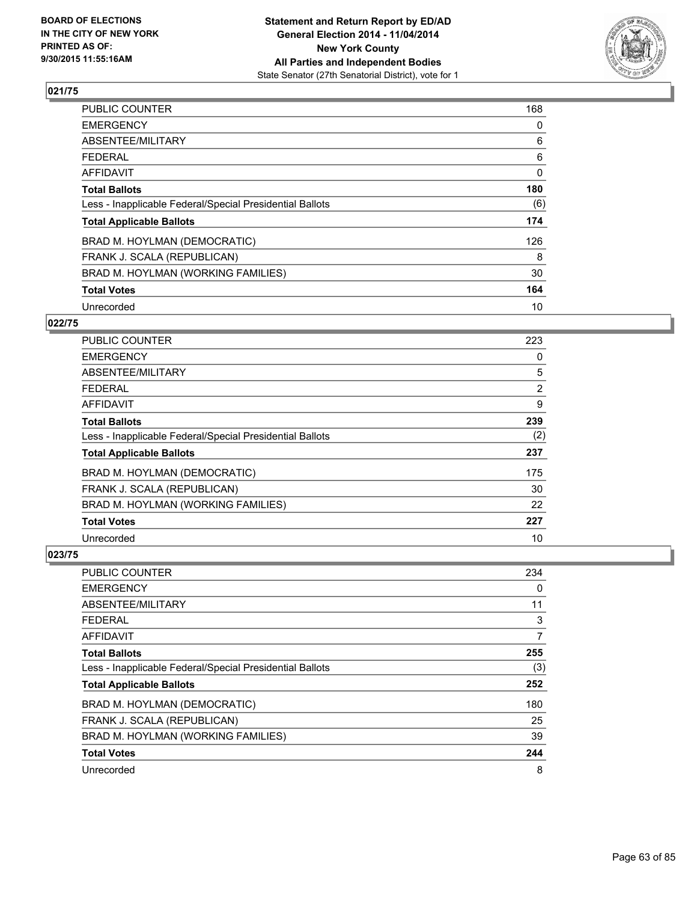**BOARD OF ELECTIONS IN THE CITY OF NEW YORK PRINTED AS OF: 9/30/2015 11:55:16AM**

**Statement and Return Report by ED/AD General Election 2014 - 11/04/2014 New York County All Parties and Independent Bodies**
State Senator (27th Senatorial District), vote for 1

## 021/75

| | |
|---|---|
| PUBLIC COUNTER | 168 |
| EMERGENCY | 0 |
| ABSENTEE/MILITARY | 6 |
| FEDERAL | 6 |
| AFFIDAVIT | 0 |
| **Total Ballots** | **180** |
| Less - Inapplicable Federal/Special Presidential Ballots | (6) |
| **Total Applicable Ballots** | **174** |
| BRAD M. HOYLMAN (DEMOCRATIC) | 126 |
| FRANK J. SCALA (REPUBLICAN) | 8 |
| BRAD M. HOYLMAN (WORKING FAMILIES) | 30 |
| **Total Votes** | **164** |
| Unrecorded | 10 |

## 022/75

| | |
|---|---|
| PUBLIC COUNTER | 223 |
| EMERGENCY | 0 |
| ABSENTEE/MILITARY | 5 |
| FEDERAL | 2 |
| AFFIDAVIT | 9 |
| **Total Ballots** | **239** |
| Less - Inapplicable Federal/Special Presidential Ballots | (2) |
| **Total Applicable Ballots** | **237** |
| BRAD M. HOYLMAN (DEMOCRATIC) | 175 |
| FRANK J. SCALA (REPUBLICAN) | 30 |
| BRAD M. HOYLMAN (WORKING FAMILIES) | 22 |
| **Total Votes** | **227** |
| Unrecorded | 10 |

## 023/75

| | |
|---|---|
| PUBLIC COUNTER | 234 |
| EMERGENCY | 0 |
| ABSENTEE/MILITARY | 11 |
| FEDERAL | 3 |
| AFFIDAVIT | 7 |
| **Total Ballots** | **255** |
| Less - Inapplicable Federal/Special Presidential Ballots | (3) |
| **Total Applicable Ballots** | **252** |
| BRAD M. HOYLMAN (DEMOCRATIC) | 180 |
| FRANK J. SCALA (REPUBLICAN) | 25 |
| BRAD M. HOYLMAN (WORKING FAMILIES) | 39 |
| **Total Votes** | **244** |
| Unrecorded | 8 |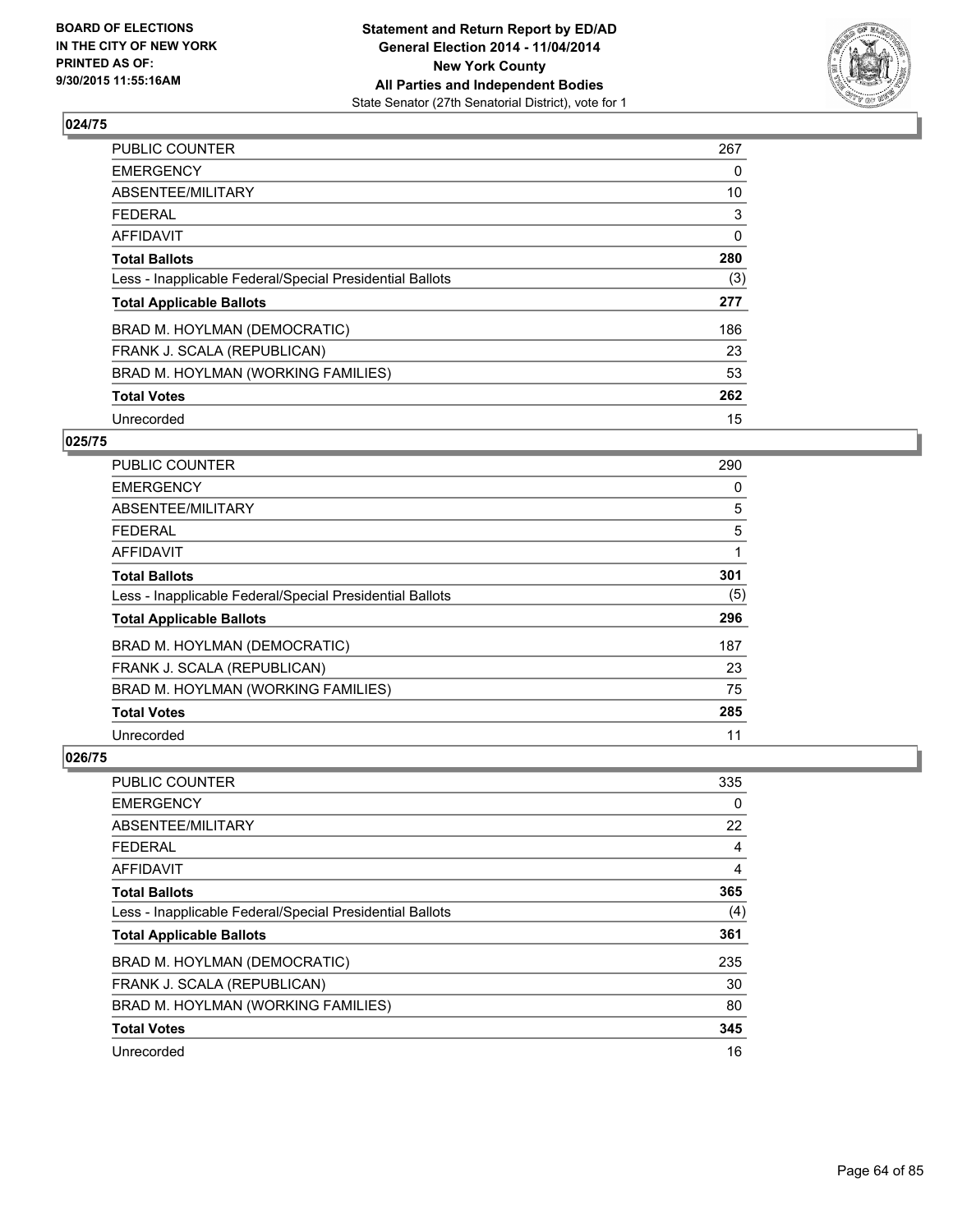## 024/75

| | |
|---|---|
| PUBLIC COUNTER | 267 |
| EMERGENCY | 0 |
| ABSENTEE/MILITARY | 10 |
| FEDERAL | 3 |
| AFFIDAVIT | 0 |
| **Total Ballots** | **280** |
| Less - Inapplicable Federal/Special Presidential Ballots | (3) |
| **Total Applicable Ballots** | **277** |
| BRAD M. HOYLMAN (DEMOCRATIC) | 186 |
| FRANK J. SCALA (REPUBLICAN) | 23 |
| BRAD M. HOYLMAN (WORKING FAMILIES) | 53 |
| **Total Votes** | **262** |
| Unrecorded | 15 |

## 025/75

| | |
|---|---|
| PUBLIC COUNTER | 290 |
| EMERGENCY | 0 |
| ABSENTEE/MILITARY | 5 |
| FEDERAL | 5 |
| AFFIDAVIT | 1 |
| **Total Ballots** | **301** |
| Less - Inapplicable Federal/Special Presidential Ballots | (5) |
| **Total Applicable Ballots** | **296** |
| BRAD M. HOYLMAN (DEMOCRATIC) | 187 |
| FRANK J. SCALA (REPUBLICAN) | 23 |
| BRAD M. HOYLMAN (WORKING FAMILIES) | 75 |
| **Total Votes** | **285** |
| Unrecorded | 11 |

## 026/75

| | |
|---|---|
| PUBLIC COUNTER | 335 |
| EMERGENCY | 0 |
| ABSENTEE/MILITARY | 22 |
| FEDERAL | 4 |
| AFFIDAVIT | 4 |
| **Total Ballots** | **365** |
| Less - Inapplicable Federal/Special Presidential Ballots | (4) |
| **Total Applicable Ballots** | **361** |
| BRAD M. HOYLMAN (DEMOCRATIC) | 235 |
| FRANK J. SCALA (REPUBLICAN) | 30 |
| BRAD M. HOYLMAN (WORKING FAMILIES) | 80 |
| **Total Votes** | **345** |
| Unrecorded | 16 |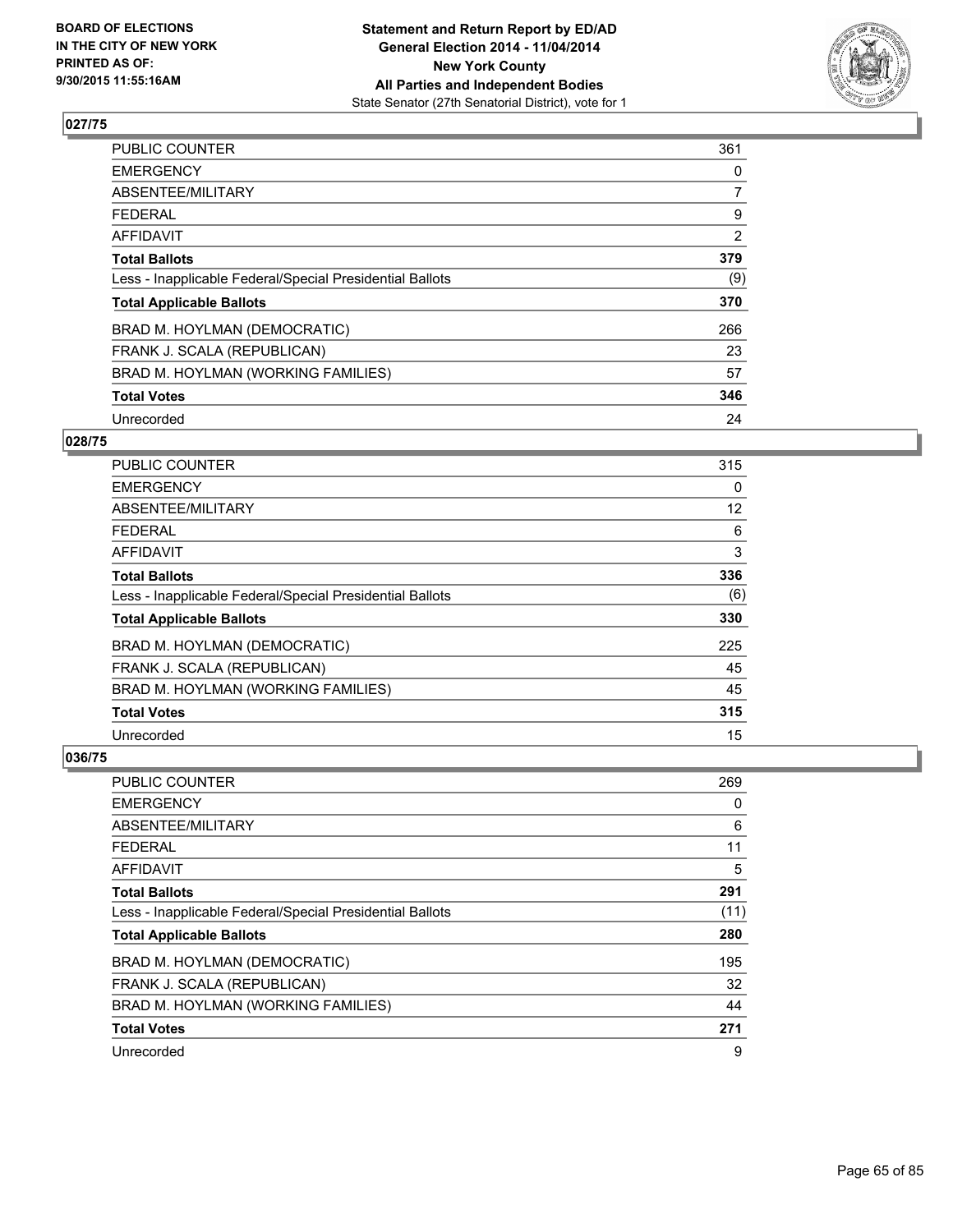BOARD OF ELECTIONS
IN THE CITY OF NEW YORK
PRINTED AS OF:
9/30/2015 11:55:16AM

**Statement and Return Report by ED/AD**
**General Election 2014 - 11/04/2014**
**New York County**
**All Parties and Independent Bodies**
State Senator (27th Senatorial District), vote for 1

## 027/75

| | |
|---|---|
| PUBLIC COUNTER | 361 |
| EMERGENCY | 0 |
| ABSENTEE/MILITARY | 7 |
| FEDERAL | 9 |
| AFFIDAVIT | 2 |
| **Total Ballots** | **379** |
| Less - Inapplicable Federal/Special Presidential Ballots | (9) |
| **Total Applicable Ballots** | **370** |
| BRAD M. HOYLMAN (DEMOCRATIC) | 266 |
| FRANK J. SCALA (REPUBLICAN) | 23 |
| BRAD M. HOYLMAN (WORKING FAMILIES) | 57 |
| **Total Votes** | **346** |
| Unrecorded | 24 |

## 028/75

| | |
|---|---|
| PUBLIC COUNTER | 315 |
| EMERGENCY | 0 |
| ABSENTEE/MILITARY | 12 |
| FEDERAL | 6 |
| AFFIDAVIT | 3 |
| **Total Ballots** | **336** |
| Less - Inapplicable Federal/Special Presidential Ballots | (6) |
| **Total Applicable Ballots** | **330** |
| BRAD M. HOYLMAN (DEMOCRATIC) | 225 |
| FRANK J. SCALA (REPUBLICAN) | 45 |
| BRAD M. HOYLMAN (WORKING FAMILIES) | 45 |
| **Total Votes** | **315** |
| Unrecorded | 15 |

## 036/75

| | |
|---|---|
| PUBLIC COUNTER | 269 |
| EMERGENCY | 0 |
| ABSENTEE/MILITARY | 6 |
| FEDERAL | 11 |
| AFFIDAVIT | 5 |
| **Total Ballots** | **291** |
| Less - Inapplicable Federal/Special Presidential Ballots | (11) |
| **Total Applicable Ballots** | **280** |
| BRAD M. HOYLMAN (DEMOCRATIC) | 195 |
| FRANK J. SCALA (REPUBLICAN) | 32 |
| BRAD M. HOYLMAN (WORKING FAMILIES) | 44 |
| **Total Votes** | **271** |
| Unrecorded | 9 |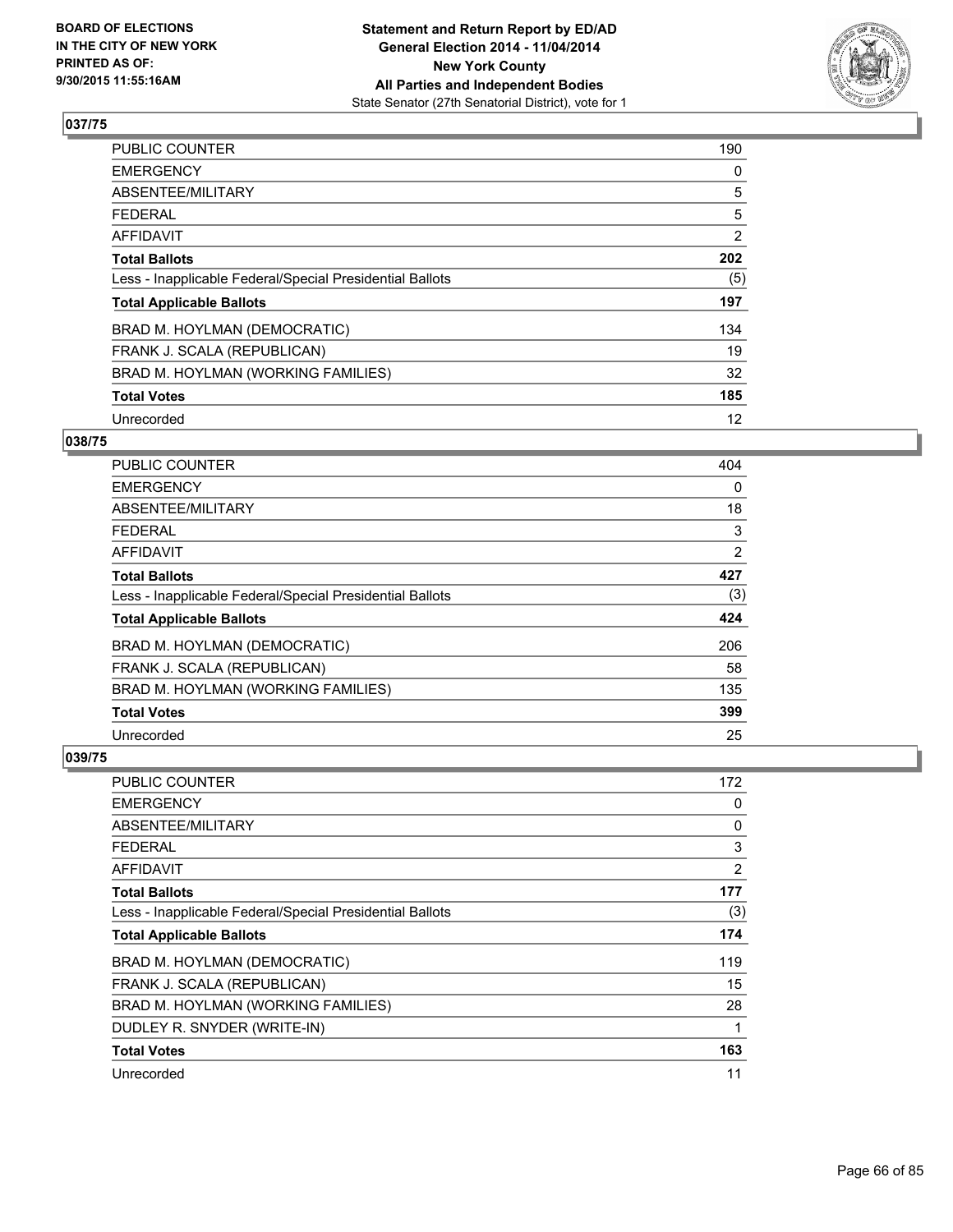BOARD OF ELECTIONS
IN THE CITY OF NEW YORK
PRINTED AS OF:
9/30/2015 11:55:16AM

**Statement and Return Report by ED/AD**
**General Election 2014 - 11/04/2014**
**New York County**
**All Parties and Independent Bodies**
State Senator (27th Senatorial District), vote for 1

### 037/75

| | |
|---|---|
| PUBLIC COUNTER | 190 |
| EMERGENCY | 0 |
| ABSENTEE/MILITARY | 5 |
| FEDERAL | 5 |
| AFFIDAVIT | 2 |
| **Total Ballots** | **202** |
| Less - Inapplicable Federal/Special Presidential Ballots | (5) |
| **Total Applicable Ballots** | **197** |
| BRAD M. HOYLMAN (DEMOCRATIC) | 134 |
| FRANK J. SCALA (REPUBLICAN) | 19 |
| BRAD M. HOYLMAN (WORKING FAMILIES) | 32 |
| **Total Votes** | **185** |
| Unrecorded | 12 |

### 038/75

| | |
|---|---|
| PUBLIC COUNTER | 404 |
| EMERGENCY | 0 |
| ABSENTEE/MILITARY | 18 |
| FEDERAL | 3 |
| AFFIDAVIT | 2 |
| **Total Ballots** | **427** |
| Less - Inapplicable Federal/Special Presidential Ballots | (3) |
| **Total Applicable Ballots** | **424** |
| BRAD M. HOYLMAN (DEMOCRATIC) | 206 |
| FRANK J. SCALA (REPUBLICAN) | 58 |
| BRAD M. HOYLMAN (WORKING FAMILIES) | 135 |
| **Total Votes** | **399** |
| Unrecorded | 25 |

### 039/75

| | |
|---|---|
| PUBLIC COUNTER | 172 |
| EMERGENCY | 0 |
| ABSENTEE/MILITARY | 0 |
| FEDERAL | 3 |
| AFFIDAVIT | 2 |
| **Total Ballots** | **177** |
| Less - Inapplicable Federal/Special Presidential Ballots | (3) |
| **Total Applicable Ballots** | **174** |
| BRAD M. HOYLMAN (DEMOCRATIC) | 119 |
| FRANK J. SCALA (REPUBLICAN) | 15 |
| BRAD M. HOYLMAN (WORKING FAMILIES) | 28 |
| DUDLEY R. SNYDER (WRITE-IN) | 1 |
| **Total Votes** | **163** |
| Unrecorded | 11 |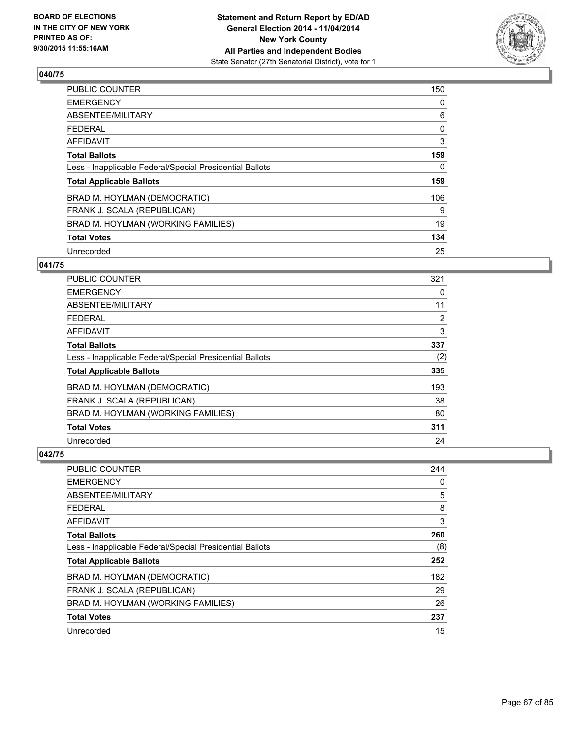**BOARD OF ELECTIONS IN THE CITY OF NEW YORK PRINTED AS OF: 9/30/2015 11:55:16AM**

**Statement and Return Report by ED/AD General Election 2014 - 11/04/2014 New York County All Parties and Independent Bodies**
State Senator (27th Senatorial District), vote for 1

### 040/75

| | |
|---|---|
| PUBLIC COUNTER | 150 |
| EMERGENCY | 0 |
| ABSENTEE/MILITARY | 6 |
| FEDERAL | 0 |
| AFFIDAVIT | 3 |
| **Total Ballots** | **159** |
| Less - Inapplicable Federal/Special Presidential Ballots | 0 |
| **Total Applicable Ballots** | **159** |
| BRAD M. HOYLMAN (DEMOCRATIC) | 106 |
| FRANK J. SCALA (REPUBLICAN) | 9 |
| BRAD M. HOYLMAN (WORKING FAMILIES) | 19 |
| **Total Votes** | **134** |
| Unrecorded | 25 |

### 041/75

| | |
|---|---|
| PUBLIC COUNTER | 321 |
| EMERGENCY | 0 |
| ABSENTEE/MILITARY | 11 |
| FEDERAL | 2 |
| AFFIDAVIT | 3 |
| **Total Ballots** | **337** |
| Less - Inapplicable Federal/Special Presidential Ballots | (2) |
| **Total Applicable Ballots** | **335** |
| BRAD M. HOYLMAN (DEMOCRATIC) | 193 |
| FRANK J. SCALA (REPUBLICAN) | 38 |
| BRAD M. HOYLMAN (WORKING FAMILIES) | 80 |
| **Total Votes** | **311** |
| Unrecorded | 24 |

### 042/75

| | |
|---|---|
| PUBLIC COUNTER | 244 |
| EMERGENCY | 0 |
| ABSENTEE/MILITARY | 5 |
| FEDERAL | 8 |
| AFFIDAVIT | 3 |
| **Total Ballots** | **260** |
| Less - Inapplicable Federal/Special Presidential Ballots | (8) |
| **Total Applicable Ballots** | **252** |
| BRAD M. HOYLMAN (DEMOCRATIC) | 182 |
| FRANK J. SCALA (REPUBLICAN) | 29 |
| BRAD M. HOYLMAN (WORKING FAMILIES) | 26 |
| **Total Votes** | **237** |
| Unrecorded | 15 |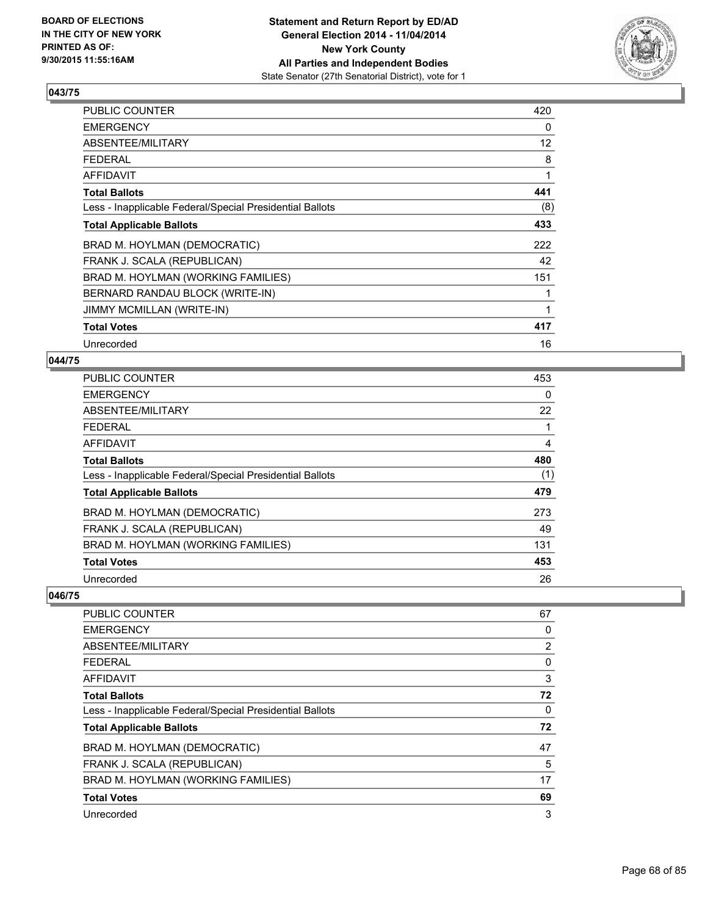**BOARD OF ELECTIONS IN THE CITY OF NEW YORK PRINTED AS OF: 9/30/2015 11:55:16AM**

**Statement and Return Report by ED/AD General Election 2014 - 11/04/2014 New York County All Parties and Independent Bodies**
State Senator (27th Senatorial District), vote for 1

## 043/75

| | |
|---|---|
| PUBLIC COUNTER | 420 |
| EMERGENCY | 0 |
| ABSENTEE/MILITARY | 12 |
| FEDERAL | 8 |
| AFFIDAVIT | 1 |
| **Total Ballots** | **441** |
| Less - Inapplicable Federal/Special Presidential Ballots | (8) |
| **Total Applicable Ballots** | **433** |
| BRAD M. HOYLMAN (DEMOCRATIC) | 222 |
| FRANK J. SCALA (REPUBLICAN) | 42 |
| BRAD M. HOYLMAN (WORKING FAMILIES) | 151 |
| BERNARD RANDAU BLOCK (WRITE-IN) | 1 |
| JIMMY MCMILLAN (WRITE-IN) | 1 |
| **Total Votes** | **417** |
| Unrecorded | 16 |

## 044/75

| | |
|---|---|
| PUBLIC COUNTER | 453 |
| EMERGENCY | 0 |
| ABSENTEE/MILITARY | 22 |
| FEDERAL | 1 |
| AFFIDAVIT | 4 |
| **Total Ballots** | **480** |
| Less - Inapplicable Federal/Special Presidential Ballots | (1) |
| **Total Applicable Ballots** | **479** |
| BRAD M. HOYLMAN (DEMOCRATIC) | 273 |
| FRANK J. SCALA (REPUBLICAN) | 49 |
| BRAD M. HOYLMAN (WORKING FAMILIES) | 131 |
| **Total Votes** | **453** |
| Unrecorded | 26 |

## 046/75

| | |
|---|---|
| PUBLIC COUNTER | 67 |
| EMERGENCY | 0 |
| ABSENTEE/MILITARY | 2 |
| FEDERAL | 0 |
| AFFIDAVIT | 3 |
| **Total Ballots** | **72** |
| Less - Inapplicable Federal/Special Presidential Ballots | 0 |
| **Total Applicable Ballots** | **72** |
| BRAD M. HOYLMAN (DEMOCRATIC) | 47 |
| FRANK J. SCALA (REPUBLICAN) | 5 |
| BRAD M. HOYLMAN (WORKING FAMILIES) | 17 |
| **Total Votes** | **69** |
| Unrecorded | 3 |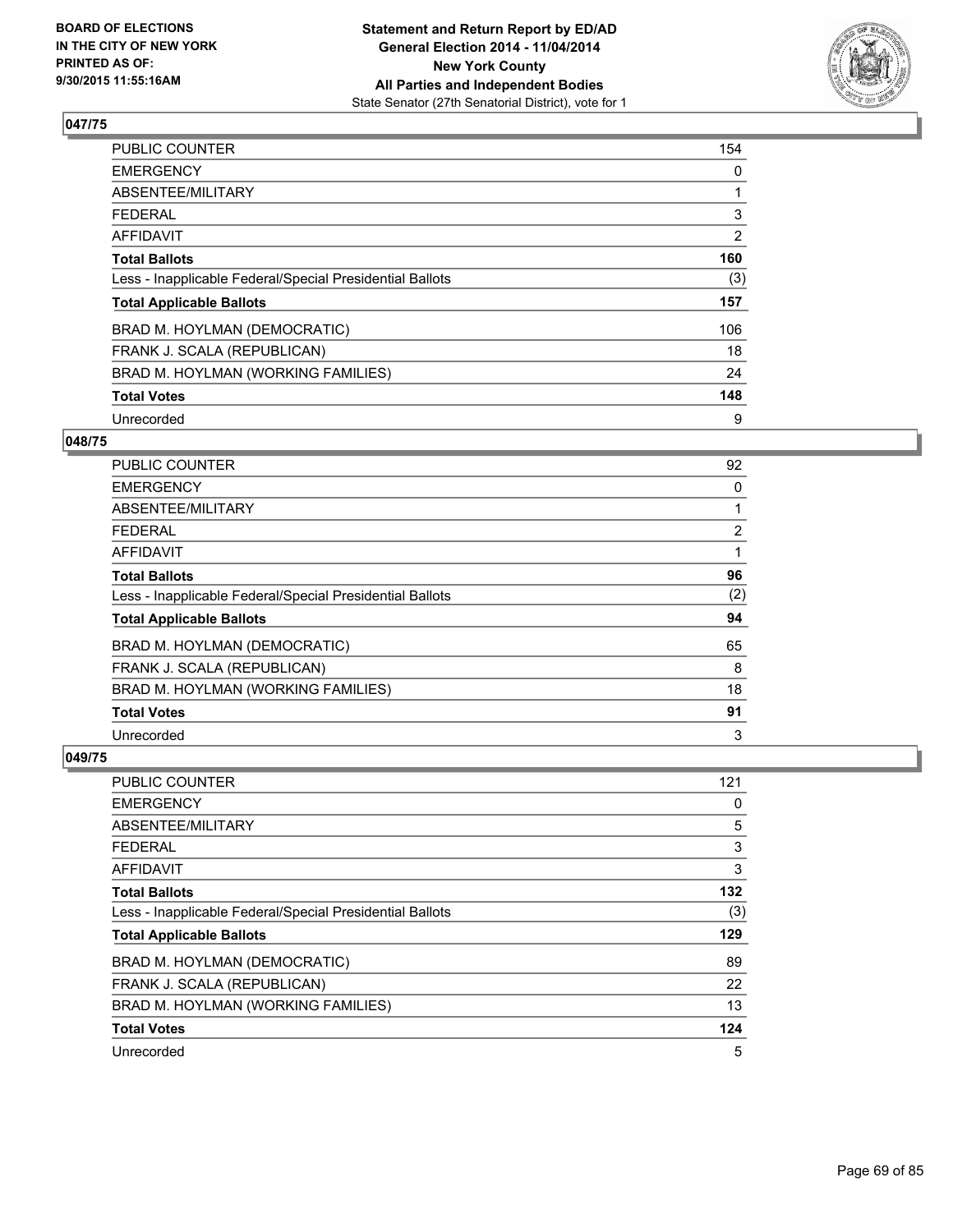**BOARD OF ELECTIONS IN THE CITY OF NEW YORK PRINTED AS OF: 9/30/2015 11:55:16AM**

**Statement and Return Report by ED/AD**
**General Election 2014 - 11/04/2014**
**New York County**
**All Parties and Independent Bodies**
State Senator (27th Senatorial District), vote for 1

## 047/75

| | |
|---|---|
| PUBLIC COUNTER | 154 |
| EMERGENCY | 0 |
| ABSENTEE/MILITARY | 1 |
| FEDERAL | 3 |
| AFFIDAVIT | 2 |
| **Total Ballots** | **160** |
| Less - Inapplicable Federal/Special Presidential Ballots | (3) |
| **Total Applicable Ballots** | **157** |
| BRAD M. HOYLMAN (DEMOCRATIC) | 106 |
| FRANK J. SCALA (REPUBLICAN) | 18 |
| BRAD M. HOYLMAN (WORKING FAMILIES) | 24 |
| **Total Votes** | **148** |
| Unrecorded | 9 |

## 048/75

| | |
|---|---|
| PUBLIC COUNTER | 92 |
| EMERGENCY | 0 |
| ABSENTEE/MILITARY | 1 |
| FEDERAL | 2 |
| AFFIDAVIT | 1 |
| **Total Ballots** | **96** |
| Less - Inapplicable Federal/Special Presidential Ballots | (2) |
| **Total Applicable Ballots** | **94** |
| BRAD M. HOYLMAN (DEMOCRATIC) | 65 |
| FRANK J. SCALA (REPUBLICAN) | 8 |
| BRAD M. HOYLMAN (WORKING FAMILIES) | 18 |
| **Total Votes** | **91** |
| Unrecorded | 3 |

## 049/75

| | |
|---|---|
| PUBLIC COUNTER | 121 |
| EMERGENCY | 0 |
| ABSENTEE/MILITARY | 5 |
| FEDERAL | 3 |
| AFFIDAVIT | 3 |
| **Total Ballots** | **132** |
| Less - Inapplicable Federal/Special Presidential Ballots | (3) |
| **Total Applicable Ballots** | **129** |
| BRAD M. HOYLMAN (DEMOCRATIC) | 89 |
| FRANK J. SCALA (REPUBLICAN) | 22 |
| BRAD M. HOYLMAN (WORKING FAMILIES) | 13 |
| **Total Votes** | **124** |
| Unrecorded | 5 |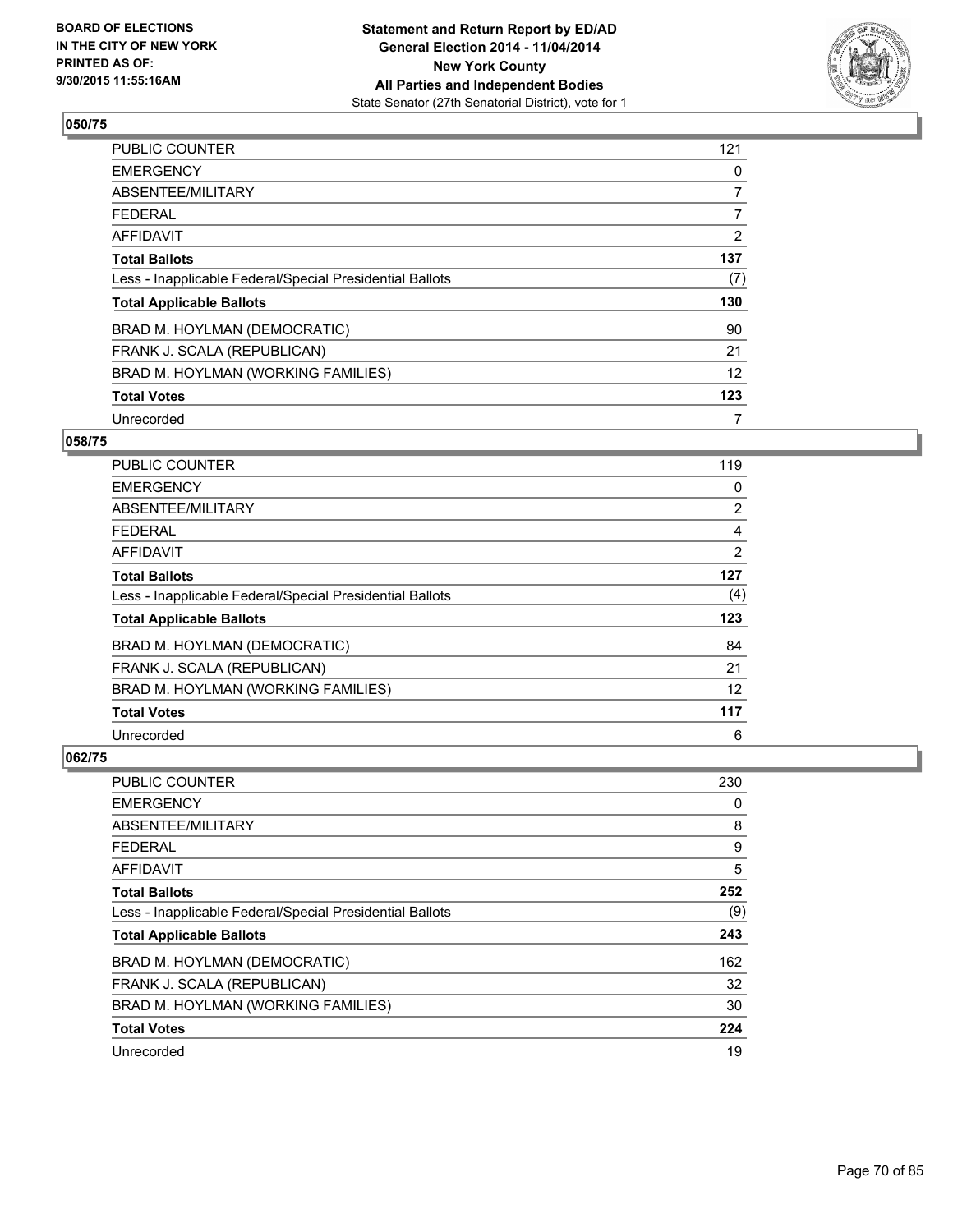**BOARD OF ELECTIONS IN THE CITY OF NEW YORK PRINTED AS OF: 9/30/2015 11:55:16AM**

**Statement and Return Report by ED/AD General Election 2014 - 11/04/2014 New York County All Parties and Independent Bodies**
State Senator (27th Senatorial District), vote for 1

## 050/75

| | |
|---|---|
| PUBLIC COUNTER | 121 |
| EMERGENCY | 0 |
| ABSENTEE/MILITARY | 7 |
| FEDERAL | 7 |
| AFFIDAVIT | 2 |
| **Total Ballots** | **137** |
| Less - Inapplicable Federal/Special Presidential Ballots | (7) |
| **Total Applicable Ballots** | **130** |
| BRAD M. HOYLMAN (DEMOCRATIC) | 90 |
| FRANK J. SCALA (REPUBLICAN) | 21 |
| BRAD M. HOYLMAN (WORKING FAMILIES) | 12 |
| **Total Votes** | **123** |
| Unrecorded | 7 |

## 058/75

| | |
|---|---|
| PUBLIC COUNTER | 119 |
| EMERGENCY | 0 |
| ABSENTEE/MILITARY | 2 |
| FEDERAL | 4 |
| AFFIDAVIT | 2 |
| **Total Ballots** | **127** |
| Less - Inapplicable Federal/Special Presidential Ballots | (4) |
| **Total Applicable Ballots** | **123** |
| BRAD M. HOYLMAN (DEMOCRATIC) | 84 |
| FRANK J. SCALA (REPUBLICAN) | 21 |
| BRAD M. HOYLMAN (WORKING FAMILIES) | 12 |
| **Total Votes** | **117** |
| Unrecorded | 6 |

## 062/75

| | |
|---|---|
| PUBLIC COUNTER | 230 |
| EMERGENCY | 0 |
| ABSENTEE/MILITARY | 8 |
| FEDERAL | 9 |
| AFFIDAVIT | 5 |
| **Total Ballots** | **252** |
| Less - Inapplicable Federal/Special Presidential Ballots | (9) |
| **Total Applicable Ballots** | **243** |
| BRAD M. HOYLMAN (DEMOCRATIC) | 162 |
| FRANK J. SCALA (REPUBLICAN) | 32 |
| BRAD M. HOYLMAN (WORKING FAMILIES) | 30 |
| **Total Votes** | **224** |
| Unrecorded | 19 |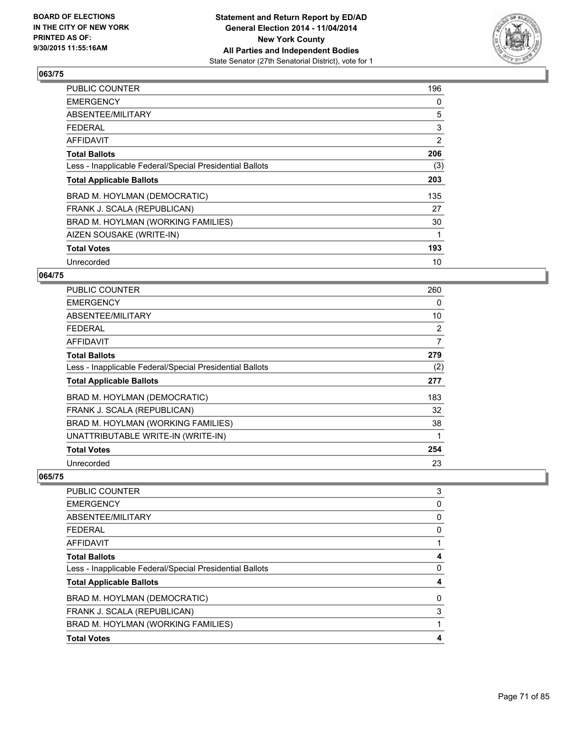**Statement and Return Report by ED/AD**
**General Election 2014 - 11/04/2014**
**New York County**
**All Parties and Independent Bodies**
State Senator (27th Senatorial District), vote for 1

BOARD OF ELECTIONS IN THE CITY OF NEW YORK PRINTED AS OF: 9/30/2015 11:55:16AM

## 063/75

| | |
|---|---|
| PUBLIC COUNTER | 196 |
| EMERGENCY | 0 |
| ABSENTEE/MILITARY | 5 |
| FEDERAL | 3 |
| AFFIDAVIT | 2 |
| **Total Ballots** | **206** |
| Less - Inapplicable Federal/Special Presidential Ballots | (3) |
| **Total Applicable Ballots** | **203** |
| BRAD M. HOYLMAN (DEMOCRATIC) | 135 |
| FRANK J. SCALA (REPUBLICAN) | 27 |
| BRAD M. HOYLMAN (WORKING FAMILIES) | 30 |
| AIZEN SOUSAKE (WRITE-IN) | 1 |
| **Total Votes** | **193** |
| Unrecorded | 10 |

## 064/75

| | |
|---|---|
| PUBLIC COUNTER | 260 |
| EMERGENCY | 0 |
| ABSENTEE/MILITARY | 10 |
| FEDERAL | 2 |
| AFFIDAVIT | 7 |
| **Total Ballots** | **279** |
| Less - Inapplicable Federal/Special Presidential Ballots | (2) |
| **Total Applicable Ballots** | **277** |
| BRAD M. HOYLMAN (DEMOCRATIC) | 183 |
| FRANK J. SCALA (REPUBLICAN) | 32 |
| BRAD M. HOYLMAN (WORKING FAMILIES) | 38 |
| UNATTRIBUTABLE WRITE-IN (WRITE-IN) | 1 |
| **Total Votes** | **254** |
| Unrecorded | 23 |

## 065/75

| | |
|---|---|
| PUBLIC COUNTER | 3 |
| EMERGENCY | 0 |
| ABSENTEE/MILITARY | 0 |
| FEDERAL | 0 |
| AFFIDAVIT | 1 |
| **Total Ballots** | **4** |
| Less - Inapplicable Federal/Special Presidential Ballots | 0 |
| **Total Applicable Ballots** | **4** |
| BRAD M. HOYLMAN (DEMOCRATIC) | 0 |
| FRANK J. SCALA (REPUBLICAN) | 3 |
| BRAD M. HOYLMAN (WORKING FAMILIES) | 1 |
| **Total Votes** | **4** |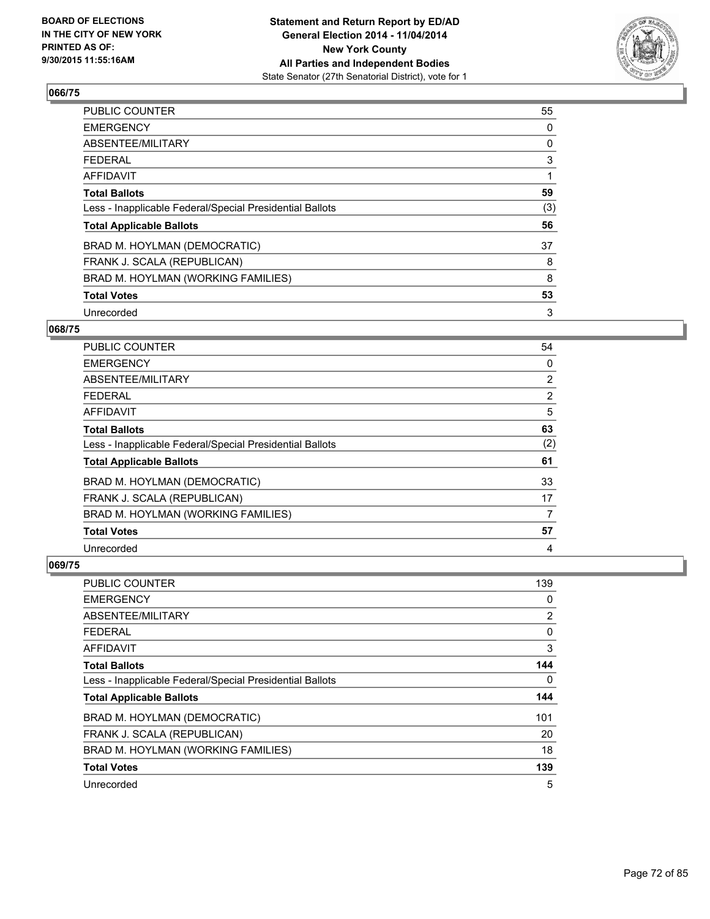**BOARD OF ELECTIONS IN THE CITY OF NEW YORK PRINTED AS OF: 9/30/2015 11:55:16AM**

**Statement and Return Report by ED/AD General Election 2014 - 11/04/2014 New York County All Parties and Independent Bodies**
State Senator (27th Senatorial District), vote for 1

## 066/75

| | |
|---|---|
| PUBLIC COUNTER | 55 |
| EMERGENCY | 0 |
| ABSENTEE/MILITARY | 0 |
| FEDERAL | 3 |
| AFFIDAVIT | 1 |
| **Total Ballots** | **59** |
| Less - Inapplicable Federal/Special Presidential Ballots | (3) |
| **Total Applicable Ballots** | **56** |
| BRAD M. HOYLMAN (DEMOCRATIC) | 37 |
| FRANK J. SCALA (REPUBLICAN) | 8 |
| BRAD M. HOYLMAN (WORKING FAMILIES) | 8 |
| **Total Votes** | **53** |
| Unrecorded | 3 |

## 068/75

| | |
|---|---|
| PUBLIC COUNTER | 54 |
| EMERGENCY | 0 |
| ABSENTEE/MILITARY | 2 |
| FEDERAL | 2 |
| AFFIDAVIT | 5 |
| **Total Ballots** | **63** |
| Less - Inapplicable Federal/Special Presidential Ballots | (2) |
| **Total Applicable Ballots** | **61** |
| BRAD M. HOYLMAN (DEMOCRATIC) | 33 |
| FRANK J. SCALA (REPUBLICAN) | 17 |
| BRAD M. HOYLMAN (WORKING FAMILIES) | 7 |
| **Total Votes** | **57** |
| Unrecorded | 4 |

## 069/75

| | |
|---|---|
| PUBLIC COUNTER | 139 |
| EMERGENCY | 0 |
| ABSENTEE/MILITARY | 2 |
| FEDERAL | 0 |
| AFFIDAVIT | 3 |
| **Total Ballots** | **144** |
| Less - Inapplicable Federal/Special Presidential Ballots | 0 |
| **Total Applicable Ballots** | **144** |
| BRAD M. HOYLMAN (DEMOCRATIC) | 101 |
| FRANK J. SCALA (REPUBLICAN) | 20 |
| BRAD M. HOYLMAN (WORKING FAMILIES) | 18 |
| **Total Votes** | **139** |
| Unrecorded | 5 |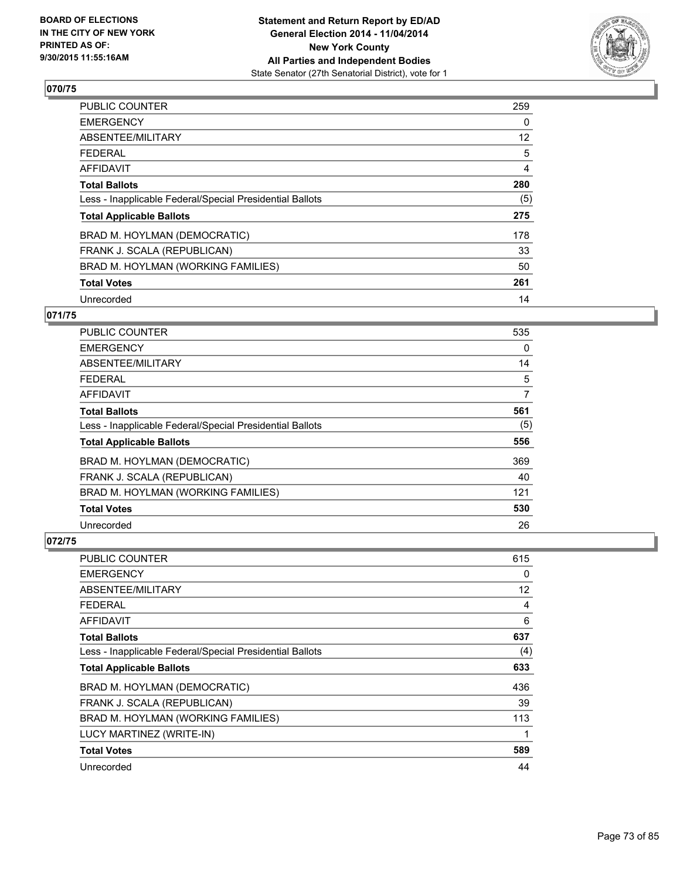**Statement and Return Report by ED/AD**
**General Election 2014 - 11/04/2014**
**New York County**
**All Parties and Independent Bodies**
State Senator (27th Senatorial District), vote for 1

BOARD OF ELECTIONS
IN THE CITY OF NEW YORK
PRINTED AS OF:
9/30/2015 11:55:16AM

## 070/75

| | |
|---|---|
| PUBLIC COUNTER | 259 |
| EMERGENCY | 0 |
| ABSENTEE/MILITARY | 12 |
| FEDERAL | 5 |
| AFFIDAVIT | 4 |
| **Total Ballots** | **280** |
| Less - Inapplicable Federal/Special Presidential Ballots | (5) |
| **Total Applicable Ballots** | **275** |
| BRAD M. HOYLMAN (DEMOCRATIC) | 178 |
| FRANK J. SCALA (REPUBLICAN) | 33 |
| BRAD M. HOYLMAN (WORKING FAMILIES) | 50 |
| **Total Votes** | **261** |
| Unrecorded | 14 |

## 071/75

| | |
|---|---|
| PUBLIC COUNTER | 535 |
| EMERGENCY | 0 |
| ABSENTEE/MILITARY | 14 |
| FEDERAL | 5 |
| AFFIDAVIT | 7 |
| **Total Ballots** | **561** |
| Less - Inapplicable Federal/Special Presidential Ballots | (5) |
| **Total Applicable Ballots** | **556** |
| BRAD M. HOYLMAN (DEMOCRATIC) | 369 |
| FRANK J. SCALA (REPUBLICAN) | 40 |
| BRAD M. HOYLMAN (WORKING FAMILIES) | 121 |
| **Total Votes** | **530** |
| Unrecorded | 26 |

## 072/75

| | |
|---|---|
| PUBLIC COUNTER | 615 |
| EMERGENCY | 0 |
| ABSENTEE/MILITARY | 12 |
| FEDERAL | 4 |
| AFFIDAVIT | 6 |
| **Total Ballots** | **637** |
| Less - Inapplicable Federal/Special Presidential Ballots | (4) |
| **Total Applicable Ballots** | **633** |
| BRAD M. HOYLMAN (DEMOCRATIC) | 436 |
| FRANK J. SCALA (REPUBLICAN) | 39 |
| BRAD M. HOYLMAN (WORKING FAMILIES) | 113 |
| LUCY MARTINEZ (WRITE-IN) | 1 |
| **Total Votes** | **589** |
| Unrecorded | 44 |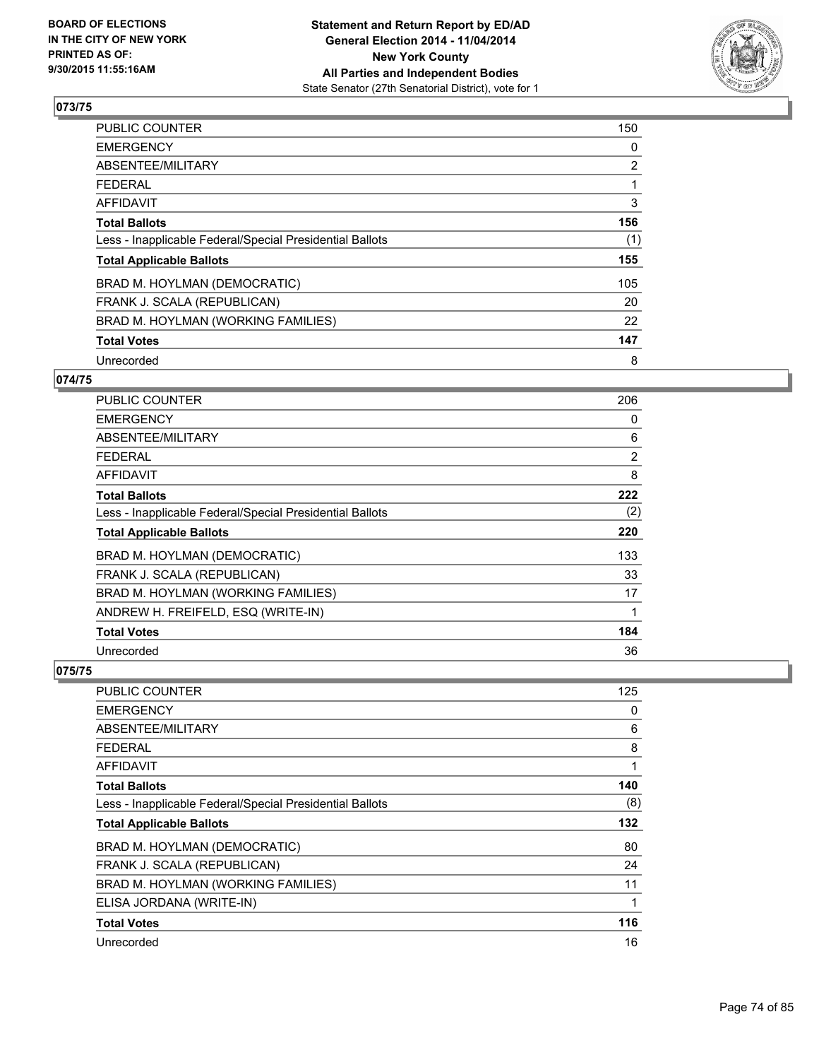BOARD OF ELECTIONS
IN THE CITY OF NEW YORK
PRINTED AS OF:
9/30/2015 11:55:16AM

**Statement and Return Report by ED/AD**
**General Election 2014 - 11/04/2014**
**New York County**
**All Parties and Independent Bodies**
State Senator (27th Senatorial District), vote for 1

### 073/75

| | |
|---|---|
| PUBLIC COUNTER | 150 |
| EMERGENCY | 0 |
| ABSENTEE/MILITARY | 2 |
| FEDERAL | 1 |
| AFFIDAVIT | 3 |
| **Total Ballots** | **156** |
| Less - Inapplicable Federal/Special Presidential Ballots | (1) |
| **Total Applicable Ballots** | **155** |
| BRAD M. HOYLMAN (DEMOCRATIC) | 105 |
| FRANK J. SCALA (REPUBLICAN) | 20 |
| BRAD M. HOYLMAN (WORKING FAMILIES) | 22 |
| **Total Votes** | **147** |
| Unrecorded | 8 |

### 074/75

| | |
|---|---|
| PUBLIC COUNTER | 206 |
| EMERGENCY | 0 |
| ABSENTEE/MILITARY | 6 |
| FEDERAL | 2 |
| AFFIDAVIT | 8 |
| **Total Ballots** | **222** |
| Less - Inapplicable Federal/Special Presidential Ballots | (2) |
| **Total Applicable Ballots** | **220** |
| BRAD M. HOYLMAN (DEMOCRATIC) | 133 |
| FRANK J. SCALA (REPUBLICAN) | 33 |
| BRAD M. HOYLMAN (WORKING FAMILIES) | 17 |
| ANDREW H. FREIFELD, ESQ (WRITE-IN) | 1 |
| **Total Votes** | **184** |
| Unrecorded | 36 |

### 075/75

| | |
|---|---|
| PUBLIC COUNTER | 125 |
| EMERGENCY | 0 |
| ABSENTEE/MILITARY | 6 |
| FEDERAL | 8 |
| AFFIDAVIT | 1 |
| **Total Ballots** | **140** |
| Less - Inapplicable Federal/Special Presidential Ballots | (8) |
| **Total Applicable Ballots** | **132** |
| BRAD M. HOYLMAN (DEMOCRATIC) | 80 |
| FRANK J. SCALA (REPUBLICAN) | 24 |
| BRAD M. HOYLMAN (WORKING FAMILIES) | 11 |
| ELISA JORDANA (WRITE-IN) | 1 |
| **Total Votes** | **116** |
| Unrecorded | 16 |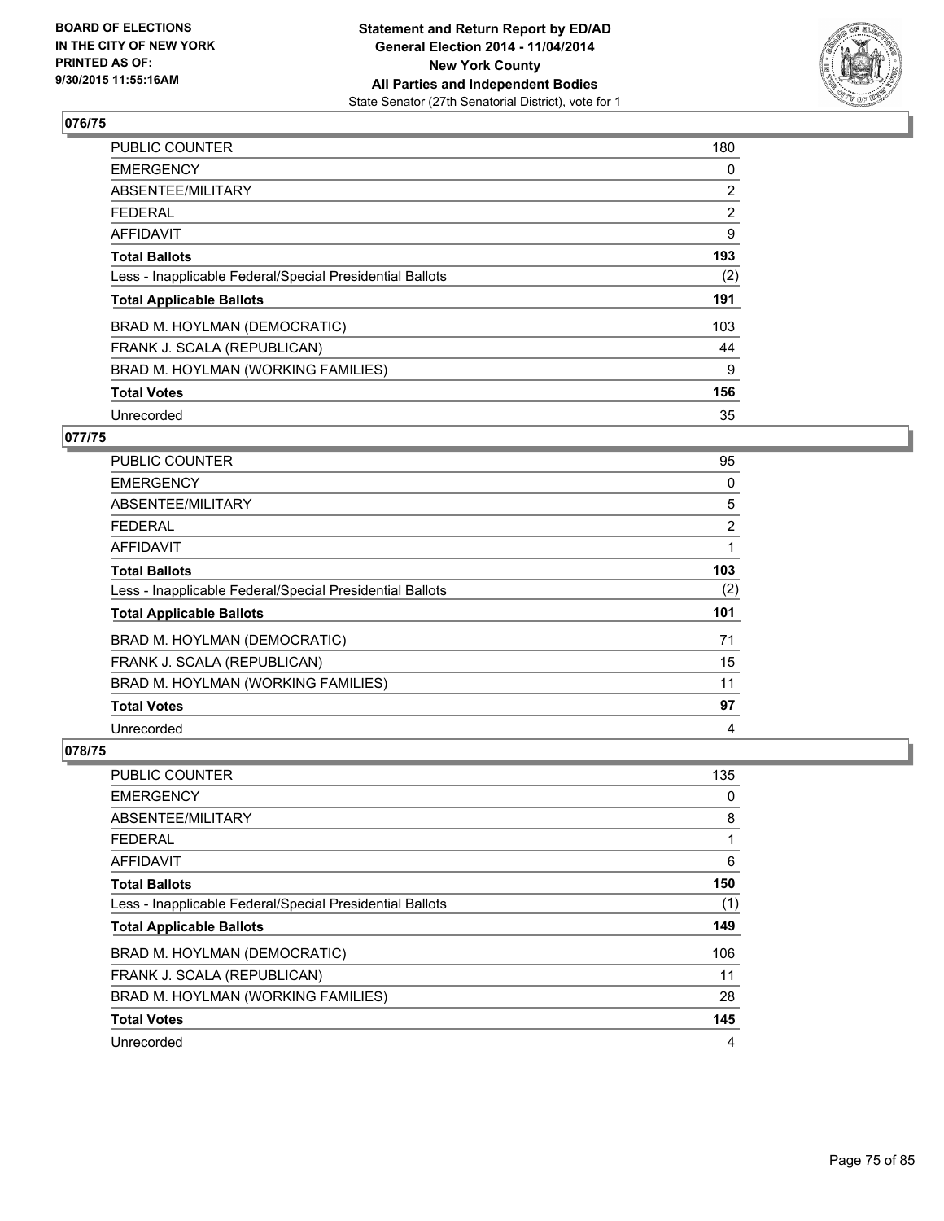BOARD OF ELECTIONS
IN THE CITY OF NEW YORK
PRINTED AS OF:
9/30/2015 11:55:16AM

**Statement and Return Report by ED/AD**
**General Election 2014 - 11/04/2014**
**New York County**
**All Parties and Independent Bodies**
State Senator (27th Senatorial District), vote for 1

## 076/75

| | |
|---|---|
| PUBLIC COUNTER | 180 |
| EMERGENCY | 0 |
| ABSENTEE/MILITARY | 2 |
| FEDERAL | 2 |
| AFFIDAVIT | 9 |
| **Total Ballots** | **193** |
| Less - Inapplicable Federal/Special Presidential Ballots | (2) |
| **Total Applicable Ballots** | **191** |
| BRAD M. HOYLMAN (DEMOCRATIC) | 103 |
| FRANK J. SCALA (REPUBLICAN) | 44 |
| BRAD M. HOYLMAN (WORKING FAMILIES) | 9 |
| **Total Votes** | **156** |
| Unrecorded | 35 |

## 077/75

| | |
|---|---|
| PUBLIC COUNTER | 95 |
| EMERGENCY | 0 |
| ABSENTEE/MILITARY | 5 |
| FEDERAL | 2 |
| AFFIDAVIT | 1 |
| **Total Ballots** | **103** |
| Less - Inapplicable Federal/Special Presidential Ballots | (2) |
| **Total Applicable Ballots** | **101** |
| BRAD M. HOYLMAN (DEMOCRATIC) | 71 |
| FRANK J. SCALA (REPUBLICAN) | 15 |
| BRAD M. HOYLMAN (WORKING FAMILIES) | 11 |
| **Total Votes** | **97** |
| Unrecorded | 4 |

## 078/75

| | |
|---|---|
| PUBLIC COUNTER | 135 |
| EMERGENCY | 0 |
| ABSENTEE/MILITARY | 8 |
| FEDERAL | 1 |
| AFFIDAVIT | 6 |
| **Total Ballots** | **150** |
| Less - Inapplicable Federal/Special Presidential Ballots | (1) |
| **Total Applicable Ballots** | **149** |
| BRAD M. HOYLMAN (DEMOCRATIC) | 106 |
| FRANK J. SCALA (REPUBLICAN) | 11 |
| BRAD M. HOYLMAN (WORKING FAMILIES) | 28 |
| **Total Votes** | **145** |
| Unrecorded | 4 |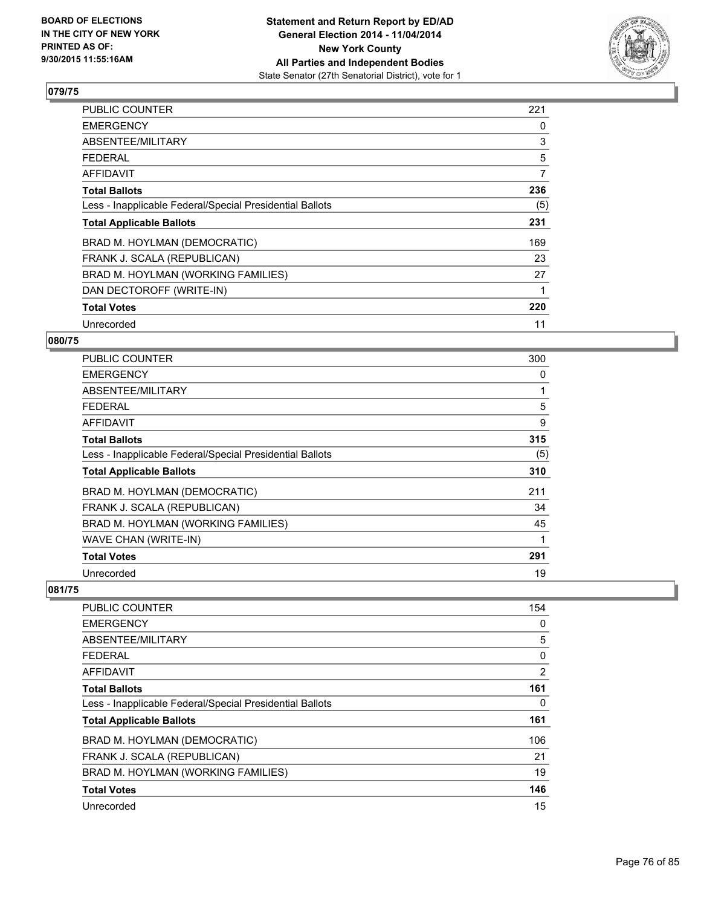**BOARD OF ELECTIONS IN THE CITY OF NEW YORK PRINTED AS OF: 9/30/2015 11:55:16AM**

**Statement and Return Report by ED/AD General Election 2014 - 11/04/2014 New York County All Parties and Independent Bodies**
State Senator (27th Senatorial District), vote for 1

## 079/75

| | |
|---|---|
| PUBLIC COUNTER | 221 |
| EMERGENCY | 0 |
| ABSENTEE/MILITARY | 3 |
| FEDERAL | 5 |
| AFFIDAVIT | 7 |
| **Total Ballots** | **236** |
| Less - Inapplicable Federal/Special Presidential Ballots | (5) |
| **Total Applicable Ballots** | **231** |
| BRAD M. HOYLMAN (DEMOCRATIC) | 169 |
| FRANK J. SCALA (REPUBLICAN) | 23 |
| BRAD M. HOYLMAN (WORKING FAMILIES) | 27 |
| DAN DECTOROFF (WRITE-IN) | 1 |
| **Total Votes** | **220** |
| Unrecorded | 11 |

## 080/75

| | |
|---|---|
| PUBLIC COUNTER | 300 |
| EMERGENCY | 0 |
| ABSENTEE/MILITARY | 1 |
| FEDERAL | 5 |
| AFFIDAVIT | 9 |
| **Total Ballots** | **315** |
| Less - Inapplicable Federal/Special Presidential Ballots | (5) |
| **Total Applicable Ballots** | **310** |
| BRAD M. HOYLMAN (DEMOCRATIC) | 211 |
| FRANK J. SCALA (REPUBLICAN) | 34 |
| BRAD M. HOYLMAN (WORKING FAMILIES) | 45 |
| WAVE CHAN (WRITE-IN) | 1 |
| **Total Votes** | **291** |
| Unrecorded | 19 |

## 081/75

| | |
|---|---|
| PUBLIC COUNTER | 154 |
| EMERGENCY | 0 |
| ABSENTEE/MILITARY | 5 |
| FEDERAL | 0 |
| AFFIDAVIT | 2 |
| **Total Ballots** | **161** |
| Less - Inapplicable Federal/Special Presidential Ballots | 0 |
| **Total Applicable Ballots** | **161** |
| BRAD M. HOYLMAN (DEMOCRATIC) | 106 |
| FRANK J. SCALA (REPUBLICAN) | 21 |
| BRAD M. HOYLMAN (WORKING FAMILIES) | 19 |
| **Total Votes** | **146** |
| Unrecorded | 15 |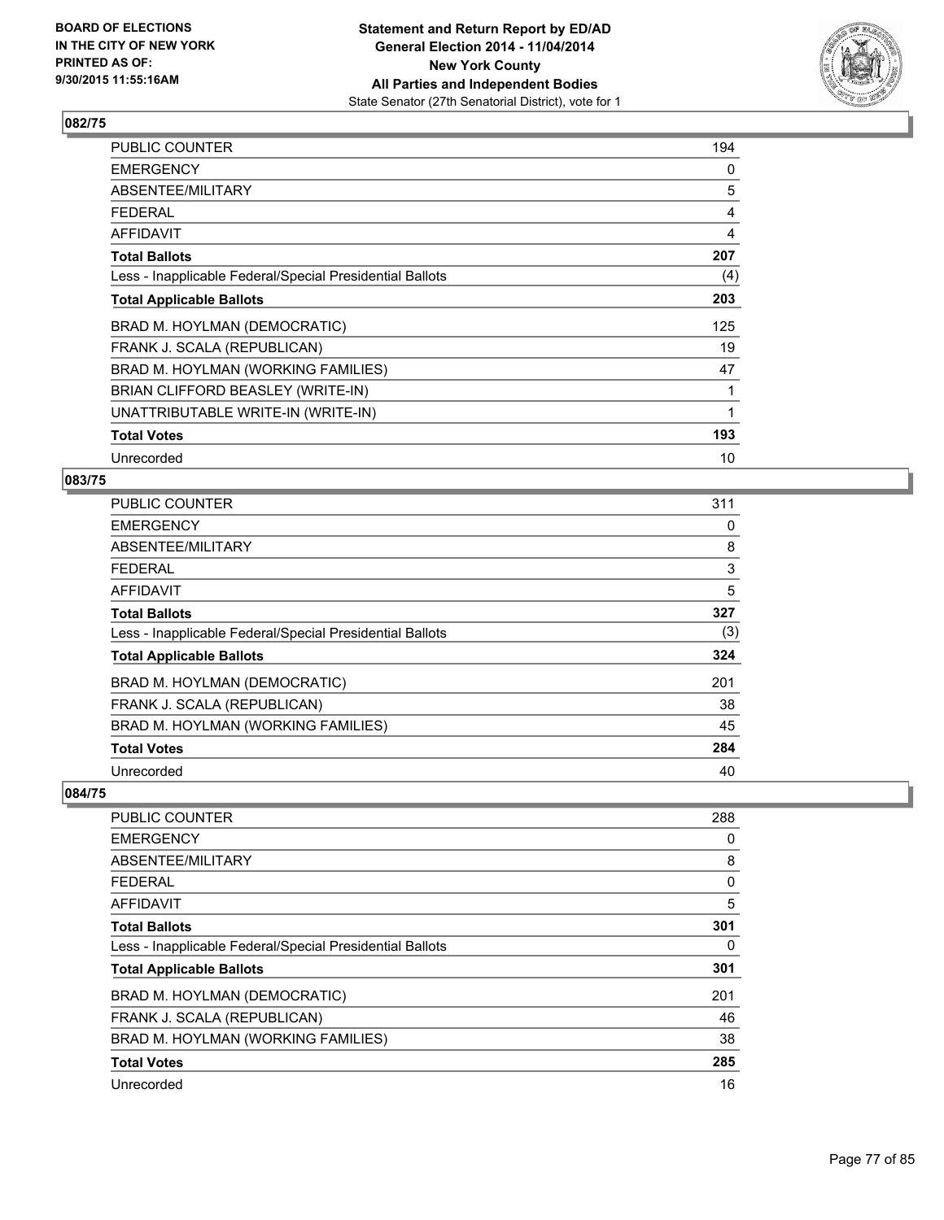BOARD OF ELECTIONS
IN THE CITY OF NEW YORK
PRINTED AS OF:
9/30/2015 11:55:16AM

**Statement and Return Report by ED/AD**
**General Election 2014 - 11/04/2014**
**New York County**
**All Parties and Independent Bodies**
State Senator (27th Senatorial District), vote for 1

### 082/75

| | |
|---|---|
| PUBLIC COUNTER | 194 |
| EMERGENCY | 0 |
| ABSENTEE/MILITARY | 5 |
| FEDERAL | 4 |
| AFFIDAVIT | 4 |
| **Total Ballots** | **207** |
| Less - Inapplicable Federal/Special Presidential Ballots | (4) |
| **Total Applicable Ballots** | **203** |
| BRAD M. HOYLMAN (DEMOCRATIC) | 125 |
| FRANK J. SCALA (REPUBLICAN) | 19 |
| BRAD M. HOYLMAN (WORKING FAMILIES) | 47 |
| BRIAN CLIFFORD BEASLEY (WRITE-IN) | 1 |
| UNATTRIBUTABLE WRITE-IN (WRITE-IN) | 1 |
| **Total Votes** | **193** |
| Unrecorded | 10 |

### 083/75

| | |
|---|---|
| PUBLIC COUNTER | 311 |
| EMERGENCY | 0 |
| ABSENTEE/MILITARY | 8 |
| FEDERAL | 3 |
| AFFIDAVIT | 5 |
| **Total Ballots** | **327** |
| Less - Inapplicable Federal/Special Presidential Ballots | (3) |
| **Total Applicable Ballots** | **324** |
| BRAD M. HOYLMAN (DEMOCRATIC) | 201 |
| FRANK J. SCALA (REPUBLICAN) | 38 |
| BRAD M. HOYLMAN (WORKING FAMILIES) | 45 |
| **Total Votes** | **284** |
| Unrecorded | 40 |

### 084/75

| | |
|---|---|
| PUBLIC COUNTER | 288 |
| EMERGENCY | 0 |
| ABSENTEE/MILITARY | 8 |
| FEDERAL | 0 |
| AFFIDAVIT | 5 |
| **Total Ballots** | **301** |
| Less - Inapplicable Federal/Special Presidential Ballots | 0 |
| **Total Applicable Ballots** | **301** |
| BRAD M. HOYLMAN (DEMOCRATIC) | 201 |
| FRANK J. SCALA (REPUBLICAN) | 46 |
| BRAD M. HOYLMAN (WORKING FAMILIES) | 38 |
| **Total Votes** | **285** |
| Unrecorded | 16 |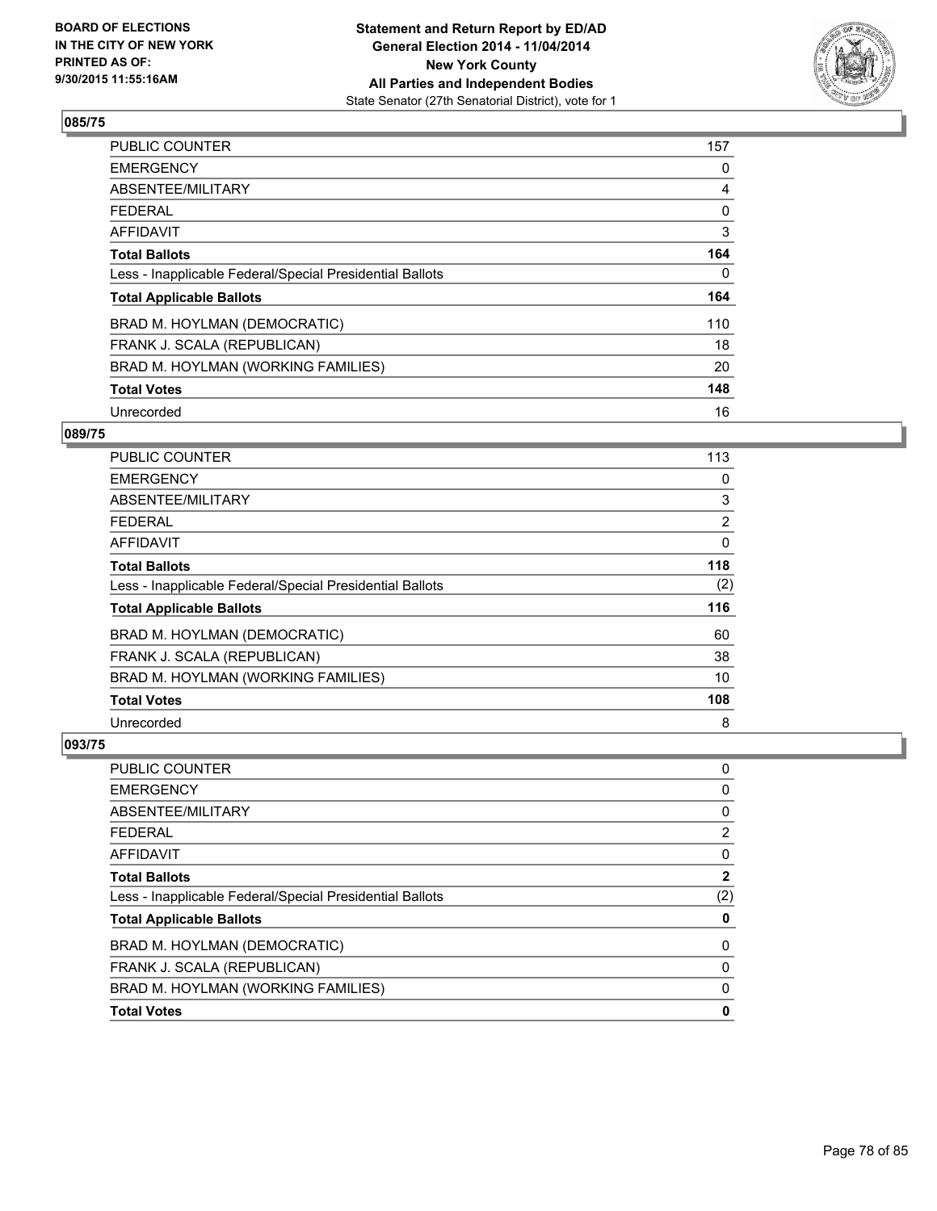BOARD OF ELECTIONS
IN THE CITY OF NEW YORK
PRINTED AS OF:
9/30/2015 11:55:16AM

**Statement and Return Report by ED/AD**
**General Election 2014 - 11/04/2014**
**New York County**
**All Parties and Independent Bodies**
State Senator (27th Senatorial District), vote for 1

## 085/75

| | |
|---|---|
| PUBLIC COUNTER | 157 |
| EMERGENCY | 0 |
| ABSENTEE/MILITARY | 4 |
| FEDERAL | 0 |
| AFFIDAVIT | 3 |
| **Total Ballots** | **164** |
| Less - Inapplicable Federal/Special Presidential Ballots | 0 |
| **Total Applicable Ballots** | **164** |
| BRAD M. HOYLMAN (DEMOCRATIC) | 110 |
| FRANK J. SCALA (REPUBLICAN) | 18 |
| BRAD M. HOYLMAN (WORKING FAMILIES) | 20 |
| **Total Votes** | **148** |
| Unrecorded | 16 |

## 089/75

| | |
|---|---|
| PUBLIC COUNTER | 113 |
| EMERGENCY | 0 |
| ABSENTEE/MILITARY | 3 |
| FEDERAL | 2 |
| AFFIDAVIT | 0 |
| **Total Ballots** | **118** |
| Less - Inapplicable Federal/Special Presidential Ballots | (2) |
| **Total Applicable Ballots** | **116** |
| BRAD M. HOYLMAN (DEMOCRATIC) | 60 |
| FRANK J. SCALA (REPUBLICAN) | 38 |
| BRAD M. HOYLMAN (WORKING FAMILIES) | 10 |
| **Total Votes** | **108** |
| Unrecorded | 8 |

## 093/75

| | |
|---|---|
| PUBLIC COUNTER | 0 |
| EMERGENCY | 0 |
| ABSENTEE/MILITARY | 0 |
| FEDERAL | 2 |
| AFFIDAVIT | 0 |
| **Total Ballots** | **2** |
| Less - Inapplicable Federal/Special Presidential Ballots | (2) |
| **Total Applicable Ballots** | **0** |
| BRAD M. HOYLMAN (DEMOCRATIC) | 0 |
| FRANK J. SCALA (REPUBLICAN) | 0 |
| BRAD M. HOYLMAN (WORKING FAMILIES) | 0 |
| **Total Votes** | **0** |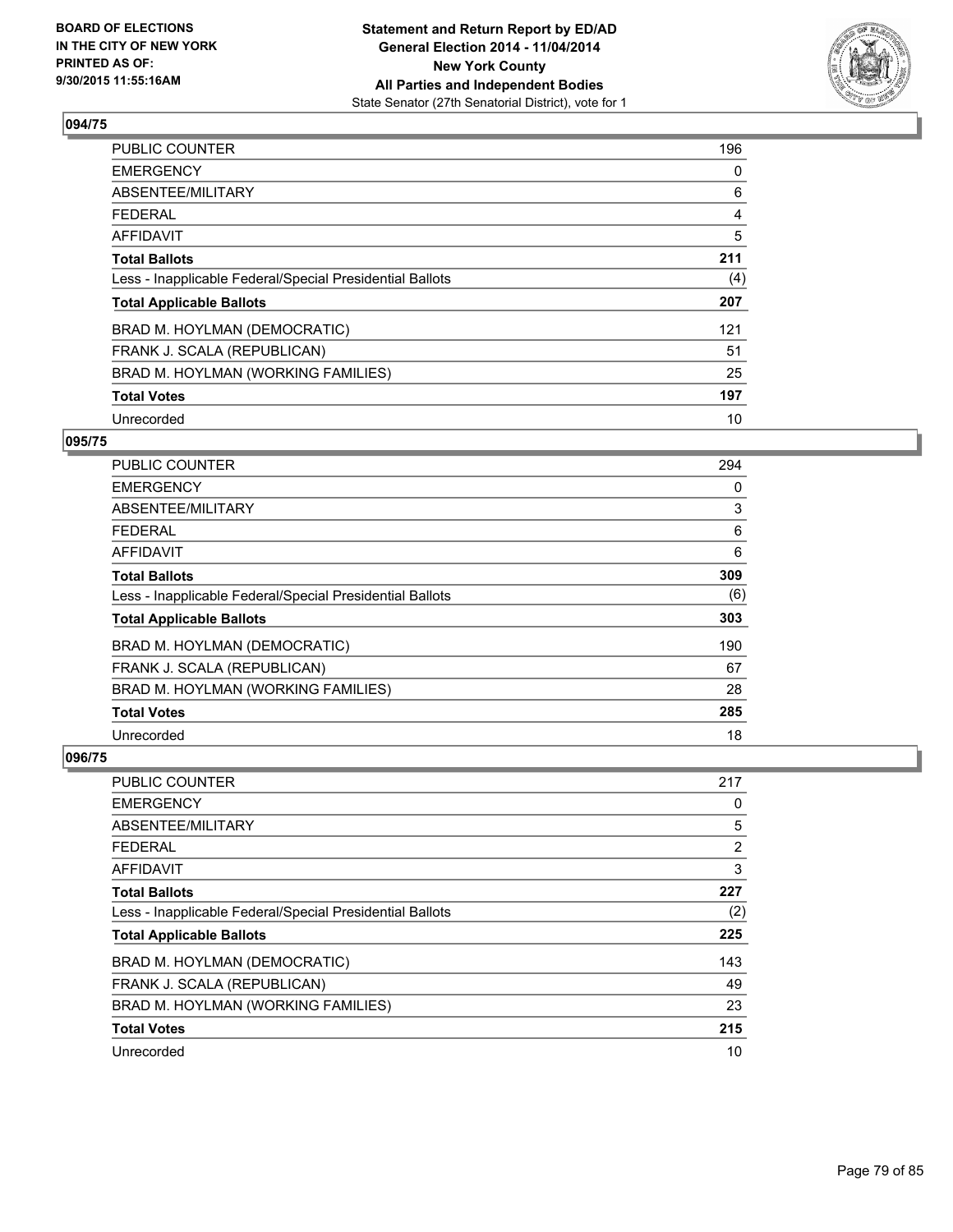**BOARD OF ELECTIONS IN THE CITY OF NEW YORK PRINTED AS OF: 9/30/2015 11:55:16AM**

**Statement and Return Report by ED/AD General Election 2014 - 11/04/2014 New York County All Parties and Independent Bodies**
State Senator (27th Senatorial District), vote for 1

## 094/75

| | |
|---|---|
| PUBLIC COUNTER | 196 |
| EMERGENCY | 0 |
| ABSENTEE/MILITARY | 6 |
| FEDERAL | 4 |
| AFFIDAVIT | 5 |
| **Total Ballots** | **211** |
| Less - Inapplicable Federal/Special Presidential Ballots | (4) |
| **Total Applicable Ballots** | **207** |
| BRAD M. HOYLMAN (DEMOCRATIC) | 121 |
| FRANK J. SCALA (REPUBLICAN) | 51 |
| BRAD M. HOYLMAN (WORKING FAMILIES) | 25 |
| **Total Votes** | **197** |
| Unrecorded | 10 |

## 095/75

| | |
|---|---|
| PUBLIC COUNTER | 294 |
| EMERGENCY | 0 |
| ABSENTEE/MILITARY | 3 |
| FEDERAL | 6 |
| AFFIDAVIT | 6 |
| **Total Ballots** | **309** |
| Less - Inapplicable Federal/Special Presidential Ballots | (6) |
| **Total Applicable Ballots** | **303** |
| BRAD M. HOYLMAN (DEMOCRATIC) | 190 |
| FRANK J. SCALA (REPUBLICAN) | 67 |
| BRAD M. HOYLMAN (WORKING FAMILIES) | 28 |
| **Total Votes** | **285** |
| Unrecorded | 18 |

## 096/75

| | |
|---|---|
| PUBLIC COUNTER | 217 |
| EMERGENCY | 0 |
| ABSENTEE/MILITARY | 5 |
| FEDERAL | 2 |
| AFFIDAVIT | 3 |
| **Total Ballots** | **227** |
| Less - Inapplicable Federal/Special Presidential Ballots | (2) |
| **Total Applicable Ballots** | **225** |
| BRAD M. HOYLMAN (DEMOCRATIC) | 143 |
| FRANK J. SCALA (REPUBLICAN) | 49 |
| BRAD M. HOYLMAN (WORKING FAMILIES) | 23 |
| **Total Votes** | **215** |
| Unrecorded | 10 |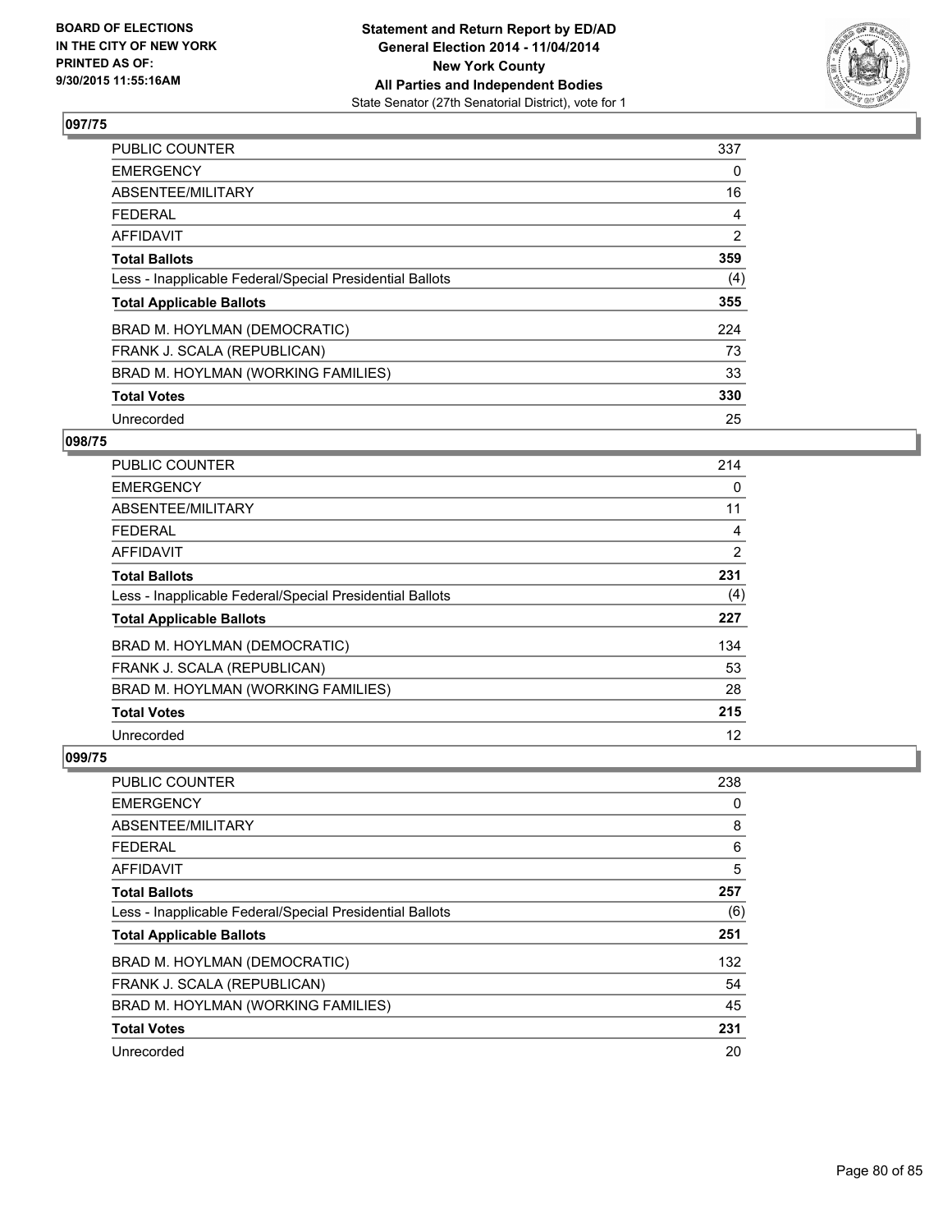**BOARD OF ELECTIONS IN THE CITY OF NEW YORK PRINTED AS OF: 9/30/2015 11:55:16AM**

**Statement and Return Report by ED/AD General Election 2014 - 11/04/2014 New York County All Parties and Independent Bodies**
State Senator (27th Senatorial District), vote for 1

## 097/75

| | |
|---|---|
| PUBLIC COUNTER | 337 |
| EMERGENCY | 0 |
| ABSENTEE/MILITARY | 16 |
| FEDERAL | 4 |
| AFFIDAVIT | 2 |
| **Total Ballots** | **359** |
| Less - Inapplicable Federal/Special Presidential Ballots | (4) |
| **Total Applicable Ballots** | **355** |
| BRAD M. HOYLMAN (DEMOCRATIC) | 224 |
| FRANK J. SCALA (REPUBLICAN) | 73 |
| BRAD M. HOYLMAN (WORKING FAMILIES) | 33 |
| **Total Votes** | **330** |
| Unrecorded | 25 |

## 098/75

| | |
|---|---|
| PUBLIC COUNTER | 214 |
| EMERGENCY | 0 |
| ABSENTEE/MILITARY | 11 |
| FEDERAL | 4 |
| AFFIDAVIT | 2 |
| **Total Ballots** | **231** |
| Less - Inapplicable Federal/Special Presidential Ballots | (4) |
| **Total Applicable Ballots** | **227** |
| BRAD M. HOYLMAN (DEMOCRATIC) | 134 |
| FRANK J. SCALA (REPUBLICAN) | 53 |
| BRAD M. HOYLMAN (WORKING FAMILIES) | 28 |
| **Total Votes** | **215** |
| Unrecorded | 12 |

## 099/75

| | |
|---|---|
| PUBLIC COUNTER | 238 |
| EMERGENCY | 0 |
| ABSENTEE/MILITARY | 8 |
| FEDERAL | 6 |
| AFFIDAVIT | 5 |
| **Total Ballots** | **257** |
| Less - Inapplicable Federal/Special Presidential Ballots | (6) |
| **Total Applicable Ballots** | **251** |
| BRAD M. HOYLMAN (DEMOCRATIC) | 132 |
| FRANK J. SCALA (REPUBLICAN) | 54 |
| BRAD M. HOYLMAN (WORKING FAMILIES) | 45 |
| **Total Votes** | **231** |
| Unrecorded | 20 |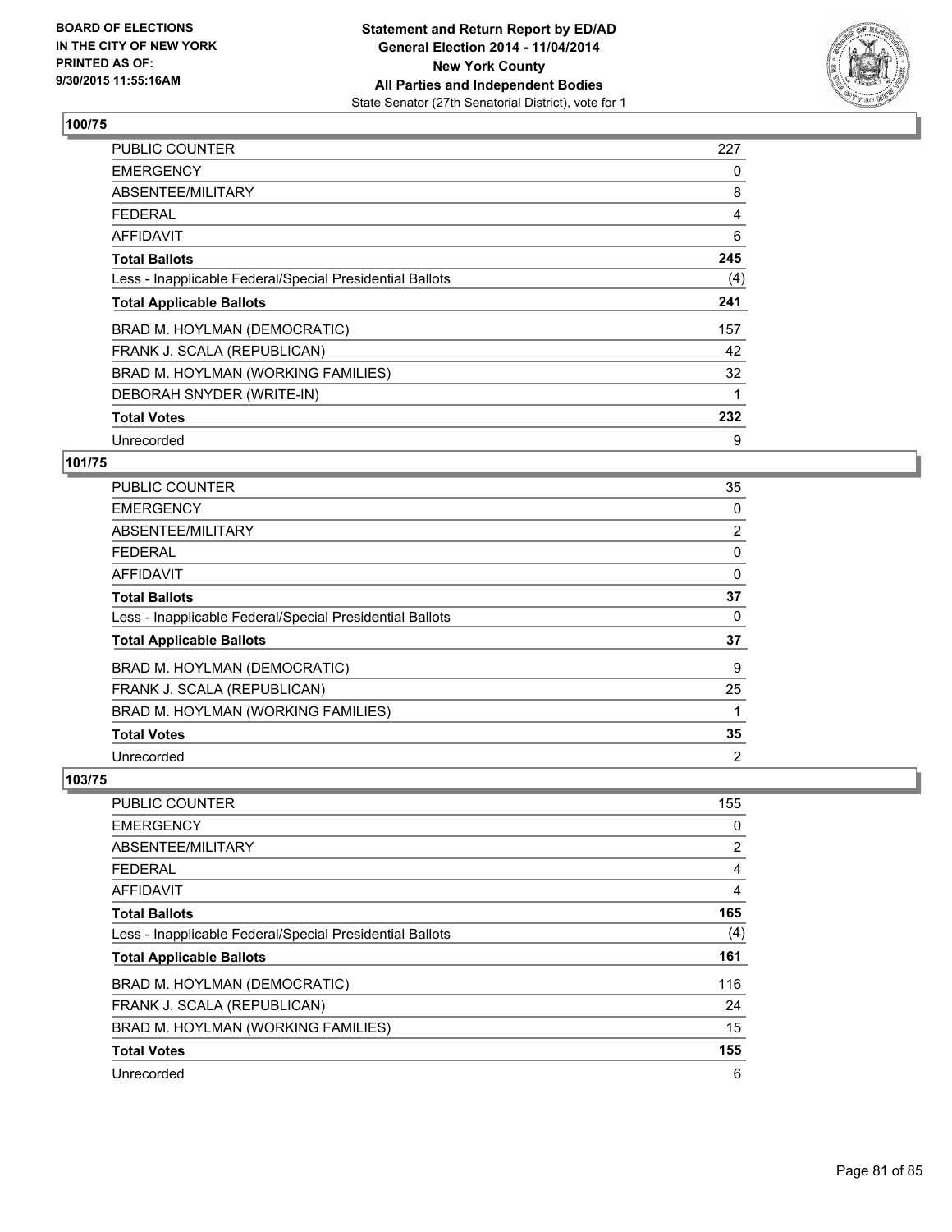BOARD OF ELECTIONS
IN THE CITY OF NEW YORK
PRINTED AS OF:
9/30/2015 11:55:16AM

**Statement and Return Report by ED/AD**
**General Election 2014 - 11/04/2014**
**New York County**
**All Parties and Independent Bodies**
State Senator (27th Senatorial District), vote for 1

### 100/75

| | |
|---|---|
| PUBLIC COUNTER | 227 |
| EMERGENCY | 0 |
| ABSENTEE/MILITARY | 8 |
| FEDERAL | 4 |
| AFFIDAVIT | 6 |
| **Total Ballots** | **245** |
| Less - Inapplicable Federal/Special Presidential Ballots | (4) |
| **Total Applicable Ballots** | **241** |
| BRAD M. HOYLMAN (DEMOCRATIC) | 157 |
| FRANK J. SCALA (REPUBLICAN) | 42 |
| BRAD M. HOYLMAN (WORKING FAMILIES) | 32 |
| DEBORAH SNYDER (WRITE-IN) | 1 |
| **Total Votes** | **232** |
| Unrecorded | 9 |

### 101/75

| | |
|---|---|
| PUBLIC COUNTER | 35 |
| EMERGENCY | 0 |
| ABSENTEE/MILITARY | 2 |
| FEDERAL | 0 |
| AFFIDAVIT | 0 |
| **Total Ballots** | **37** |
| Less - Inapplicable Federal/Special Presidential Ballots | 0 |
| **Total Applicable Ballots** | **37** |
| BRAD M. HOYLMAN (DEMOCRATIC) | 9 |
| FRANK J. SCALA (REPUBLICAN) | 25 |
| BRAD M. HOYLMAN (WORKING FAMILIES) | 1 |
| **Total Votes** | **35** |
| Unrecorded | 2 |

### 103/75

| | |
|---|---|
| PUBLIC COUNTER | 155 |
| EMERGENCY | 0 |
| ABSENTEE/MILITARY | 2 |
| FEDERAL | 4 |
| AFFIDAVIT | 4 |
| **Total Ballots** | **165** |
| Less - Inapplicable Federal/Special Presidential Ballots | (4) |
| **Total Applicable Ballots** | **161** |
| BRAD M. HOYLMAN (DEMOCRATIC) | 116 |
| FRANK J. SCALA (REPUBLICAN) | 24 |
| BRAD M. HOYLMAN (WORKING FAMILIES) | 15 |
| **Total Votes** | **155** |
| Unrecorded | 6 |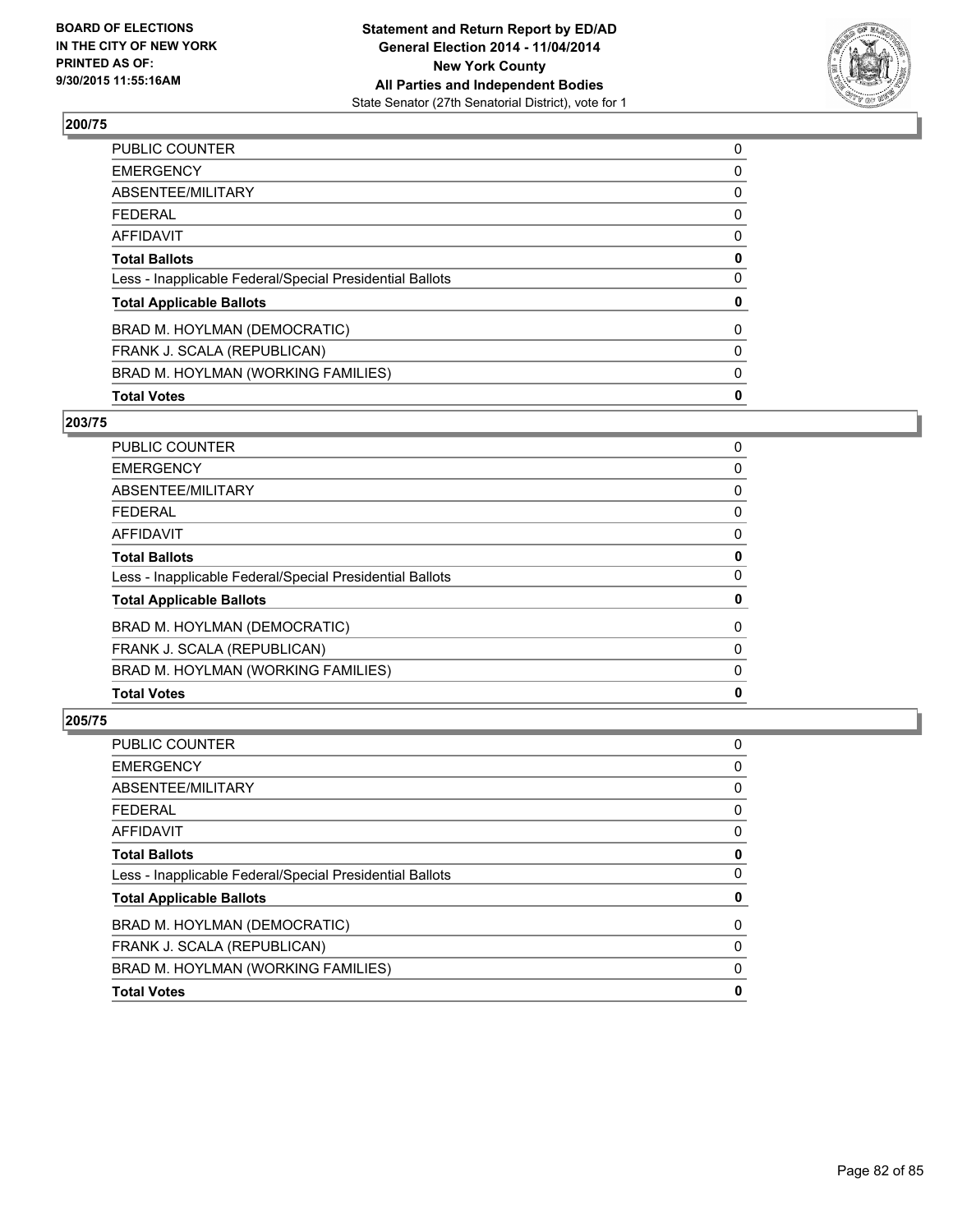## 200/75

| | |
|---|---|
| PUBLIC COUNTER | 0 |
| EMERGENCY | 0 |
| ABSENTEE/MILITARY | 0 |
| FEDERAL | 0 |
| AFFIDAVIT | 0 |
| **Total Ballots** | **0** |
| Less - Inapplicable Federal/Special Presidential Ballots | 0 |
| **Total Applicable Ballots** | **0** |
| BRAD M. HOYLMAN (DEMOCRATIC) | 0 |
| FRANK J. SCALA (REPUBLICAN) | 0 |
| BRAD M. HOYLMAN (WORKING FAMILIES) | 0 |
| **Total Votes** | **0** |

## 203/75

| | |
|---|---|
| PUBLIC COUNTER | 0 |
| EMERGENCY | 0 |
| ABSENTEE/MILITARY | 0 |
| FEDERAL | 0 |
| AFFIDAVIT | 0 |
| **Total Ballots** | **0** |
| Less - Inapplicable Federal/Special Presidential Ballots | 0 |
| **Total Applicable Ballots** | **0** |
| BRAD M. HOYLMAN (DEMOCRATIC) | 0 |
| FRANK J. SCALA (REPUBLICAN) | 0 |
| BRAD M. HOYLMAN (WORKING FAMILIES) | 0 |
| **Total Votes** | **0** |

## 205/75

| | |
|---|---|
| PUBLIC COUNTER | 0 |
| EMERGENCY | 0 |
| ABSENTEE/MILITARY | 0 |
| FEDERAL | 0 |
| AFFIDAVIT | 0 |
| **Total Ballots** | **0** |
| Less - Inapplicable Federal/Special Presidential Ballots | 0 |
| **Total Applicable Ballots** | **0** |
| BRAD M. HOYLMAN (DEMOCRATIC) | 0 |
| FRANK J. SCALA (REPUBLICAN) | 0 |
| BRAD M. HOYLMAN (WORKING FAMILIES) | 0 |
| **Total Votes** | **0** |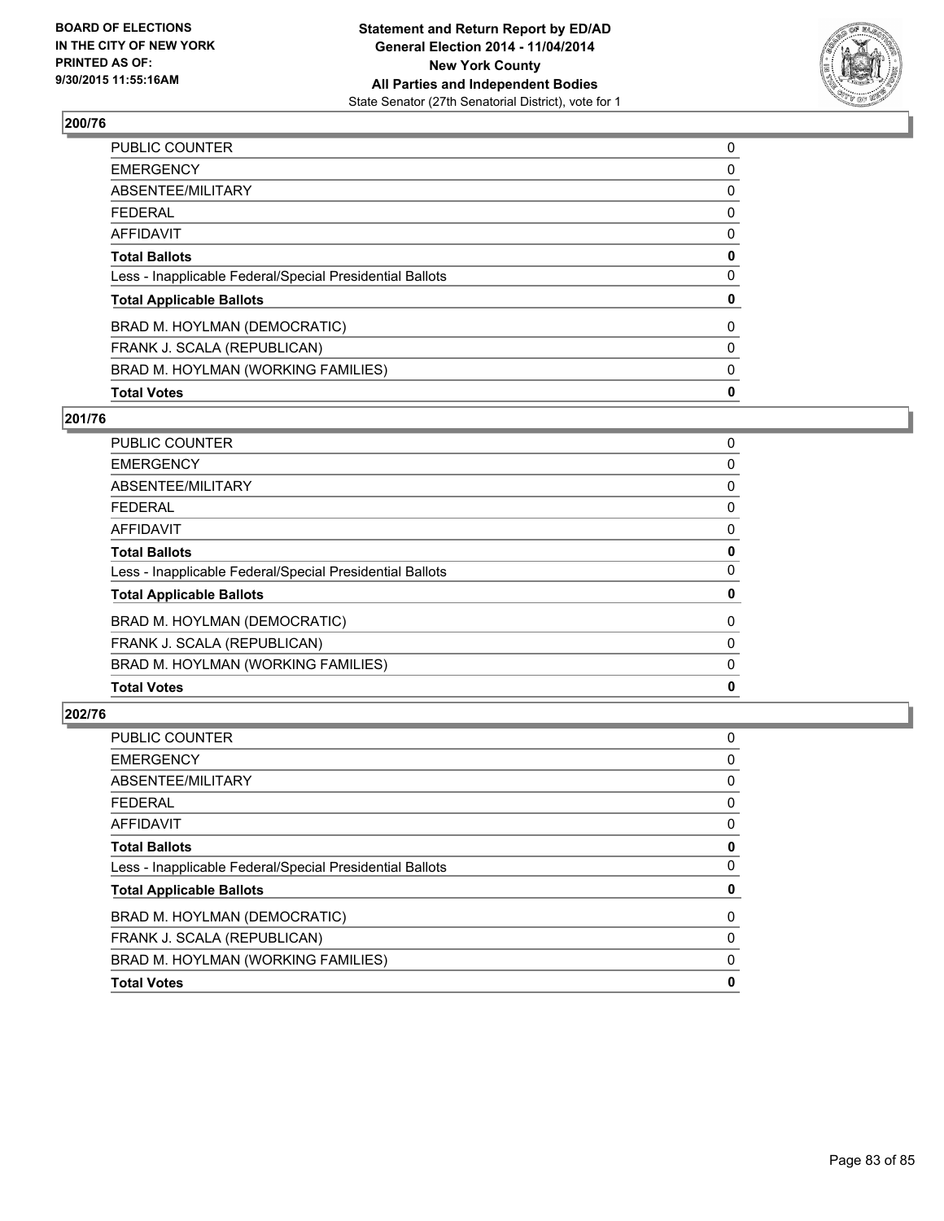**Statement and Return Report by ED/AD**
**General Election 2014 - 11/04/2014**
**New York County**
**All Parties and Independent Bodies**
State Senator (27th Senatorial District), vote for 1

BOARD OF ELECTIONS
IN THE CITY OF NEW YORK
PRINTED AS OF:
9/30/2015 11:55:16AM

## 200/76

| | |
|---|---|
| PUBLIC COUNTER | 0 |
| EMERGENCY | 0 |
| ABSENTEE/MILITARY | 0 |
| FEDERAL | 0 |
| AFFIDAVIT | 0 |
| **Total Ballots** | **0** |
| Less - Inapplicable Federal/Special Presidential Ballots | 0 |
| **Total Applicable Ballots** | **0** |
| BRAD M. HOYLMAN (DEMOCRATIC) | 0 |
| FRANK J. SCALA (REPUBLICAN) | 0 |
| BRAD M. HOYLMAN (WORKING FAMILIES) | 0 |
| **Total Votes** | **0** |

## 201/76

| | |
|---|---|
| PUBLIC COUNTER | 0 |
| EMERGENCY | 0 |
| ABSENTEE/MILITARY | 0 |
| FEDERAL | 0 |
| AFFIDAVIT | 0 |
| **Total Ballots** | **0** |
| Less - Inapplicable Federal/Special Presidential Ballots | 0 |
| **Total Applicable Ballots** | **0** |
| BRAD M. HOYLMAN (DEMOCRATIC) | 0 |
| FRANK J. SCALA (REPUBLICAN) | 0 |
| BRAD M. HOYLMAN (WORKING FAMILIES) | 0 |
| **Total Votes** | **0** |

## 202/76

| | |
|---|---|
| PUBLIC COUNTER | 0 |
| EMERGENCY | 0 |
| ABSENTEE/MILITARY | 0 |
| FEDERAL | 0 |
| AFFIDAVIT | 0 |
| **Total Ballots** | **0** |
| Less - Inapplicable Federal/Special Presidential Ballots | 0 |
| **Total Applicable Ballots** | **0** |
| BRAD M. HOYLMAN (DEMOCRATIC) | 0 |
| FRANK J. SCALA (REPUBLICAN) | 0 |
| BRAD M. HOYLMAN (WORKING FAMILIES) | 0 |
| **Total Votes** | **0** |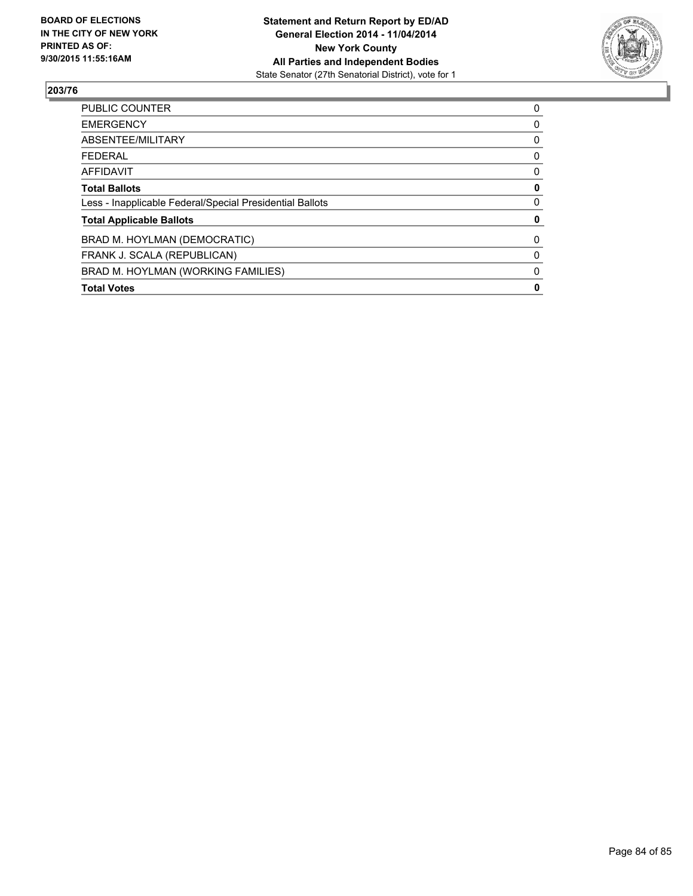**BOARD OF ELECTIONS IN THE CITY OF NEW YORK PRINTED AS OF: 9/30/2015 11:55:16AM**

**Statement and Return Report by ED/AD General Election 2014 - 11/04/2014 New York County All Parties and Independent Bodies**
State Senator (27th Senatorial District), vote for 1

## 203/76

| | |
|---|---|
| PUBLIC COUNTER | 0 |
| EMERGENCY | 0 |
| ABSENTEE/MILITARY | 0 |
| FEDERAL | 0 |
| AFFIDAVIT | 0 |
| **Total Ballots** | **0** |
| Less - Inapplicable Federal/Special Presidential Ballots | 0 |
| **Total Applicable Ballots** | **0** |
| BRAD M. HOYLMAN (DEMOCRATIC) | 0 |
| FRANK J. SCALA (REPUBLICAN) | 0 |
| BRAD M. HOYLMAN (WORKING FAMILIES) | 0 |
| **Total Votes** | **0** |